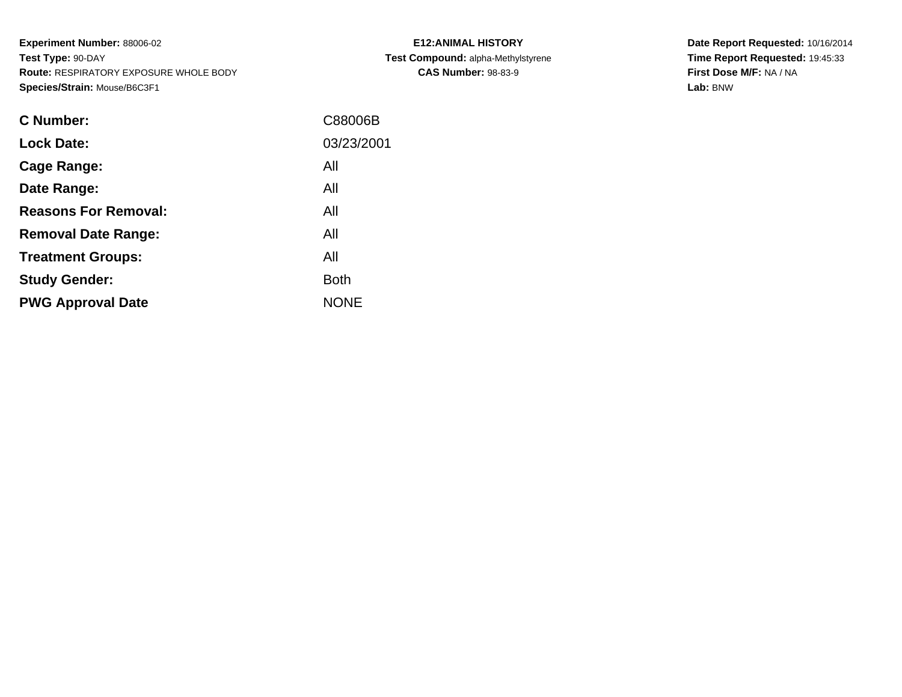**Experiment Number:** 88006-02
**Test Type:** 90-DAY
**Route:** RESPIRATORY EXPOSURE WHOLE BODY
**Species/Strain:** Mouse/B6C3F1

**E12:ANIMAL HISTORY**
**Test Compound:** alpha-Methylstyrene
**CAS Number:** 98-83-9

**Date Report Requested:** 10/16/2014
**Time Report Requested:** 19:45:33
**First Dose M/F:** NA / NA
**Lab:** BNW

| | |
|---|---|
| **C Number:** | C88006B |
| **Lock Date:** | 03/23/2001 |
| **Cage Range:** | All |
| **Date Range:** | All |
| **Reasons For Removal:** | All |
| **Removal Date Range:** | All |
| **Treatment Groups:** | All |
| **Study Gender:** | Both |
| **PWG Approval Date** | NONE |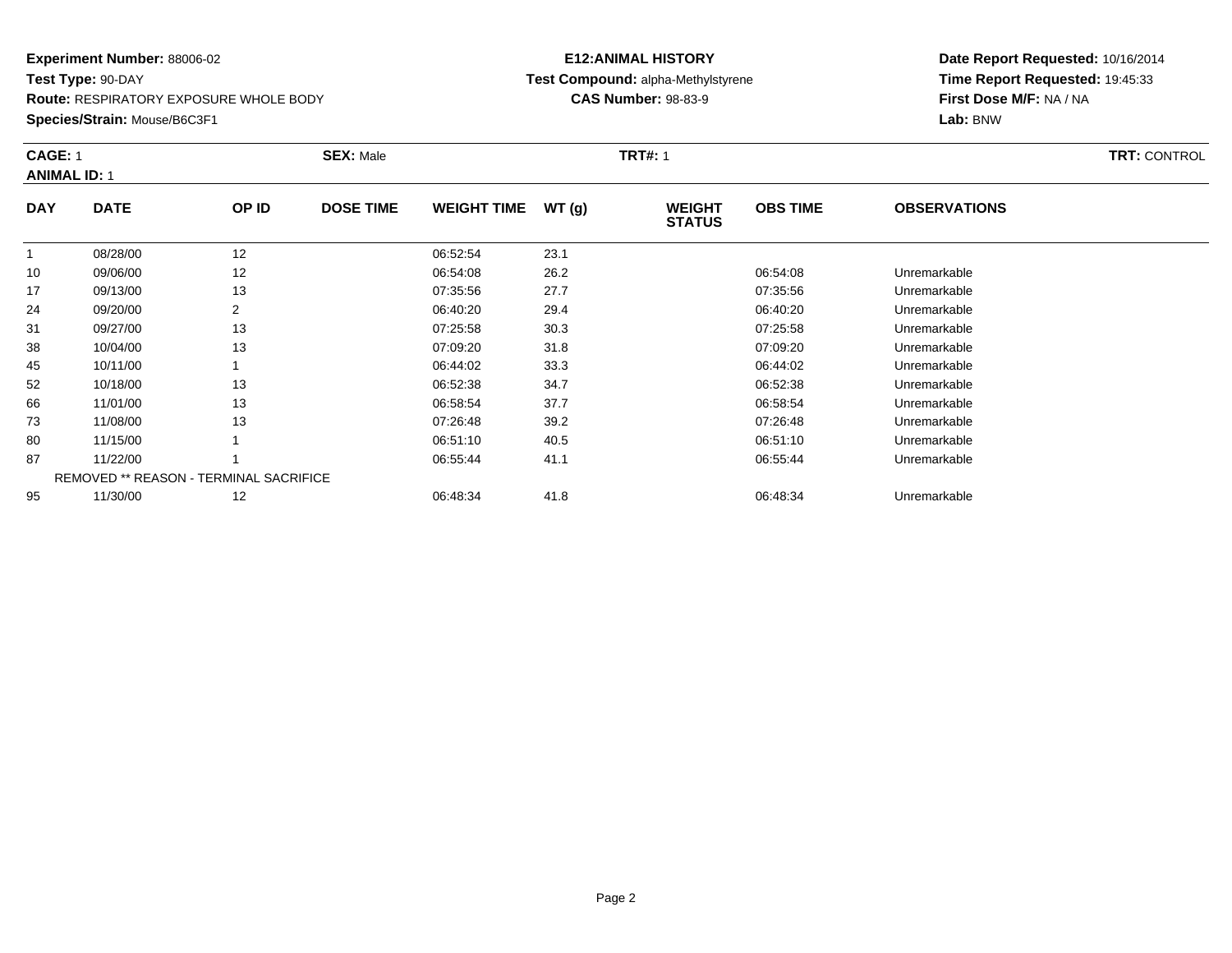**Experiment Number:** 88006-02
**Test Type:** 90-DAY
**Route:** RESPIRATORY EXPOSURE WHOLE BODY
**Species/Strain:** Mouse/B6C3F1

**E12:ANIMAL HISTORY**
**Test Compound:** alpha-Methylstyrene
**CAS Number:** 98-83-9

**Date Report Requested:** 10/16/2014
**Time Report Requested:** 19:45:33
**First Dose M/F:** NA / NA
**Lab:** BNW

**CAGE:** 1 **SEX:** Male **TRT#:** 1 **TRT:** CONTROL
**ANIMAL ID:** 1

| DAY | DATE | OP ID | DOSE TIME | WEIGHT TIME | WT (g) | WEIGHT STATUS | OBS TIME | OBSERVATIONS |
|---|---|---|---|---|---|---|---|---|
| 1 | 08/28/00 | 12 | | 06:52:54 | 23.1 | | | |
| 10 | 09/06/00 | 12 | | 06:54:08 | 26.2 | | 06:54:08 | Unremarkable |
| 17 | 09/13/00 | 13 | | 07:35:56 | 27.7 | | 07:35:56 | Unremarkable |
| 24 | 09/20/00 | 2 | | 06:40:20 | 29.4 | | 06:40:20 | Unremarkable |
| 31 | 09/27/00 | 13 | | 07:25:58 | 30.3 | | 07:25:58 | Unremarkable |
| 38 | 10/04/00 | 13 | | 07:09:20 | 31.8 | | 07:09:20 | Unremarkable |
| 45 | 10/11/00 | 1 | | 06:44:02 | 33.3 | | 06:44:02 | Unremarkable |
| 52 | 10/18/00 | 13 | | 06:52:38 | 34.7 | | 06:52:38 | Unremarkable |
| 66 | 11/01/00 | 13 | | 06:58:54 | 37.7 | | 06:58:54 | Unremarkable |
| 73 | 11/08/00 | 13 | | 07:26:48 | 39.2 | | 07:26:48 | Unremarkable |
| 80 | 11/15/00 | 1 | | 06:51:10 | 40.5 | | 06:51:10 | Unremarkable |
| 87 | 11/22/00 | 1 | | 06:55:44 | 41.1 | | 06:55:44 | Unremarkable |
| | REMOVED ** REASON - TERMINAL SACRIFICE | | | | | | | |
| 95 | 11/30/00 | 12 | | 06:48:34 | 41.8 | | 06:48:34 | Unremarkable |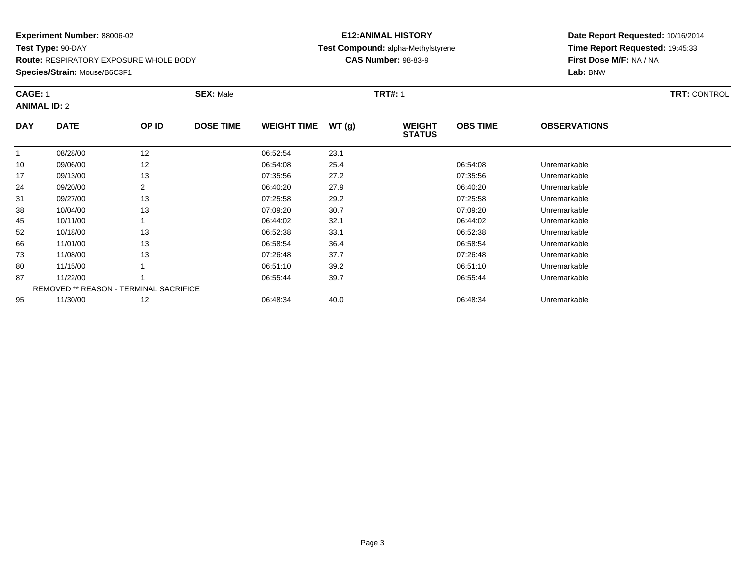**Experiment Number:** 88006-02
**Test Type:** 90-DAY
**Route:** RESPIRATORY EXPOSURE WHOLE BODY
**Species/Strain:** Mouse/B6C3F1

**E12:ANIMAL HISTORY**
**Test Compound:** alpha-Methylstyrene
**CAS Number:** 98-83-9

**Date Report Requested:** 10/16/2014
**Time Report Requested:** 19:45:33
**First Dose M/F:** NA / NA
**Lab:** BNW

**CAGE:** 1 **SEX:** Male **TRT#:** 1 **TRT:** CONTROL
**ANIMAL ID:** 2

| DAY | DATE | OP ID | DOSE TIME | WEIGHT TIME | WT (g) | WEIGHT STATUS | OBS TIME | OBSERVATIONS |
|---|---|---|---|---|---|---|---|---|
| 1 | 08/28/00 | 12 | | 06:52:54 | 23.1 | | | |
| 10 | 09/06/00 | 12 | | 06:54:08 | 25.4 | | 06:54:08 | Unremarkable |
| 17 | 09/13/00 | 13 | | 07:35:56 | 27.2 | | 07:35:56 | Unremarkable |
| 24 | 09/20/00 | 2 | | 06:40:20 | 27.9 | | 06:40:20 | Unremarkable |
| 31 | 09/27/00 | 13 | | 07:25:58 | 29.2 | | 07:25:58 | Unremarkable |
| 38 | 10/04/00 | 13 | | 07:09:20 | 30.7 | | 07:09:20 | Unremarkable |
| 45 | 10/11/00 | 1 | | 06:44:02 | 32.1 | | 06:44:02 | Unremarkable |
| 52 | 10/18/00 | 13 | | 06:52:38 | 33.1 | | 06:52:38 | Unremarkable |
| 66 | 11/01/00 | 13 | | 06:58:54 | 36.4 | | 06:58:54 | Unremarkable |
| 73 | 11/08/00 | 13 | | 07:26:48 | 37.7 | | 07:26:48 | Unremarkable |
| 80 | 11/15/00 | 1 | | 06:51:10 | 39.2 | | 06:51:10 | Unremarkable |
| 87 | 11/22/00 | 1 | | 06:55:44 | 39.7 | | 06:55:44 | Unremarkable |
| | REMOVED ** REASON - TERMINAL SACRIFICE | | | | | | | |
| 95 | 11/30/00 | 12 | | 06:48:34 | 40.0 | | 06:48:34 | Unremarkable |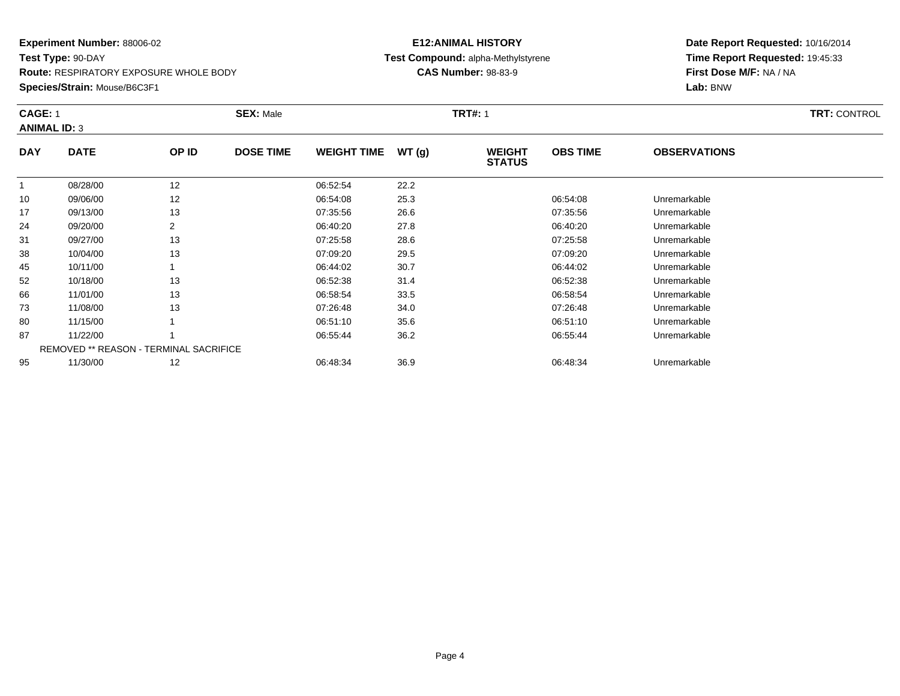**Experiment Number:** 88006-02
**Test Type:** 90-DAY
**Route:** RESPIRATORY EXPOSURE WHOLE BODY
**Species/Strain:** Mouse/B6C3F1

**E12:ANIMAL HISTORY**
**Test Compound:** alpha-Methylstyrene
**CAS Number:** 98-83-9

**Date Report Requested:** 10/16/2014
**Time Report Requested:** 19:45:33
**First Dose M/F:** NA / NA
**Lab:** BNW

**CAGE:** 1 **SEX:** Male **TRT#:** 1 **TRT:** CONTROL
**ANIMAL ID:** 3

| DAY | DATE | OP ID | DOSE TIME | WEIGHT TIME | WT (g) | WEIGHT STATUS | OBS TIME | OBSERVATIONS |
|---|---|---|---|---|---|---|---|---|
| 1 | 08/28/00 | 12 | | 06:52:54 | 22.2 | | | |
| 10 | 09/06/00 | 12 | | 06:54:08 | 25.3 | | 06:54:08 | Unremarkable |
| 17 | 09/13/00 | 13 | | 07:35:56 | 26.6 | | 07:35:56 | Unremarkable |
| 24 | 09/20/00 | 2 | | 06:40:20 | 27.8 | | 06:40:20 | Unremarkable |
| 31 | 09/27/00 | 13 | | 07:25:58 | 28.6 | | 07:25:58 | Unremarkable |
| 38 | 10/04/00 | 13 | | 07:09:20 | 29.5 | | 07:09:20 | Unremarkable |
| 45 | 10/11/00 | 1 | | 06:44:02 | 30.7 | | 06:44:02 | Unremarkable |
| 52 | 10/18/00 | 13 | | 06:52:38 | 31.4 | | 06:52:38 | Unremarkable |
| 66 | 11/01/00 | 13 | | 06:58:54 | 33.5 | | 06:58:54 | Unremarkable |
| 73 | 11/08/00 | 13 | | 07:26:48 | 34.0 | | 07:26:48 | Unremarkable |
| 80 | 11/15/00 | 1 | | 06:51:10 | 35.6 | | 06:51:10 | Unremarkable |
| 87 | 11/22/00 | 1 | | 06:55:44 | 36.2 | | 06:55:44 | Unremarkable |
| | REMOVED ** REASON - TERMINAL SACRIFICE | | | | | | | |
| 95 | 11/30/00 | 12 | | 06:48:34 | 36.9 | | 06:48:34 | Unremarkable |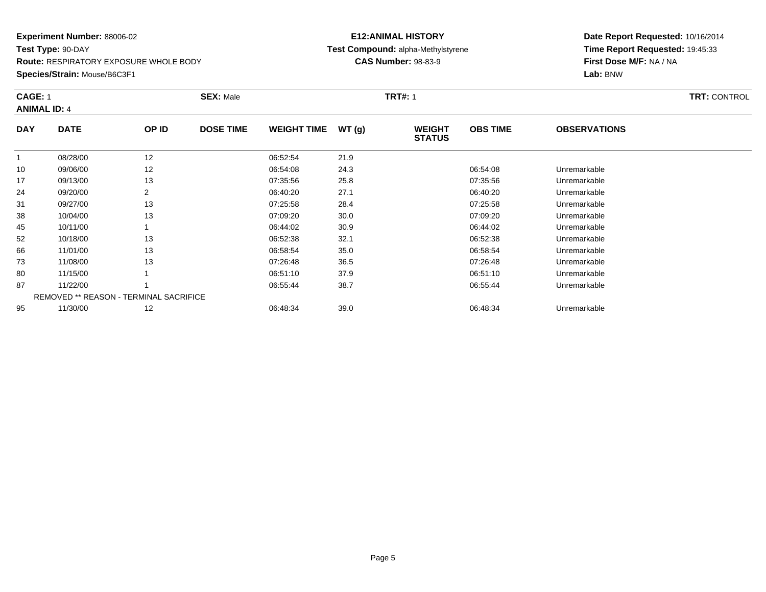**Experiment Number:** 88006-02
**Test Type:** 90-DAY
**Route:** RESPIRATORY EXPOSURE WHOLE BODY
**Species/Strain:** Mouse/B6C3F1

**E12:ANIMAL HISTORY**
**Test Compound:** alpha-Methylstyrene
**CAS Number:** 98-83-9

**Date Report Requested:** 10/16/2014
**Time Report Requested:** 19:45:33
**First Dose M/F:** NA / NA
**Lab:** BNW

**CAGE:** 1 | **SEX:** Male | **TRT#:** 1 | **TRT:** CONTROL

**ANIMAL ID:** 4

| DAY | DATE | OP ID | DOSE TIME | WEIGHT TIME | WT (g) | WEIGHT STATUS | OBS TIME | OBSERVATIONS |
|---|---|---|---|---|---|---|---|---|
| 1 | 08/28/00 | 12 | | 06:52:54 | 21.9 | | | |
| 10 | 09/06/00 | 12 | | 06:54:08 | 24.3 | | 06:54:08 | Unremarkable |
| 17 | 09/13/00 | 13 | | 07:35:56 | 25.8 | | 07:35:56 | Unremarkable |
| 24 | 09/20/00 | 2 | | 06:40:20 | 27.1 | | 06:40:20 | Unremarkable |
| 31 | 09/27/00 | 13 | | 07:25:58 | 28.4 | | 07:25:58 | Unremarkable |
| 38 | 10/04/00 | 13 | | 07:09:20 | 30.0 | | 07:09:20 | Unremarkable |
| 45 | 10/11/00 | 1 | | 06:44:02 | 30.9 | | 06:44:02 | Unremarkable |
| 52 | 10/18/00 | 13 | | 06:52:38 | 32.1 | | 06:52:38 | Unremarkable |
| 66 | 11/01/00 | 13 | | 06:58:54 | 35.0 | | 06:58:54 | Unremarkable |
| 73 | 11/08/00 | 13 | | 07:26:48 | 36.5 | | 07:26:48 | Unremarkable |
| 80 | 11/15/00 | 1 | | 06:51:10 | 37.9 | | 06:51:10 | Unremarkable |
| 87 | 11/22/00 | 1 | | 06:55:44 | 38.7 | | 06:55:44 | Unremarkable |
| | REMOVED ** REASON - TERMINAL SACRIFICE | | | | | | | |
| 95 | 11/30/00 | 12 | | 06:48:34 | 39.0 | | 06:48:34 | Unremarkable |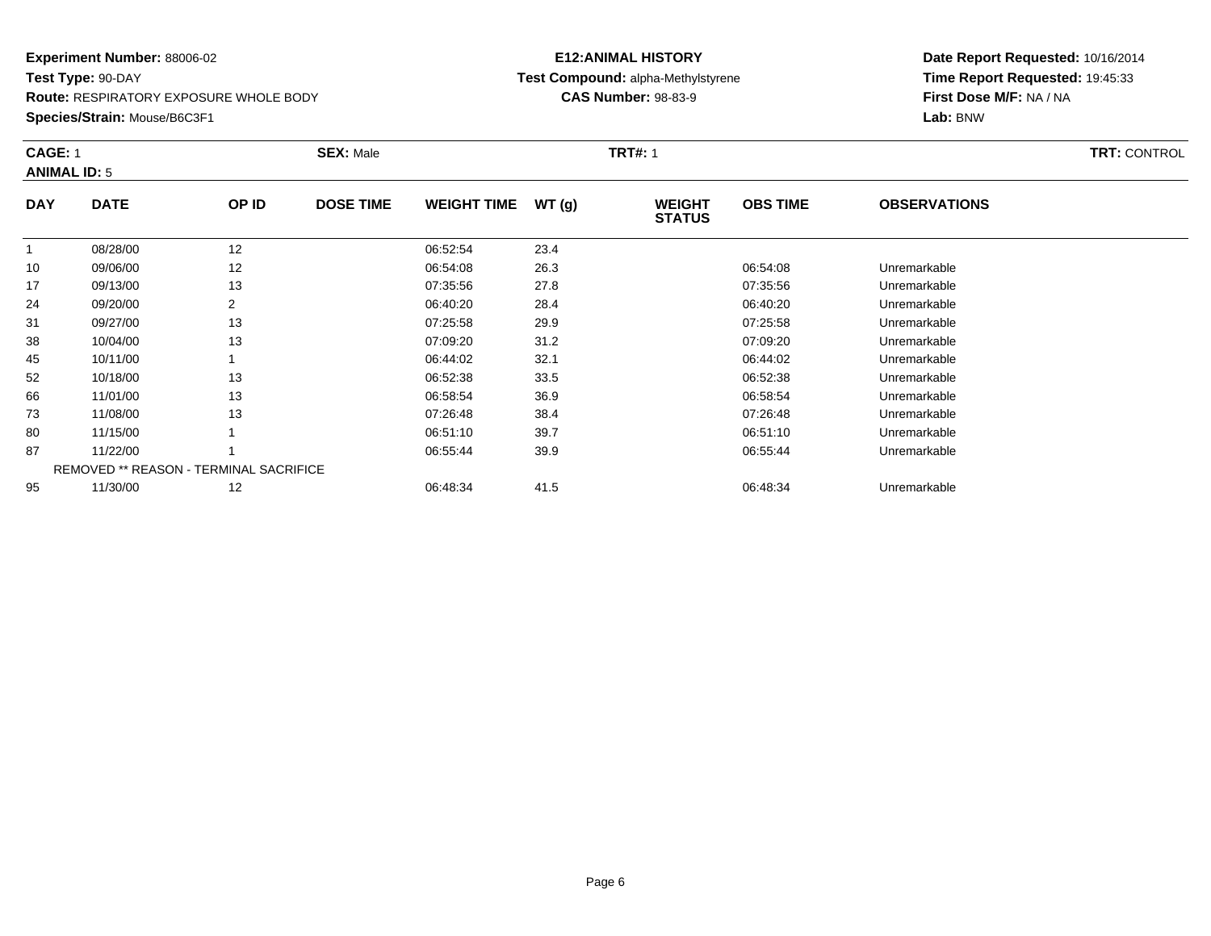**Experiment Number:** 88006-02
**Test Type:** 90-DAY
**Route:** RESPIRATORY EXPOSURE WHOLE BODY
**Species/Strain:** Mouse/B6C3F1

**E12:ANIMAL HISTORY**
**Test Compound:** alpha-Methylstyrene
**CAS Number:** 98-83-9

**Date Report Requested:** 10/16/2014
**Time Report Requested:** 19:45:33
**First Dose M/F:** NA / NA
**Lab:** BNW

**CAGE:** 1 **SEX:** Male **TRT#:** 1 **TRT:** CONTROL
**ANIMAL ID:** 5

| DAY | DATE | OP ID | DOSE TIME | WEIGHT TIME | WT (g) | WEIGHT STATUS | OBS TIME | OBSERVATIONS |
|---|---|---|---|---|---|---|---|---|
| 1 | 08/28/00 | 12 | | 06:52:54 | 23.4 | | | |
| 10 | 09/06/00 | 12 | | 06:54:08 | 26.3 | | 06:54:08 | Unremarkable |
| 17 | 09/13/00 | 13 | | 07:35:56 | 27.8 | | 07:35:56 | Unremarkable |
| 24 | 09/20/00 | 2 | | 06:40:20 | 28.4 | | 06:40:20 | Unremarkable |
| 31 | 09/27/00 | 13 | | 07:25:58 | 29.9 | | 07:25:58 | Unremarkable |
| 38 | 10/04/00 | 13 | | 07:09:20 | 31.2 | | 07:09:20 | Unremarkable |
| 45 | 10/11/00 | 1 | | 06:44:02 | 32.1 | | 06:44:02 | Unremarkable |
| 52 | 10/18/00 | 13 | | 06:52:38 | 33.5 | | 06:52:38 | Unremarkable |
| 66 | 11/01/00 | 13 | | 06:58:54 | 36.9 | | 06:58:54 | Unremarkable |
| 73 | 11/08/00 | 13 | | 07:26:48 | 38.4 | | 07:26:48 | Unremarkable |
| 80 | 11/15/00 | 1 | | 06:51:10 | 39.7 | | 06:51:10 | Unremarkable |
| 87 | 11/22/00 | 1 | | 06:55:44 | 39.9 | | 06:55:44 | Unremarkable |
| | REMOVED ** REASON - TERMINAL SACRIFICE | | | | | | | |
| 95 | 11/30/00 | 12 | | 06:48:34 | 41.5 | | 06:48:34 | Unremarkable |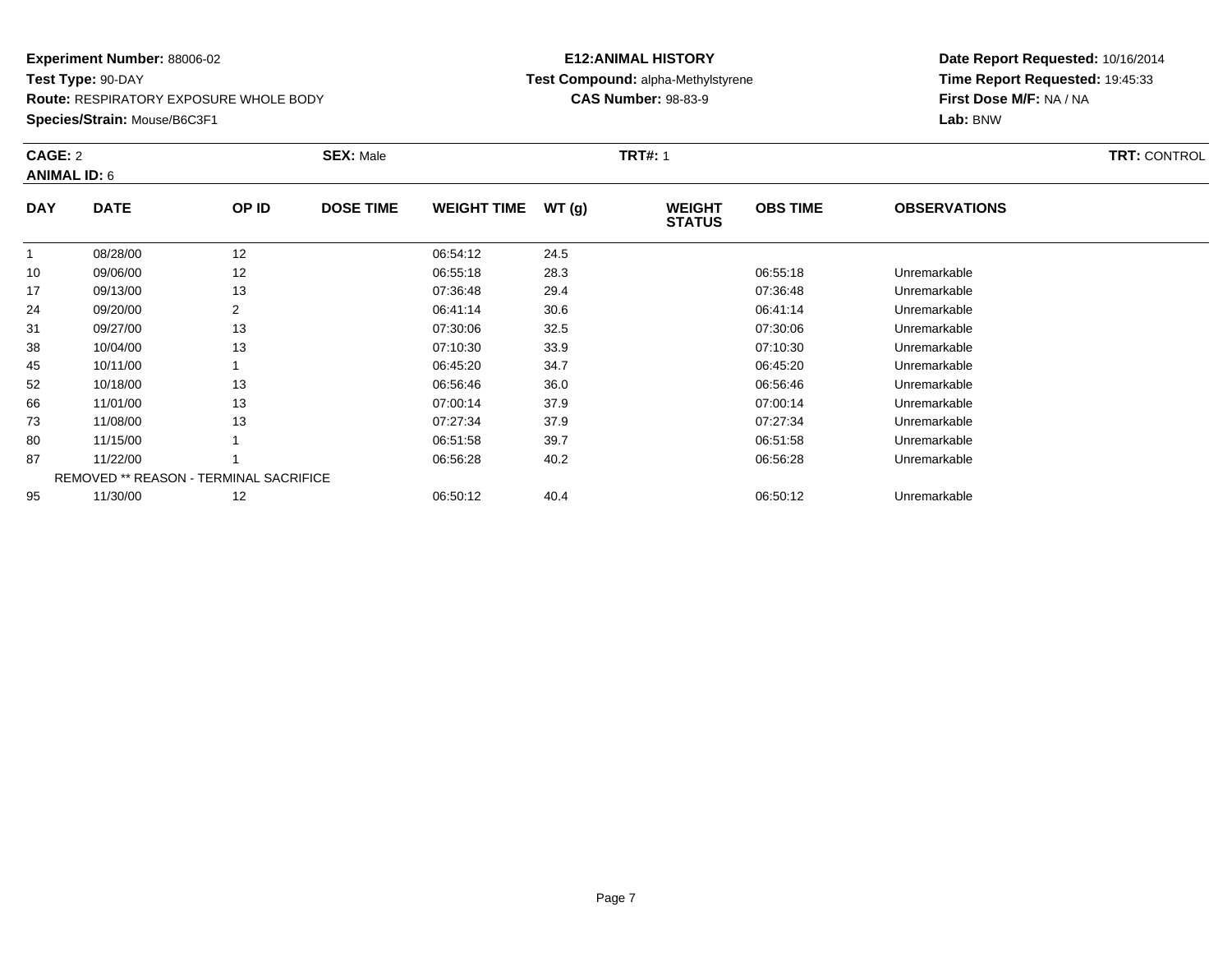**Experiment Number:** 88006-02
**Test Type:** 90-DAY
**Route:** RESPIRATORY EXPOSURE WHOLE BODY
**Species/Strain:** Mouse/B6C3F1

**E12:ANIMAL HISTORY**
**Test Compound:** alpha-Methylstyrene
**CAS Number:** 98-83-9

**Date Report Requested:** 10/16/2014
**Time Report Requested:** 19:45:33
**First Dose M/F:** NA / NA
**Lab:** BNW

**CAGE:** 2 **SEX:** Male **TRT#:** 1 **TRT:** CONTROL
**ANIMAL ID:** 6

| DAY | DATE | OP ID | DOSE TIME | WEIGHT TIME | WT (g) | WEIGHT STATUS | OBS TIME | OBSERVATIONS |
|---|---|---|---|---|---|---|---|---|
| 1 | 08/28/00 | 12 | | 06:54:12 | 24.5 | | | |
| 10 | 09/06/00 | 12 | | 06:55:18 | 28.3 | | 06:55:18 | Unremarkable |
| 17 | 09/13/00 | 13 | | 07:36:48 | 29.4 | | 07:36:48 | Unremarkable |
| 24 | 09/20/00 | 2 | | 06:41:14 | 30.6 | | 06:41:14 | Unremarkable |
| 31 | 09/27/00 | 13 | | 07:30:06 | 32.5 | | 07:30:06 | Unremarkable |
| 38 | 10/04/00 | 13 | | 07:10:30 | 33.9 | | 07:10:30 | Unremarkable |
| 45 | 10/11/00 | 1 | | 06:45:20 | 34.7 | | 06:45:20 | Unremarkable |
| 52 | 10/18/00 | 13 | | 06:56:46 | 36.0 | | 06:56:46 | Unremarkable |
| 66 | 11/01/00 | 13 | | 07:00:14 | 37.9 | | 07:00:14 | Unremarkable |
| 73 | 11/08/00 | 13 | | 07:27:34 | 37.9 | | 07:27:34 | Unremarkable |
| 80 | 11/15/00 | 1 | | 06:51:58 | 39.7 | | 06:51:58 | Unremarkable |
| 87 | 11/22/00 | 1 | | 06:56:28 | 40.2 | | 06:56:28 | Unremarkable |
| | REMOVED ** REASON - TERMINAL SACRIFICE | | | | | | | |
| 95 | 11/30/00 | 12 | | 06:50:12 | 40.4 | | 06:50:12 | Unremarkable |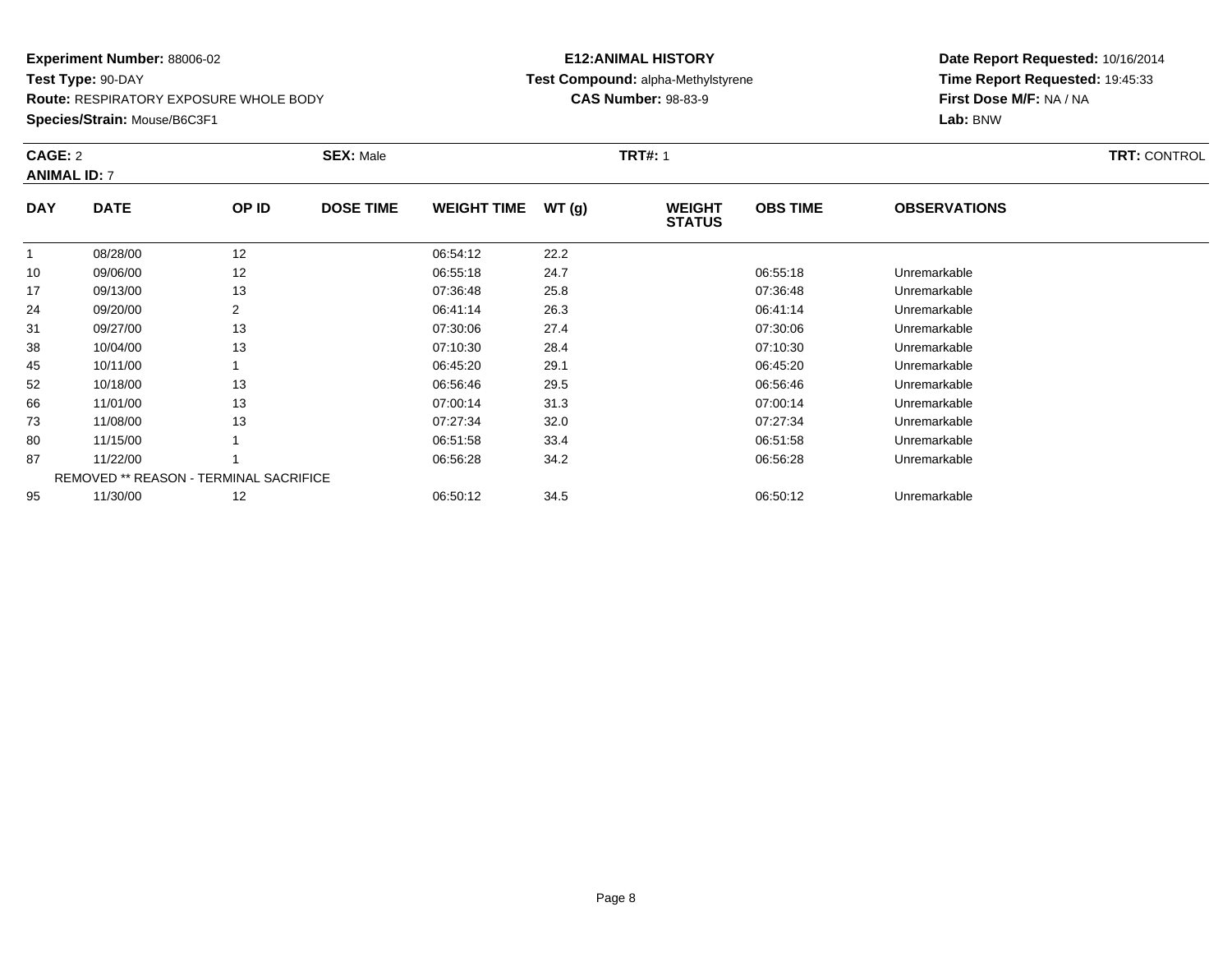**Experiment Number:** 88006-02
**Test Type:** 90-DAY
**Route:** RESPIRATORY EXPOSURE WHOLE BODY
**Species/Strain:** Mouse/B6C3F1

**E12:ANIMAL HISTORY**
**Test Compound:** alpha-Methylstyrene
**CAS Number:** 98-83-9

**Date Report Requested:** 10/16/2014
**Time Report Requested:** 19:45:33
**First Dose M/F:** NA / NA
**Lab:** BNW

**CAGE:** 2 **SEX:** Male **TRT#:** 1 **TRT:** CONTROL
**ANIMAL ID:** 7

| DAY | DATE | OP ID | DOSE TIME | WEIGHT TIME | WT (g) | WEIGHT STATUS | OBS TIME | OBSERVATIONS |
|---|---|---|---|---|---|---|---|---|
| 1 | 08/28/00 | 12 | | 06:54:12 | 22.2 | | | |
| 10 | 09/06/00 | 12 | | 06:55:18 | 24.7 | | 06:55:18 | Unremarkable |
| 17 | 09/13/00 | 13 | | 07:36:48 | 25.8 | | 07:36:48 | Unremarkable |
| 24 | 09/20/00 | 2 | | 06:41:14 | 26.3 | | 06:41:14 | Unremarkable |
| 31 | 09/27/00 | 13 | | 07:30:06 | 27.4 | | 07:30:06 | Unremarkable |
| 38 | 10/04/00 | 13 | | 07:10:30 | 28.4 | | 07:10:30 | Unremarkable |
| 45 | 10/11/00 | 1 | | 06:45:20 | 29.1 | | 06:45:20 | Unremarkable |
| 52 | 10/18/00 | 13 | | 06:56:46 | 29.5 | | 06:56:46 | Unremarkable |
| 66 | 11/01/00 | 13 | | 07:00:14 | 31.3 | | 07:00:14 | Unremarkable |
| 73 | 11/08/00 | 13 | | 07:27:34 | 32.0 | | 07:27:34 | Unremarkable |
| 80 | 11/15/00 | 1 | | 06:51:58 | 33.4 | | 06:51:58 | Unremarkable |
| 87 | 11/22/00 | 1 | | 06:56:28 | 34.2 | | 06:56:28 | Unremarkable |
| | REMOVED ** REASON - TERMINAL SACRIFICE | | | | | | | |
| 95 | 11/30/00 | 12 | | 06:50:12 | 34.5 | | 06:50:12 | Unremarkable |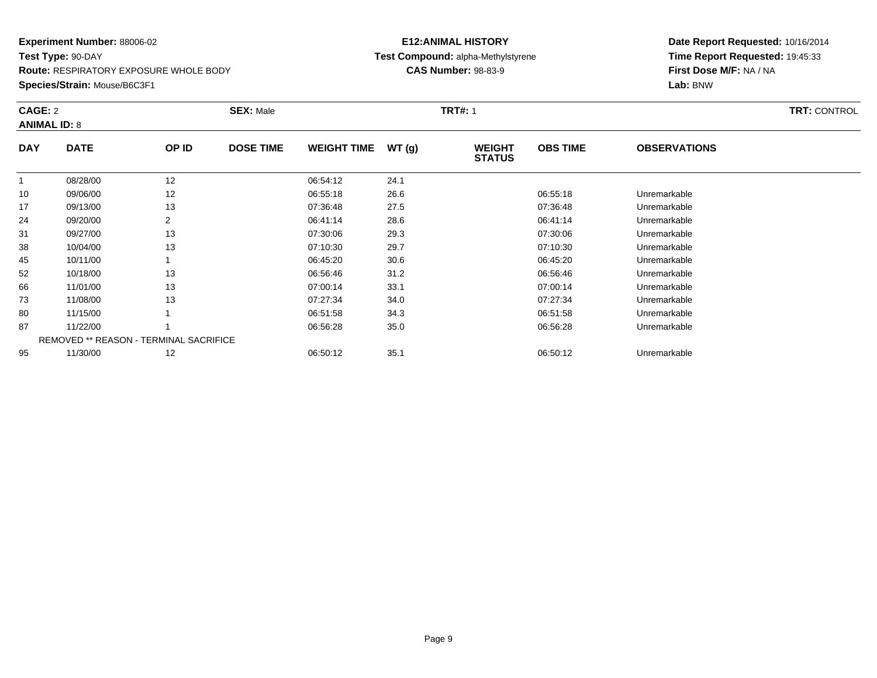**Experiment Number:** 88006-02
**Test Type:** 90-DAY
**Route:** RESPIRATORY EXPOSURE WHOLE BODY
**Species/Strain:** Mouse/B6C3F1

**E12:ANIMAL HISTORY**
**Test Compound:** alpha-Methylstyrene
**CAS Number:** 98-83-9

**Date Report Requested:** 10/16/2014
**Time Report Requested:** 19:45:33
**First Dose M/F:** NA / NA
**Lab:** BNW

**CAGE:** 2 **SEX:** Male **TRT#:** 1 **TRT:** CONTROL
**ANIMAL ID:** 8

| DAY | DATE | OP ID | DOSE TIME | WEIGHT TIME | WT (g) | WEIGHT STATUS | OBS TIME | OBSERVATIONS |
|---|---|---|---|---|---|---|---|---|
| 1 | 08/28/00 | 12 | | 06:54:12 | 24.1 | | | |
| 10 | 09/06/00 | 12 | | 06:55:18 | 26.6 | | 06:55:18 | Unremarkable |
| 17 | 09/13/00 | 13 | | 07:36:48 | 27.5 | | 07:36:48 | Unremarkable |
| 24 | 09/20/00 | 2 | | 06:41:14 | 28.6 | | 06:41:14 | Unremarkable |
| 31 | 09/27/00 | 13 | | 07:30:06 | 29.3 | | 07:30:06 | Unremarkable |
| 38 | 10/04/00 | 13 | | 07:10:30 | 29.7 | | 07:10:30 | Unremarkable |
| 45 | 10/11/00 | 1 | | 06:45:20 | 30.6 | | 06:45:20 | Unremarkable |
| 52 | 10/18/00 | 13 | | 06:56:46 | 31.2 | | 06:56:46 | Unremarkable |
| 66 | 11/01/00 | 13 | | 07:00:14 | 33.1 | | 07:00:14 | Unremarkable |
| 73 | 11/08/00 | 13 | | 07:27:34 | 34.0 | | 07:27:34 | Unremarkable |
| 80 | 11/15/00 | 1 | | 06:51:58 | 34.3 | | 06:51:58 | Unremarkable |
| 87 | 11/22/00 | 1 | | 06:56:28 | 35.0 | | 06:56:28 | Unremarkable |
| | REMOVED ** REASON - TERMINAL SACRIFICE | | | | | | | |
| 95 | 11/30/00 | 12 | | 06:50:12 | 35.1 | | 06:50:12 | Unremarkable |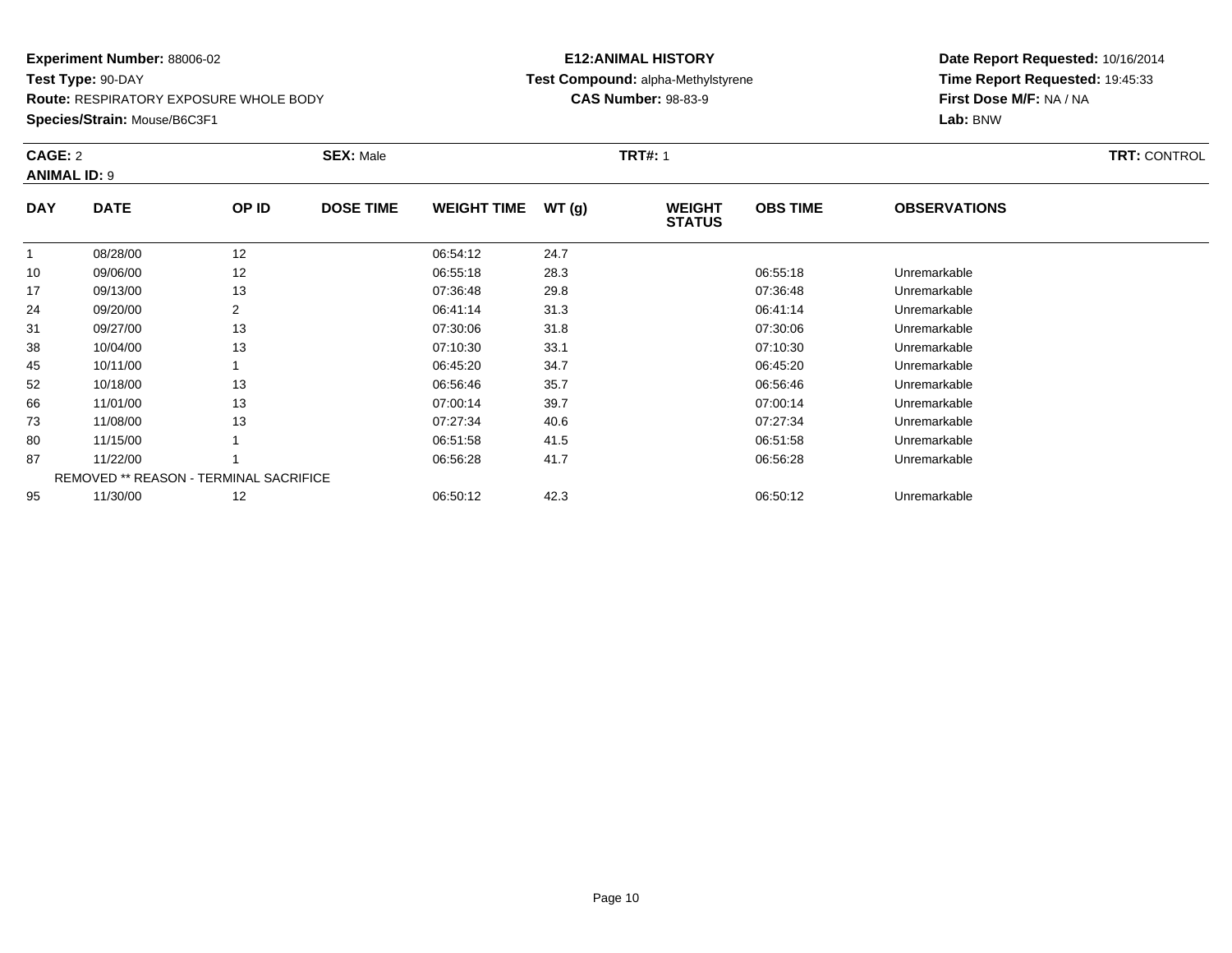**Experiment Number:** 88006-02
**Test Type:** 90-DAY
**Route:** RESPIRATORY EXPOSURE WHOLE BODY
**Species/Strain:** Mouse/B6C3F1

**E12:ANIMAL HISTORY**
**Test Compound:** alpha-Methylstyrene
**CAS Number:** 98-83-9

**Date Report Requested:** 10/16/2014
**Time Report Requested:** 19:45:33
**First Dose M/F:** NA / NA
**Lab:** BNW

**CAGE:** 2 **SEX:** Male **TRT#:** 1 **TRT:** CONTROL
**ANIMAL ID:** 9

| DAY | DATE | OP ID | DOSE TIME | WEIGHT TIME | WT (g) | WEIGHT STATUS | OBS TIME | OBSERVATIONS |
|---|---|---|---|---|---|---|---|---|
| 1 | 08/28/00 | 12 | | 06:54:12 | 24.7 | | | |
| 10 | 09/06/00 | 12 | | 06:55:18 | 28.3 | | 06:55:18 | Unremarkable |
| 17 | 09/13/00 | 13 | | 07:36:48 | 29.8 | | 07:36:48 | Unremarkable |
| 24 | 09/20/00 | 2 | | 06:41:14 | 31.3 | | 06:41:14 | Unremarkable |
| 31 | 09/27/00 | 13 | | 07:30:06 | 31.8 | | 07:30:06 | Unremarkable |
| 38 | 10/04/00 | 13 | | 07:10:30 | 33.1 | | 07:10:30 | Unremarkable |
| 45 | 10/11/00 | 1 | | 06:45:20 | 34.7 | | 06:45:20 | Unremarkable |
| 52 | 10/18/00 | 13 | | 06:56:46 | 35.7 | | 06:56:46 | Unremarkable |
| 66 | 11/01/00 | 13 | | 07:00:14 | 39.7 | | 07:00:14 | Unremarkable |
| 73 | 11/08/00 | 13 | | 07:27:34 | 40.6 | | 07:27:34 | Unremarkable |
| 80 | 11/15/00 | 1 | | 06:51:58 | 41.5 | | 06:51:58 | Unremarkable |
| 87 | 11/22/00 | 1 | | 06:56:28 | 41.7 | | 06:56:28 | Unremarkable |
| | REMOVED ** REASON - TERMINAL SACRIFICE | | | | | | | |
| 95 | 11/30/00 | 12 | | 06:50:12 | 42.3 | | 06:50:12 | Unremarkable |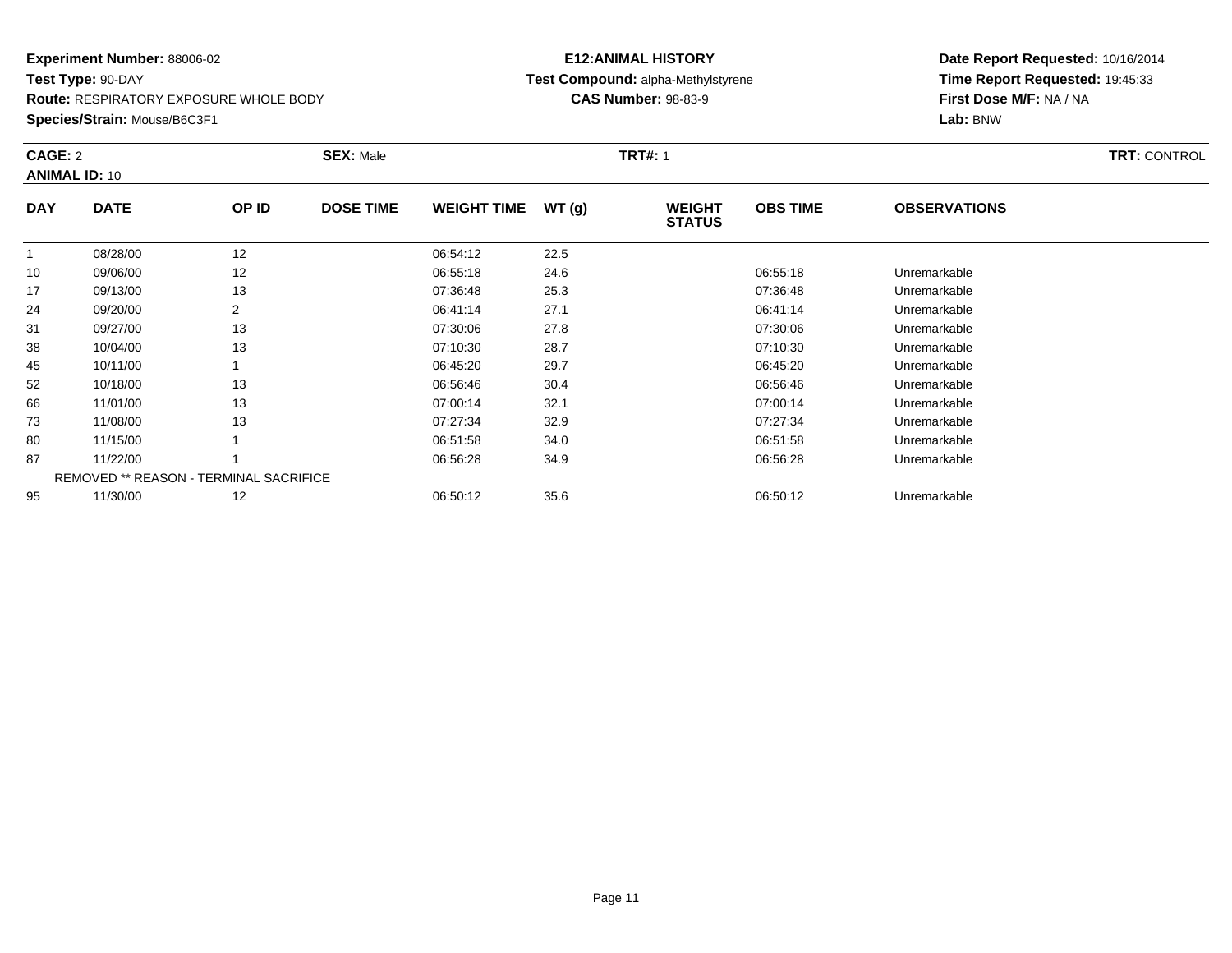**Experiment Number:** 88006-02
**Test Type:** 90-DAY
**Route:** RESPIRATORY EXPOSURE WHOLE BODY
**Species/Strain:** Mouse/B6C3F1

**E12:ANIMAL HISTORY**
**Test Compound:** alpha-Methylstyrene
**CAS Number:** 98-83-9

**Date Report Requested:** 10/16/2014
**Time Report Requested:** 19:45:33
**First Dose M/F:** NA / NA
**Lab:** BNW

**CAGE:** 2 **SEX:** Male **TRT#:** 1 **TRT:** CONTROL
**ANIMAL ID:** 10

| DAY | DATE | OP ID | DOSE TIME | WEIGHT TIME | WT (g) | WEIGHT STATUS | OBS TIME | OBSERVATIONS |
|---|---|---|---|---|---|---|---|---|
| 1 | 08/28/00 | 12 | | 06:54:12 | 22.5 | | | |
| 10 | 09/06/00 | 12 | | 06:55:18 | 24.6 | | 06:55:18 | Unremarkable |
| 17 | 09/13/00 | 13 | | 07:36:48 | 25.3 | | 07:36:48 | Unremarkable |
| 24 | 09/20/00 | 2 | | 06:41:14 | 27.1 | | 06:41:14 | Unremarkable |
| 31 | 09/27/00 | 13 | | 07:30:06 | 27.8 | | 07:30:06 | Unremarkable |
| 38 | 10/04/00 | 13 | | 07:10:30 | 28.7 | | 07:10:30 | Unremarkable |
| 45 | 10/11/00 | 1 | | 06:45:20 | 29.7 | | 06:45:20 | Unremarkable |
| 52 | 10/18/00 | 13 | | 06:56:46 | 30.4 | | 06:56:46 | Unremarkable |
| 66 | 11/01/00 | 13 | | 07:00:14 | 32.1 | | 07:00:14 | Unremarkable |
| 73 | 11/08/00 | 13 | | 07:27:34 | 32.9 | | 07:27:34 | Unremarkable |
| 80 | 11/15/00 | 1 | | 06:51:58 | 34.0 | | 06:51:58 | Unremarkable |
| 87 | 11/22/00 | 1 | | 06:56:28 | 34.9 | | 06:56:28 | Unremarkable |
| | REMOVED ** REASON - TERMINAL SACRIFICE | | | | | | | |
| 95 | 11/30/00 | 12 | | 06:50:12 | 35.6 | | 06:50:12 | Unremarkable |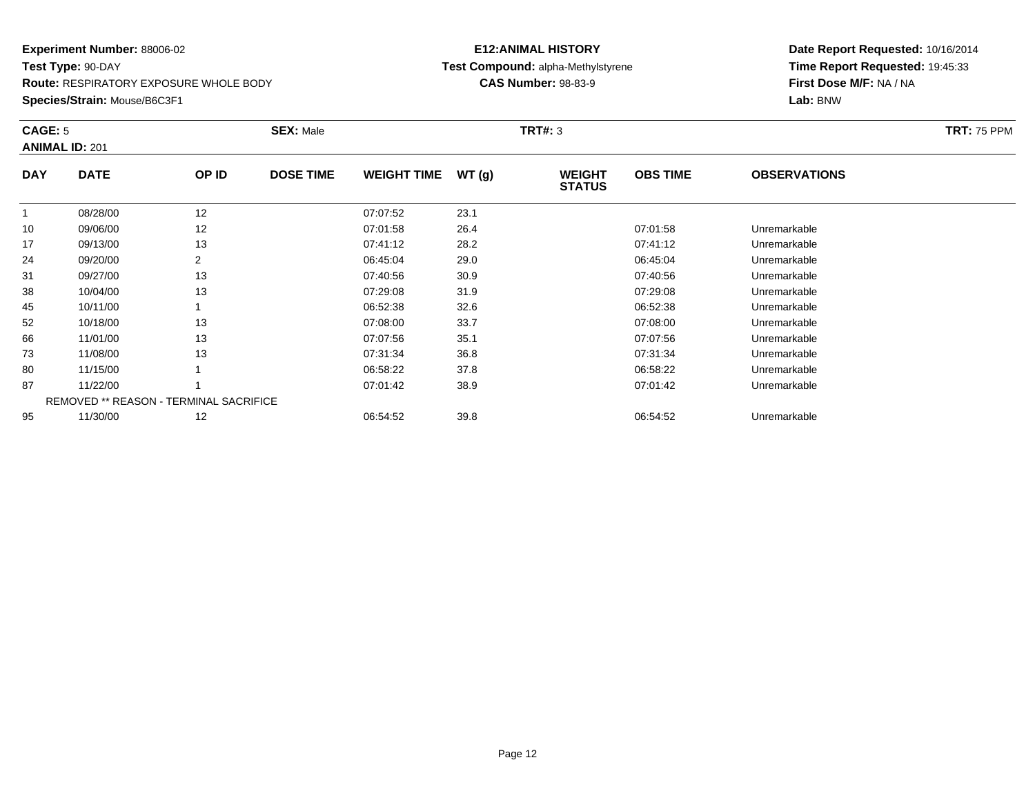**Experiment Number:** 88006-02
**Test Type:** 90-DAY
**Route:** RESPIRATORY EXPOSURE WHOLE BODY
**Species/Strain:** Mouse/B6C3F1

**E12:ANIMAL HISTORY**
**Test Compound:** alpha-Methylstyrene
**CAS Number:** 98-83-9

**Date Report Requested:** 10/16/2014
**Time Report Requested:** 19:45:33
**First Dose M/F:** NA / NA
**Lab:** BNW

**CAGE:** 5 **SEX:** Male **TRT#:** 3 **TRT:** 75 PPM
**ANIMAL ID:** 201

| DAY | DATE | OP ID | DOSE TIME | WEIGHT TIME | WT (g) | WEIGHT STATUS | OBS TIME | OBSERVATIONS |
|---|---|---|---|---|---|---|---|---|
| 1 | 08/28/00 | 12 | | 07:07:52 | 23.1 | | | |
| 10 | 09/06/00 | 12 | | 07:01:58 | 26.4 | | 07:01:58 | Unremarkable |
| 17 | 09/13/00 | 13 | | 07:41:12 | 28.2 | | 07:41:12 | Unremarkable |
| 24 | 09/20/00 | 2 | | 06:45:04 | 29.0 | | 06:45:04 | Unremarkable |
| 31 | 09/27/00 | 13 | | 07:40:56 | 30.9 | | 07:40:56 | Unremarkable |
| 38 | 10/04/00 | 13 | | 07:29:08 | 31.9 | | 07:29:08 | Unremarkable |
| 45 | 10/11/00 | 1 | | 06:52:38 | 32.6 | | 06:52:38 | Unremarkable |
| 52 | 10/18/00 | 13 | | 07:08:00 | 33.7 | | 07:08:00 | Unremarkable |
| 66 | 11/01/00 | 13 | | 07:07:56 | 35.1 | | 07:07:56 | Unremarkable |
| 73 | 11/08/00 | 13 | | 07:31:34 | 36.8 | | 07:31:34 | Unremarkable |
| 80 | 11/15/00 | 1 | | 06:58:22 | 37.8 | | 06:58:22 | Unremarkable |
| 87 | 11/22/00 | 1 | | 07:01:42 | 38.9 | | 07:01:42 | Unremarkable |
| | REMOVED ** REASON - TERMINAL SACRIFICE | | | | | | | |
| 95 | 11/30/00 | 12 | | 06:54:52 | 39.8 | | 06:54:52 | Unremarkable |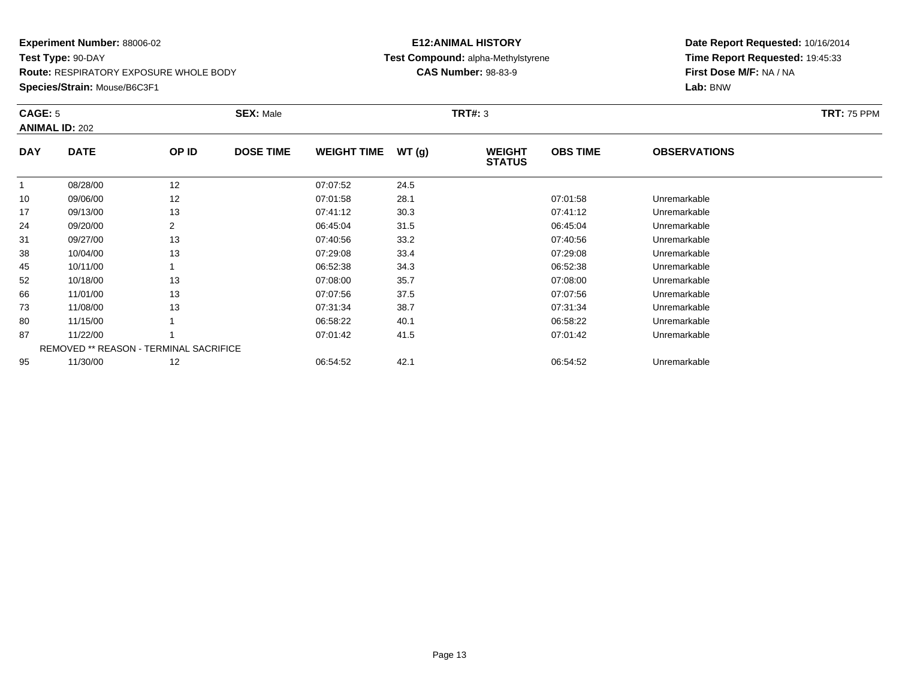**Experiment Number:** 88006-02
**Test Type:** 90-DAY
**Route:** RESPIRATORY EXPOSURE WHOLE BODY
**Species/Strain:** Mouse/B6C3F1

**E12:ANIMAL HISTORY**
**Test Compound:** alpha-Methylstyrene
**CAS Number:** 98-83-9

**Date Report Requested:** 10/16/2014
**Time Report Requested:** 19:45:33
**First Dose M/F:** NA / NA
**Lab:** BNW

**CAGE:** 5 **SEX:** Male **TRT#:** 3 **TRT:** 75 PPM
**ANIMAL ID:** 202

| DAY | DATE | OP ID | DOSE TIME | WEIGHT TIME | WT (g) | WEIGHT STATUS | OBS TIME | OBSERVATIONS |
|---|---|---|---|---|---|---|---|---|
| 1 | 08/28/00 | 12 | | 07:07:52 | 24.5 | | | |
| 10 | 09/06/00 | 12 | | 07:01:58 | 28.1 | | 07:01:58 | Unremarkable |
| 17 | 09/13/00 | 13 | | 07:41:12 | 30.3 | | 07:41:12 | Unremarkable |
| 24 | 09/20/00 | 2 | | 06:45:04 | 31.5 | | 06:45:04 | Unremarkable |
| 31 | 09/27/00 | 13 | | 07:40:56 | 33.2 | | 07:40:56 | Unremarkable |
| 38 | 10/04/00 | 13 | | 07:29:08 | 33.4 | | 07:29:08 | Unremarkable |
| 45 | 10/11/00 | 1 | | 06:52:38 | 34.3 | | 06:52:38 | Unremarkable |
| 52 | 10/18/00 | 13 | | 07:08:00 | 35.7 | | 07:08:00 | Unremarkable |
| 66 | 11/01/00 | 13 | | 07:07:56 | 37.5 | | 07:07:56 | Unremarkable |
| 73 | 11/08/00 | 13 | | 07:31:34 | 38.7 | | 07:31:34 | Unremarkable |
| 80 | 11/15/00 | 1 | | 06:58:22 | 40.1 | | 06:58:22 | Unremarkable |
| 87 | 11/22/00 | 1 | | 07:01:42 | 41.5 | | 07:01:42 | Unremarkable |
| | REMOVED ** REASON - TERMINAL SACRIFICE | | | | | | | |
| 95 | 11/30/00 | 12 | | 06:54:52 | 42.1 | | 06:54:52 | Unremarkable |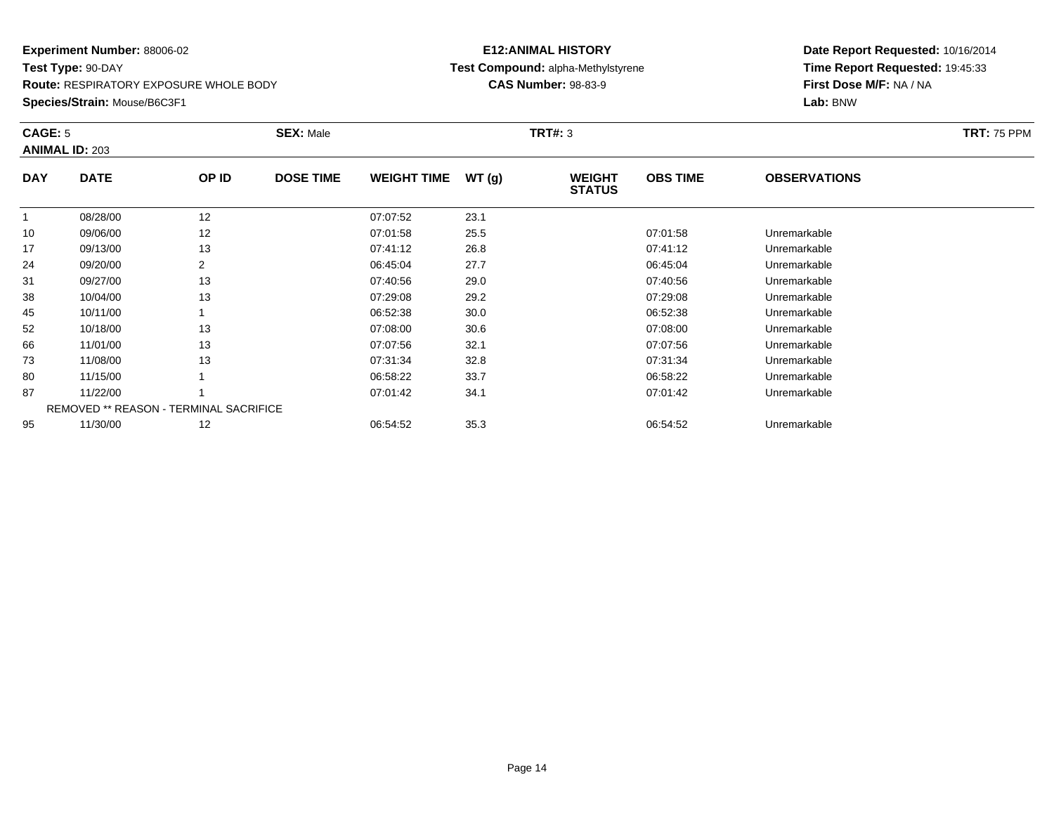**Experiment Number:** 88006-02
**Test Type:** 90-DAY
**Route:** RESPIRATORY EXPOSURE WHOLE BODY
**Species/Strain:** Mouse/B6C3F1

**E12:ANIMAL HISTORY**
**Test Compound:** alpha-Methylstyrene
**CAS Number:** 98-83-9

**Date Report Requested:** 10/16/2014
**Time Report Requested:** 19:45:33
**First Dose M/F:** NA / NA
**Lab:** BNW

**CAGE:** 5 **SEX:** Male **TRT#:** 3 **TRT:** 75 PPM
**ANIMAL ID:** 203

| DAY | DATE | OP ID | DOSE TIME | WEIGHT TIME | WT (g) | WEIGHT STATUS | OBS TIME | OBSERVATIONS |
|---|---|---|---|---|---|---|---|---|
| 1 | 08/28/00 | 12 | | 07:07:52 | 23.1 | | | |
| 10 | 09/06/00 | 12 | | 07:01:58 | 25.5 | | 07:01:58 | Unremarkable |
| 17 | 09/13/00 | 13 | | 07:41:12 | 26.8 | | 07:41:12 | Unremarkable |
| 24 | 09/20/00 | 2 | | 06:45:04 | 27.7 | | 06:45:04 | Unremarkable |
| 31 | 09/27/00 | 13 | | 07:40:56 | 29.0 | | 07:40:56 | Unremarkable |
| 38 | 10/04/00 | 13 | | 07:29:08 | 29.2 | | 07:29:08 | Unremarkable |
| 45 | 10/11/00 | 1 | | 06:52:38 | 30.0 | | 06:52:38 | Unremarkable |
| 52 | 10/18/00 | 13 | | 07:08:00 | 30.6 | | 07:08:00 | Unremarkable |
| 66 | 11/01/00 | 13 | | 07:07:56 | 32.1 | | 07:07:56 | Unremarkable |
| 73 | 11/08/00 | 13 | | 07:31:34 | 32.8 | | 07:31:34 | Unremarkable |
| 80 | 11/15/00 | 1 | | 06:58:22 | 33.7 | | 06:58:22 | Unremarkable |
| 87 | 11/22/00 | 1 | | 07:01:42 | 34.1 | | 07:01:42 | Unremarkable |
| | REMOVED ** REASON - TERMINAL SACRIFICE | | | | | | | |
| 95 | 11/30/00 | 12 | | 06:54:52 | 35.3 | | 06:54:52 | Unremarkable |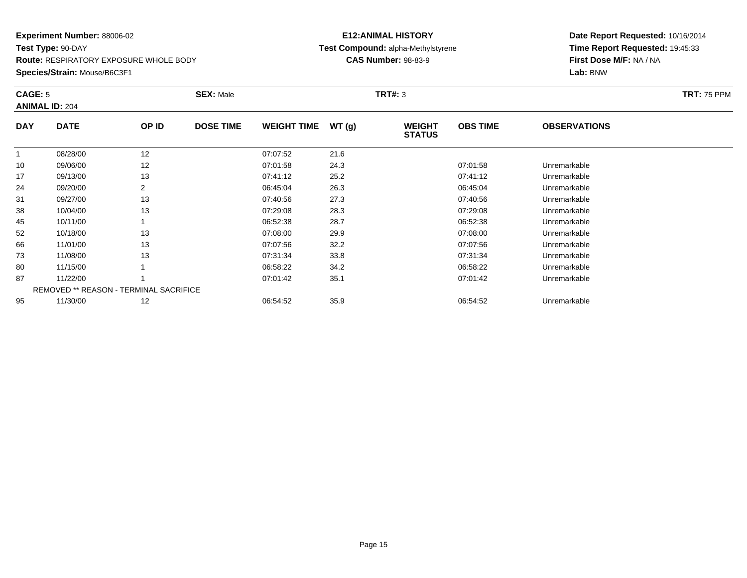**Experiment Number:** 88006-02
**Test Type:** 90-DAY
**Route:** RESPIRATORY EXPOSURE WHOLE BODY
**Species/Strain:** Mouse/B6C3F1

**E12:ANIMAL HISTORY**
**Test Compound:** alpha-Methylstyrene
**CAS Number:** 98-83-9

**Date Report Requested:** 10/16/2014
**Time Report Requested:** 19:45:33
**First Dose M/F:** NA / NA
**Lab:** BNW

**CAGE:** 5 **SEX:** Male **TRT#:** 3 **TRT:** 75 PPM
**ANIMAL ID:** 204

| DAY | DATE | OP ID | DOSE TIME | WEIGHT TIME | WT (g) | WEIGHT STATUS | OBS TIME | OBSERVATIONS |
|---|---|---|---|---|---|---|---|---|
| 1 | 08/28/00 | 12 | | 07:07:52 | 21.6 | | | |
| 10 | 09/06/00 | 12 | | 07:01:58 | 24.3 | | 07:01:58 | Unremarkable |
| 17 | 09/13/00 | 13 | | 07:41:12 | 25.2 | | 07:41:12 | Unremarkable |
| 24 | 09/20/00 | 2 | | 06:45:04 | 26.3 | | 06:45:04 | Unremarkable |
| 31 | 09/27/00 | 13 | | 07:40:56 | 27.3 | | 07:40:56 | Unremarkable |
| 38 | 10/04/00 | 13 | | 07:29:08 | 28.3 | | 07:29:08 | Unremarkable |
| 45 | 10/11/00 | 1 | | 06:52:38 | 28.7 | | 06:52:38 | Unremarkable |
| 52 | 10/18/00 | 13 | | 07:08:00 | 29.9 | | 07:08:00 | Unremarkable |
| 66 | 11/01/00 | 13 | | 07:07:56 | 32.2 | | 07:07:56 | Unremarkable |
| 73 | 11/08/00 | 13 | | 07:31:34 | 33.8 | | 07:31:34 | Unremarkable |
| 80 | 11/15/00 | 1 | | 06:58:22 | 34.2 | | 06:58:22 | Unremarkable |
| 87 | 11/22/00 | 1 | | 07:01:42 | 35.1 | | 07:01:42 | Unremarkable |
| | REMOVED ** REASON - TERMINAL SACRIFICE | | | | | | | |
| 95 | 11/30/00 | 12 | | 06:54:52 | 35.9 | | 06:54:52 | Unremarkable |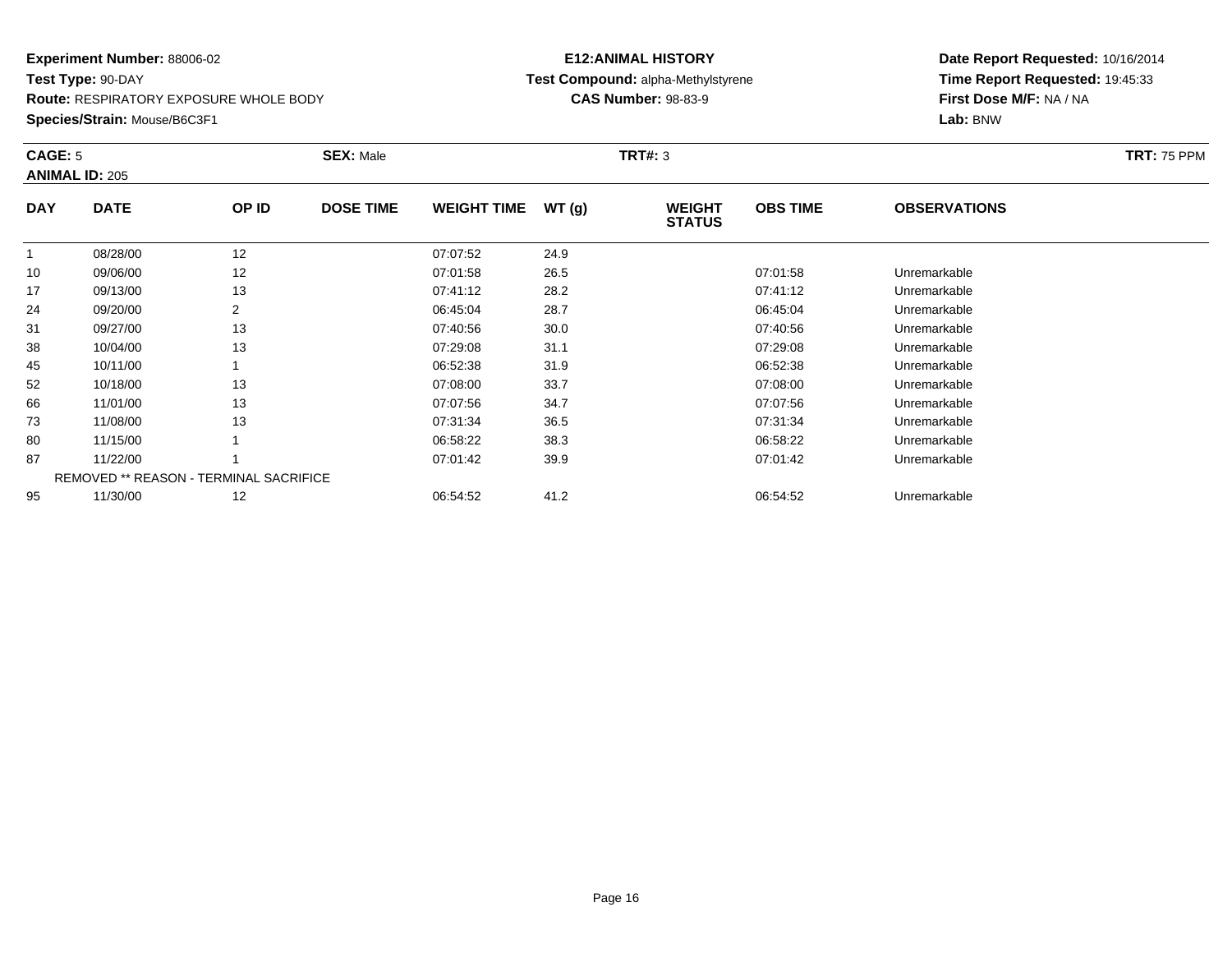**Experiment Number:** 88006-02
**Test Type:** 90-DAY
**Route:** RESPIRATORY EXPOSURE WHOLE BODY
**Species/Strain:** Mouse/B6C3F1

**E12:ANIMAL HISTORY**
**Test Compound:** alpha-Methylstyrene
**CAS Number:** 98-83-9

**Date Report Requested:** 10/16/2014
**Time Report Requested:** 19:45:33
**First Dose M/F:** NA / NA
**Lab:** BNW

**CAGE:** 5 **SEX:** Male **TRT#:** 3 **TRT:** 75 PPM
**ANIMAL ID:** 205

| DAY | DATE | OP ID | DOSE TIME | WEIGHT TIME | WT (g) | WEIGHT STATUS | OBS TIME | OBSERVATIONS |
|---|---|---|---|---|---|---|---|---|
| 1 | 08/28/00 | 12 | | 07:07:52 | 24.9 | | | |
| 10 | 09/06/00 | 12 | | 07:01:58 | 26.5 | | 07:01:58 | Unremarkable |
| 17 | 09/13/00 | 13 | | 07:41:12 | 28.2 | | 07:41:12 | Unremarkable |
| 24 | 09/20/00 | 2 | | 06:45:04 | 28.7 | | 06:45:04 | Unremarkable |
| 31 | 09/27/00 | 13 | | 07:40:56 | 30.0 | | 07:40:56 | Unremarkable |
| 38 | 10/04/00 | 13 | | 07:29:08 | 31.1 | | 07:29:08 | Unremarkable |
| 45 | 10/11/00 | 1 | | 06:52:38 | 31.9 | | 06:52:38 | Unremarkable |
| 52 | 10/18/00 | 13 | | 07:08:00 | 33.7 | | 07:08:00 | Unremarkable |
| 66 | 11/01/00 | 13 | | 07:07:56 | 34.7 | | 07:07:56 | Unremarkable |
| 73 | 11/08/00 | 13 | | 07:31:34 | 36.5 | | 07:31:34 | Unremarkable |
| 80 | 11/15/00 | 1 | | 06:58:22 | 38.3 | | 06:58:22 | Unremarkable |
| 87 | 11/22/00 | 1 | | 07:01:42 | 39.9 | | 07:01:42 | Unremarkable |
| | REMOVED ** REASON - TERMINAL SACRIFICE | | | | | | | |
| 95 | 11/30/00 | 12 | | 06:54:52 | 41.2 | | 06:54:52 | Unremarkable |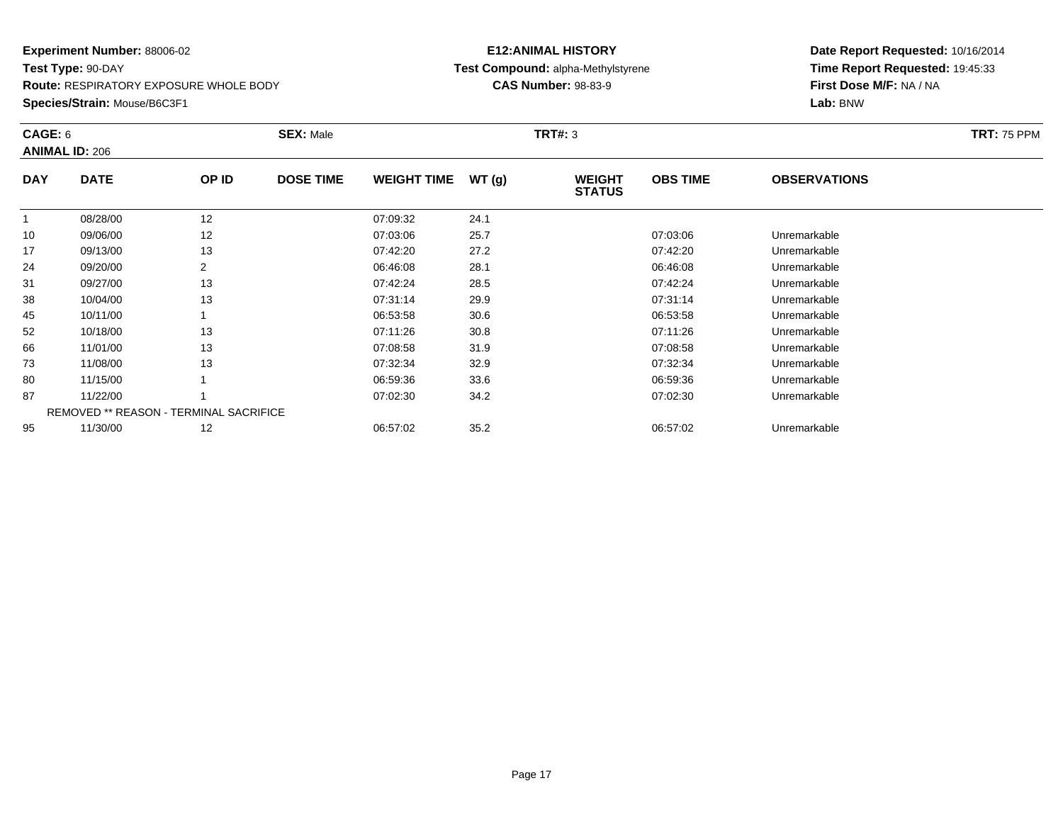**Experiment Number:** 88006-02
**Test Type:** 90-DAY
**Route:** RESPIRATORY EXPOSURE WHOLE BODY
**Species/Strain:** Mouse/B6C3F1

**E12:ANIMAL HISTORY**
**Test Compound:** alpha-Methylstyrene
**CAS Number:** 98-83-9

**Date Report Requested:** 10/16/2014
**Time Report Requested:** 19:45:33
**First Dose M/F:** NA / NA
**Lab:** BNW

**CAGE:** 6 **SEX:** Male **TRT#:** 3 **TRT:** 75 PPM
**ANIMAL ID:** 206

| DAY | DATE | OP ID | DOSE TIME | WEIGHT TIME | WT (g) | WEIGHT STATUS | OBS TIME | OBSERVATIONS |
|---|---|---|---|---|---|---|---|---|
| 1 | 08/28/00 | 12 | | 07:09:32 | 24.1 | | | |
| 10 | 09/06/00 | 12 | | 07:03:06 | 25.7 | | 07:03:06 | Unremarkable |
| 17 | 09/13/00 | 13 | | 07:42:20 | 27.2 | | 07:42:20 | Unremarkable |
| 24 | 09/20/00 | 2 | | 06:46:08 | 28.1 | | 06:46:08 | Unremarkable |
| 31 | 09/27/00 | 13 | | 07:42:24 | 28.5 | | 07:42:24 | Unremarkable |
| 38 | 10/04/00 | 13 | | 07:31:14 | 29.9 | | 07:31:14 | Unremarkable |
| 45 | 10/11/00 | 1 | | 06:53:58 | 30.6 | | 06:53:58 | Unremarkable |
| 52 | 10/18/00 | 13 | | 07:11:26 | 30.8 | | 07:11:26 | Unremarkable |
| 66 | 11/01/00 | 13 | | 07:08:58 | 31.9 | | 07:08:58 | Unremarkable |
| 73 | 11/08/00 | 13 | | 07:32:34 | 32.9 | | 07:32:34 | Unremarkable |
| 80 | 11/15/00 | 1 | | 06:59:36 | 33.6 | | 06:59:36 | Unremarkable |
| 87 | 11/22/00 | 1 | | 07:02:30 | 34.2 | | 07:02:30 | Unremarkable |
| | REMOVED ** REASON - TERMINAL SACRIFICE | | | | | | | |
| 95 | 11/30/00 | 12 | | 06:57:02 | 35.2 | | 06:57:02 | Unremarkable |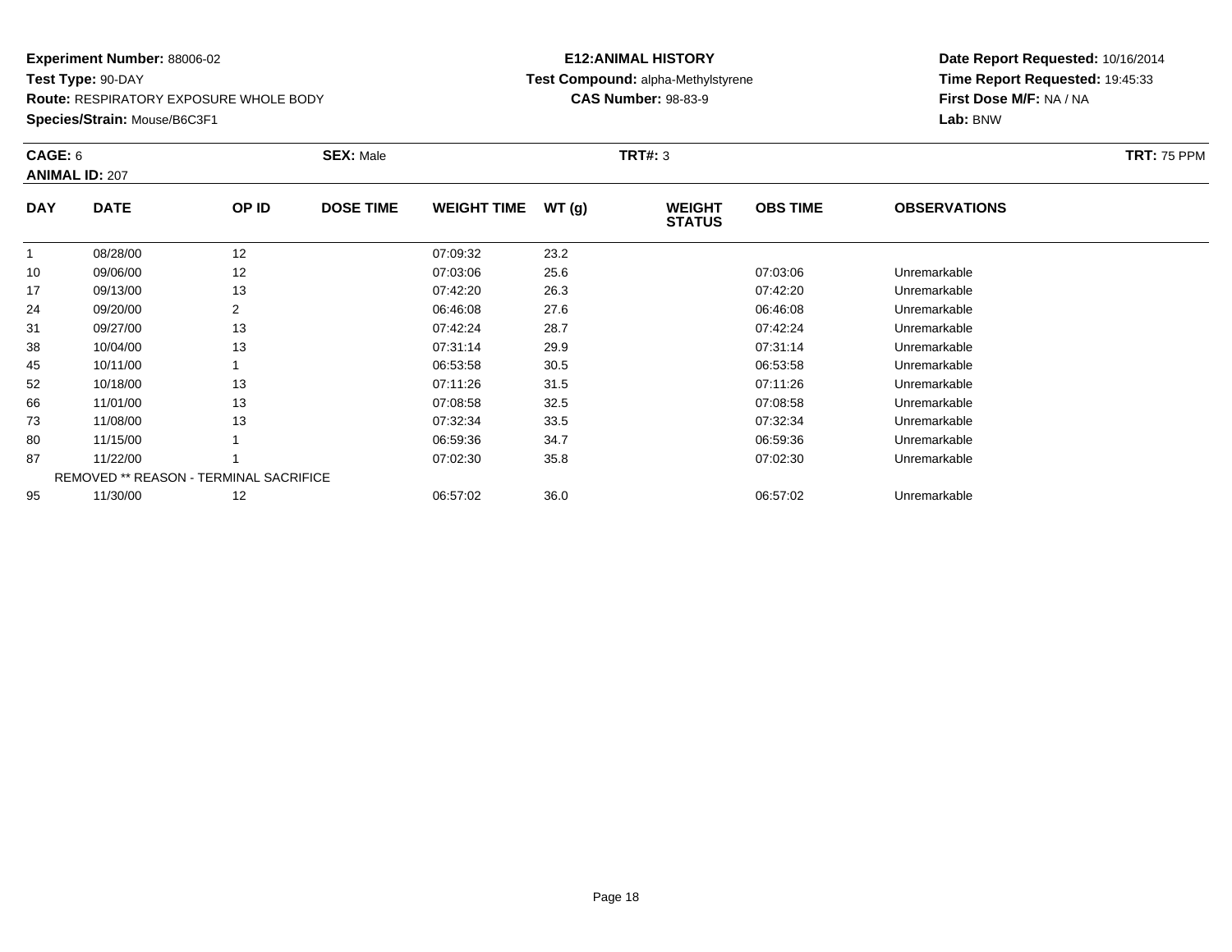**Experiment Number:** 88006-02
**Test Type:** 90-DAY
**Route:** RESPIRATORY EXPOSURE WHOLE BODY
**Species/Strain:** Mouse/B6C3F1

**E12:ANIMAL HISTORY**
**Test Compound:** alpha-Methylstyrene
**CAS Number:** 98-83-9

**Date Report Requested:** 10/16/2014
**Time Report Requested:** 19:45:33
**First Dose M/F:** NA / NA
**Lab:** BNW

**CAGE:** 6 **SEX:** Male **TRT#:** 3 **TRT:** 75 PPM
**ANIMAL ID:** 207

| DAY | DATE | OP ID | DOSE TIME | WEIGHT TIME | WT (g) | WEIGHT STATUS | OBS TIME | OBSERVATIONS |
|---|---|---|---|---|---|---|---|---|
| 1 | 08/28/00 | 12 | | 07:09:32 | 23.2 | | | |
| 10 | 09/06/00 | 12 | | 07:03:06 | 25.6 | | 07:03:06 | Unremarkable |
| 17 | 09/13/00 | 13 | | 07:42:20 | 26.3 | | 07:42:20 | Unremarkable |
| 24 | 09/20/00 | 2 | | 06:46:08 | 27.6 | | 06:46:08 | Unremarkable |
| 31 | 09/27/00 | 13 | | 07:42:24 | 28.7 | | 07:42:24 | Unremarkable |
| 38 | 10/04/00 | 13 | | 07:31:14 | 29.9 | | 07:31:14 | Unremarkable |
| 45 | 10/11/00 | 1 | | 06:53:58 | 30.5 | | 06:53:58 | Unremarkable |
| 52 | 10/18/00 | 13 | | 07:11:26 | 31.5 | | 07:11:26 | Unremarkable |
| 66 | 11/01/00 | 13 | | 07:08:58 | 32.5 | | 07:08:58 | Unremarkable |
| 73 | 11/08/00 | 13 | | 07:32:34 | 33.5 | | 07:32:34 | Unremarkable |
| 80 | 11/15/00 | 1 | | 06:59:36 | 34.7 | | 06:59:36 | Unremarkable |
| 87 | 11/22/00 | 1 | | 07:02:30 | 35.8 | | 07:02:30 | Unremarkable |
| | REMOVED ** REASON - TERMINAL SACRIFICE | | | | | | | |
| 95 | 11/30/00 | 12 | | 06:57:02 | 36.0 | | 06:57:02 | Unremarkable |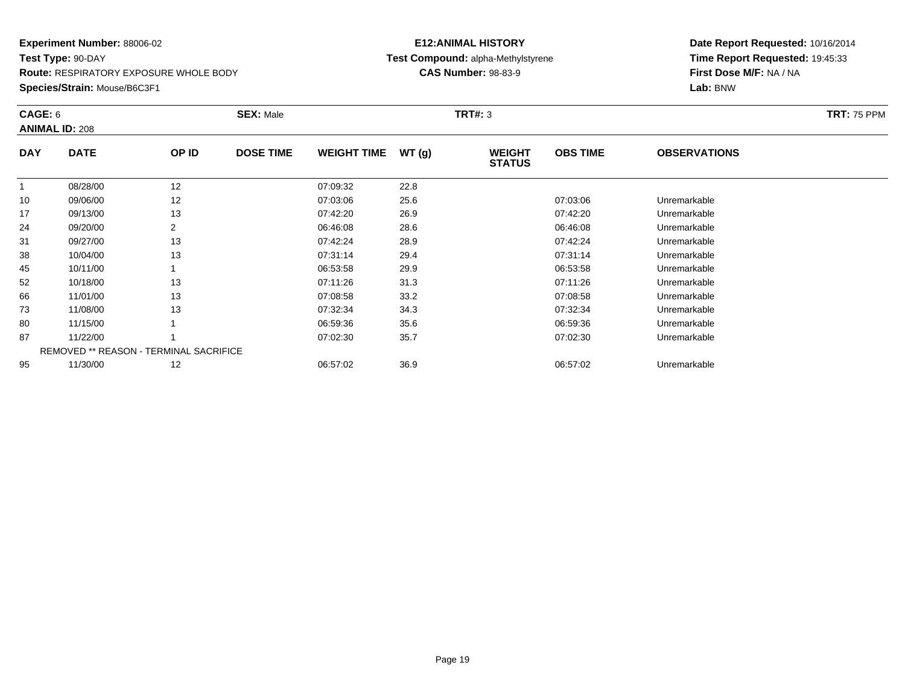**Experiment Number:** 88006-02
**Test Type:** 90-DAY
**Route:** RESPIRATORY EXPOSURE WHOLE BODY
**Species/Strain:** Mouse/B6C3F1

**E12:ANIMAL HISTORY**
**Test Compound:** alpha-Methylstyrene
**CAS Number:** 98-83-9

**Date Report Requested:** 10/16/2014
**Time Report Requested:** 19:45:33
**First Dose M/F:** NA / NA
**Lab:** BNW

**CAGE:** 6 **SEX:** Male **TRT#:** 3 **TRT:** 75 PPM
**ANIMAL ID:** 208

| DAY | DATE | OP ID | DOSE TIME | WEIGHT TIME | WT (g) | WEIGHT STATUS | OBS TIME | OBSERVATIONS |
|---|---|---|---|---|---|---|---|---|
| 1 | 08/28/00 | 12 | | 07:09:32 | 22.8 | | | |
| 10 | 09/06/00 | 12 | | 07:03:06 | 25.6 | | 07:03:06 | Unremarkable |
| 17 | 09/13/00 | 13 | | 07:42:20 | 26.9 | | 07:42:20 | Unremarkable |
| 24 | 09/20/00 | 2 | | 06:46:08 | 28.6 | | 06:46:08 | Unremarkable |
| 31 | 09/27/00 | 13 | | 07:42:24 | 28.9 | | 07:42:24 | Unremarkable |
| 38 | 10/04/00 | 13 | | 07:31:14 | 29.4 | | 07:31:14 | Unremarkable |
| 45 | 10/11/00 | 1 | | 06:53:58 | 29.9 | | 06:53:58 | Unremarkable |
| 52 | 10/18/00 | 13 | | 07:11:26 | 31.3 | | 07:11:26 | Unremarkable |
| 66 | 11/01/00 | 13 | | 07:08:58 | 33.2 | | 07:08:58 | Unremarkable |
| 73 | 11/08/00 | 13 | | 07:32:34 | 34.3 | | 07:32:34 | Unremarkable |
| 80 | 11/15/00 | 1 | | 06:59:36 | 35.6 | | 06:59:36 | Unremarkable |
| 87 | 11/22/00 | 1 | | 07:02:30 | 35.7 | | 07:02:30 | Unremarkable |
| | REMOVED ** REASON - TERMINAL SACRIFICE | | | | | | | |
| 95 | 11/30/00 | 12 | | 06:57:02 | 36.9 | | 06:57:02 | Unremarkable |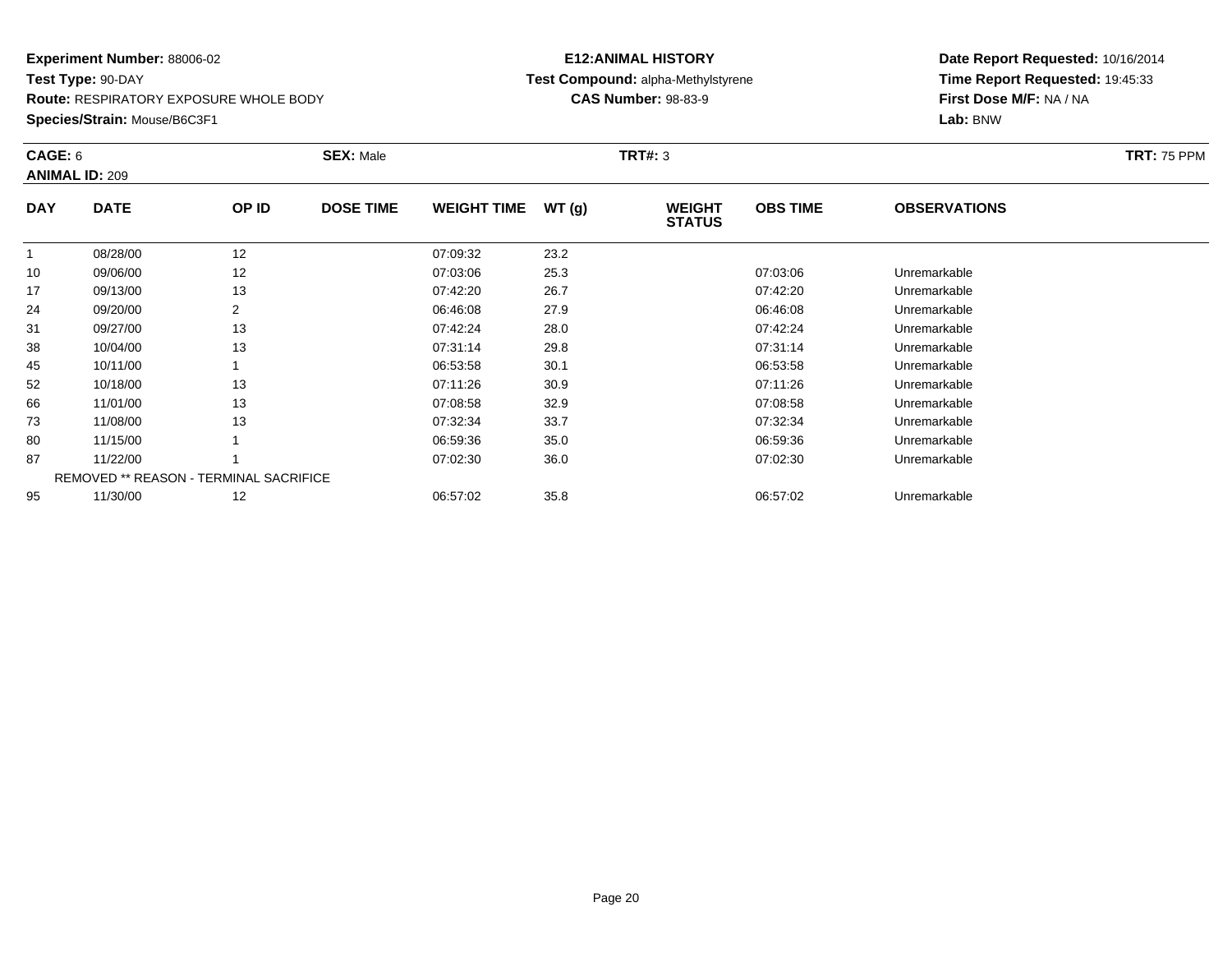**Experiment Number:** 88006-02
**Test Type:** 90-DAY
**Route:** RESPIRATORY EXPOSURE WHOLE BODY
**Species/Strain:** Mouse/B6C3F1

**E12:ANIMAL HISTORY**
**Test Compound:** alpha-Methylstyrene
**CAS Number:** 98-83-9

**Date Report Requested:** 10/16/2014
**Time Report Requested:** 19:45:33
**First Dose M/F:** NA / NA
**Lab:** BNW

**CAGE:** 6 **SEX:** Male **TRT#:** 3 **TRT:** 75 PPM
**ANIMAL ID:** 209

| DAY | DATE | OP ID | DOSE TIME | WEIGHT TIME | WT (g) | WEIGHT STATUS | OBS TIME | OBSERVATIONS |
|---|---|---|---|---|---|---|---|---|
| 1 | 08/28/00 | 12 | | 07:09:32 | 23.2 | | | |
| 10 | 09/06/00 | 12 | | 07:03:06 | 25.3 | | 07:03:06 | Unremarkable |
| 17 | 09/13/00 | 13 | | 07:42:20 | 26.7 | | 07:42:20 | Unremarkable |
| 24 | 09/20/00 | 2 | | 06:46:08 | 27.9 | | 06:46:08 | Unremarkable |
| 31 | 09/27/00 | 13 | | 07:42:24 | 28.0 | | 07:42:24 | Unremarkable |
| 38 | 10/04/00 | 13 | | 07:31:14 | 29.8 | | 07:31:14 | Unremarkable |
| 45 | 10/11/00 | 1 | | 06:53:58 | 30.1 | | 06:53:58 | Unremarkable |
| 52 | 10/18/00 | 13 | | 07:11:26 | 30.9 | | 07:11:26 | Unremarkable |
| 66 | 11/01/00 | 13 | | 07:08:58 | 32.9 | | 07:08:58 | Unremarkable |
| 73 | 11/08/00 | 13 | | 07:32:34 | 33.7 | | 07:32:34 | Unremarkable |
| 80 | 11/15/00 | 1 | | 06:59:36 | 35.0 | | 06:59:36 | Unremarkable |
| 87 | 11/22/00 | 1 | | 07:02:30 | 36.0 | | 07:02:30 | Unremarkable |
| | REMOVED ** REASON - TERMINAL SACRIFICE | | | | | | | |
| 95 | 11/30/00 | 12 | | 06:57:02 | 35.8 | | 06:57:02 | Unremarkable |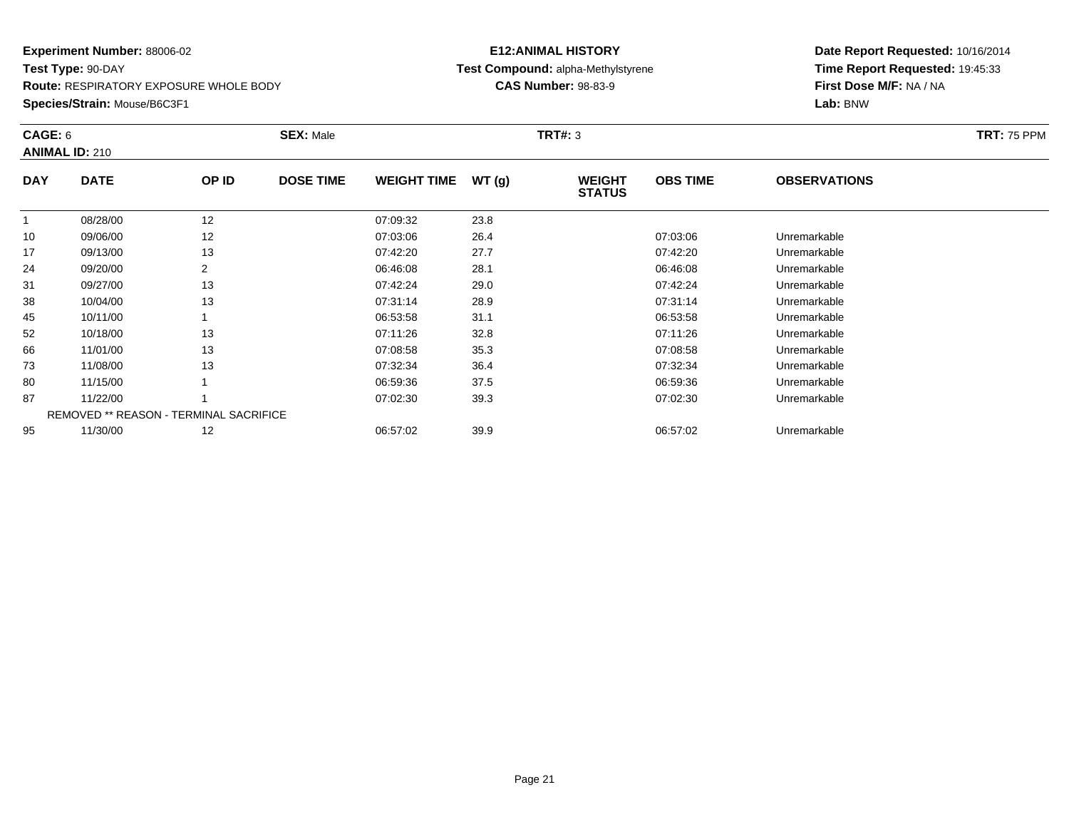**Experiment Number:** 88006-02
**Test Type:** 90-DAY
**Route:** RESPIRATORY EXPOSURE WHOLE BODY
**Species/Strain:** Mouse/B6C3F1

**E12:ANIMAL HISTORY**
**Test Compound:** alpha-Methylstyrene
**CAS Number:** 98-83-9

**Date Report Requested:** 10/16/2014
**Time Report Requested:** 19:45:33
**First Dose M/F:** NA / NA
**Lab:** BNW

**CAGE:** 6 | **SEX:** Male | **TRT#:** 3 | **TRT:** 75 PPM
**ANIMAL ID:** 210

| DAY | DATE | OP ID | DOSE TIME | WEIGHT TIME | WT (g) | WEIGHT STATUS | OBS TIME | OBSERVATIONS |
|---|---|---|---|---|---|---|---|---|
| 1 | 08/28/00 | 12 | | 07:09:32 | 23.8 | | | |
| 10 | 09/06/00 | 12 | | 07:03:06 | 26.4 | | 07:03:06 | Unremarkable |
| 17 | 09/13/00 | 13 | | 07:42:20 | 27.7 | | 07:42:20 | Unremarkable |
| 24 | 09/20/00 | 2 | | 06:46:08 | 28.1 | | 06:46:08 | Unremarkable |
| 31 | 09/27/00 | 13 | | 07:42:24 | 29.0 | | 07:42:24 | Unremarkable |
| 38 | 10/04/00 | 13 | | 07:31:14 | 28.9 | | 07:31:14 | Unremarkable |
| 45 | 10/11/00 | 1 | | 06:53:58 | 31.1 | | 06:53:58 | Unremarkable |
| 52 | 10/18/00 | 13 | | 07:11:26 | 32.8 | | 07:11:26 | Unremarkable |
| 66 | 11/01/00 | 13 | | 07:08:58 | 35.3 | | 07:08:58 | Unremarkable |
| 73 | 11/08/00 | 13 | | 07:32:34 | 36.4 | | 07:32:34 | Unremarkable |
| 80 | 11/15/00 | 1 | | 06:59:36 | 37.5 | | 06:59:36 | Unremarkable |
| 87 | 11/22/00 | 1 | | 07:02:30 | 39.3 | | 07:02:30 | Unremarkable |
| REMOVED ** REASON - TERMINAL SACRIFICE | | | | | | | | |
| 95 | 11/30/00 | 12 | | 06:57:02 | 39.9 | | 06:57:02 | Unremarkable |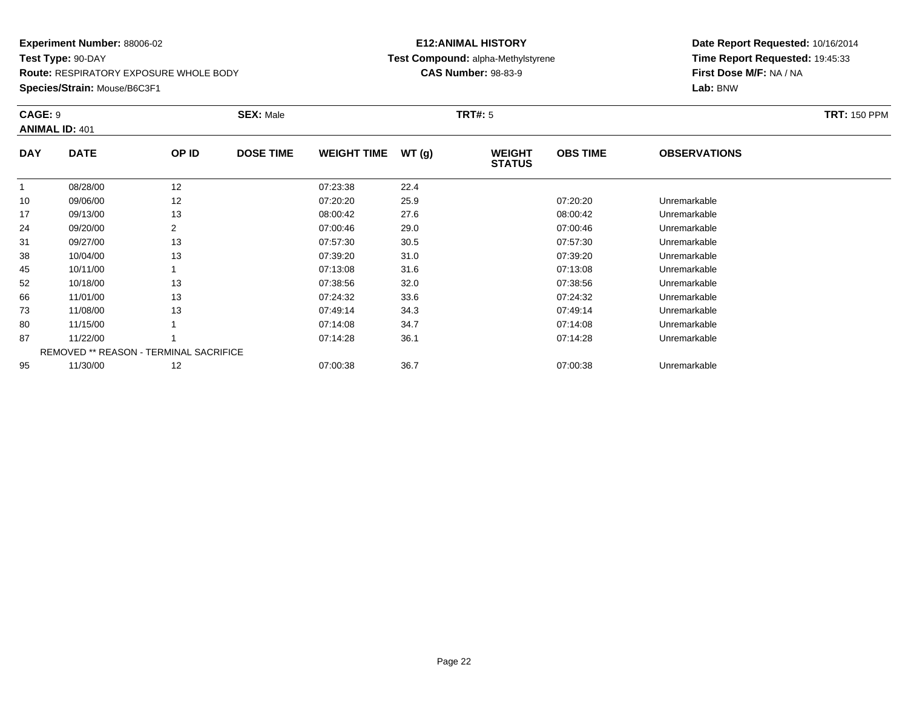**Experiment Number:** 88006-02
**Test Type:** 90-DAY
**Route:** RESPIRATORY EXPOSURE WHOLE BODY
**Species/Strain:** Mouse/B6C3F1

**E12:ANIMAL HISTORY**
**Test Compound:** alpha-Methylstyrene
**CAS Number:** 98-83-9

**Date Report Requested:** 10/16/2014
**Time Report Requested:** 19:45:33
**First Dose M/F:** NA / NA
**Lab:** BNW

**CAGE:** 9 **SEX:** Male **TRT#:** 5 **TRT:** 150 PPM
**ANIMAL ID:** 401

| DAY | DATE | OP ID | DOSE TIME | WEIGHT TIME | WT (g) | WEIGHT STATUS | OBS TIME | OBSERVATIONS |
|---|---|---|---|---|---|---|---|---|
| 1 | 08/28/00 | 12 | | 07:23:38 | 22.4 | | | |
| 10 | 09/06/00 | 12 | | 07:20:20 | 25.9 | | 07:20:20 | Unremarkable |
| 17 | 09/13/00 | 13 | | 08:00:42 | 27.6 | | 08:00:42 | Unremarkable |
| 24 | 09/20/00 | 2 | | 07:00:46 | 29.0 | | 07:00:46 | Unremarkable |
| 31 | 09/27/00 | 13 | | 07:57:30 | 30.5 | | 07:57:30 | Unremarkable |
| 38 | 10/04/00 | 13 | | 07:39:20 | 31.0 | | 07:39:20 | Unremarkable |
| 45 | 10/11/00 | 1 | | 07:13:08 | 31.6 | | 07:13:08 | Unremarkable |
| 52 | 10/18/00 | 13 | | 07:38:56 | 32.0 | | 07:38:56 | Unremarkable |
| 66 | 11/01/00 | 13 | | 07:24:32 | 33.6 | | 07:24:32 | Unremarkable |
| 73 | 11/08/00 | 13 | | 07:49:14 | 34.3 | | 07:49:14 | Unremarkable |
| 80 | 11/15/00 | 1 | | 07:14:08 | 34.7 | | 07:14:08 | Unremarkable |
| 87 | 11/22/00 | 1 | | 07:14:28 | 36.1 | | 07:14:28 | Unremarkable |
| | REMOVED ** REASON - TERMINAL SACRIFICE | | | | | | | |
| 95 | 11/30/00 | 12 | | 07:00:38 | 36.7 | | 07:00:38 | Unremarkable |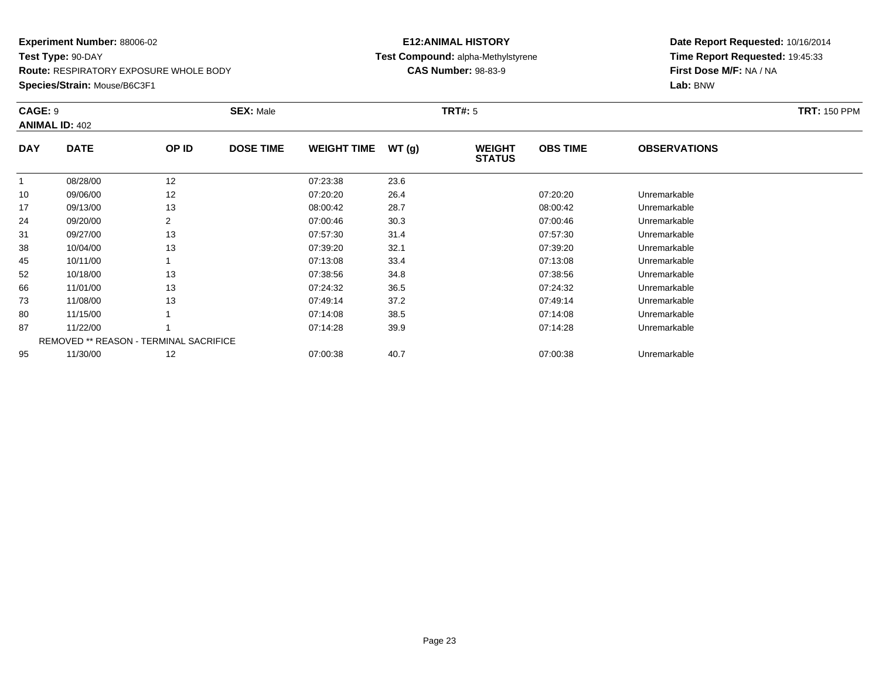**Experiment Number:** 88006-02
**Test Type:** 90-DAY
**Route:** RESPIRATORY EXPOSURE WHOLE BODY
**Species/Strain:** Mouse/B6C3F1

**E12:ANIMAL HISTORY**
**Test Compound:** alpha-Methylstyrene
**CAS Number:** 98-83-9

**Date Report Requested:** 10/16/2014
**Time Report Requested:** 19:45:33
**First Dose M/F:** NA / NA
**Lab:** BNW

**CAGE:** 9 **SEX:** Male **TRT#:** 5 **TRT:** 150 PPM
**ANIMAL ID:** 402

| DAY | DATE | OP ID | DOSE TIME | WEIGHT TIME | WT (g) | WEIGHT STATUS | OBS TIME | OBSERVATIONS |
|---|---|---|---|---|---|---|---|---|
| 1 | 08/28/00 | 12 | | 07:23:38 | 23.6 | | | |
| 10 | 09/06/00 | 12 | | 07:20:20 | 26.4 | | 07:20:20 | Unremarkable |
| 17 | 09/13/00 | 13 | | 08:00:42 | 28.7 | | 08:00:42 | Unremarkable |
| 24 | 09/20/00 | 2 | | 07:00:46 | 30.3 | | 07:00:46 | Unremarkable |
| 31 | 09/27/00 | 13 | | 07:57:30 | 31.4 | | 07:57:30 | Unremarkable |
| 38 | 10/04/00 | 13 | | 07:39:20 | 32.1 | | 07:39:20 | Unremarkable |
| 45 | 10/11/00 | 1 | | 07:13:08 | 33.4 | | 07:13:08 | Unremarkable |
| 52 | 10/18/00 | 13 | | 07:38:56 | 34.8 | | 07:38:56 | Unremarkable |
| 66 | 11/01/00 | 13 | | 07:24:32 | 36.5 | | 07:24:32 | Unremarkable |
| 73 | 11/08/00 | 13 | | 07:49:14 | 37.2 | | 07:49:14 | Unremarkable |
| 80 | 11/15/00 | 1 | | 07:14:08 | 38.5 | | 07:14:08 | Unremarkable |
| 87 | 11/22/00 | 1 | | 07:14:28 | 39.9 | | 07:14:28 | Unremarkable |
| | REMOVED ** REASON - TERMINAL SACRIFICE | | | | | | | |
| 95 | 11/30/00 | 12 | | 07:00:38 | 40.7 | | 07:00:38 | Unremarkable |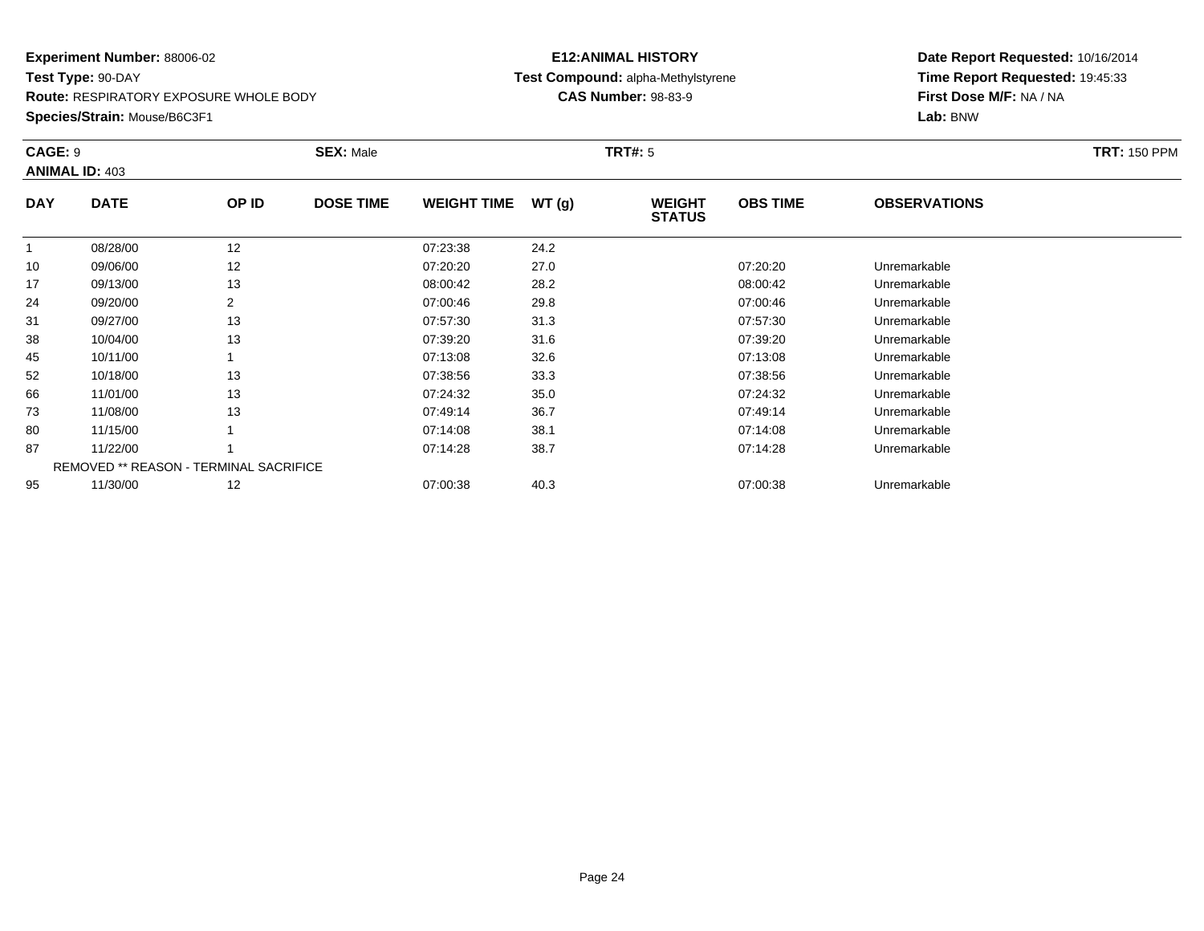**Experiment Number:** 88006-02
**Test Type:** 90-DAY
**Route:** RESPIRATORY EXPOSURE WHOLE BODY
**Species/Strain:** Mouse/B6C3F1

**E12:ANIMAL HISTORY**
**Test Compound:** alpha-Methylstyrene
**CAS Number:** 98-83-9

**Date Report Requested:** 10/16/2014
**Time Report Requested:** 19:45:33
**First Dose M/F:** NA / NA
**Lab:** BNW

**CAGE:** 9 **SEX:** Male **TRT#:** 5 **TRT:** 150 PPM
**ANIMAL ID:** 403

| DAY | DATE | OP ID | DOSE TIME | WEIGHT TIME | WT (g) | WEIGHT STATUS | OBS TIME | OBSERVATIONS |
|---|---|---|---|---|---|---|---|---|
| 1 | 08/28/00 | 12 | | 07:23:38 | 24.2 | | | |
| 10 | 09/06/00 | 12 | | 07:20:20 | 27.0 | | 07:20:20 | Unremarkable |
| 17 | 09/13/00 | 13 | | 08:00:42 | 28.2 | | 08:00:42 | Unremarkable |
| 24 | 09/20/00 | 2 | | 07:00:46 | 29.8 | | 07:00:46 | Unremarkable |
| 31 | 09/27/00 | 13 | | 07:57:30 | 31.3 | | 07:57:30 | Unremarkable |
| 38 | 10/04/00 | 13 | | 07:39:20 | 31.6 | | 07:39:20 | Unremarkable |
| 45 | 10/11/00 | 1 | | 07:13:08 | 32.6 | | 07:13:08 | Unremarkable |
| 52 | 10/18/00 | 13 | | 07:38:56 | 33.3 | | 07:38:56 | Unremarkable |
| 66 | 11/01/00 | 13 | | 07:24:32 | 35.0 | | 07:24:32 | Unremarkable |
| 73 | 11/08/00 | 13 | | 07:49:14 | 36.7 | | 07:49:14 | Unremarkable |
| 80 | 11/15/00 | 1 | | 07:14:08 | 38.1 | | 07:14:08 | Unremarkable |
| 87 | 11/22/00 | 1 | | 07:14:28 | 38.7 | | 07:14:28 | Unremarkable |
| | REMOVED ** REASON - TERMINAL SACRIFICE | | | | | | | |
| 95 | 11/30/00 | 12 | | 07:00:38 | 40.3 | | 07:00:38 | Unremarkable |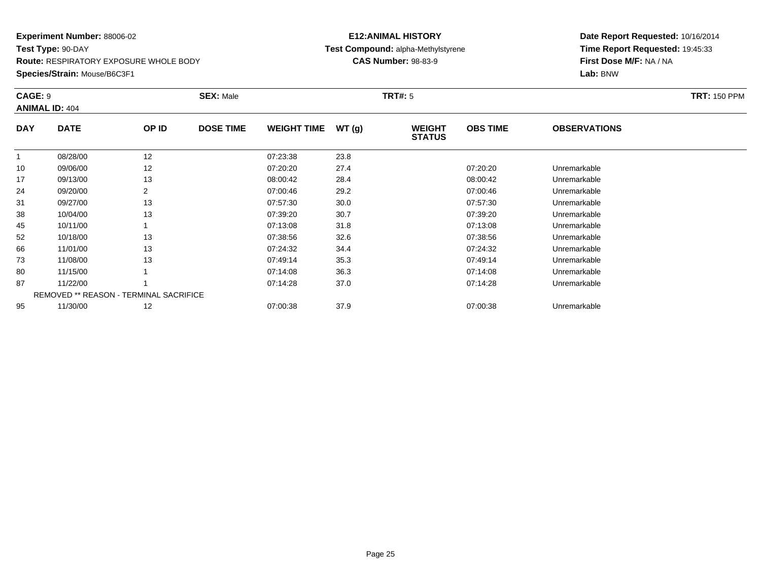**Experiment Number:** 88006-02
**Test Type:** 90-DAY
**Route:** RESPIRATORY EXPOSURE WHOLE BODY
**Species/Strain:** Mouse/B6C3F1

**E12:ANIMAL HISTORY**
**Test Compound:** alpha-Methylstyrene
**CAS Number:** 98-83-9

**Date Report Requested:** 10/16/2014
**Time Report Requested:** 19:45:33
**First Dose M/F:** NA / NA
**Lab:** BNW

**CAGE:** 9 **SEX:** Male **TRT#:** 5 **TRT:** 150 PPM
**ANIMAL ID:** 404

| DAY | DATE | OP ID | DOSE TIME | WEIGHT TIME | WT (g) | WEIGHT STATUS | OBS TIME | OBSERVATIONS |
|---|---|---|---|---|---|---|---|---|
| 1 | 08/28/00 | 12 | | 07:23:38 | 23.8 | | | |
| 10 | 09/06/00 | 12 | | 07:20:20 | 27.4 | | 07:20:20 | Unremarkable |
| 17 | 09/13/00 | 13 | | 08:00:42 | 28.4 | | 08:00:42 | Unremarkable |
| 24 | 09/20/00 | 2 | | 07:00:46 | 29.2 | | 07:00:46 | Unremarkable |
| 31 | 09/27/00 | 13 | | 07:57:30 | 30.0 | | 07:57:30 | Unremarkable |
| 38 | 10/04/00 | 13 | | 07:39:20 | 30.7 | | 07:39:20 | Unremarkable |
| 45 | 10/11/00 | 1 | | 07:13:08 | 31.8 | | 07:13:08 | Unremarkable |
| 52 | 10/18/00 | 13 | | 07:38:56 | 32.6 | | 07:38:56 | Unremarkable |
| 66 | 11/01/00 | 13 | | 07:24:32 | 34.4 | | 07:24:32 | Unremarkable |
| 73 | 11/08/00 | 13 | | 07:49:14 | 35.3 | | 07:49:14 | Unremarkable |
| 80 | 11/15/00 | 1 | | 07:14:08 | 36.3 | | 07:14:08 | Unremarkable |
| 87 | 11/22/00 | 1 | | 07:14:28 | 37.0 | | 07:14:28 | Unremarkable |
| | REMOVED ** REASON - TERMINAL SACRIFICE | | | | | | | |
| 95 | 11/30/00 | 12 | | 07:00:38 | 37.9 | | 07:00:38 | Unremarkable |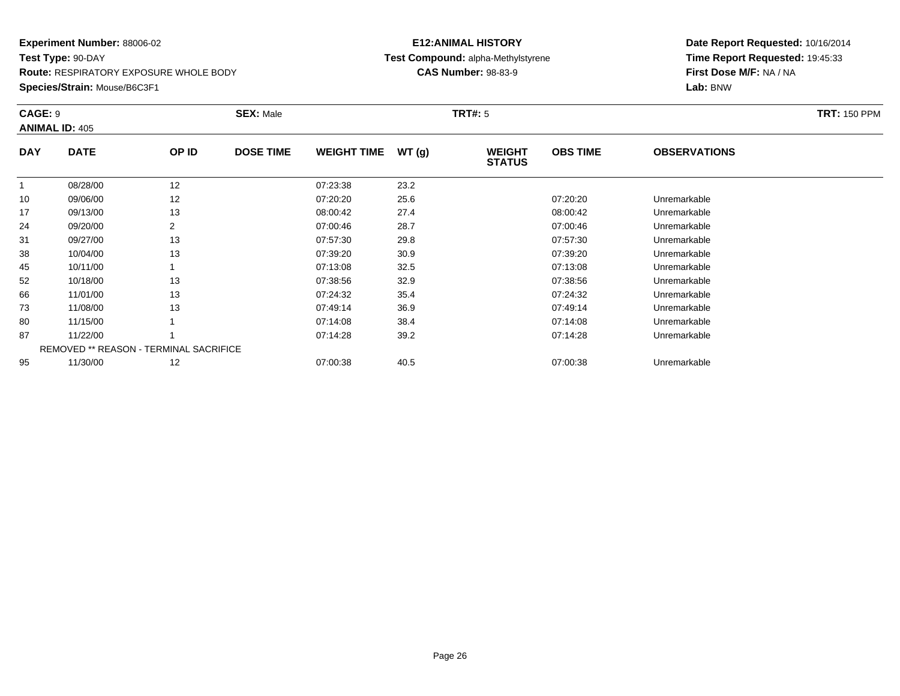**Experiment Number:** 88006-02
**Test Type:** 90-DAY
**Route:** RESPIRATORY EXPOSURE WHOLE BODY
**Species/Strain:** Mouse/B6C3F1

**E12:ANIMAL HISTORY**
**Test Compound:** alpha-Methylstyrene
**CAS Number:** 98-83-9

**Date Report Requested:** 10/16/2014
**Time Report Requested:** 19:45:33
**First Dose M/F:** NA / NA
**Lab:** BNW

**CAGE:** 9 **SEX:** Male **TRT#:** 5 **TRT:** 150 PPM
**ANIMAL ID:** 405

| DAY | DATE | OP ID | DOSE TIME | WEIGHT TIME | WT (g) | WEIGHT STATUS | OBS TIME | OBSERVATIONS |
|---|---|---|---|---|---|---|---|---|
| 1 | 08/28/00 | 12 | | 07:23:38 | 23.2 | | | |
| 10 | 09/06/00 | 12 | | 07:20:20 | 25.6 | | 07:20:20 | Unremarkable |
| 17 | 09/13/00 | 13 | | 08:00:42 | 27.4 | | 08:00:42 | Unremarkable |
| 24 | 09/20/00 | 2 | | 07:00:46 | 28.7 | | 07:00:46 | Unremarkable |
| 31 | 09/27/00 | 13 | | 07:57:30 | 29.8 | | 07:57:30 | Unremarkable |
| 38 | 10/04/00 | 13 | | 07:39:20 | 30.9 | | 07:39:20 | Unremarkable |
| 45 | 10/11/00 | 1 | | 07:13:08 | 32.5 | | 07:13:08 | Unremarkable |
| 52 | 10/18/00 | 13 | | 07:38:56 | 32.9 | | 07:38:56 | Unremarkable |
| 66 | 11/01/00 | 13 | | 07:24:32 | 35.4 | | 07:24:32 | Unremarkable |
| 73 | 11/08/00 | 13 | | 07:49:14 | 36.9 | | 07:49:14 | Unremarkable |
| 80 | 11/15/00 | 1 | | 07:14:08 | 38.4 | | 07:14:08 | Unremarkable |
| 87 | 11/22/00 | 1 | | 07:14:28 | 39.2 | | 07:14:28 | Unremarkable |
| | REMOVED ** REASON - TERMINAL SACRIFICE | | | | | | | |
| 95 | 11/30/00 | 12 | | 07:00:38 | 40.5 | | 07:00:38 | Unremarkable |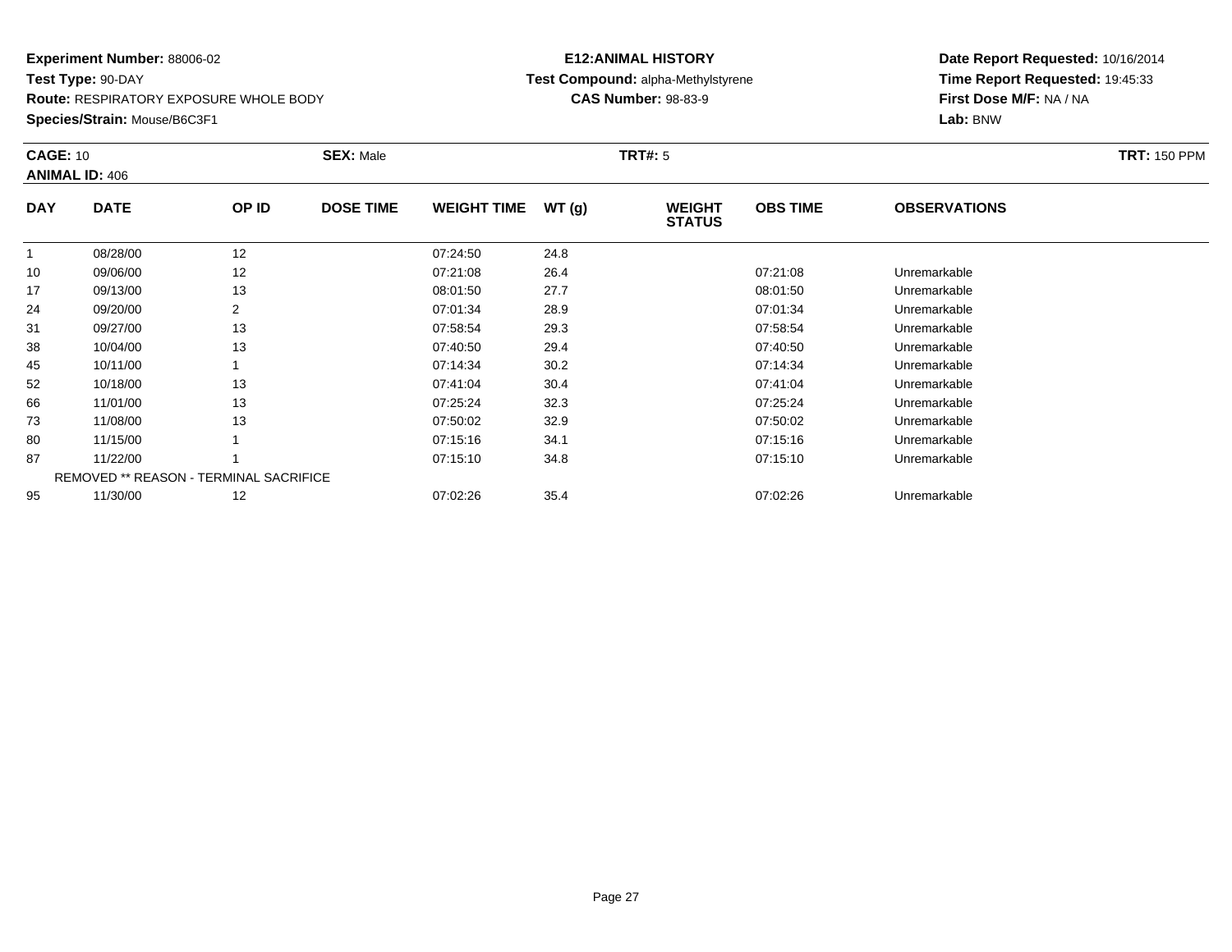**Experiment Number:** 88006-02
**Test Type:** 90-DAY
**Route:** RESPIRATORY EXPOSURE WHOLE BODY
**Species/Strain:** Mouse/B6C3F1

**E12:ANIMAL HISTORY**
**Test Compound:** alpha-Methylstyrene
**CAS Number:** 98-83-9

**Date Report Requested:** 10/16/2014
**Time Report Requested:** 19:45:33
**First Dose M/F:** NA / NA
**Lab:** BNW

**CAGE:** 10 **SEX:** Male **TRT#:** 5 **TRT:** 150 PPM
**ANIMAL ID:** 406

| DAY | DATE | OP ID | DOSE TIME | WEIGHT TIME | WT (g) | WEIGHT STATUS | OBS TIME | OBSERVATIONS |
|---|---|---|---|---|---|---|---|---|
| 1 | 08/28/00 | 12 | | 07:24:50 | 24.8 | | | |
| 10 | 09/06/00 | 12 | | 07:21:08 | 26.4 | | 07:21:08 | Unremarkable |
| 17 | 09/13/00 | 13 | | 08:01:50 | 27.7 | | 08:01:50 | Unremarkable |
| 24 | 09/20/00 | 2 | | 07:01:34 | 28.9 | | 07:01:34 | Unremarkable |
| 31 | 09/27/00 | 13 | | 07:58:54 | 29.3 | | 07:58:54 | Unremarkable |
| 38 | 10/04/00 | 13 | | 07:40:50 | 29.4 | | 07:40:50 | Unremarkable |
| 45 | 10/11/00 | 1 | | 07:14:34 | 30.2 | | 07:14:34 | Unremarkable |
| 52 | 10/18/00 | 13 | | 07:41:04 | 30.4 | | 07:41:04 | Unremarkable |
| 66 | 11/01/00 | 13 | | 07:25:24 | 32.3 | | 07:25:24 | Unremarkable |
| 73 | 11/08/00 | 13 | | 07:50:02 | 32.9 | | 07:50:02 | Unremarkable |
| 80 | 11/15/00 | 1 | | 07:15:16 | 34.1 | | 07:15:16 | Unremarkable |
| 87 | 11/22/00 | 1 | | 07:15:10 | 34.8 | | 07:15:10 | Unremarkable |
| | REMOVED ** REASON - TERMINAL SACRIFICE | | | | | | | |
| 95 | 11/30/00 | 12 | | 07:02:26 | 35.4 | | 07:02:26 | Unremarkable |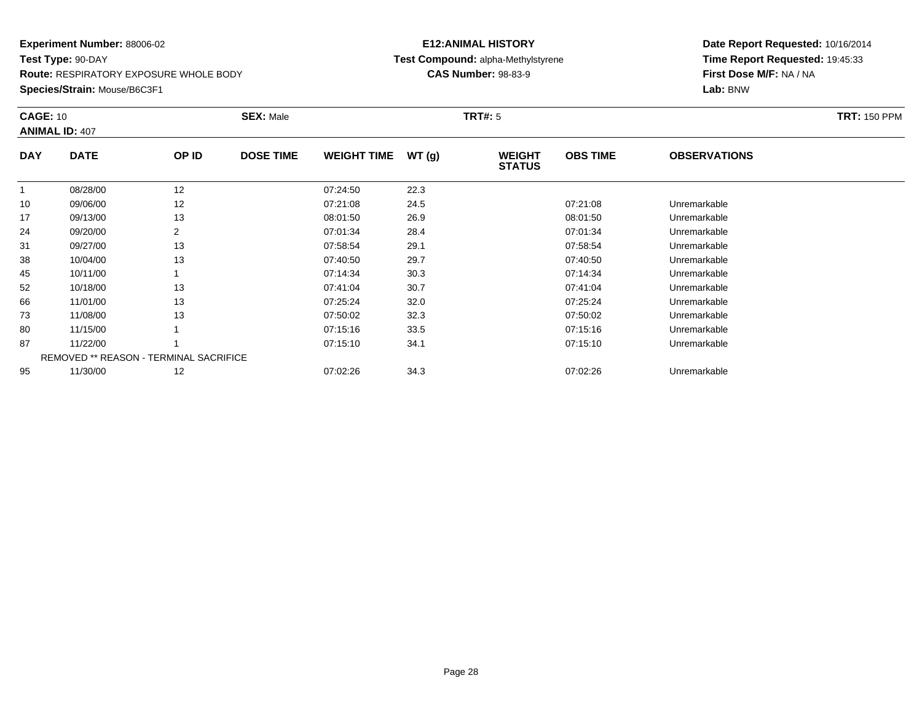**Experiment Number:** 88006-02
**Test Type:** 90-DAY
**Route:** RESPIRATORY EXPOSURE WHOLE BODY
**Species/Strain:** Mouse/B6C3F1

**E12:ANIMAL HISTORY**
**Test Compound:** alpha-Methylstyrene
**CAS Number:** 98-83-9

**Date Report Requested:** 10/16/2014
**Time Report Requested:** 19:45:33
**First Dose M/F:** NA / NA
**Lab:** BNW

**CAGE:** 10 **SEX:** Male **TRT#:** 5 **TRT:** 150 PPM
**ANIMAL ID:** 407

| DAY | DATE | OP ID | DOSE TIME | WEIGHT TIME | WT (g) | WEIGHT STATUS | OBS TIME | OBSERVATIONS |
|---|---|---|---|---|---|---|---|---|
| 1 | 08/28/00 | 12 | | 07:24:50 | 22.3 | | | |
| 10 | 09/06/00 | 12 | | 07:21:08 | 24.5 | | 07:21:08 | Unremarkable |
| 17 | 09/13/00 | 13 | | 08:01:50 | 26.9 | | 08:01:50 | Unremarkable |
| 24 | 09/20/00 | 2 | | 07:01:34 | 28.4 | | 07:01:34 | Unremarkable |
| 31 | 09/27/00 | 13 | | 07:58:54 | 29.1 | | 07:58:54 | Unremarkable |
| 38 | 10/04/00 | 13 | | 07:40:50 | 29.7 | | 07:40:50 | Unremarkable |
| 45 | 10/11/00 | 1 | | 07:14:34 | 30.3 | | 07:14:34 | Unremarkable |
| 52 | 10/18/00 | 13 | | 07:41:04 | 30.7 | | 07:41:04 | Unremarkable |
| 66 | 11/01/00 | 13 | | 07:25:24 | 32.0 | | 07:25:24 | Unremarkable |
| 73 | 11/08/00 | 13 | | 07:50:02 | 32.3 | | 07:50:02 | Unremarkable |
| 80 | 11/15/00 | 1 | | 07:15:16 | 33.5 | | 07:15:16 | Unremarkable |
| 87 | 11/22/00 | 1 | | 07:15:10 | 34.1 | | 07:15:10 | Unremarkable |
| | REMOVED ** REASON - TERMINAL SACRIFICE | | | | | | | |
| 95 | 11/30/00 | 12 | | 07:02:26 | 34.3 | | 07:02:26 | Unremarkable |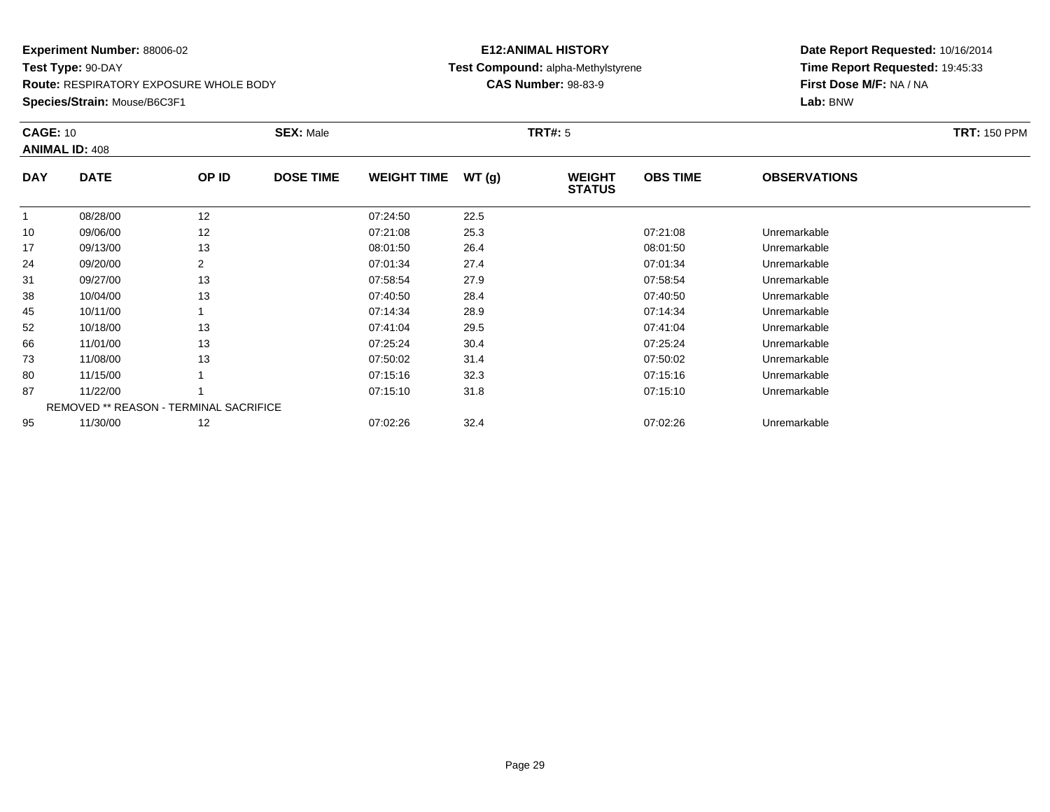**Experiment Number:** 88006-02
**Test Type:** 90-DAY
**Route:** RESPIRATORY EXPOSURE WHOLE BODY
**Species/Strain:** Mouse/B6C3F1

**E12:ANIMAL HISTORY**
**Test Compound:** alpha-Methylstyrene
**CAS Number:** 98-83-9

**Date Report Requested:** 10/16/2014
**Time Report Requested:** 19:45:33
**First Dose M/F:** NA / NA
**Lab:** BNW

**CAGE:** 10 **SEX:** Male **TRT#:** 5 **TRT:** 150 PPM
**ANIMAL ID:** 408

| DAY | DATE | OP ID | DOSE TIME | WEIGHT TIME | WT (g) | WEIGHT STATUS | OBS TIME | OBSERVATIONS |
|---|---|---|---|---|---|---|---|---|
| 1 | 08/28/00 | 12 | | 07:24:50 | 22.5 | | | |
| 10 | 09/06/00 | 12 | | 07:21:08 | 25.3 | | 07:21:08 | Unremarkable |
| 17 | 09/13/00 | 13 | | 08:01:50 | 26.4 | | 08:01:50 | Unremarkable |
| 24 | 09/20/00 | 2 | | 07:01:34 | 27.4 | | 07:01:34 | Unremarkable |
| 31 | 09/27/00 | 13 | | 07:58:54 | 27.9 | | 07:58:54 | Unremarkable |
| 38 | 10/04/00 | 13 | | 07:40:50 | 28.4 | | 07:40:50 | Unremarkable |
| 45 | 10/11/00 | 1 | | 07:14:34 | 28.9 | | 07:14:34 | Unremarkable |
| 52 | 10/18/00 | 13 | | 07:41:04 | 29.5 | | 07:41:04 | Unremarkable |
| 66 | 11/01/00 | 13 | | 07:25:24 | 30.4 | | 07:25:24 | Unremarkable |
| 73 | 11/08/00 | 13 | | 07:50:02 | 31.4 | | 07:50:02 | Unremarkable |
| 80 | 11/15/00 | 1 | | 07:15:16 | 32.3 | | 07:15:16 | Unremarkable |
| 87 | 11/22/00 | 1 | | 07:15:10 | 31.8 | | 07:15:10 | Unremarkable |
| | REMOVED ** REASON - TERMINAL SACRIFICE | | | | | | | |
| 95 | 11/30/00 | 12 | | 07:02:26 | 32.4 | | 07:02:26 | Unremarkable |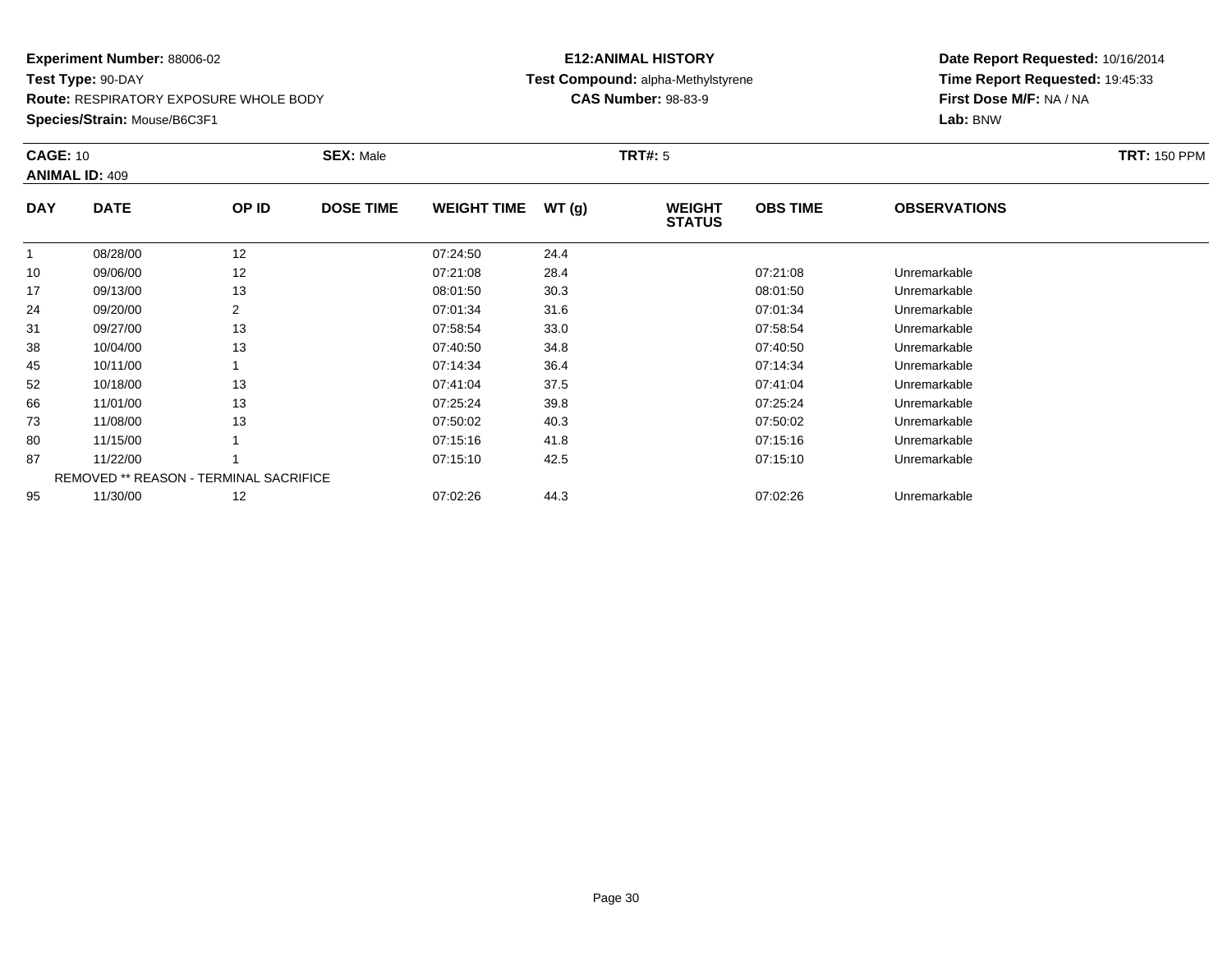**Experiment Number:** 88006-02
**Test Type:** 90-DAY
**Route:** RESPIRATORY EXPOSURE WHOLE BODY
**Species/Strain:** Mouse/B6C3F1

**E12:ANIMAL HISTORY**
**Test Compound:** alpha-Methylstyrene
**CAS Number:** 98-83-9

**Date Report Requested:** 10/16/2014
**Time Report Requested:** 19:45:33
**First Dose M/F:** NA / NA
**Lab:** BNW

**CAGE:** 10 **SEX:** Male **TRT#:** 5 **TRT:** 150 PPM
**ANIMAL ID:** 409

| DAY | DATE | OP ID | DOSE TIME | WEIGHT TIME | WT (g) | WEIGHT STATUS | OBS TIME | OBSERVATIONS |
|---|---|---|---|---|---|---|---|---|
| 1 | 08/28/00 | 12 | | 07:24:50 | 24.4 | | | |
| 10 | 09/06/00 | 12 | | 07:21:08 | 28.4 | | 07:21:08 | Unremarkable |
| 17 | 09/13/00 | 13 | | 08:01:50 | 30.3 | | 08:01:50 | Unremarkable |
| 24 | 09/20/00 | 2 | | 07:01:34 | 31.6 | | 07:01:34 | Unremarkable |
| 31 | 09/27/00 | 13 | | 07:58:54 | 33.0 | | 07:58:54 | Unremarkable |
| 38 | 10/04/00 | 13 | | 07:40:50 | 34.8 | | 07:40:50 | Unremarkable |
| 45 | 10/11/00 | 1 | | 07:14:34 | 36.4 | | 07:14:34 | Unremarkable |
| 52 | 10/18/00 | 13 | | 07:41:04 | 37.5 | | 07:41:04 | Unremarkable |
| 66 | 11/01/00 | 13 | | 07:25:24 | 39.8 | | 07:25:24 | Unremarkable |
| 73 | 11/08/00 | 13 | | 07:50:02 | 40.3 | | 07:50:02 | Unremarkable |
| 80 | 11/15/00 | 1 | | 07:15:16 | 41.8 | | 07:15:16 | Unremarkable |
| 87 | 11/22/00 | 1 | | 07:15:10 | 42.5 | | 07:15:10 | Unremarkable |
| REMOVED ** REASON - TERMINAL SACRIFICE | | | | | | | | |
| 95 | 11/30/00 | 12 | | 07:02:26 | 44.3 | | 07:02:26 | Unremarkable |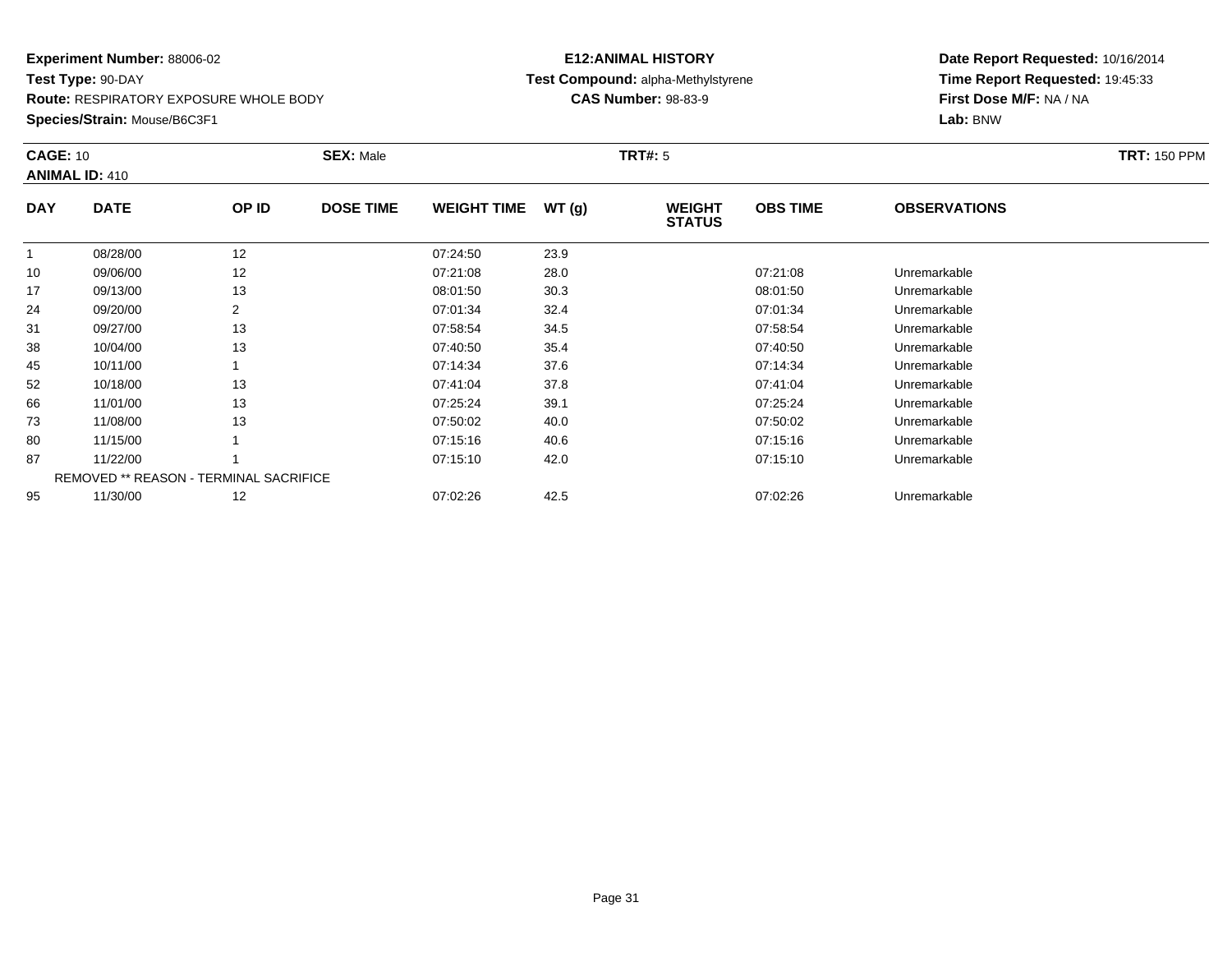**Experiment Number:** 88006-02
**Test Type:** 90-DAY
**Route:** RESPIRATORY EXPOSURE WHOLE BODY
**Species/Strain:** Mouse/B6C3F1

**E12:ANIMAL HISTORY**
**Test Compound:** alpha-Methylstyrene
**CAS Number:** 98-83-9

**Date Report Requested:** 10/16/2014
**Time Report Requested:** 19:45:33
**First Dose M/F:** NA / NA
**Lab:** BNW

**CAGE:** 10 **SEX:** Male **TRT#:** 5 **TRT:** 150 PPM
**ANIMAL ID:** 410

| DAY | DATE | OP ID | DOSE TIME | WEIGHT TIME | WT (g) | WEIGHT STATUS | OBS TIME | OBSERVATIONS |
|---|---|---|---|---|---|---|---|---|
| 1 | 08/28/00 | 12 | | 07:24:50 | 23.9 | | | |
| 10 | 09/06/00 | 12 | | 07:21:08 | 28.0 | | 07:21:08 | Unremarkable |
| 17 | 09/13/00 | 13 | | 08:01:50 | 30.3 | | 08:01:50 | Unremarkable |
| 24 | 09/20/00 | 2 | | 07:01:34 | 32.4 | | 07:01:34 | Unremarkable |
| 31 | 09/27/00 | 13 | | 07:58:54 | 34.5 | | 07:58:54 | Unremarkable |
| 38 | 10/04/00 | 13 | | 07:40:50 | 35.4 | | 07:40:50 | Unremarkable |
| 45 | 10/11/00 | 1 | | 07:14:34 | 37.6 | | 07:14:34 | Unremarkable |
| 52 | 10/18/00 | 13 | | 07:41:04 | 37.8 | | 07:41:04 | Unremarkable |
| 66 | 11/01/00 | 13 | | 07:25:24 | 39.1 | | 07:25:24 | Unremarkable |
| 73 | 11/08/00 | 13 | | 07:50:02 | 40.0 | | 07:50:02 | Unremarkable |
| 80 | 11/15/00 | 1 | | 07:15:16 | 40.6 | | 07:15:16 | Unremarkable |
| 87 | 11/22/00 | 1 | | 07:15:10 | 42.0 | | 07:15:10 | Unremarkable |
| | REMOVED ** REASON - TERMINAL SACRIFICE | | | | | | | |
| 95 | 11/30/00 | 12 | | 07:02:26 | 42.5 | | 07:02:26 | Unremarkable |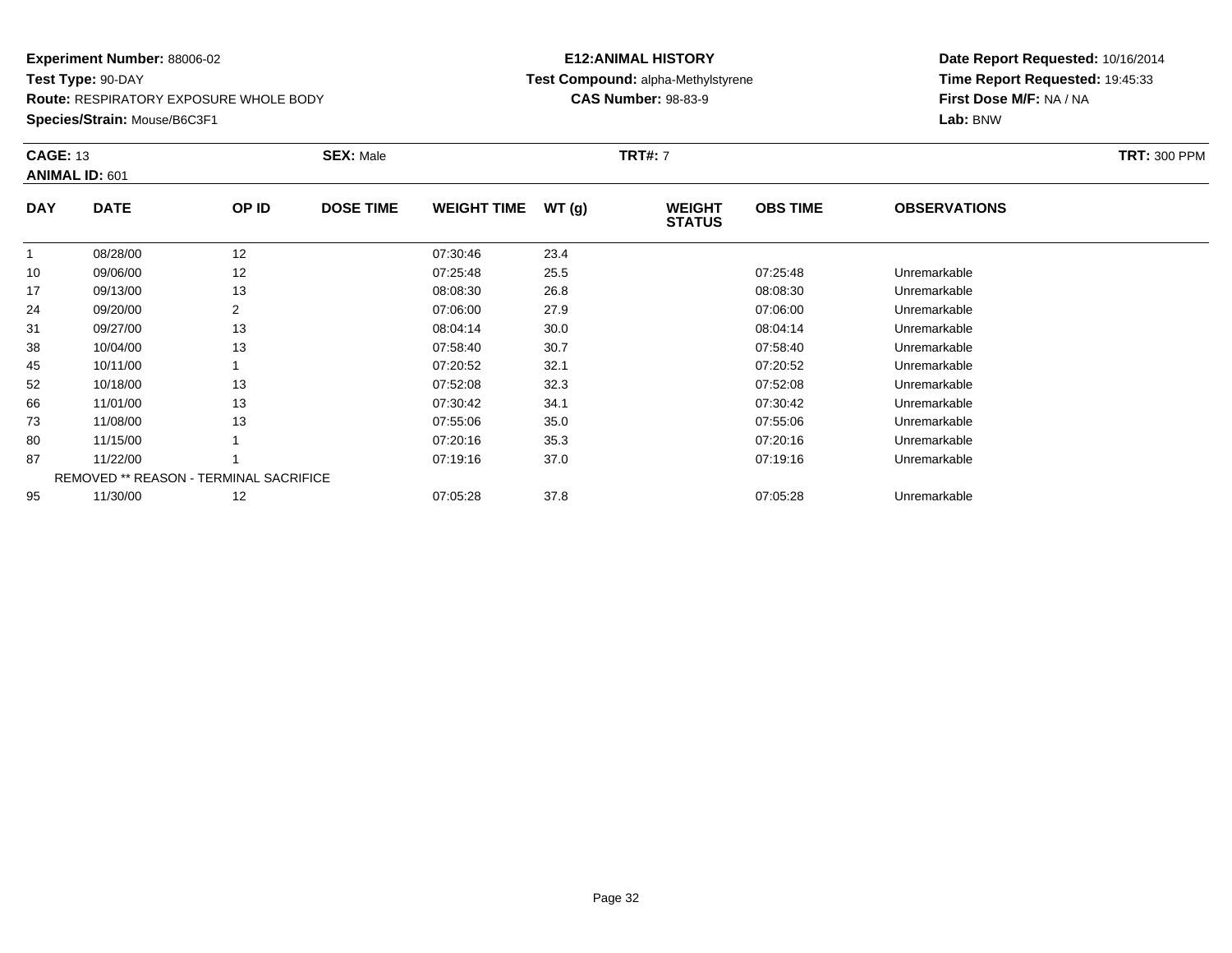**Experiment Number:** 88006-02
**Test Type:** 90-DAY
**Route:** RESPIRATORY EXPOSURE WHOLE BODY
**Species/Strain:** Mouse/B6C3F1

**E12:ANIMAL HISTORY**
**Test Compound:** alpha-Methylstyrene
**CAS Number:** 98-83-9

**Date Report Requested:** 10/16/2014
**Time Report Requested:** 19:45:33
**First Dose M/F:** NA / NA
**Lab:** BNW

**CAGE:** 13 **SEX:** Male **TRT#:** 7 **TRT:** 300 PPM
**ANIMAL ID:** 601

| DAY | DATE | OP ID | DOSE TIME | WEIGHT TIME | WT (g) | WEIGHT STATUS | OBS TIME | OBSERVATIONS |
|---|---|---|---|---|---|---|---|---|
| 1 | 08/28/00 | 12 | | 07:30:46 | 23.4 | | | |
| 10 | 09/06/00 | 12 | | 07:25:48 | 25.5 | | 07:25:48 | Unremarkable |
| 17 | 09/13/00 | 13 | | 08:08:30 | 26.8 | | 08:08:30 | Unremarkable |
| 24 | 09/20/00 | 2 | | 07:06:00 | 27.9 | | 07:06:00 | Unremarkable |
| 31 | 09/27/00 | 13 | | 08:04:14 | 30.0 | | 08:04:14 | Unremarkable |
| 38 | 10/04/00 | 13 | | 07:58:40 | 30.7 | | 07:58:40 | Unremarkable |
| 45 | 10/11/00 | 1 | | 07:20:52 | 32.1 | | 07:20:52 | Unremarkable |
| 52 | 10/18/00 | 13 | | 07:52:08 | 32.3 | | 07:52:08 | Unremarkable |
| 66 | 11/01/00 | 13 | | 07:30:42 | 34.1 | | 07:30:42 | Unremarkable |
| 73 | 11/08/00 | 13 | | 07:55:06 | 35.0 | | 07:55:06 | Unremarkable |
| 80 | 11/15/00 | 1 | | 07:20:16 | 35.3 | | 07:20:16 | Unremarkable |
| 87 | 11/22/00 | 1 | | 07:19:16 | 37.0 | | 07:19:16 | Unremarkable |
| | REMOVED ** REASON - TERMINAL SACRIFICE | | | | | | | |
| 95 | 11/30/00 | 12 | | 07:05:28 | 37.8 | | 07:05:28 | Unremarkable |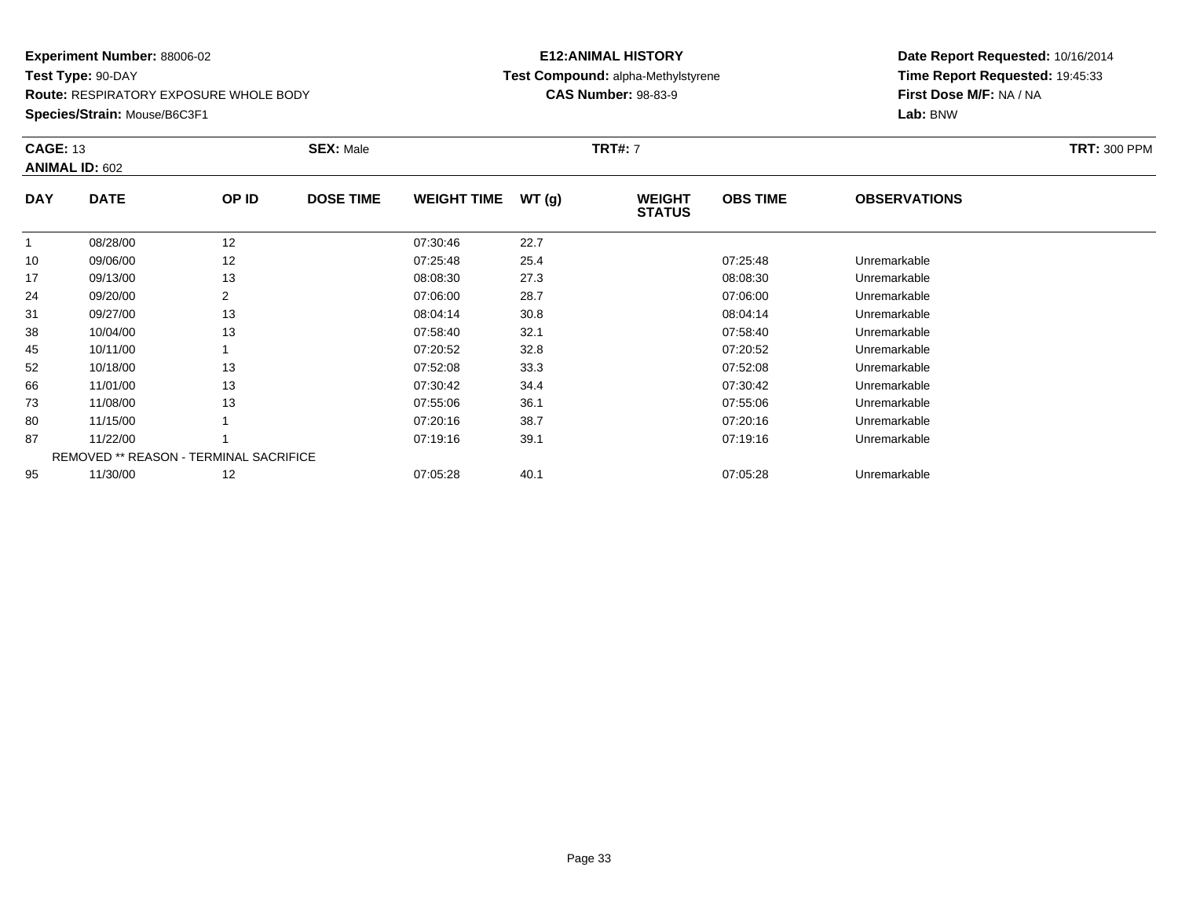**Experiment Number:** 88006-02
**Test Type:** 90-DAY
**Route:** RESPIRATORY EXPOSURE WHOLE BODY
**Species/Strain:** Mouse/B6C3F1

**E12:ANIMAL HISTORY**
**Test Compound:** alpha-Methylstyrene
**CAS Number:** 98-83-9

**Date Report Requested:** 10/16/2014
**Time Report Requested:** 19:45:33
**First Dose M/F:** NA / NA
**Lab:** BNW

**CAGE:** 13 **SEX:** Male **TRT#:** 7 **TRT:** 300 PPM
**ANIMAL ID:** 602

| DAY | DATE | OP ID | DOSE TIME | WEIGHT TIME | WT (g) | WEIGHT STATUS | OBS TIME | OBSERVATIONS |
|---|---|---|---|---|---|---|---|---|
| 1 | 08/28/00 | 12 | | 07:30:46 | 22.7 | | | |
| 10 | 09/06/00 | 12 | | 07:25:48 | 25.4 | | 07:25:48 | Unremarkable |
| 17 | 09/13/00 | 13 | | 08:08:30 | 27.3 | | 08:08:30 | Unremarkable |
| 24 | 09/20/00 | 2 | | 07:06:00 | 28.7 | | 07:06:00 | Unremarkable |
| 31 | 09/27/00 | 13 | | 08:04:14 | 30.8 | | 08:04:14 | Unremarkable |
| 38 | 10/04/00 | 13 | | 07:58:40 | 32.1 | | 07:58:40 | Unremarkable |
| 45 | 10/11/00 | 1 | | 07:20:52 | 32.8 | | 07:20:52 | Unremarkable |
| 52 | 10/18/00 | 13 | | 07:52:08 | 33.3 | | 07:52:08 | Unremarkable |
| 66 | 11/01/00 | 13 | | 07:30:42 | 34.4 | | 07:30:42 | Unremarkable |
| 73 | 11/08/00 | 13 | | 07:55:06 | 36.1 | | 07:55:06 | Unremarkable |
| 80 | 11/15/00 | 1 | | 07:20:16 | 38.7 | | 07:20:16 | Unremarkable |
| 87 | 11/22/00 | 1 | | 07:19:16 | 39.1 | | 07:19:16 | Unremarkable |
| | REMOVED ** REASON - TERMINAL SACRIFICE | | | | | | | |
| 95 | 11/30/00 | 12 | | 07:05:28 | 40.1 | | 07:05:28 | Unremarkable |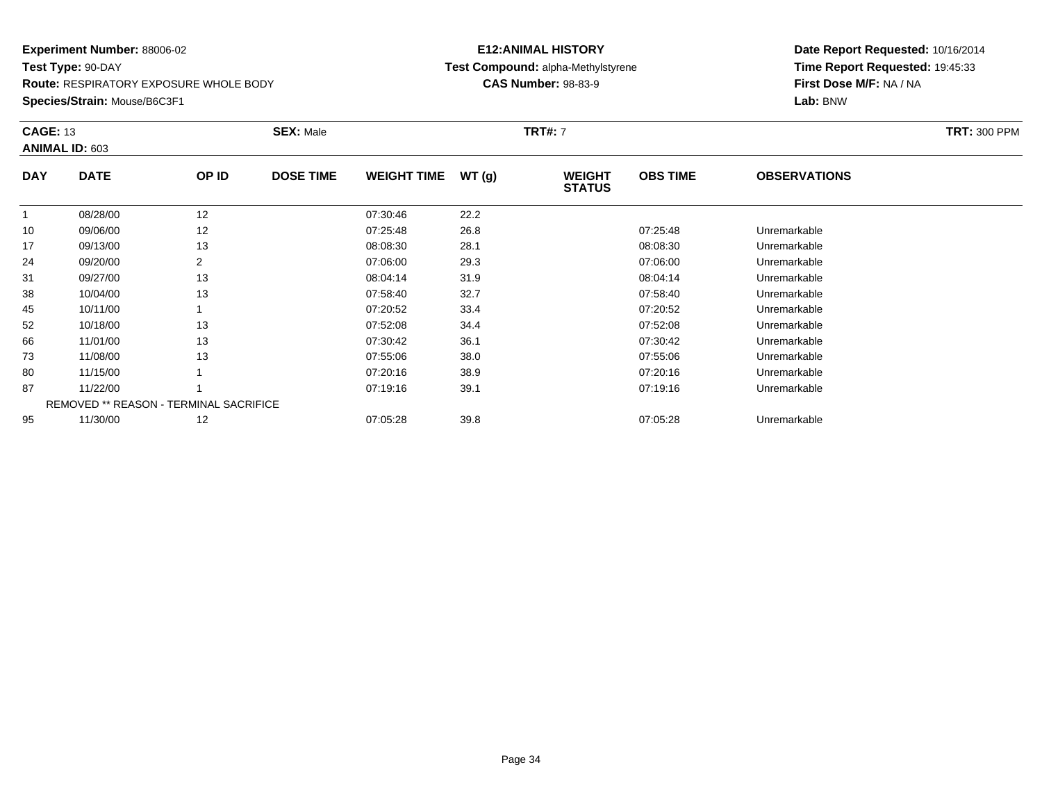**Experiment Number:** 88006-02
**Test Type:** 90-DAY
**Route:** RESPIRATORY EXPOSURE WHOLE BODY
**Species/Strain:** Mouse/B6C3F1

**E12:ANIMAL HISTORY**
**Test Compound:** alpha-Methylstyrene
**CAS Number:** 98-83-9

**Date Report Requested:** 10/16/2014
**Time Report Requested:** 19:45:33
**First Dose M/F:** NA / NA
**Lab:** BNW

**CAGE:** 13 **SEX:** Male **TRT#:** 7 **TRT:** 300 PPM
**ANIMAL ID:** 603

| DAY | DATE | OP ID | DOSE TIME | WEIGHT TIME | WT (g) | WEIGHT STATUS | OBS TIME | OBSERVATIONS |
|---|---|---|---|---|---|---|---|---|
| 1 | 08/28/00 | 12 | | 07:30:46 | 22.2 | | | |
| 10 | 09/06/00 | 12 | | 07:25:48 | 26.8 | | 07:25:48 | Unremarkable |
| 17 | 09/13/00 | 13 | | 08:08:30 | 28.1 | | 08:08:30 | Unremarkable |
| 24 | 09/20/00 | 2 | | 07:06:00 | 29.3 | | 07:06:00 | Unremarkable |
| 31 | 09/27/00 | 13 | | 08:04:14 | 31.9 | | 08:04:14 | Unremarkable |
| 38 | 10/04/00 | 13 | | 07:58:40 | 32.7 | | 07:58:40 | Unremarkable |
| 45 | 10/11/00 | 1 | | 07:20:52 | 33.4 | | 07:20:52 | Unremarkable |
| 52 | 10/18/00 | 13 | | 07:52:08 | 34.4 | | 07:52:08 | Unremarkable |
| 66 | 11/01/00 | 13 | | 07:30:42 | 36.1 | | 07:30:42 | Unremarkable |
| 73 | 11/08/00 | 13 | | 07:55:06 | 38.0 | | 07:55:06 | Unremarkable |
| 80 | 11/15/00 | 1 | | 07:20:16 | 38.9 | | 07:20:16 | Unremarkable |
| 87 | 11/22/00 | 1 | | 07:19:16 | 39.1 | | 07:19:16 | Unremarkable |
| | REMOVED ** REASON - TERMINAL SACRIFICE | | | | | | | |
| 95 | 11/30/00 | 12 | | 07:05:28 | 39.8 | | 07:05:28 | Unremarkable |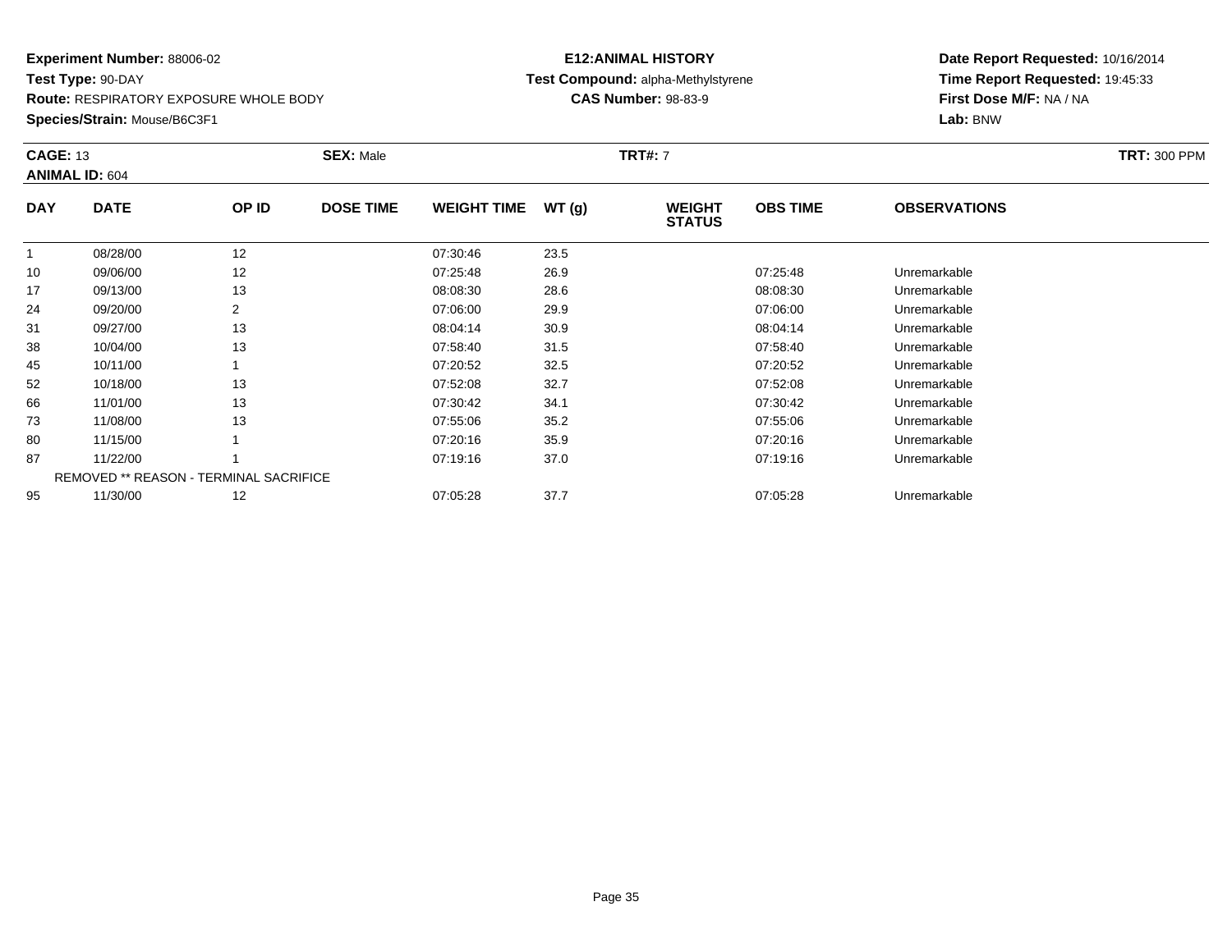**Experiment Number:** 88006-02
**Test Type:** 90-DAY
**Route:** RESPIRATORY EXPOSURE WHOLE BODY
**Species/Strain:** Mouse/B6C3F1

**E12:ANIMAL HISTORY**
**Test Compound:** alpha-Methylstyrene
**CAS Number:** 98-83-9

**Date Report Requested:** 10/16/2014
**Time Report Requested:** 19:45:33
**First Dose M/F:** NA / NA
**Lab:** BNW

**CAGE:** 13
**ANIMAL ID:** 604
**SEX:** Male
**TRT#:** 7
**TRT:** 300 PPM

| DAY | DATE | OP ID | DOSE TIME | WEIGHT TIME | WT (g) | WEIGHT STATUS | OBS TIME | OBSERVATIONS |
|---|---|---|---|---|---|---|---|---|
| 1 | 08/28/00 | 12 | | 07:30:46 | 23.5 | | | |
| 10 | 09/06/00 | 12 | | 07:25:48 | 26.9 | | 07:25:48 | Unremarkable |
| 17 | 09/13/00 | 13 | | 08:08:30 | 28.6 | | 08:08:30 | Unremarkable |
| 24 | 09/20/00 | 2 | | 07:06:00 | 29.9 | | 07:06:00 | Unremarkable |
| 31 | 09/27/00 | 13 | | 08:04:14 | 30.9 | | 08:04:14 | Unremarkable |
| 38 | 10/04/00 | 13 | | 07:58:40 | 31.5 | | 07:58:40 | Unremarkable |
| 45 | 10/11/00 | 1 | | 07:20:52 | 32.5 | | 07:20:52 | Unremarkable |
| 52 | 10/18/00 | 13 | | 07:52:08 | 32.7 | | 07:52:08 | Unremarkable |
| 66 | 11/01/00 | 13 | | 07:30:42 | 34.1 | | 07:30:42 | Unremarkable |
| 73 | 11/08/00 | 13 | | 07:55:06 | 35.2 | | 07:55:06 | Unremarkable |
| 80 | 11/15/00 | 1 | | 07:20:16 | 35.9 | | 07:20:16 | Unremarkable |
| 87 | 11/22/00 | 1 | | 07:19:16 | 37.0 | | 07:19:16 | Unremarkable |
| | REMOVED ** REASON - TERMINAL SACRIFICE | | | | | | | |
| 95 | 11/30/00 | 12 | | 07:05:28 | 37.7 | | 07:05:28 | Unremarkable |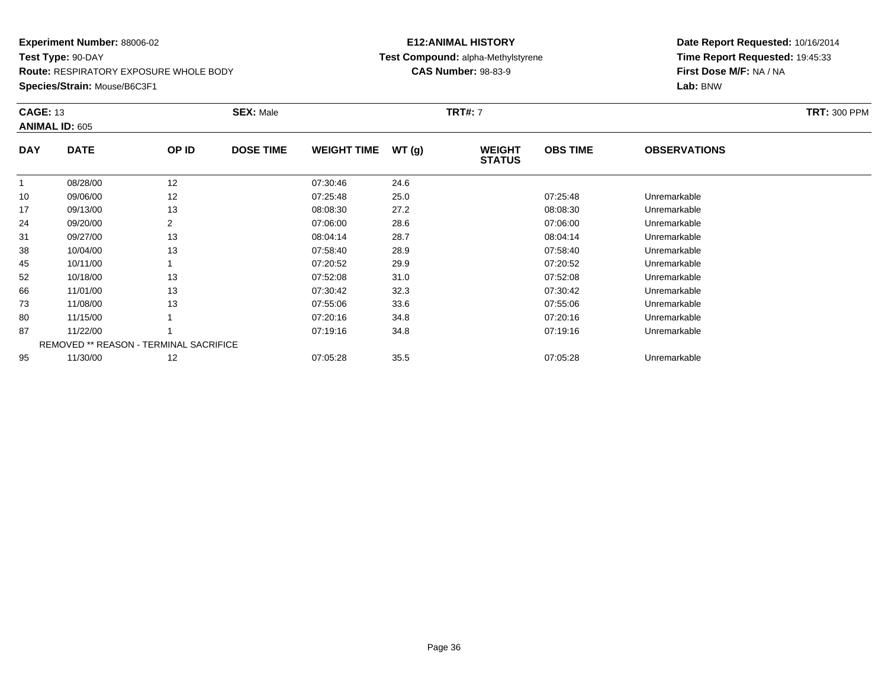**Experiment Number:** 88006-02
**Test Type:** 90-DAY
**Route:** RESPIRATORY EXPOSURE WHOLE BODY
**Species/Strain:** Mouse/B6C3F1

**E12:ANIMAL HISTORY**
**Test Compound:** alpha-Methylstyrene
**CAS Number:** 98-83-9

**Date Report Requested:** 10/16/2014
**Time Report Requested:** 19:45:33
**First Dose M/F:** NA / NA
**Lab:** BNW

**CAGE:** 13 **SEX:** Male **TRT#:** 7 **TRT:** 300 PPM
**ANIMAL ID:** 605

| DAY | DATE | OP ID | DOSE TIME | WEIGHT TIME | WT (g) | WEIGHT STATUS | OBS TIME | OBSERVATIONS |
|---|---|---|---|---|---|---|---|---|
| 1 | 08/28/00 | 12 | | 07:30:46 | 24.6 | | | |
| 10 | 09/06/00 | 12 | | 07:25:48 | 25.0 | | 07:25:48 | Unremarkable |
| 17 | 09/13/00 | 13 | | 08:08:30 | 27.2 | | 08:08:30 | Unremarkable |
| 24 | 09/20/00 | 2 | | 07:06:00 | 28.6 | | 07:06:00 | Unremarkable |
| 31 | 09/27/00 | 13 | | 08:04:14 | 28.7 | | 08:04:14 | Unremarkable |
| 38 | 10/04/00 | 13 | | 07:58:40 | 28.9 | | 07:58:40 | Unremarkable |
| 45 | 10/11/00 | 1 | | 07:20:52 | 29.9 | | 07:20:52 | Unremarkable |
| 52 | 10/18/00 | 13 | | 07:52:08 | 31.0 | | 07:52:08 | Unremarkable |
| 66 | 11/01/00 | 13 | | 07:30:42 | 32.3 | | 07:30:42 | Unremarkable |
| 73 | 11/08/00 | 13 | | 07:55:06 | 33.6 | | 07:55:06 | Unremarkable |
| 80 | 11/15/00 | 1 | | 07:20:16 | 34.8 | | 07:20:16 | Unremarkable |
| 87 | 11/22/00 | 1 | | 07:19:16 | 34.8 | | 07:19:16 | Unremarkable |
| | REMOVED ** REASON - TERMINAL SACRIFICE | | | | | | | |
| 95 | 11/30/00 | 12 | | 07:05:28 | 35.5 | | 07:05:28 | Unremarkable |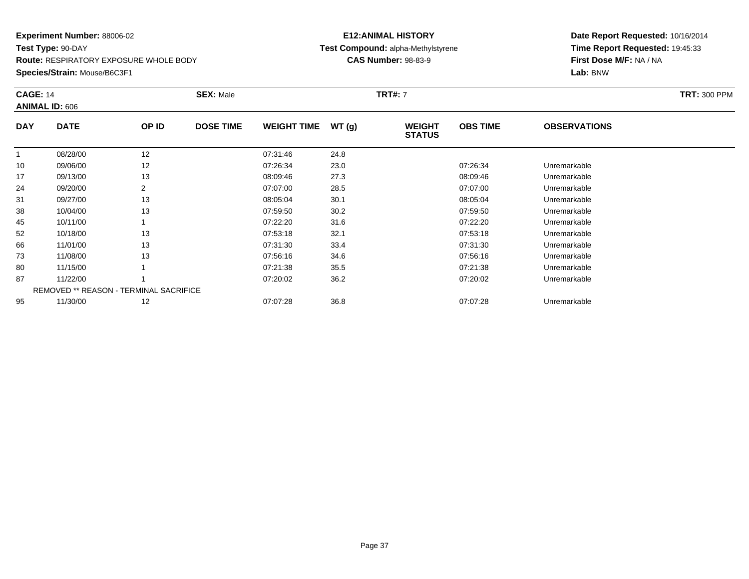**Experiment Number:** 88006-02
**Test Type:** 90-DAY
**Route:** RESPIRATORY EXPOSURE WHOLE BODY
**Species/Strain:** Mouse/B6C3F1

**E12:ANIMAL HISTORY**
**Test Compound:** alpha-Methylstyrene
**CAS Number:** 98-83-9

**Date Report Requested:** 10/16/2014
**Time Report Requested:** 19:45:33
**First Dose M/F:** NA / NA
**Lab:** BNW

**CAGE:** 14 **SEX:** Male **TRT#:** 7 **TRT:** 300 PPM
**ANIMAL ID:** 606

| DAY | DATE | OP ID | DOSE TIME | WEIGHT TIME | WT (g) | WEIGHT STATUS | OBS TIME | OBSERVATIONS |
|---|---|---|---|---|---|---|---|---|
| 1 | 08/28/00 | 12 | | 07:31:46 | 24.8 | | | |
| 10 | 09/06/00 | 12 | | 07:26:34 | 23.0 | | 07:26:34 | Unremarkable |
| 17 | 09/13/00 | 13 | | 08:09:46 | 27.3 | | 08:09:46 | Unremarkable |
| 24 | 09/20/00 | 2 | | 07:07:00 | 28.5 | | 07:07:00 | Unremarkable |
| 31 | 09/27/00 | 13 | | 08:05:04 | 30.1 | | 08:05:04 | Unremarkable |
| 38 | 10/04/00 | 13 | | 07:59:50 | 30.2 | | 07:59:50 | Unremarkable |
| 45 | 10/11/00 | 1 | | 07:22:20 | 31.6 | | 07:22:20 | Unremarkable |
| 52 | 10/18/00 | 13 | | 07:53:18 | 32.1 | | 07:53:18 | Unremarkable |
| 66 | 11/01/00 | 13 | | 07:31:30 | 33.4 | | 07:31:30 | Unremarkable |
| 73 | 11/08/00 | 13 | | 07:56:16 | 34.6 | | 07:56:16 | Unremarkable |
| 80 | 11/15/00 | 1 | | 07:21:38 | 35.5 | | 07:21:38 | Unremarkable |
| 87 | 11/22/00 | 1 | | 07:20:02 | 36.2 | | 07:20:02 | Unremarkable |
| | REMOVED ** REASON - TERMINAL SACRIFICE | | | | | | | |
| 95 | 11/30/00 | 12 | | 07:07:28 | 36.8 | | 07:07:28 | Unremarkable |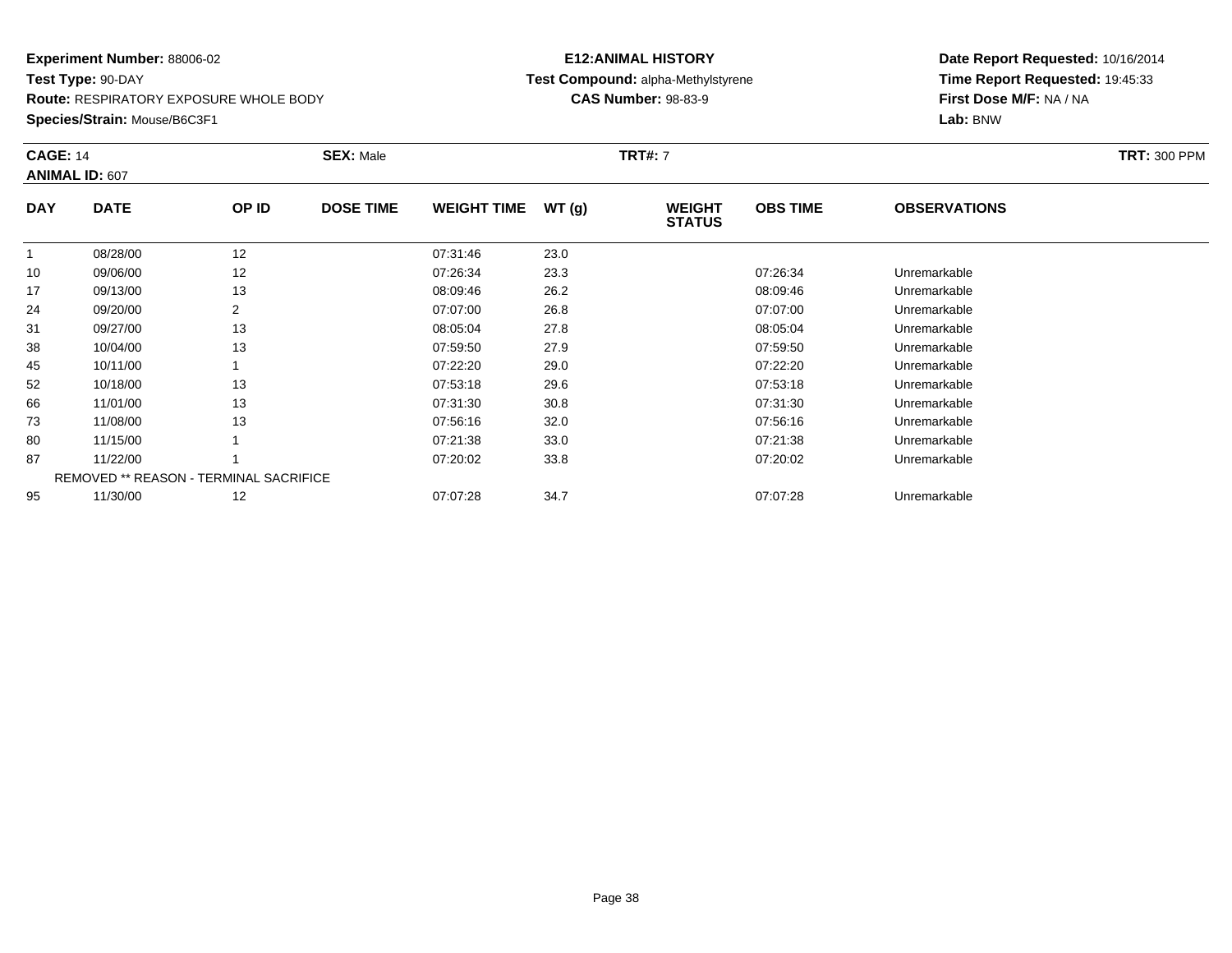**Experiment Number:** 88006-02
**Test Type:** 90-DAY
**Route:** RESPIRATORY EXPOSURE WHOLE BODY
**Species/Strain:** Mouse/B6C3F1

**E12:ANIMAL HISTORY**
**Test Compound:** alpha-Methylstyrene
**CAS Number:** 98-83-9

**Date Report Requested:** 10/16/2014
**Time Report Requested:** 19:45:33
**First Dose M/F:** NA / NA
**Lab:** BNW

**CAGE:** 14　**SEX:** Male　**TRT#:** 7　**TRT:** 300 PPM
**ANIMAL ID:** 607

| DAY | DATE | OP ID | DOSE TIME | WEIGHT TIME | WT (g) | WEIGHT STATUS | OBS TIME | OBSERVATIONS |
|---|---|---|---|---|---|---|---|---|
| 1 | 08/28/00 | 12 | | 07:31:46 | 23.0 | | | |
| 10 | 09/06/00 | 12 | | 07:26:34 | 23.3 | | 07:26:34 | Unremarkable |
| 17 | 09/13/00 | 13 | | 08:09:46 | 26.2 | | 08:09:46 | Unremarkable |
| 24 | 09/20/00 | 2 | | 07:07:00 | 26.8 | | 07:07:00 | Unremarkable |
| 31 | 09/27/00 | 13 | | 08:05:04 | 27.8 | | 08:05:04 | Unremarkable |
| 38 | 10/04/00 | 13 | | 07:59:50 | 27.9 | | 07:59:50 | Unremarkable |
| 45 | 10/11/00 | 1 | | 07:22:20 | 29.0 | | 07:22:20 | Unremarkable |
| 52 | 10/18/00 | 13 | | 07:53:18 | 29.6 | | 07:53:18 | Unremarkable |
| 66 | 11/01/00 | 13 | | 07:31:30 | 30.8 | | 07:31:30 | Unremarkable |
| 73 | 11/08/00 | 13 | | 07:56:16 | 32.0 | | 07:56:16 | Unremarkable |
| 80 | 11/15/00 | 1 | | 07:21:38 | 33.0 | | 07:21:38 | Unremarkable |
| 87 | 11/22/00 | 1 | | 07:20:02 | 33.8 | | 07:20:02 | Unremarkable |
| | REMOVED ** REASON - TERMINAL SACRIFICE | | | | | | | |
| 95 | 11/30/00 | 12 | | 07:07:28 | 34.7 | | 07:07:28 | Unremarkable |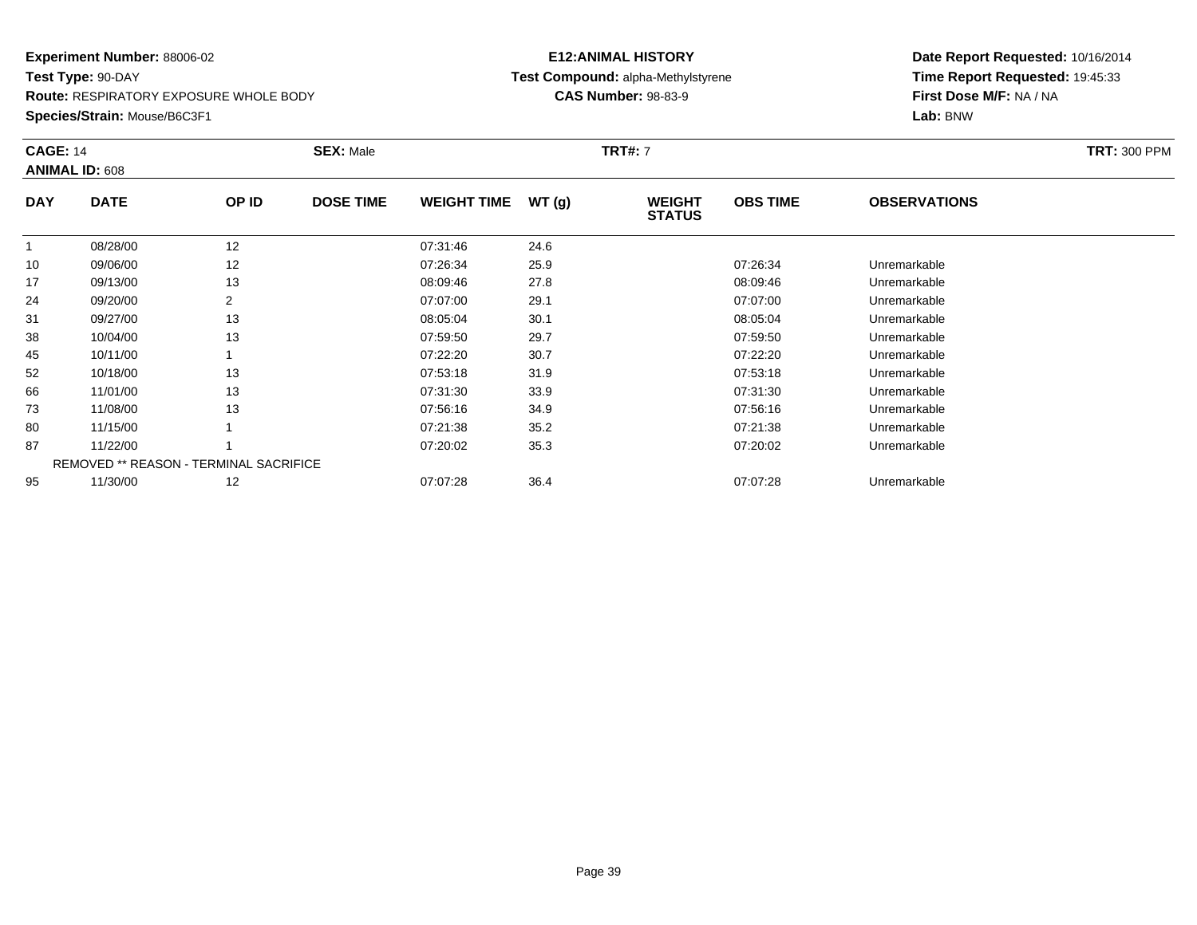**Experiment Number:** 88006-02
**Test Type:** 90-DAY
**Route:** RESPIRATORY EXPOSURE WHOLE BODY
**Species/Strain:** Mouse/B6C3F1

**E12:ANIMAL HISTORY**
**Test Compound:** alpha-Methylstyrene
**CAS Number:** 98-83-9

**Date Report Requested:** 10/16/2014
**Time Report Requested:** 19:45:33
**First Dose M/F:** NA / NA
**Lab:** BNW

**CAGE:** 14 **SEX:** Male **TRT#:** 7 **TRT:** 300 PPM
**ANIMAL ID:** 608

| DAY | DATE | OP ID | DOSE TIME | WEIGHT TIME | WT (g) | WEIGHT STATUS | OBS TIME | OBSERVATIONS |
|---|---|---|---|---|---|---|---|---|
| 1 | 08/28/00 | 12 | | 07:31:46 | 24.6 | | | |
| 10 | 09/06/00 | 12 | | 07:26:34 | 25.9 | | 07:26:34 | Unremarkable |
| 17 | 09/13/00 | 13 | | 08:09:46 | 27.8 | | 08:09:46 | Unremarkable |
| 24 | 09/20/00 | 2 | | 07:07:00 | 29.1 | | 07:07:00 | Unremarkable |
| 31 | 09/27/00 | 13 | | 08:05:04 | 30.1 | | 08:05:04 | Unremarkable |
| 38 | 10/04/00 | 13 | | 07:59:50 | 29.7 | | 07:59:50 | Unremarkable |
| 45 | 10/11/00 | 1 | | 07:22:20 | 30.7 | | 07:22:20 | Unremarkable |
| 52 | 10/18/00 | 13 | | 07:53:18 | 31.9 | | 07:53:18 | Unremarkable |
| 66 | 11/01/00 | 13 | | 07:31:30 | 33.9 | | 07:31:30 | Unremarkable |
| 73 | 11/08/00 | 13 | | 07:56:16 | 34.9 | | 07:56:16 | Unremarkable |
| 80 | 11/15/00 | 1 | | 07:21:38 | 35.2 | | 07:21:38 | Unremarkable |
| 87 | 11/22/00 | 1 | | 07:20:02 | 35.3 | | 07:20:02 | Unremarkable |
| | REMOVED ** REASON - TERMINAL SACRIFICE | | | | | | | |
| 95 | 11/30/00 | 12 | | 07:07:28 | 36.4 | | 07:07:28 | Unremarkable |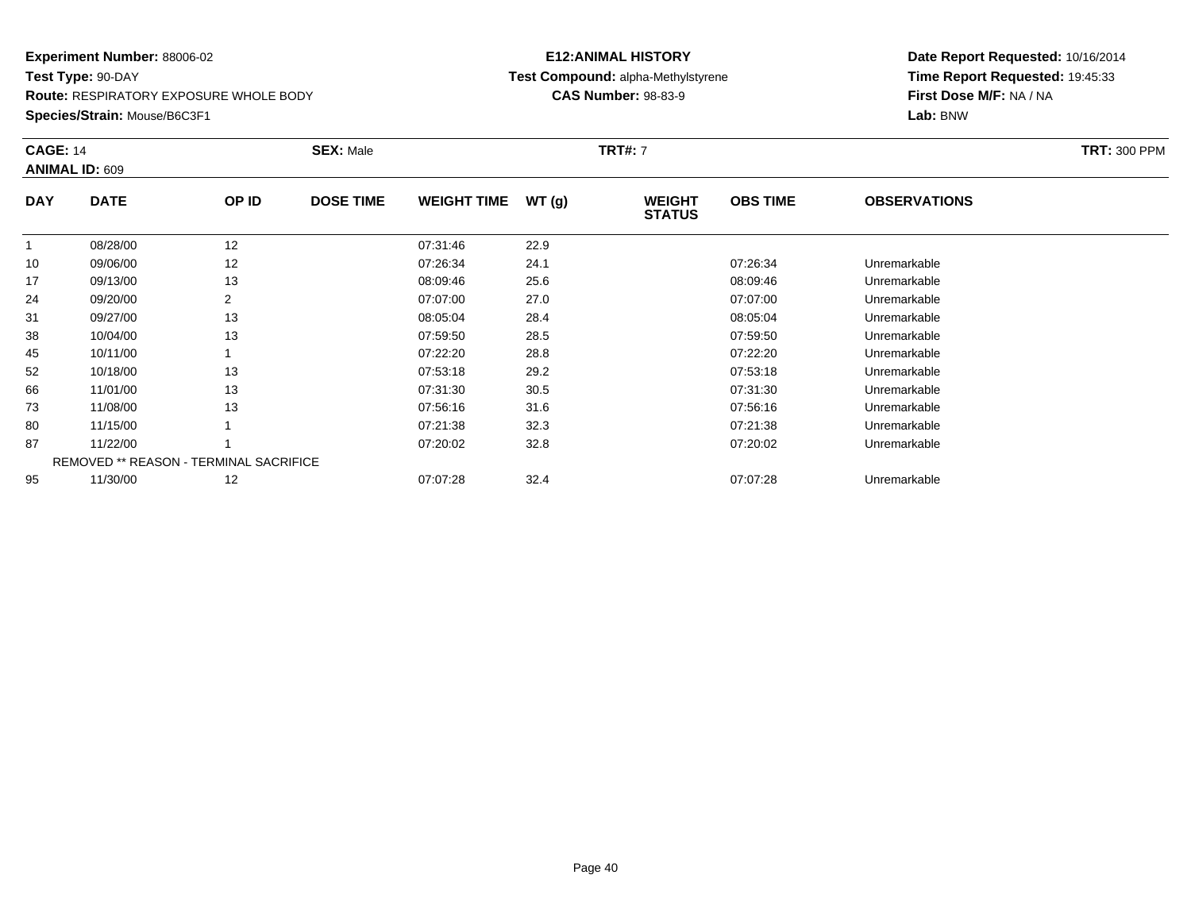**Experiment Number:** 88006-02
**Test Type:** 90-DAY
**Route:** RESPIRATORY EXPOSURE WHOLE BODY
**Species/Strain:** Mouse/B6C3F1

**E12:ANIMAL HISTORY**
**Test Compound:** alpha-Methylstyrene
**CAS Number:** 98-83-9

**Date Report Requested:** 10/16/2014
**Time Report Requested:** 19:45:33
**First Dose M/F:** NA / NA
**Lab:** BNW

**CAGE:** 14 **SEX:** Male **TRT#:** 7 **TRT:** 300 PPM
**ANIMAL ID:** 609

| DAY | DATE | OP ID | DOSE TIME | WEIGHT TIME | WT (g) | WEIGHT STATUS | OBS TIME | OBSERVATIONS |
|---|---|---|---|---|---|---|---|---|
| 1 | 08/28/00 | 12 | | 07:31:46 | 22.9 | | | |
| 10 | 09/06/00 | 12 | | 07:26:34 | 24.1 | | 07:26:34 | Unremarkable |
| 17 | 09/13/00 | 13 | | 08:09:46 | 25.6 | | 08:09:46 | Unremarkable |
| 24 | 09/20/00 | 2 | | 07:07:00 | 27.0 | | 07:07:00 | Unremarkable |
| 31 | 09/27/00 | 13 | | 08:05:04 | 28.4 | | 08:05:04 | Unremarkable |
| 38 | 10/04/00 | 13 | | 07:59:50 | 28.5 | | 07:59:50 | Unremarkable |
| 45 | 10/11/00 | 1 | | 07:22:20 | 28.8 | | 07:22:20 | Unremarkable |
| 52 | 10/18/00 | 13 | | 07:53:18 | 29.2 | | 07:53:18 | Unremarkable |
| 66 | 11/01/00 | 13 | | 07:31:30 | 30.5 | | 07:31:30 | Unremarkable |
| 73 | 11/08/00 | 13 | | 07:56:16 | 31.6 | | 07:56:16 | Unremarkable |
| 80 | 11/15/00 | 1 | | 07:21:38 | 32.3 | | 07:21:38 | Unremarkable |
| 87 | 11/22/00 | 1 | | 07:20:02 | 32.8 | | 07:20:02 | Unremarkable |
| | REMOVED ** REASON - TERMINAL SACRIFICE | | | | | | | |
| 95 | 11/30/00 | 12 | | 07:07:28 | 32.4 | | 07:07:28 | Unremarkable |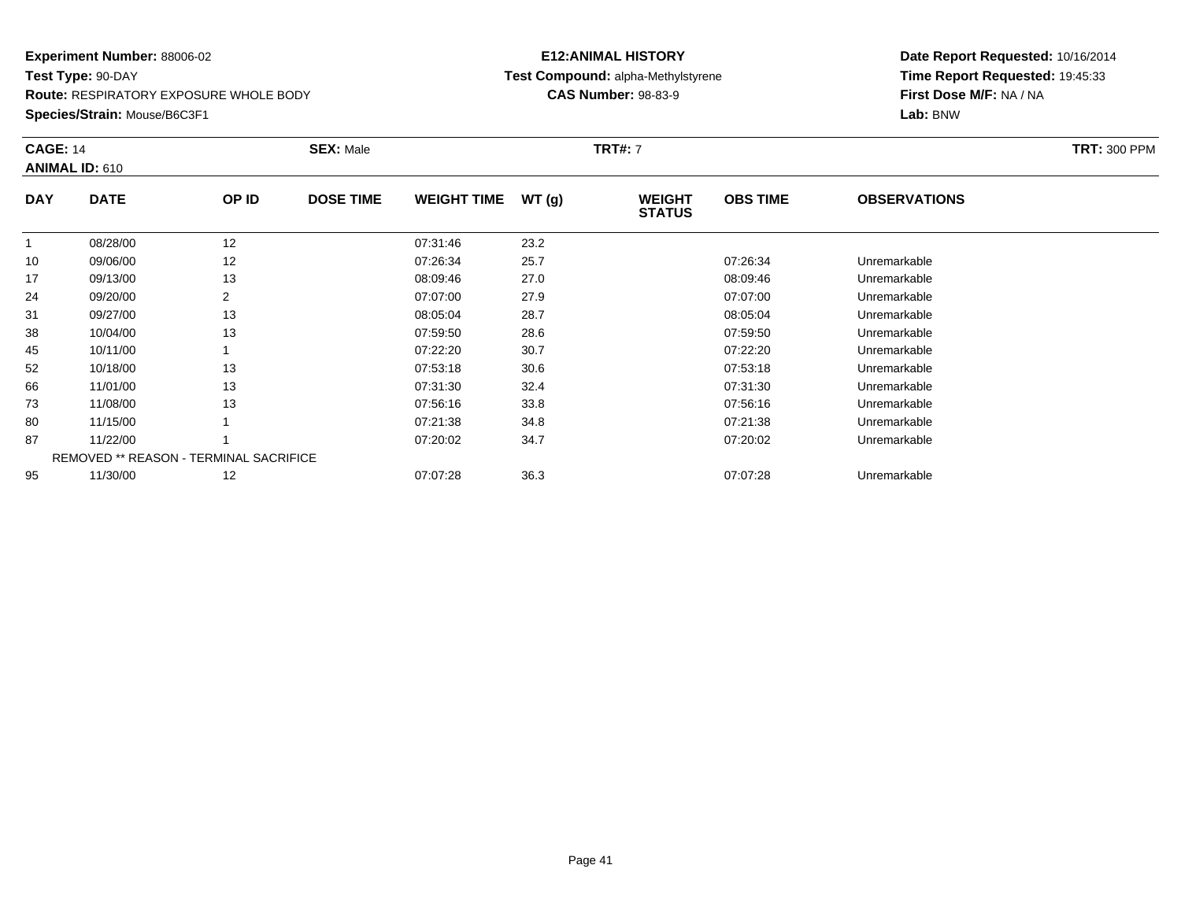**Experiment Number:** 88006-02
**Test Type:** 90-DAY
**Route:** RESPIRATORY EXPOSURE WHOLE BODY
**Species/Strain:** Mouse/B6C3F1

**E12:ANIMAL HISTORY**
**Test Compound:** alpha-Methylstyrene
**CAS Number:** 98-83-9

**Date Report Requested:** 10/16/2014
**Time Report Requested:** 19:45:33
**First Dose M/F:** NA / NA
**Lab:** BNW

**CAGE:** 14 **SEX:** Male **TRT#:** 7 **TRT:** 300 PPM
**ANIMAL ID:** 610

| DAY | DATE | OP ID | DOSE TIME | WEIGHT TIME | WT (g) | WEIGHT STATUS | OBS TIME | OBSERVATIONS |
|---|---|---|---|---|---|---|---|---|
| 1 | 08/28/00 | 12 | | 07:31:46 | 23.2 | | | |
| 10 | 09/06/00 | 12 | | 07:26:34 | 25.7 | | 07:26:34 | Unremarkable |
| 17 | 09/13/00 | 13 | | 08:09:46 | 27.0 | | 08:09:46 | Unremarkable |
| 24 | 09/20/00 | 2 | | 07:07:00 | 27.9 | | 07:07:00 | Unremarkable |
| 31 | 09/27/00 | 13 | | 08:05:04 | 28.7 | | 08:05:04 | Unremarkable |
| 38 | 10/04/00 | 13 | | 07:59:50 | 28.6 | | 07:59:50 | Unremarkable |
| 45 | 10/11/00 | 1 | | 07:22:20 | 30.7 | | 07:22:20 | Unremarkable |
| 52 | 10/18/00 | 13 | | 07:53:18 | 30.6 | | 07:53:18 | Unremarkable |
| 66 | 11/01/00 | 13 | | 07:31:30 | 32.4 | | 07:31:30 | Unremarkable |
| 73 | 11/08/00 | 13 | | 07:56:16 | 33.8 | | 07:56:16 | Unremarkable |
| 80 | 11/15/00 | 1 | | 07:21:38 | 34.8 | | 07:21:38 | Unremarkable |
| 87 | 11/22/00 | 1 | | 07:20:02 | 34.7 | | 07:20:02 | Unremarkable |
| | REMOVED ** REASON - TERMINAL SACRIFICE | | | | | | | |
| 95 | 11/30/00 | 12 | | 07:07:28 | 36.3 | | 07:07:28 | Unremarkable |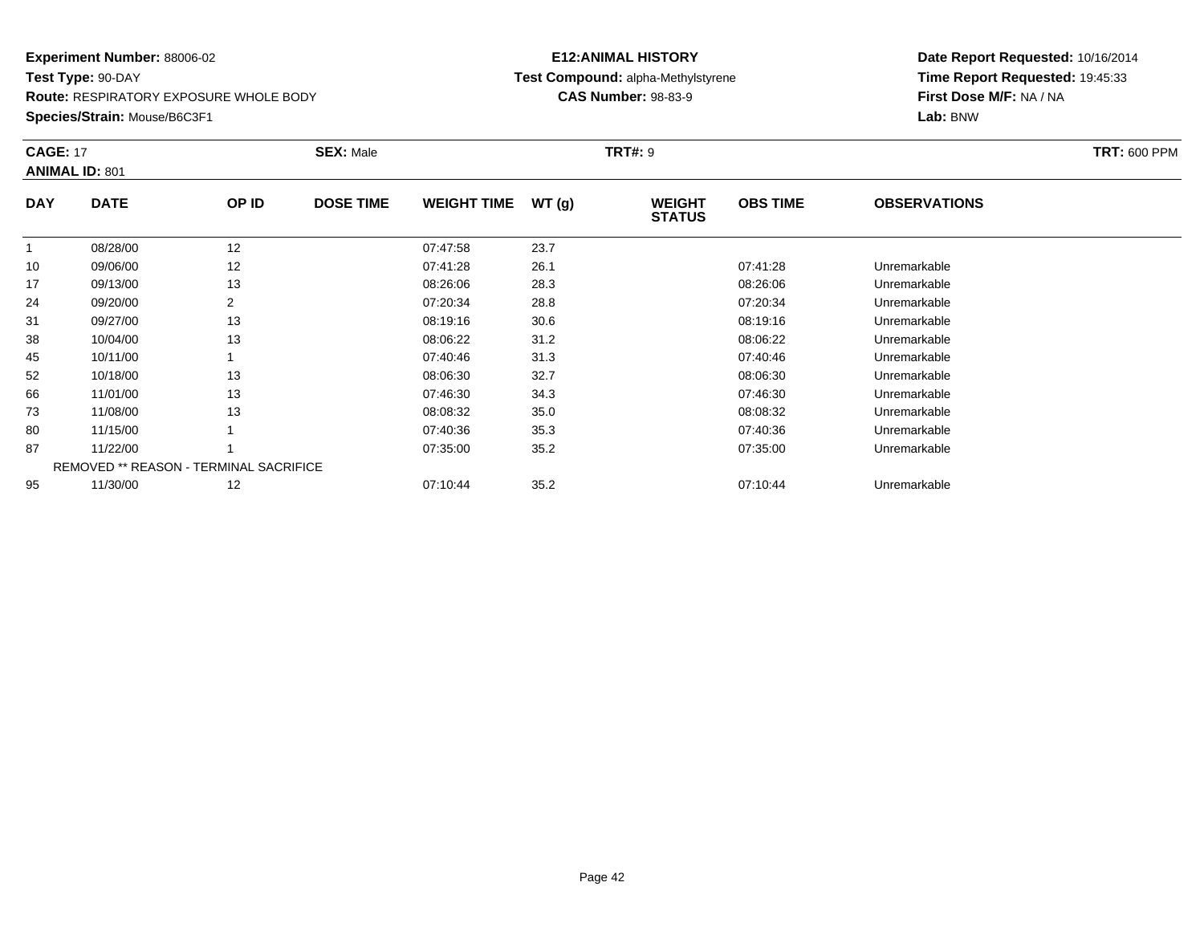**Experiment Number:** 88006-02
**Test Type:** 90-DAY
**Route:** RESPIRATORY EXPOSURE WHOLE BODY
**Species/Strain:** Mouse/B6C3F1

**E12:ANIMAL HISTORY**
**Test Compound:** alpha-Methylstyrene
**CAS Number:** 98-83-9

**Date Report Requested:** 10/16/2014
**Time Report Requested:** 19:45:33
**First Dose M/F:** NA / NA
**Lab:** BNW

**CAGE:** 17 **SEX:** Male **TRT#:** 9 **TRT:** 600 PPM
**ANIMAL ID:** 801

| DAY | DATE | OP ID | DOSE TIME | WEIGHT TIME | WT (g) | WEIGHT STATUS | OBS TIME | OBSERVATIONS |
|---|---|---|---|---|---|---|---|---|
| 1 | 08/28/00 | 12 | | 07:47:58 | 23.7 | | | |
| 10 | 09/06/00 | 12 | | 07:41:28 | 26.1 | | 07:41:28 | Unremarkable |
| 17 | 09/13/00 | 13 | | 08:26:06 | 28.3 | | 08:26:06 | Unremarkable |
| 24 | 09/20/00 | 2 | | 07:20:34 | 28.8 | | 07:20:34 | Unremarkable |
| 31 | 09/27/00 | 13 | | 08:19:16 | 30.6 | | 08:19:16 | Unremarkable |
| 38 | 10/04/00 | 13 | | 08:06:22 | 31.2 | | 08:06:22 | Unremarkable |
| 45 | 10/11/00 | 1 | | 07:40:46 | 31.3 | | 07:40:46 | Unremarkable |
| 52 | 10/18/00 | 13 | | 08:06:30 | 32.7 | | 08:06:30 | Unremarkable |
| 66 | 11/01/00 | 13 | | 07:46:30 | 34.3 | | 07:46:30 | Unremarkable |
| 73 | 11/08/00 | 13 | | 08:08:32 | 35.0 | | 08:08:32 | Unremarkable |
| 80 | 11/15/00 | 1 | | 07:40:36 | 35.3 | | 07:40:36 | Unremarkable |
| 87 | 11/22/00 | 1 | | 07:35:00 | 35.2 | | 07:35:00 | Unremarkable |
| | REMOVED ** REASON - TERMINAL SACRIFICE | | | | | | | |
| 95 | 11/30/00 | 12 | | 07:10:44 | 35.2 | | 07:10:44 | Unremarkable |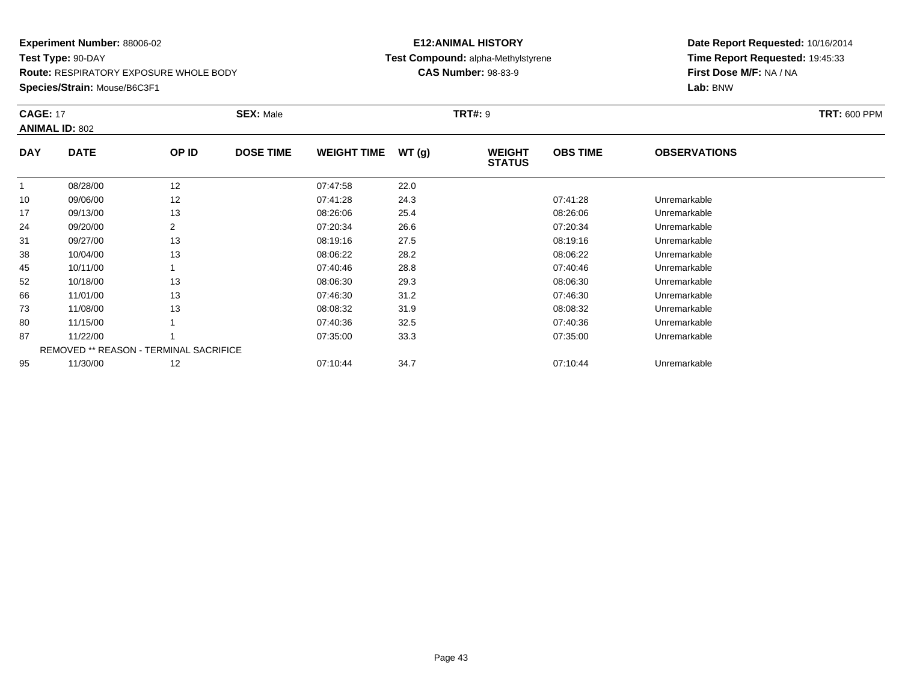**Experiment Number:** 88006-02
**Test Type:** 90-DAY
**Route:** RESPIRATORY EXPOSURE WHOLE BODY
**Species/Strain:** Mouse/B6C3F1

**E12:ANIMAL HISTORY**
**Test Compound:** alpha-Methylstyrene
**CAS Number:** 98-83-9

**Date Report Requested:** 10/16/2014
**Time Report Requested:** 19:45:33
**First Dose M/F:** NA / NA
**Lab:** BNW

**CAGE:** 17 **SEX:** Male **TRT#:** 9 **TRT:** 600 PPM
**ANIMAL ID:** 802

| DAY | DATE | OP ID | DOSE TIME | WEIGHT TIME | WT (g) | WEIGHT STATUS | OBS TIME | OBSERVATIONS |
|---|---|---|---|---|---|---|---|---|
| 1 | 08/28/00 | 12 | | 07:47:58 | 22.0 | | | |
| 10 | 09/06/00 | 12 | | 07:41:28 | 24.3 | | 07:41:28 | Unremarkable |
| 17 | 09/13/00 | 13 | | 08:26:06 | 25.4 | | 08:26:06 | Unremarkable |
| 24 | 09/20/00 | 2 | | 07:20:34 | 26.6 | | 07:20:34 | Unremarkable |
| 31 | 09/27/00 | 13 | | 08:19:16 | 27.5 | | 08:19:16 | Unremarkable |
| 38 | 10/04/00 | 13 | | 08:06:22 | 28.2 | | 08:06:22 | Unremarkable |
| 45 | 10/11/00 | 1 | | 07:40:46 | 28.8 | | 07:40:46 | Unremarkable |
| 52 | 10/18/00 | 13 | | 08:06:30 | 29.3 | | 08:06:30 | Unremarkable |
| 66 | 11/01/00 | 13 | | 07:46:30 | 31.2 | | 07:46:30 | Unremarkable |
| 73 | 11/08/00 | 13 | | 08:08:32 | 31.9 | | 08:08:32 | Unremarkable |
| 80 | 11/15/00 | 1 | | 07:40:36 | 32.5 | | 07:40:36 | Unremarkable |
| 87 | 11/22/00 | 1 | | 07:35:00 | 33.3 | | 07:35:00 | Unremarkable |
| REMOVED ** REASON - TERMINAL SACRIFICE | | | | | | | | |
| 95 | 11/30/00 | 12 | | 07:10:44 | 34.7 | | 07:10:44 | Unremarkable |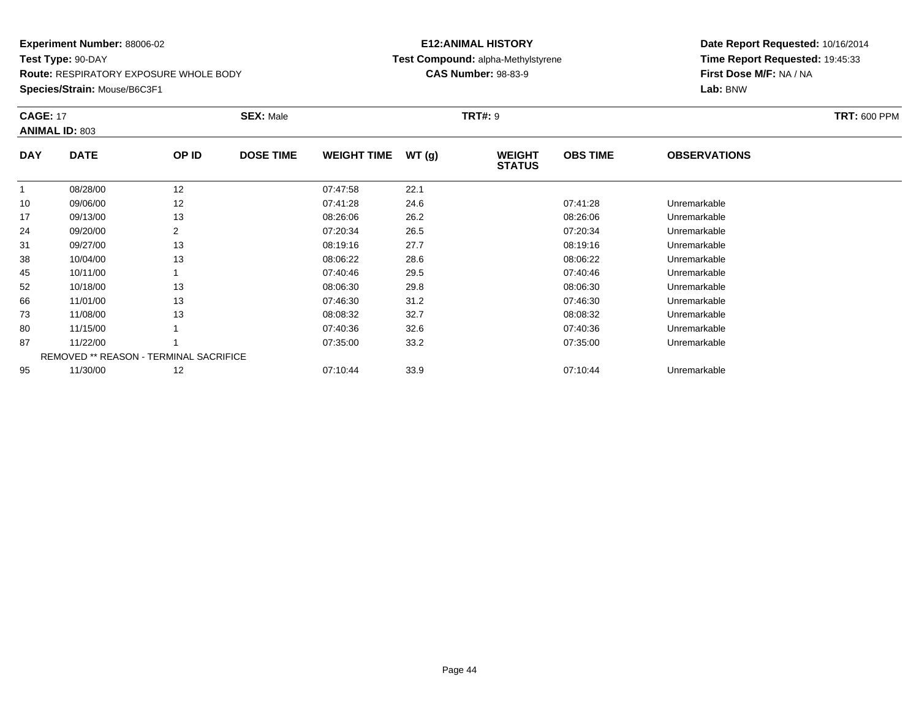**Experiment Number:** 88006-02
**Test Type:** 90-DAY
**Route:** RESPIRATORY EXPOSURE WHOLE BODY
**Species/Strain:** Mouse/B6C3F1

**E12:ANIMAL HISTORY**
**Test Compound:** alpha-Methylstyrene
**CAS Number:** 98-83-9

**Date Report Requested:** 10/16/2014
**Time Report Requested:** 19:45:33
**First Dose M/F:** NA / NA
**Lab:** BNW

**CAGE:** 17 **SEX:** Male **TRT#:** 9 **TRT:** 600 PPM
**ANIMAL ID:** 803

| DAY | DATE | OP ID | DOSE TIME | WEIGHT TIME | WT (g) | WEIGHT STATUS | OBS TIME | OBSERVATIONS |
|---|---|---|---|---|---|---|---|---|
| 1 | 08/28/00 | 12 | | 07:47:58 | 22.1 | | | |
| 10 | 09/06/00 | 12 | | 07:41:28 | 24.6 | | 07:41:28 | Unremarkable |
| 17 | 09/13/00 | 13 | | 08:26:06 | 26.2 | | 08:26:06 | Unremarkable |
| 24 | 09/20/00 | 2 | | 07:20:34 | 26.5 | | 07:20:34 | Unremarkable |
| 31 | 09/27/00 | 13 | | 08:19:16 | 27.7 | | 08:19:16 | Unremarkable |
| 38 | 10/04/00 | 13 | | 08:06:22 | 28.6 | | 08:06:22 | Unremarkable |
| 45 | 10/11/00 | 1 | | 07:40:46 | 29.5 | | 07:40:46 | Unremarkable |
| 52 | 10/18/00 | 13 | | 08:06:30 | 29.8 | | 08:06:30 | Unremarkable |
| 66 | 11/01/00 | 13 | | 07:46:30 | 31.2 | | 07:46:30 | Unremarkable |
| 73 | 11/08/00 | 13 | | 08:08:32 | 32.7 | | 08:08:32 | Unremarkable |
| 80 | 11/15/00 | 1 | | 07:40:36 | 32.6 | | 07:40:36 | Unremarkable |
| 87 | 11/22/00 | 1 | | 07:35:00 | 33.2 | | 07:35:00 | Unremarkable |
| | REMOVED ** REASON - TERMINAL SACRIFICE | | | | | | | |
| 95 | 11/30/00 | 12 | | 07:10:44 | 33.9 | | 07:10:44 | Unremarkable |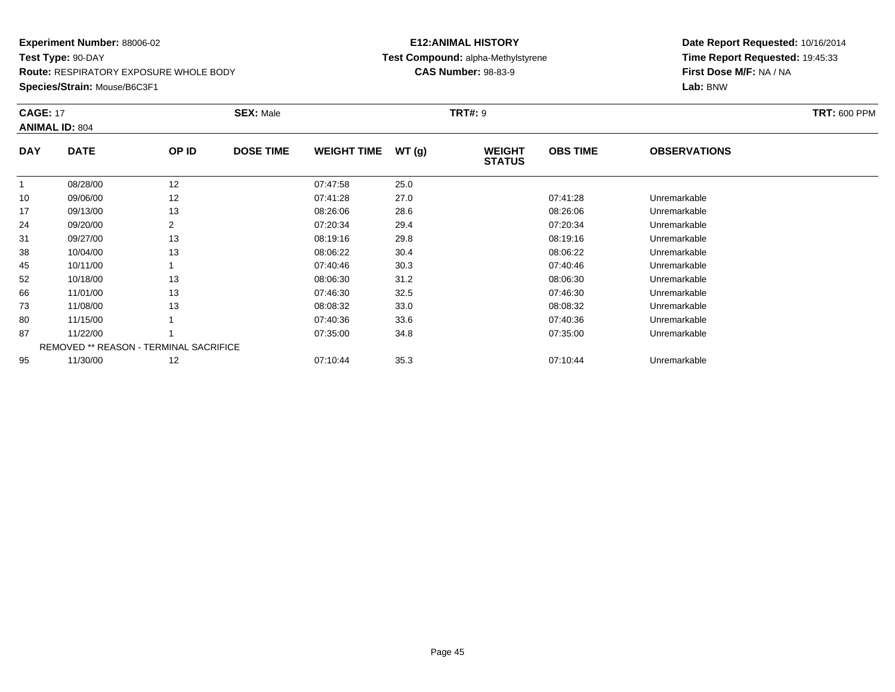**Experiment Number:** 88006-02
**Test Type:** 90-DAY
**Route:** RESPIRATORY EXPOSURE WHOLE BODY
**Species/Strain:** Mouse/B6C3F1

**E12:ANIMAL HISTORY**
**Test Compound:** alpha-Methylstyrene
**CAS Number:** 98-83-9

**Date Report Requested:** 10/16/2014
**Time Report Requested:** 19:45:33
**First Dose M/F:** NA / NA
**Lab:** BNW

**CAGE:** 17 **SEX:** Male **TRT#:** 9 **TRT:** 600 PPM
**ANIMAL ID:** 804

| DAY | DATE | OP ID | DOSE TIME | WEIGHT TIME | WT (g) | WEIGHT STATUS | OBS TIME | OBSERVATIONS |
|---|---|---|---|---|---|---|---|---|
| 1 | 08/28/00 | 12 | | 07:47:58 | 25.0 | | | |
| 10 | 09/06/00 | 12 | | 07:41:28 | 27.0 | | 07:41:28 | Unremarkable |
| 17 | 09/13/00 | 13 | | 08:26:06 | 28.6 | | 08:26:06 | Unremarkable |
| 24 | 09/20/00 | 2 | | 07:20:34 | 29.4 | | 07:20:34 | Unremarkable |
| 31 | 09/27/00 | 13 | | 08:19:16 | 29.8 | | 08:19:16 | Unremarkable |
| 38 | 10/04/00 | 13 | | 08:06:22 | 30.4 | | 08:06:22 | Unremarkable |
| 45 | 10/11/00 | 1 | | 07:40:46 | 30.3 | | 07:40:46 | Unremarkable |
| 52 | 10/18/00 | 13 | | 08:06:30 | 31.2 | | 08:06:30 | Unremarkable |
| 66 | 11/01/00 | 13 | | 07:46:30 | 32.5 | | 07:46:30 | Unremarkable |
| 73 | 11/08/00 | 13 | | 08:08:32 | 33.0 | | 08:08:32 | Unremarkable |
| 80 | 11/15/00 | 1 | | 07:40:36 | 33.6 | | 07:40:36 | Unremarkable |
| 87 | 11/22/00 | 1 | | 07:35:00 | 34.8 | | 07:35:00 | Unremarkable |
| | REMOVED ** REASON - TERMINAL SACRIFICE | | | | | | | |
| 95 | 11/30/00 | 12 | | 07:10:44 | 35.3 | | 07:10:44 | Unremarkable |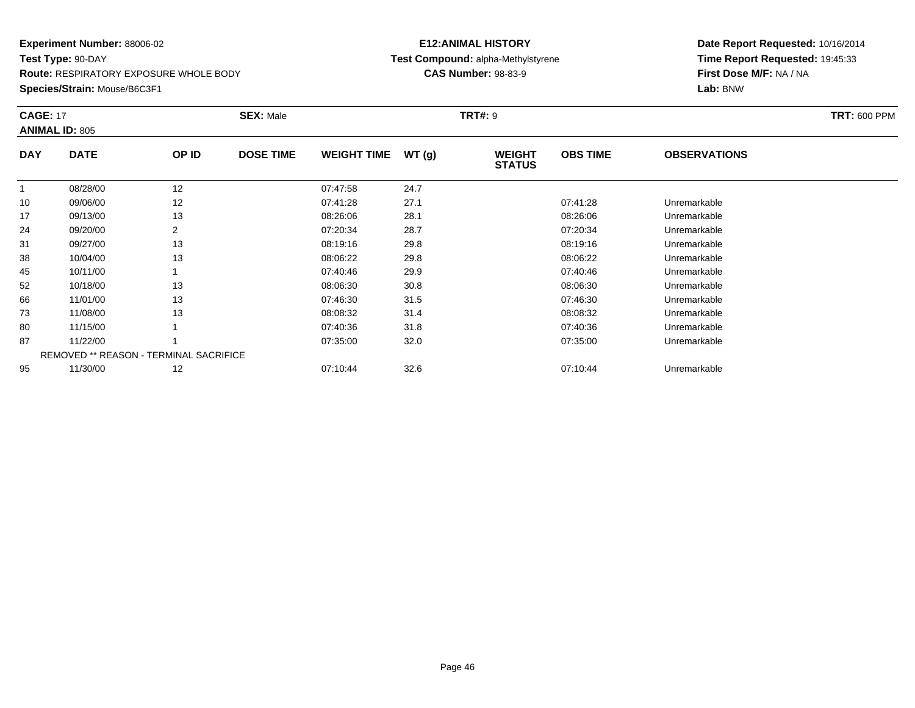**Experiment Number:** 88006-02
**Test Type:** 90-DAY
**Route:** RESPIRATORY EXPOSURE WHOLE BODY
**Species/Strain:** Mouse/B6C3F1

**E12:ANIMAL HISTORY**
**Test Compound:** alpha-Methylstyrene
**CAS Number:** 98-83-9

**Date Report Requested:** 10/16/2014
**Time Report Requested:** 19:45:33
**First Dose M/F:** NA / NA
**Lab:** BNW

**CAGE:** 17 **SEX:** Male **TRT#:** 9 **TRT:** 600 PPM
**ANIMAL ID:** 805

| DAY | DATE | OP ID | DOSE TIME | WEIGHT TIME | WT (g) | WEIGHT STATUS | OBS TIME | OBSERVATIONS |
|---|---|---|---|---|---|---|---|---|
| 1 | 08/28/00 | 12 | | 07:47:58 | 24.7 | | | |
| 10 | 09/06/00 | 12 | | 07:41:28 | 27.1 | | 07:41:28 | Unremarkable |
| 17 | 09/13/00 | 13 | | 08:26:06 | 28.1 | | 08:26:06 | Unremarkable |
| 24 | 09/20/00 | 2 | | 07:20:34 | 28.7 | | 07:20:34 | Unremarkable |
| 31 | 09/27/00 | 13 | | 08:19:16 | 29.8 | | 08:19:16 | Unremarkable |
| 38 | 10/04/00 | 13 | | 08:06:22 | 29.8 | | 08:06:22 | Unremarkable |
| 45 | 10/11/00 | 1 | | 07:40:46 | 29.9 | | 07:40:46 | Unremarkable |
| 52 | 10/18/00 | 13 | | 08:06:30 | 30.8 | | 08:06:30 | Unremarkable |
| 66 | 11/01/00 | 13 | | 07:46:30 | 31.5 | | 07:46:30 | Unremarkable |
| 73 | 11/08/00 | 13 | | 08:08:32 | 31.4 | | 08:08:32 | Unremarkable |
| 80 | 11/15/00 | 1 | | 07:40:36 | 31.8 | | 07:40:36 | Unremarkable |
| 87 | 11/22/00 | 1 | | 07:35:00 | 32.0 | | 07:35:00 | Unremarkable |
| | REMOVED ** REASON - TERMINAL SACRIFICE | | | | | | | |
| 95 | 11/30/00 | 12 | | 07:10:44 | 32.6 | | 07:10:44 | Unremarkable |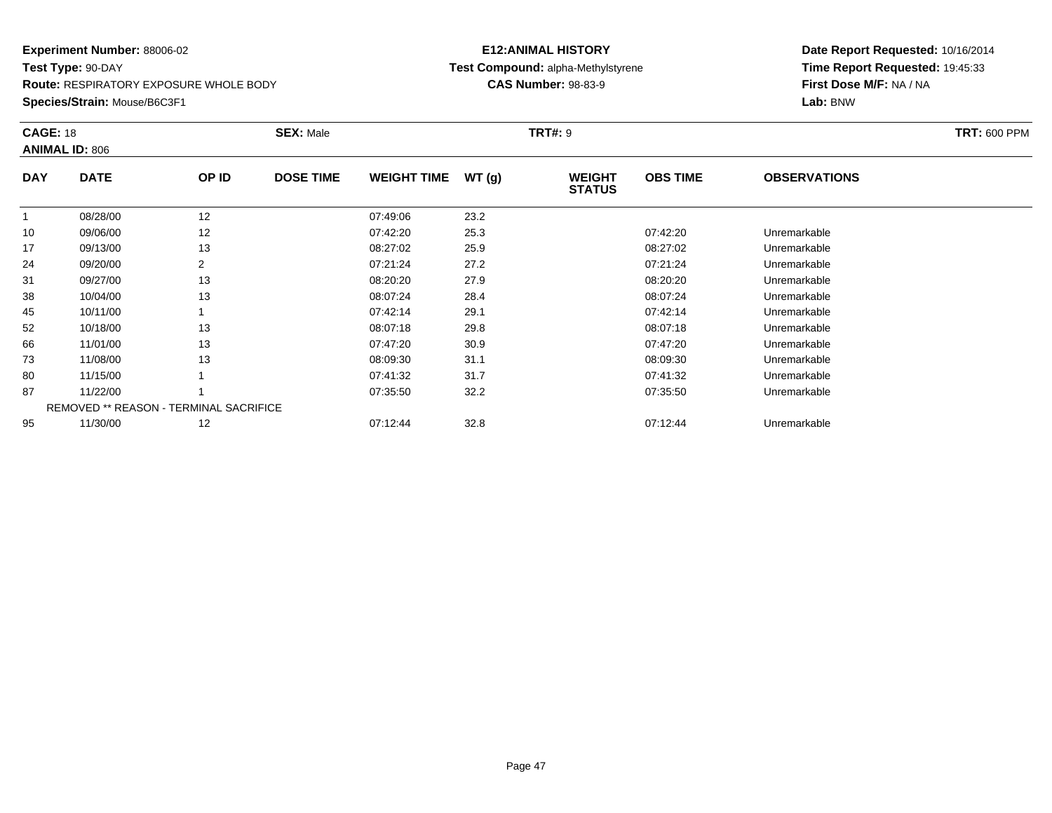**Experiment Number:** 88006-02
**Test Type:** 90-DAY
**Route:** RESPIRATORY EXPOSURE WHOLE BODY
**Species/Strain:** Mouse/B6C3F1

**E12:ANIMAL HISTORY**
**Test Compound:** alpha-Methylstyrene
**CAS Number:** 98-83-9

**Date Report Requested:** 10/16/2014
**Time Report Requested:** 19:45:33
**First Dose M/F:** NA / NA
**Lab:** BNW

**CAGE:** 18 **SEX:** Male **TRT#:** 9 **TRT:** 600 PPM
**ANIMAL ID:** 806

| DAY | DATE | OP ID | DOSE TIME | WEIGHT TIME | WT (g) | WEIGHT STATUS | OBS TIME | OBSERVATIONS |
|---|---|---|---|---|---|---|---|---|
| 1 | 08/28/00 | 12 | | 07:49:06 | 23.2 | | | |
| 10 | 09/06/00 | 12 | | 07:42:20 | 25.3 | | 07:42:20 | Unremarkable |
| 17 | 09/13/00 | 13 | | 08:27:02 | 25.9 | | 08:27:02 | Unremarkable |
| 24 | 09/20/00 | 2 | | 07:21:24 | 27.2 | | 07:21:24 | Unremarkable |
| 31 | 09/27/00 | 13 | | 08:20:20 | 27.9 | | 08:20:20 | Unremarkable |
| 38 | 10/04/00 | 13 | | 08:07:24 | 28.4 | | 08:07:24 | Unremarkable |
| 45 | 10/11/00 | 1 | | 07:42:14 | 29.1 | | 07:42:14 | Unremarkable |
| 52 | 10/18/00 | 13 | | 08:07:18 | 29.8 | | 08:07:18 | Unremarkable |
| 66 | 11/01/00 | 13 | | 07:47:20 | 30.9 | | 07:47:20 | Unremarkable |
| 73 | 11/08/00 | 13 | | 08:09:30 | 31.1 | | 08:09:30 | Unremarkable |
| 80 | 11/15/00 | 1 | | 07:41:32 | 31.7 | | 07:41:32 | Unremarkable |
| 87 | 11/22/00 | 1 | | 07:35:50 | 32.2 | | 07:35:50 | Unremarkable |
| | REMOVED ** REASON - TERMINAL SACRIFICE | | | | | | | |
| 95 | 11/30/00 | 12 | | 07:12:44 | 32.8 | | 07:12:44 | Unremarkable |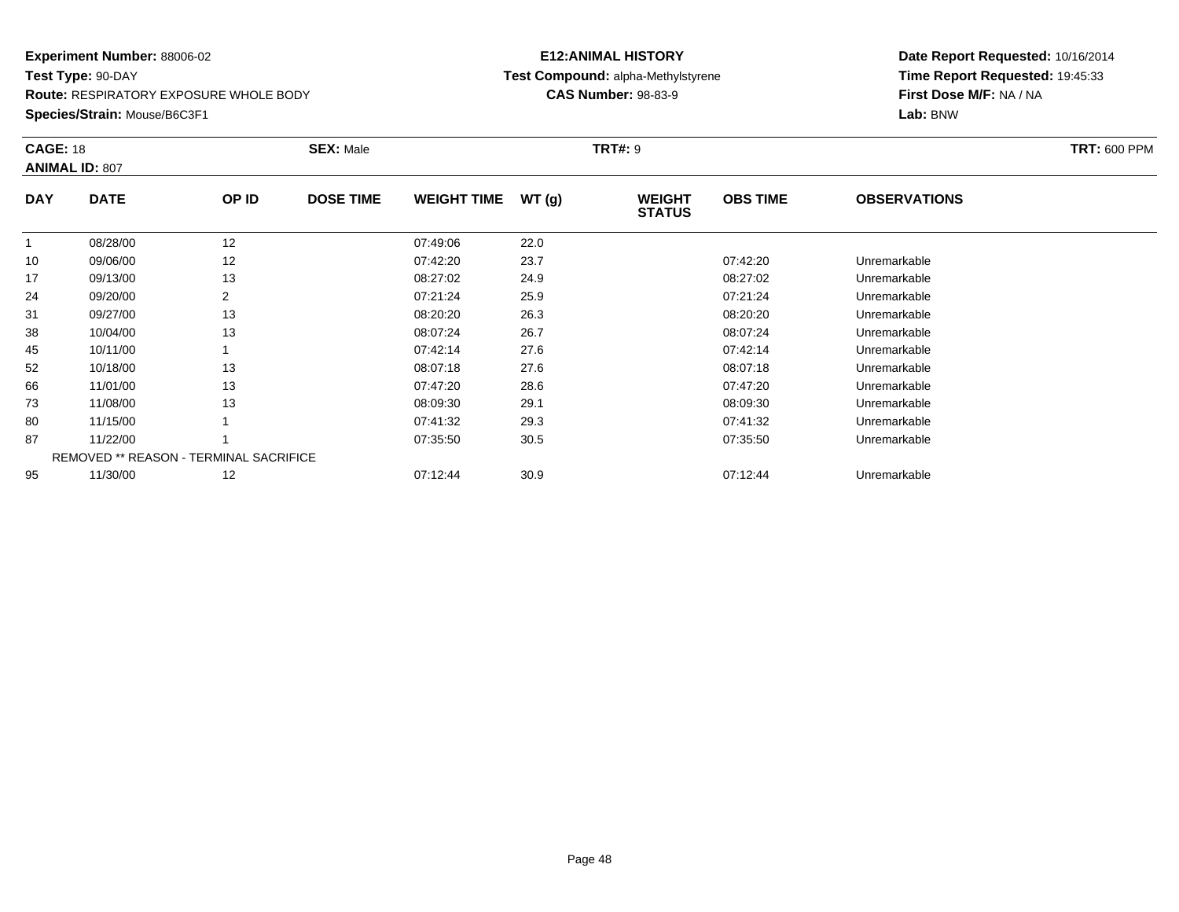**Experiment Number:** 88006-02
**Test Type:** 90-DAY
**Route:** RESPIRATORY EXPOSURE WHOLE BODY
**Species/Strain:** Mouse/B6C3F1

**E12:ANIMAL HISTORY**
**Test Compound:** alpha-Methylstyrene
**CAS Number:** 98-83-9

**Date Report Requested:** 10/16/2014
**Time Report Requested:** 19:45:33
**First Dose M/F:** NA / NA
**Lab:** BNW

**CAGE:** 18 **SEX:** Male **TRT#:** 9 **TRT:** 600 PPM
**ANIMAL ID:** 807

| DAY | DATE | OP ID | DOSE TIME | WEIGHT TIME | WT (g) | WEIGHT STATUS | OBS TIME | OBSERVATIONS |
|---|---|---|---|---|---|---|---|---|
| 1 | 08/28/00 | 12 | | 07:49:06 | 22.0 | | | |
| 10 | 09/06/00 | 12 | | 07:42:20 | 23.7 | | 07:42:20 | Unremarkable |
| 17 | 09/13/00 | 13 | | 08:27:02 | 24.9 | | 08:27:02 | Unremarkable |
| 24 | 09/20/00 | 2 | | 07:21:24 | 25.9 | | 07:21:24 | Unremarkable |
| 31 | 09/27/00 | 13 | | 08:20:20 | 26.3 | | 08:20:20 | Unremarkable |
| 38 | 10/04/00 | 13 | | 08:07:24 | 26.7 | | 08:07:24 | Unremarkable |
| 45 | 10/11/00 | 1 | | 07:42:14 | 27.6 | | 07:42:14 | Unremarkable |
| 52 | 10/18/00 | 13 | | 08:07:18 | 27.6 | | 08:07:18 | Unremarkable |
| 66 | 11/01/00 | 13 | | 07:47:20 | 28.6 | | 07:47:20 | Unremarkable |
| 73 | 11/08/00 | 13 | | 08:09:30 | 29.1 | | 08:09:30 | Unremarkable |
| 80 | 11/15/00 | 1 | | 07:41:32 | 29.3 | | 07:41:32 | Unremarkable |
| 87 | 11/22/00 | 1 | | 07:35:50 | 30.5 | | 07:35:50 | Unremarkable |
| | REMOVED ** REASON - TERMINAL SACRIFICE | | | | | | | |
| 95 | 11/30/00 | 12 | | 07:12:44 | 30.9 | | 07:12:44 | Unremarkable |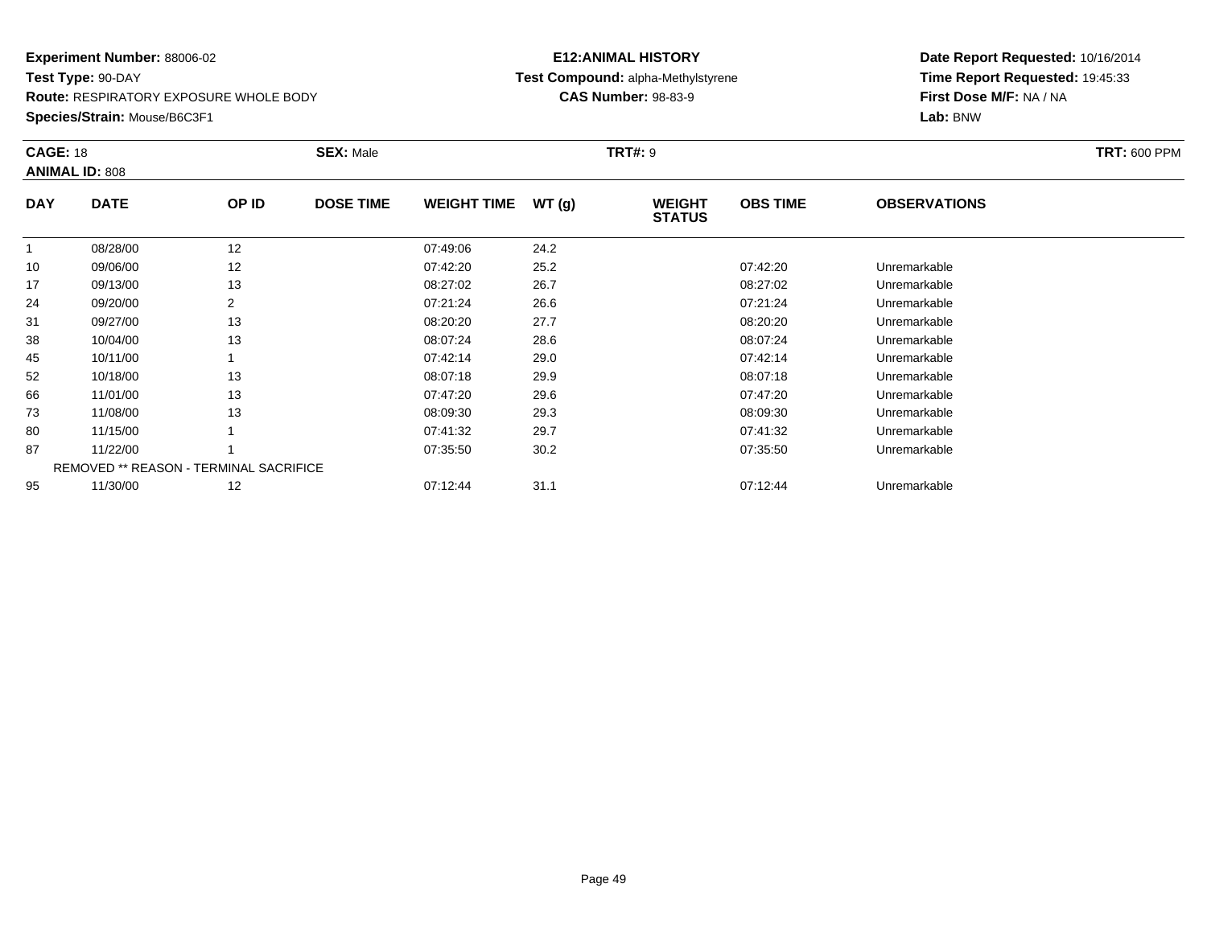**Experiment Number:** 88006-02
**Test Type:** 90-DAY
**Route:** RESPIRATORY EXPOSURE WHOLE BODY
**Species/Strain:** Mouse/B6C3F1

**E12:ANIMAL HISTORY**
**Test Compound:** alpha-Methylstyrene
**CAS Number:** 98-83-9

**Date Report Requested:** 10/16/2014
**Time Report Requested:** 19:45:33
**First Dose M/F:** NA / NA
**Lab:** BNW

**CAGE:** 18 **SEX:** Male **TRT#:** 9 **TRT:** 600 PPM
**ANIMAL ID:** 808

| DAY | DATE | OP ID | DOSE TIME | WEIGHT TIME | WT (g) | WEIGHT STATUS | OBS TIME | OBSERVATIONS |
|---|---|---|---|---|---|---|---|---|
| 1 | 08/28/00 | 12 | | 07:49:06 | 24.2 | | | |
| 10 | 09/06/00 | 12 | | 07:42:20 | 25.2 | | 07:42:20 | Unremarkable |
| 17 | 09/13/00 | 13 | | 08:27:02 | 26.7 | | 08:27:02 | Unremarkable |
| 24 | 09/20/00 | 2 | | 07:21:24 | 26.6 | | 07:21:24 | Unremarkable |
| 31 | 09/27/00 | 13 | | 08:20:20 | 27.7 | | 08:20:20 | Unremarkable |
| 38 | 10/04/00 | 13 | | 08:07:24 | 28.6 | | 08:07:24 | Unremarkable |
| 45 | 10/11/00 | 1 | | 07:42:14 | 29.0 | | 07:42:14 | Unremarkable |
| 52 | 10/18/00 | 13 | | 08:07:18 | 29.9 | | 08:07:18 | Unremarkable |
| 66 | 11/01/00 | 13 | | 07:47:20 | 29.6 | | 07:47:20 | Unremarkable |
| 73 | 11/08/00 | 13 | | 08:09:30 | 29.3 | | 08:09:30 | Unremarkable |
| 80 | 11/15/00 | 1 | | 07:41:32 | 29.7 | | 07:41:32 | Unremarkable |
| 87 | 11/22/00 | 1 | | 07:35:50 | 30.2 | | 07:35:50 | Unremarkable |
| | REMOVED ** REASON - TERMINAL SACRIFICE | | | | | | | |
| 95 | 11/30/00 | 12 | | 07:12:44 | 31.1 | | 07:12:44 | Unremarkable |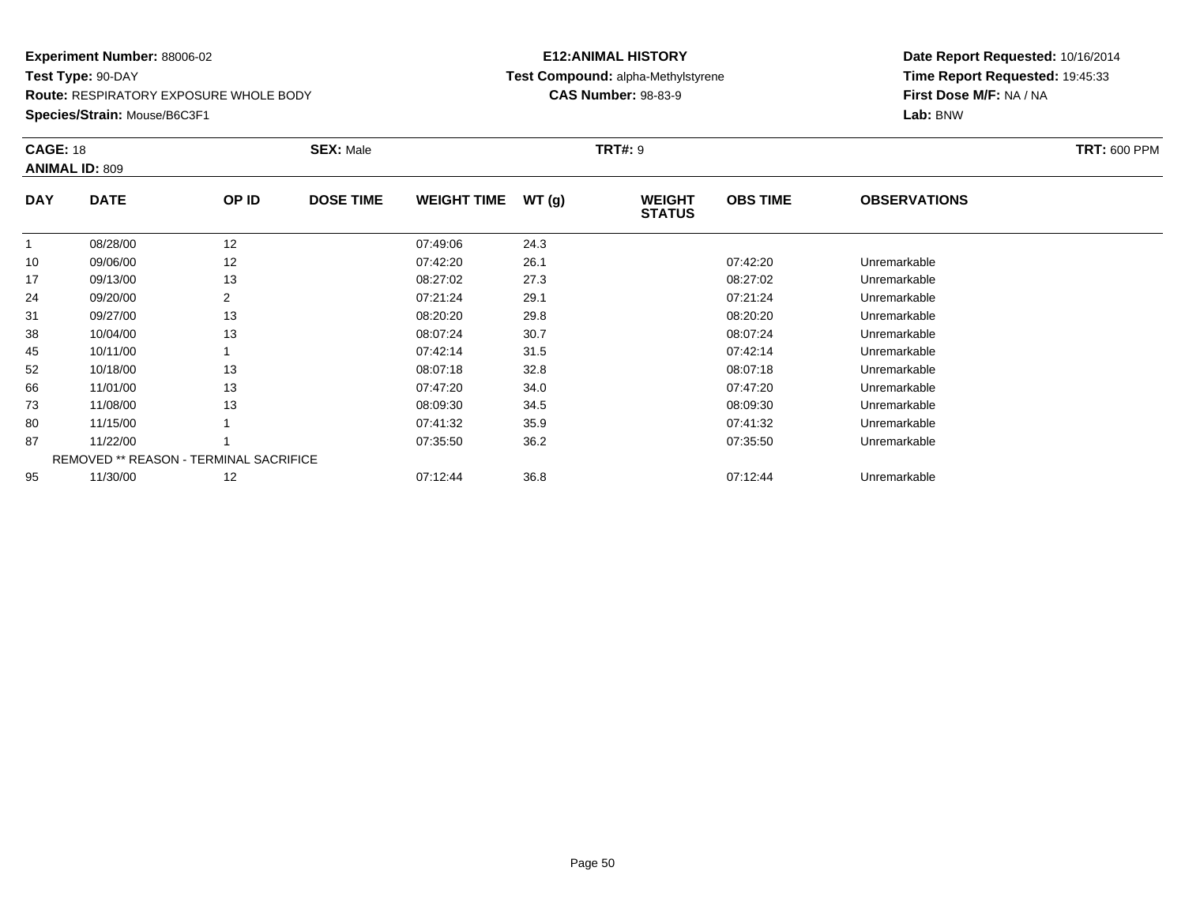**Experiment Number:** 88006-02
**Test Type:** 90-DAY
**Route:** RESPIRATORY EXPOSURE WHOLE BODY
**Species/Strain:** Mouse/B6C3F1

**E12:ANIMAL HISTORY**
**Test Compound:** alpha-Methylstyrene
**CAS Number:** 98-83-9

**Date Report Requested:** 10/16/2014
**Time Report Requested:** 19:45:33
**First Dose M/F:** NA / NA
**Lab:** BNW

**CAGE:** 18 **SEX:** Male **TRT#:** 9 **TRT:** 600 PPM
**ANIMAL ID:** 809

| DAY | DATE | OP ID | DOSE TIME | WEIGHT TIME | WT (g) | WEIGHT STATUS | OBS TIME | OBSERVATIONS |
|---|---|---|---|---|---|---|---|---|
| 1 | 08/28/00 | 12 | | 07:49:06 | 24.3 | | | |
| 10 | 09/06/00 | 12 | | 07:42:20 | 26.1 | | 07:42:20 | Unremarkable |
| 17 | 09/13/00 | 13 | | 08:27:02 | 27.3 | | 08:27:02 | Unremarkable |
| 24 | 09/20/00 | 2 | | 07:21:24 | 29.1 | | 07:21:24 | Unremarkable |
| 31 | 09/27/00 | 13 | | 08:20:20 | 29.8 | | 08:20:20 | Unremarkable |
| 38 | 10/04/00 | 13 | | 08:07:24 | 30.7 | | 08:07:24 | Unremarkable |
| 45 | 10/11/00 | 1 | | 07:42:14 | 31.5 | | 07:42:14 | Unremarkable |
| 52 | 10/18/00 | 13 | | 08:07:18 | 32.8 | | 08:07:18 | Unremarkable |
| 66 | 11/01/00 | 13 | | 07:47:20 | 34.0 | | 07:47:20 | Unremarkable |
| 73 | 11/08/00 | 13 | | 08:09:30 | 34.5 | | 08:09:30 | Unremarkable |
| 80 | 11/15/00 | 1 | | 07:41:32 | 35.9 | | 07:41:32 | Unremarkable |
| 87 | 11/22/00 | 1 | | 07:35:50 | 36.2 | | 07:35:50 | Unremarkable |
| | REMOVED ** REASON - TERMINAL SACRIFICE | | | | | | | |
| 95 | 11/30/00 | 12 | | 07:12:44 | 36.8 | | 07:12:44 | Unremarkable |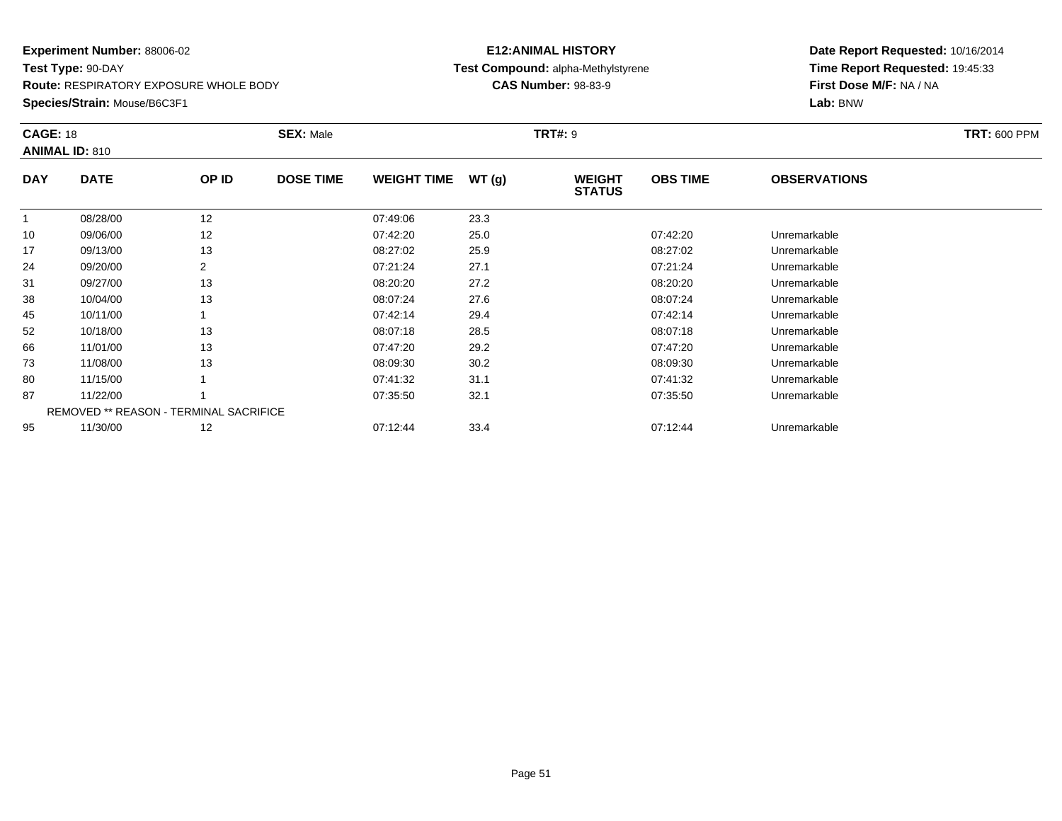**Experiment Number:** 88006-02
**Test Type:** 90-DAY
**Route:** RESPIRATORY EXPOSURE WHOLE BODY
**Species/Strain:** Mouse/B6C3F1

**E12:ANIMAL HISTORY**
**Test Compound:** alpha-Methylstyrene
**CAS Number:** 98-83-9

**Date Report Requested:** 10/16/2014
**Time Report Requested:** 19:45:33
**First Dose M/F:** NA / NA
**Lab:** BNW

**CAGE:** 18 **SEX:** Male **TRT#:** 9 **TRT:** 600 PPM
**ANIMAL ID:** 810

| DAY | DATE | OP ID | DOSE TIME | WEIGHT TIME | WT (g) | WEIGHT STATUS | OBS TIME | OBSERVATIONS |
|---|---|---|---|---|---|---|---|---|
| 1 | 08/28/00 | 12 | | 07:49:06 | 23.3 | | | |
| 10 | 09/06/00 | 12 | | 07:42:20 | 25.0 | | 07:42:20 | Unremarkable |
| 17 | 09/13/00 | 13 | | 08:27:02 | 25.9 | | 08:27:02 | Unremarkable |
| 24 | 09/20/00 | 2 | | 07:21:24 | 27.1 | | 07:21:24 | Unremarkable |
| 31 | 09/27/00 | 13 | | 08:20:20 | 27.2 | | 08:20:20 | Unremarkable |
| 38 | 10/04/00 | 13 | | 08:07:24 | 27.6 | | 08:07:24 | Unremarkable |
| 45 | 10/11/00 | 1 | | 07:42:14 | 29.4 | | 07:42:14 | Unremarkable |
| 52 | 10/18/00 | 13 | | 08:07:18 | 28.5 | | 08:07:18 | Unremarkable |
| 66 | 11/01/00 | 13 | | 07:47:20 | 29.2 | | 07:47:20 | Unremarkable |
| 73 | 11/08/00 | 13 | | 08:09:30 | 30.2 | | 08:09:30 | Unremarkable |
| 80 | 11/15/00 | 1 | | 07:41:32 | 31.1 | | 07:41:32 | Unremarkable |
| 87 | 11/22/00 | 1 | | 07:35:50 | 32.1 | | 07:35:50 | Unremarkable |
| | REMOVED ** REASON - TERMINAL SACRIFICE | | | | | | | |
| 95 | 11/30/00 | 12 | | 07:12:44 | 33.4 | | 07:12:44 | Unremarkable |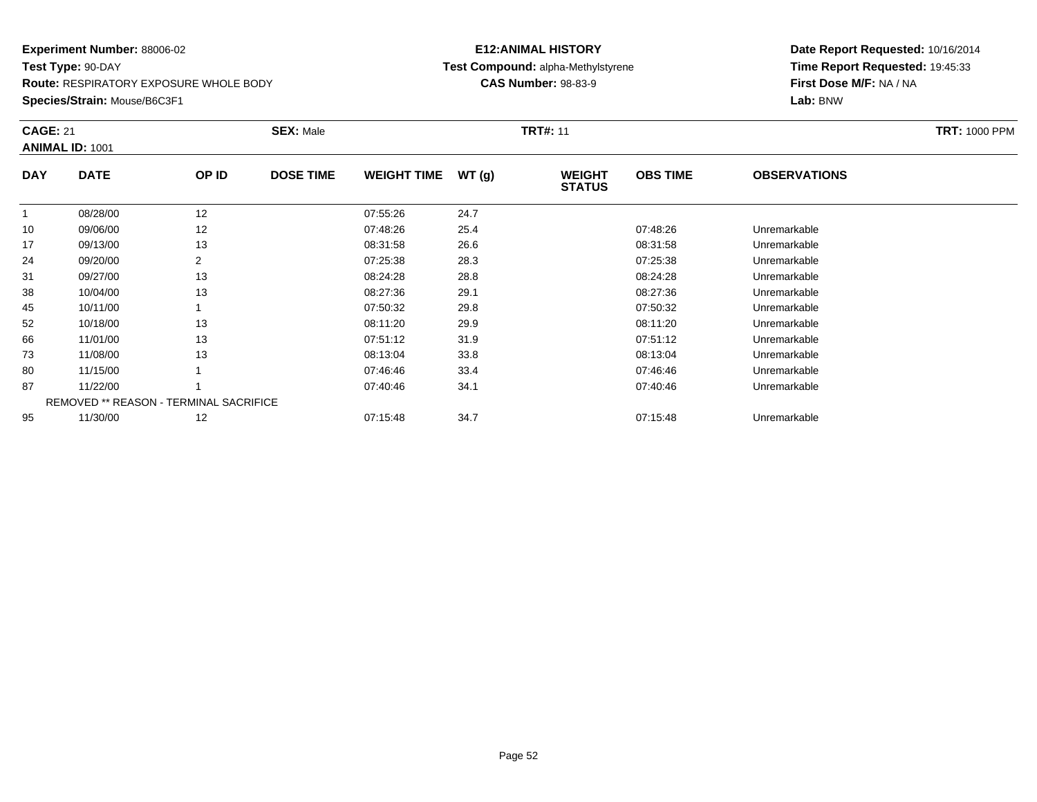**Experiment Number:** 88006-02
**Test Type:** 90-DAY
**Route:** RESPIRATORY EXPOSURE WHOLE BODY
**Species/Strain:** Mouse/B6C3F1

**E12:ANIMAL HISTORY**
**Test Compound:** alpha-Methylstyrene
**CAS Number:** 98-83-9

**Date Report Requested:** 10/16/2014
**Time Report Requested:** 19:45:33
**First Dose M/F:** NA / NA
**Lab:** BNW

**CAGE:** 21 **SEX:** Male **TRT#:** 11 **TRT:** 1000 PPM
**ANIMAL ID:** 1001

| DAY | DATE | OP ID | DOSE TIME | WEIGHT TIME | WT (g) | WEIGHT STATUS | OBS TIME | OBSERVATIONS |
|---|---|---|---|---|---|---|---|---|
| 1 | 08/28/00 | 12 | | 07:55:26 | 24.7 | | | |
| 10 | 09/06/00 | 12 | | 07:48:26 | 25.4 | | 07:48:26 | Unremarkable |
| 17 | 09/13/00 | 13 | | 08:31:58 | 26.6 | | 08:31:58 | Unremarkable |
| 24 | 09/20/00 | 2 | | 07:25:38 | 28.3 | | 07:25:38 | Unremarkable |
| 31 | 09/27/00 | 13 | | 08:24:28 | 28.8 | | 08:24:28 | Unremarkable |
| 38 | 10/04/00 | 13 | | 08:27:36 | 29.1 | | 08:27:36 | Unremarkable |
| 45 | 10/11/00 | 1 | | 07:50:32 | 29.8 | | 07:50:32 | Unremarkable |
| 52 | 10/18/00 | 13 | | 08:11:20 | 29.9 | | 08:11:20 | Unremarkable |
| 66 | 11/01/00 | 13 | | 07:51:12 | 31.9 | | 07:51:12 | Unremarkable |
| 73 | 11/08/00 | 13 | | 08:13:04 | 33.8 | | 08:13:04 | Unremarkable |
| 80 | 11/15/00 | 1 | | 07:46:46 | 33.4 | | 07:46:46 | Unremarkable |
| 87 | 11/22/00 | 1 | | 07:40:46 | 34.1 | | 07:40:46 | Unremarkable |
| | REMOVED ** REASON - TERMINAL SACRIFICE | | | | | | | |
| 95 | 11/30/00 | 12 | | 07:15:48 | 34.7 | | 07:15:48 | Unremarkable |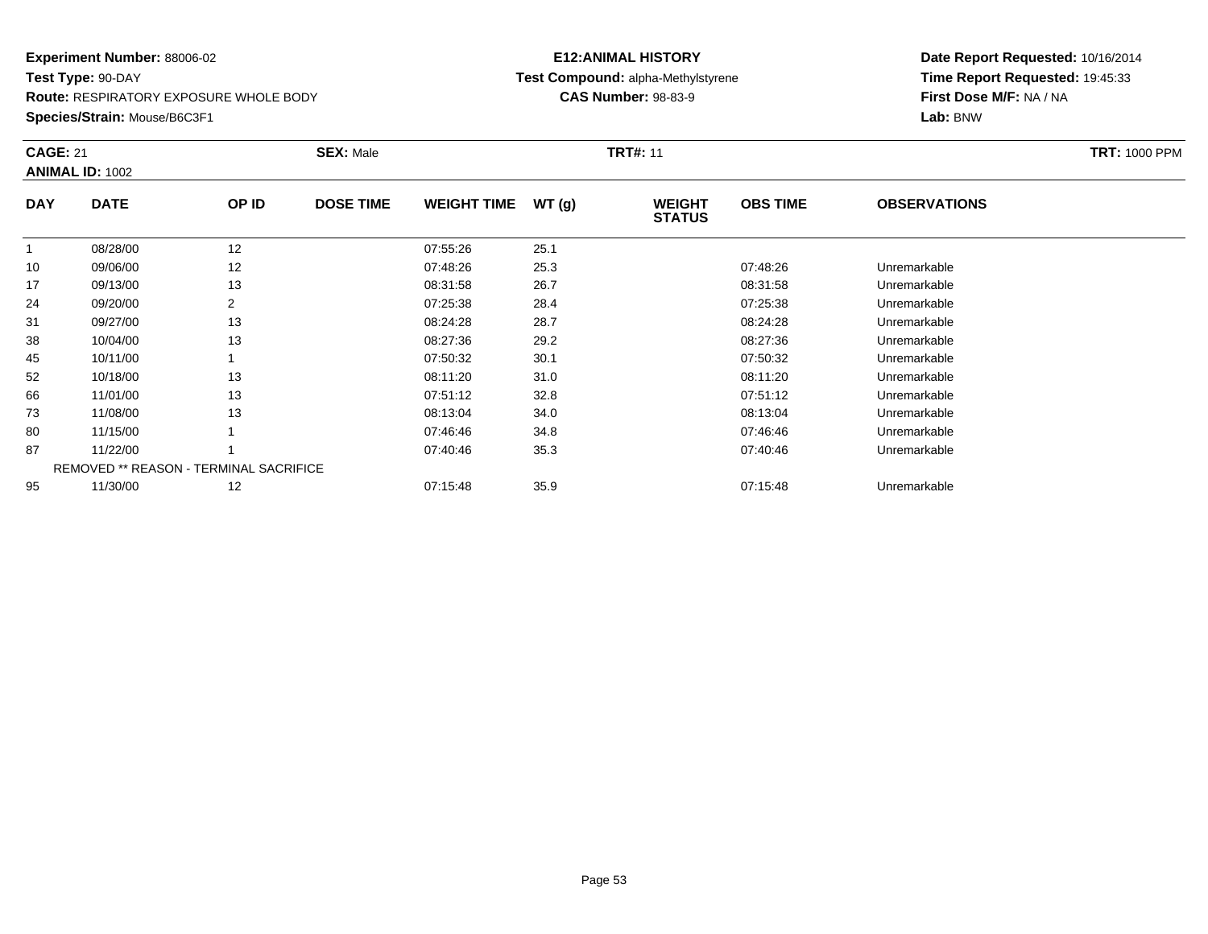**Experiment Number:** 88006-02
**Test Type:** 90-DAY
**Route:** RESPIRATORY EXPOSURE WHOLE BODY
**Species/Strain:** Mouse/B6C3F1

**E12:ANIMAL HISTORY**
**Test Compound:** alpha-Methylstyrene
**CAS Number:** 98-83-9

**Date Report Requested:** 10/16/2014
**Time Report Requested:** 19:45:33
**First Dose M/F:** NA / NA
**Lab:** BNW

**CAGE:** 21 **SEX:** Male **TRT#:** 11 **TRT:** 1000 PPM
**ANIMAL ID:** 1002

| DAY | DATE | OP ID | DOSE TIME | WEIGHT TIME | WT (g) | WEIGHT STATUS | OBS TIME | OBSERVATIONS |
|---|---|---|---|---|---|---|---|---|
| 1 | 08/28/00 | 12 | | 07:55:26 | 25.1 | | | |
| 10 | 09/06/00 | 12 | | 07:48:26 | 25.3 | | 07:48:26 | Unremarkable |
| 17 | 09/13/00 | 13 | | 08:31:58 | 26.7 | | 08:31:58 | Unremarkable |
| 24 | 09/20/00 | 2 | | 07:25:38 | 28.4 | | 07:25:38 | Unremarkable |
| 31 | 09/27/00 | 13 | | 08:24:28 | 28.7 | | 08:24:28 | Unremarkable |
| 38 | 10/04/00 | 13 | | 08:27:36 | 29.2 | | 08:27:36 | Unremarkable |
| 45 | 10/11/00 | 1 | | 07:50:32 | 30.1 | | 07:50:32 | Unremarkable |
| 52 | 10/18/00 | 13 | | 08:11:20 | 31.0 | | 08:11:20 | Unremarkable |
| 66 | 11/01/00 | 13 | | 07:51:12 | 32.8 | | 07:51:12 | Unremarkable |
| 73 | 11/08/00 | 13 | | 08:13:04 | 34.0 | | 08:13:04 | Unremarkable |
| 80 | 11/15/00 | 1 | | 07:46:46 | 34.8 | | 07:46:46 | Unremarkable |
| 87 | 11/22/00 | 1 | | 07:40:46 | 35.3 | | 07:40:46 | Unremarkable |
| REMOVED ** REASON - TERMINAL SACRIFICE | | | | | | | | |
| 95 | 11/30/00 | 12 | | 07:15:48 | 35.9 | | 07:15:48 | Unremarkable |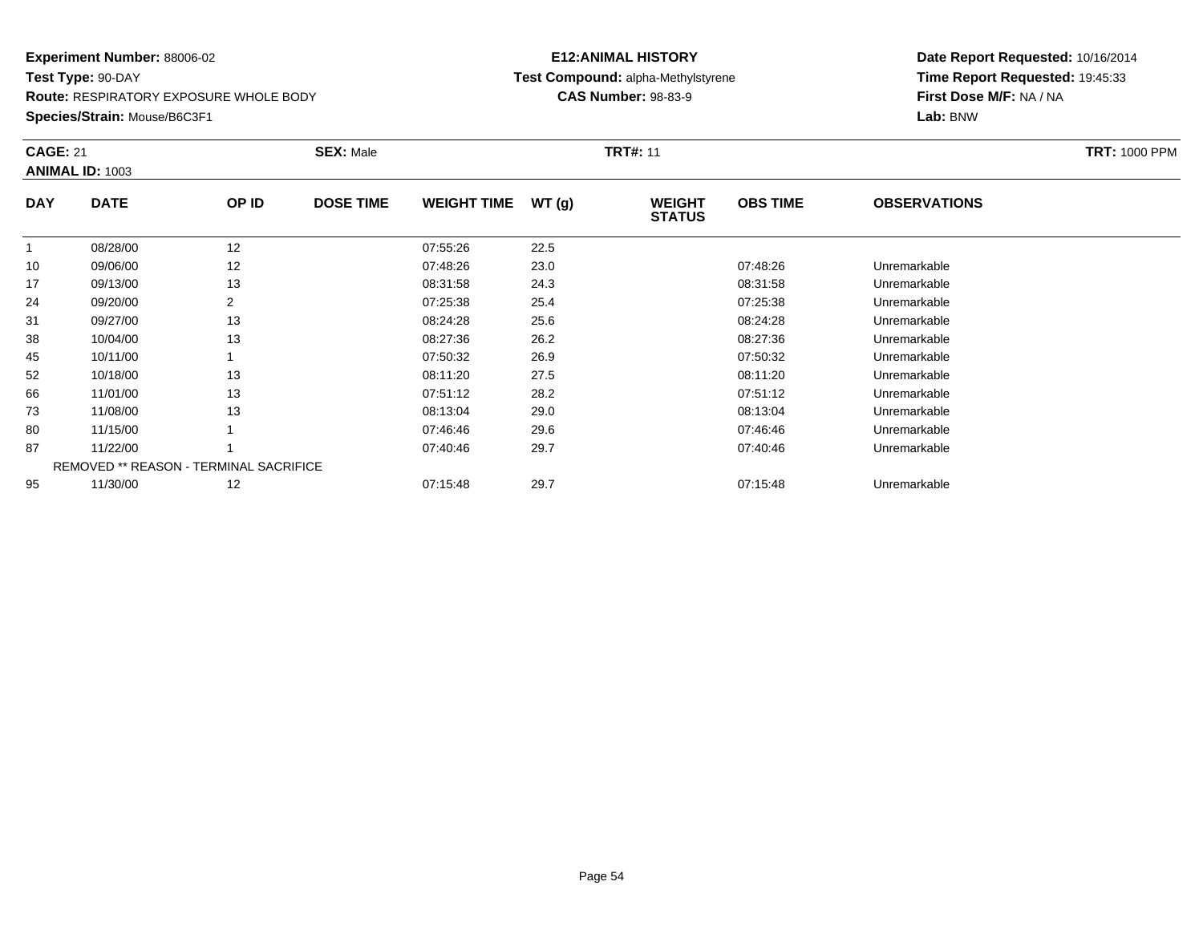**Experiment Number:** 88006-02
**Test Type:** 90-DAY
**Route:** RESPIRATORY EXPOSURE WHOLE BODY
**Species/Strain:** Mouse/B6C3F1

**E12:ANIMAL HISTORY**
**Test Compound:** alpha-Methylstyrene
**CAS Number:** 98-83-9

**Date Report Requested:** 10/16/2014
**Time Report Requested:** 19:45:33
**First Dose M/F:** NA / NA
**Lab:** BNW

**CAGE:** 21 **SEX:** Male **TRT#:** 11 **TRT:** 1000 PPM
**ANIMAL ID:** 1003

| DAY | DATE | OP ID | DOSE TIME | WEIGHT TIME | WT (g) | WEIGHT STATUS | OBS TIME | OBSERVATIONS |
|---|---|---|---|---|---|---|---|---|
| 1 | 08/28/00 | 12 | | 07:55:26 | 22.5 | | | |
| 10 | 09/06/00 | 12 | | 07:48:26 | 23.0 | | 07:48:26 | Unremarkable |
| 17 | 09/13/00 | 13 | | 08:31:58 | 24.3 | | 08:31:58 | Unremarkable |
| 24 | 09/20/00 | 2 | | 07:25:38 | 25.4 | | 07:25:38 | Unremarkable |
| 31 | 09/27/00 | 13 | | 08:24:28 | 25.6 | | 08:24:28 | Unremarkable |
| 38 | 10/04/00 | 13 | | 08:27:36 | 26.2 | | 08:27:36 | Unremarkable |
| 45 | 10/11/00 | 1 | | 07:50:32 | 26.9 | | 07:50:32 | Unremarkable |
| 52 | 10/18/00 | 13 | | 08:11:20 | 27.5 | | 08:11:20 | Unremarkable |
| 66 | 11/01/00 | 13 | | 07:51:12 | 28.2 | | 07:51:12 | Unremarkable |
| 73 | 11/08/00 | 13 | | 08:13:04 | 29.0 | | 08:13:04 | Unremarkable |
| 80 | 11/15/00 | 1 | | 07:46:46 | 29.6 | | 07:46:46 | Unremarkable |
| 87 | 11/22/00 | 1 | | 07:40:46 | 29.7 | | 07:40:46 | Unremarkable |
| | REMOVED ** REASON - TERMINAL SACRIFICE | | | | | | | |
| 95 | 11/30/00 | 12 | | 07:15:48 | 29.7 | | 07:15:48 | Unremarkable |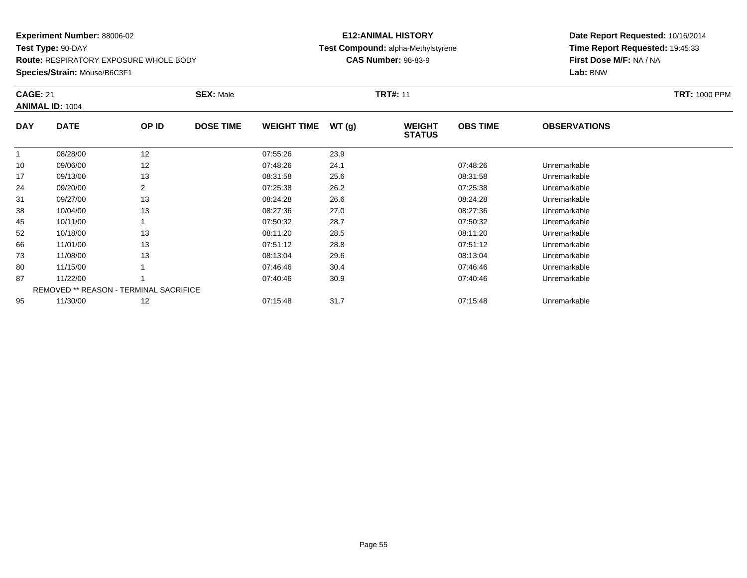**Experiment Number:** 88006-02
**Test Type:** 90-DAY
**Route:** RESPIRATORY EXPOSURE WHOLE BODY
**Species/Strain:** Mouse/B6C3F1

**E12:ANIMAL HISTORY**
**Test Compound:** alpha-Methylstyrene
**CAS Number:** 98-83-9

**Date Report Requested:** 10/16/2014
**Time Report Requested:** 19:45:33
**First Dose M/F:** NA / NA
**Lab:** BNW

**CAGE:** 21 **SEX:** Male **TRT#:** 11 **TRT:** 1000 PPM
**ANIMAL ID:** 1004

| DAY | DATE | OP ID | DOSE TIME | WEIGHT TIME | WT (g) | WEIGHT STATUS | OBS TIME | OBSERVATIONS |
|---|---|---|---|---|---|---|---|---|
| 1 | 08/28/00 | 12 | | 07:55:26 | 23.9 | | | |
| 10 | 09/06/00 | 12 | | 07:48:26 | 24.1 | | 07:48:26 | Unremarkable |
| 17 | 09/13/00 | 13 | | 08:31:58 | 25.6 | | 08:31:58 | Unremarkable |
| 24 | 09/20/00 | 2 | | 07:25:38 | 26.2 | | 07:25:38 | Unremarkable |
| 31 | 09/27/00 | 13 | | 08:24:28 | 26.6 | | 08:24:28 | Unremarkable |
| 38 | 10/04/00 | 13 | | 08:27:36 | 27.0 | | 08:27:36 | Unremarkable |
| 45 | 10/11/00 | 1 | | 07:50:32 | 28.7 | | 07:50:32 | Unremarkable |
| 52 | 10/18/00 | 13 | | 08:11:20 | 28.5 | | 08:11:20 | Unremarkable |
| 66 | 11/01/00 | 13 | | 07:51:12 | 28.8 | | 07:51:12 | Unremarkable |
| 73 | 11/08/00 | 13 | | 08:13:04 | 29.6 | | 08:13:04 | Unremarkable |
| 80 | 11/15/00 | 1 | | 07:46:46 | 30.4 | | 07:46:46 | Unremarkable |
| 87 | 11/22/00 | 1 | | 07:40:46 | 30.9 | | 07:40:46 | Unremarkable |
| | REMOVED ** REASON - TERMINAL SACRIFICE | | | | | | | |
| 95 | 11/30/00 | 12 | | 07:15:48 | 31.7 | | 07:15:48 | Unremarkable |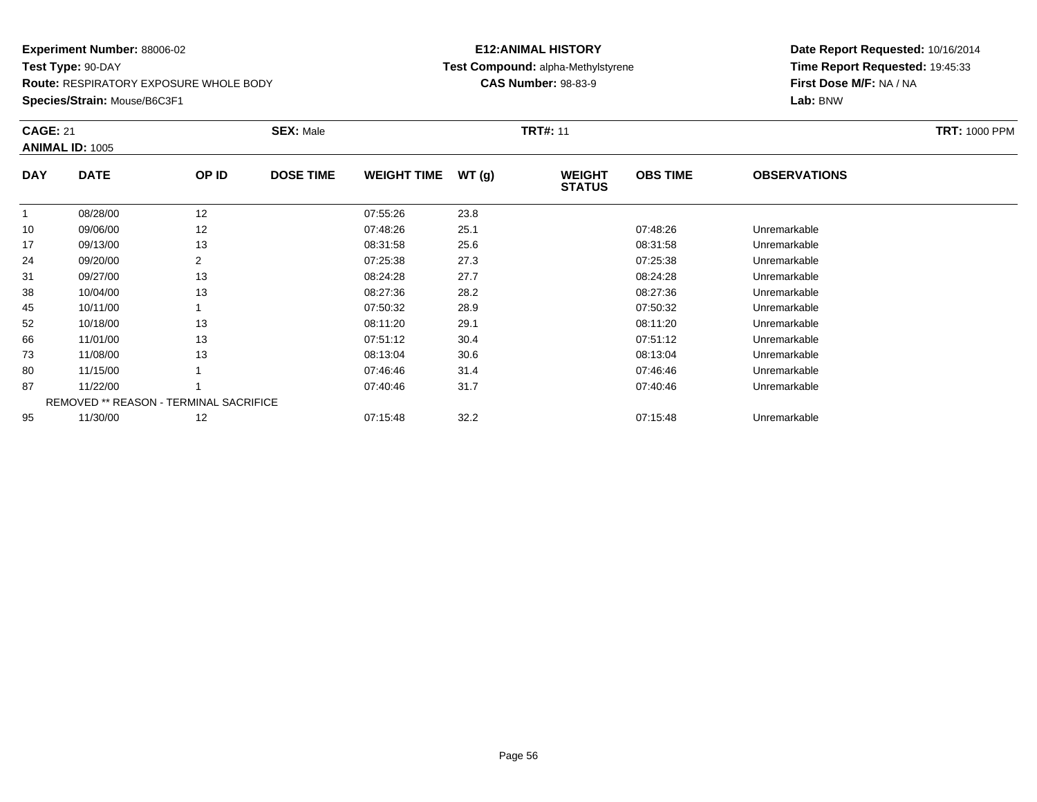**Experiment Number:** 88006-02
**Test Type:** 90-DAY
**Route:** RESPIRATORY EXPOSURE WHOLE BODY
**Species/Strain:** Mouse/B6C3F1

**E12:ANIMAL HISTORY**
**Test Compound:** alpha-Methylstyrene
**CAS Number:** 98-83-9

**Date Report Requested:** 10/16/2014
**Time Report Requested:** 19:45:33
**First Dose M/F:** NA / NA
**Lab:** BNW

**CAGE:** 21 **SEX:** Male **TRT#:** 11 **TRT:** 1000 PPM
**ANIMAL ID:** 1005

| DAY | DATE | OP ID | DOSE TIME | WEIGHT TIME | WT (g) | WEIGHT STATUS | OBS TIME | OBSERVATIONS |
|---|---|---|---|---|---|---|---|---|
| 1 | 08/28/00 | 12 | | 07:55:26 | 23.8 | | | |
| 10 | 09/06/00 | 12 | | 07:48:26 | 25.1 | | 07:48:26 | Unremarkable |
| 17 | 09/13/00 | 13 | | 08:31:58 | 25.6 | | 08:31:58 | Unremarkable |
| 24 | 09/20/00 | 2 | | 07:25:38 | 27.3 | | 07:25:38 | Unremarkable |
| 31 | 09/27/00 | 13 | | 08:24:28 | 27.7 | | 08:24:28 | Unremarkable |
| 38 | 10/04/00 | 13 | | 08:27:36 | 28.2 | | 08:27:36 | Unremarkable |
| 45 | 10/11/00 | 1 | | 07:50:32 | 28.9 | | 07:50:32 | Unremarkable |
| 52 | 10/18/00 | 13 | | 08:11:20 | 29.1 | | 08:11:20 | Unremarkable |
| 66 | 11/01/00 | 13 | | 07:51:12 | 30.4 | | 07:51:12 | Unremarkable |
| 73 | 11/08/00 | 13 | | 08:13:04 | 30.6 | | 08:13:04 | Unremarkable |
| 80 | 11/15/00 | 1 | | 07:46:46 | 31.4 | | 07:46:46 | Unremarkable |
| 87 | 11/22/00 | 1 | | 07:40:46 | 31.7 | | 07:40:46 | Unremarkable |
| | REMOVED ** REASON - TERMINAL SACRIFICE | | | | | | | |
| 95 | 11/30/00 | 12 | | 07:15:48 | 32.2 | | 07:15:48 | Unremarkable |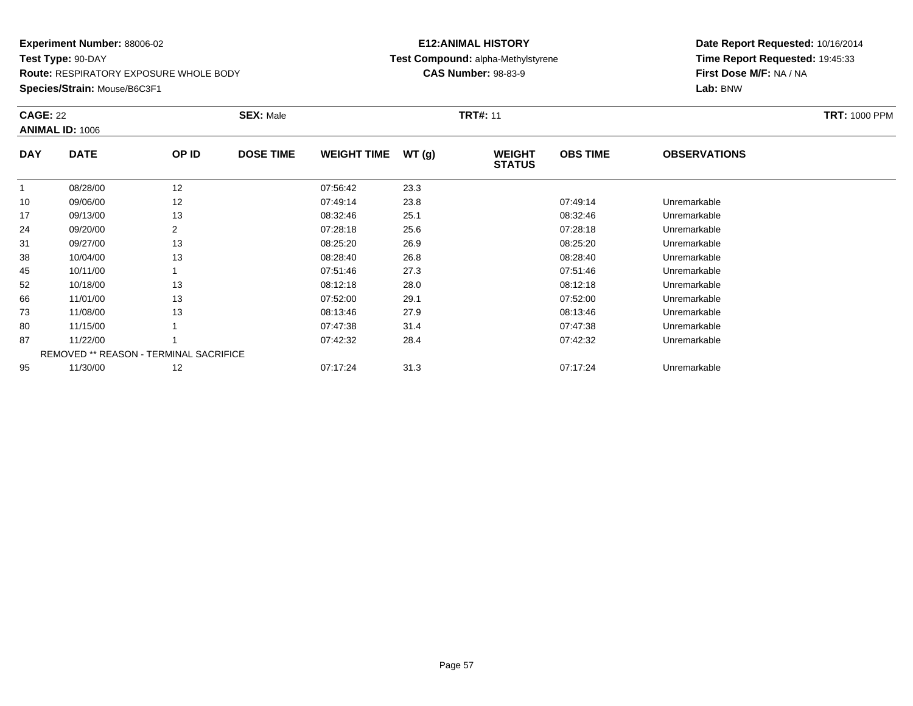**Experiment Number:** 88006-02
**Test Type:** 90-DAY
**Route:** RESPIRATORY EXPOSURE WHOLE BODY
**Species/Strain:** Mouse/B6C3F1

**E12:ANIMAL HISTORY**
**Test Compound:** alpha-Methylstyrene
**CAS Number:** 98-83-9

**Date Report Requested:** 10/16/2014
**Time Report Requested:** 19:45:33
**First Dose M/F:** NA / NA
**Lab:** BNW

**CAGE:** 22 **SEX:** Male **TRT#:** 11 **TRT:** 1000 PPM
**ANIMAL ID:** 1006

| DAY | DATE | OP ID | DOSE TIME | WEIGHT TIME | WT (g) | WEIGHT STATUS | OBS TIME | OBSERVATIONS |
|---|---|---|---|---|---|---|---|---|
| 1 | 08/28/00 | 12 | | 07:56:42 | 23.3 | | | |
| 10 | 09/06/00 | 12 | | 07:49:14 | 23.8 | | 07:49:14 | Unremarkable |
| 17 | 09/13/00 | 13 | | 08:32:46 | 25.1 | | 08:32:46 | Unremarkable |
| 24 | 09/20/00 | 2 | | 07:28:18 | 25.6 | | 07:28:18 | Unremarkable |
| 31 | 09/27/00 | 13 | | 08:25:20 | 26.9 | | 08:25:20 | Unremarkable |
| 38 | 10/04/00 | 13 | | 08:28:40 | 26.8 | | 08:28:40 | Unremarkable |
| 45 | 10/11/00 | 1 | | 07:51:46 | 27.3 | | 07:51:46 | Unremarkable |
| 52 | 10/18/00 | 13 | | 08:12:18 | 28.0 | | 08:12:18 | Unremarkable |
| 66 | 11/01/00 | 13 | | 07:52:00 | 29.1 | | 07:52:00 | Unremarkable |
| 73 | 11/08/00 | 13 | | 08:13:46 | 27.9 | | 08:13:46 | Unremarkable |
| 80 | 11/15/00 | 1 | | 07:47:38 | 31.4 | | 07:47:38 | Unremarkable |
| 87 | 11/22/00 | 1 | | 07:42:32 | 28.4 | | 07:42:32 | Unremarkable |
| | REMOVED ** REASON - TERMINAL SACRIFICE | | | | | | | |
| 95 | 11/30/00 | 12 | | 07:17:24 | 31.3 | | 07:17:24 | Unremarkable |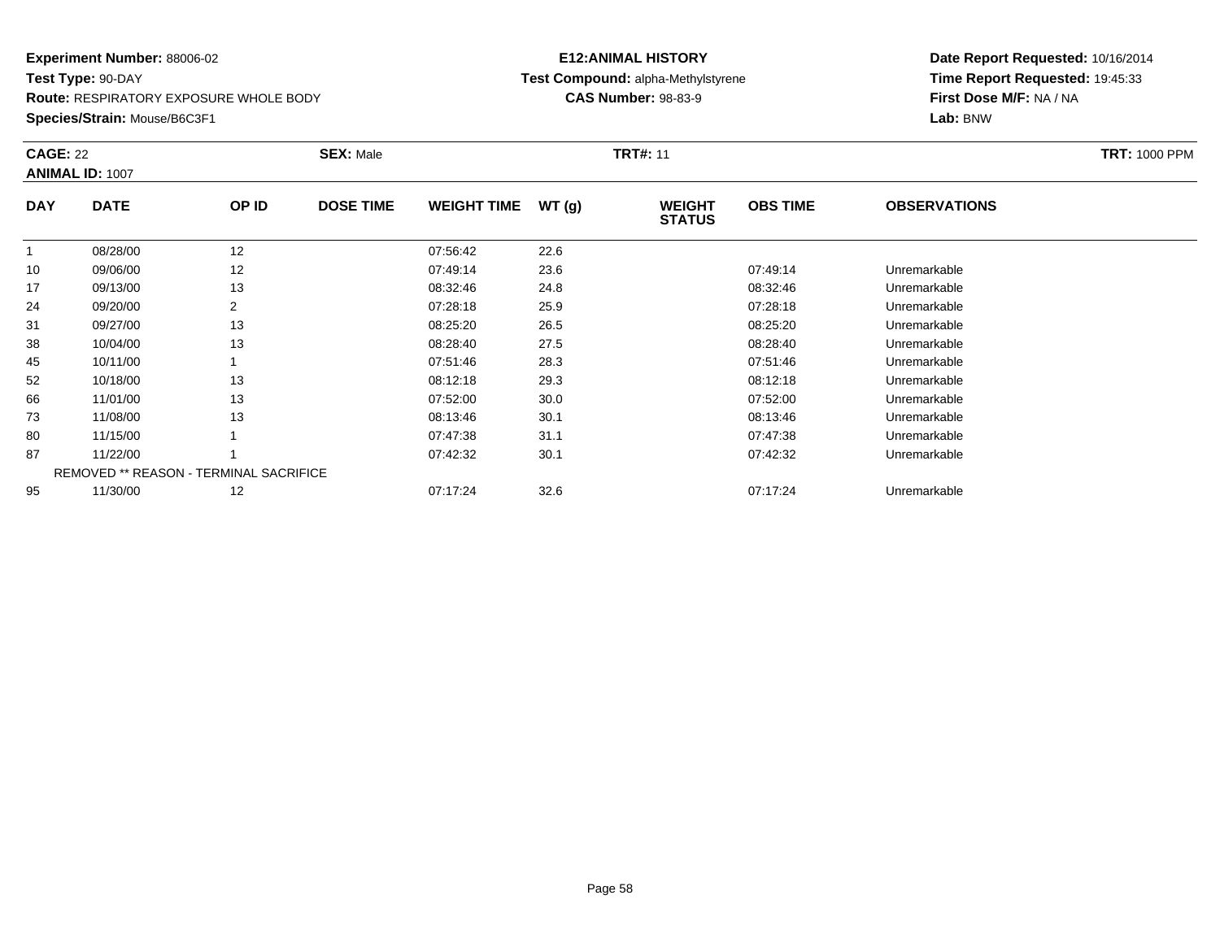**Experiment Number:** 88006-02
**Test Type:** 90-DAY
**Route:** RESPIRATORY EXPOSURE WHOLE BODY
**Species/Strain:** Mouse/B6C3F1

**E12:ANIMAL HISTORY**
**Test Compound:** alpha-Methylstyrene
**CAS Number:** 98-83-9

**Date Report Requested:** 10/16/2014
**Time Report Requested:** 19:45:33
**First Dose M/F:** NA / NA
**Lab:** BNW

**CAGE:** 22 **SEX:** Male **TRT#:** 11 **TRT:** 1000 PPM
**ANIMAL ID:** 1007

| DAY | DATE | OP ID | DOSE TIME | WEIGHT TIME | WT (g) | WEIGHT STATUS | OBS TIME | OBSERVATIONS |
|---|---|---|---|---|---|---|---|---|
| 1 | 08/28/00 | 12 | | 07:56:42 | 22.6 | | | |
| 10 | 09/06/00 | 12 | | 07:49:14 | 23.6 | | 07:49:14 | Unremarkable |
| 17 | 09/13/00 | 13 | | 08:32:46 | 24.8 | | 08:32:46 | Unremarkable |
| 24 | 09/20/00 | 2 | | 07:28:18 | 25.9 | | 07:28:18 | Unremarkable |
| 31 | 09/27/00 | 13 | | 08:25:20 | 26.5 | | 08:25:20 | Unremarkable |
| 38 | 10/04/00 | 13 | | 08:28:40 | 27.5 | | 08:28:40 | Unremarkable |
| 45 | 10/11/00 | 1 | | 07:51:46 | 28.3 | | 07:51:46 | Unremarkable |
| 52 | 10/18/00 | 13 | | 08:12:18 | 29.3 | | 08:12:18 | Unremarkable |
| 66 | 11/01/00 | 13 | | 07:52:00 | 30.0 | | 07:52:00 | Unremarkable |
| 73 | 11/08/00 | 13 | | 08:13:46 | 30.1 | | 08:13:46 | Unremarkable |
| 80 | 11/15/00 | 1 | | 07:47:38 | 31.1 | | 07:47:38 | Unremarkable |
| 87 | 11/22/00 | 1 | | 07:42:32 | 30.1 | | 07:42:32 | Unremarkable |
| | REMOVED ** REASON - TERMINAL SACRIFICE | | | | | | | |
| 95 | 11/30/00 | 12 | | 07:17:24 | 32.6 | | 07:17:24 | Unremarkable |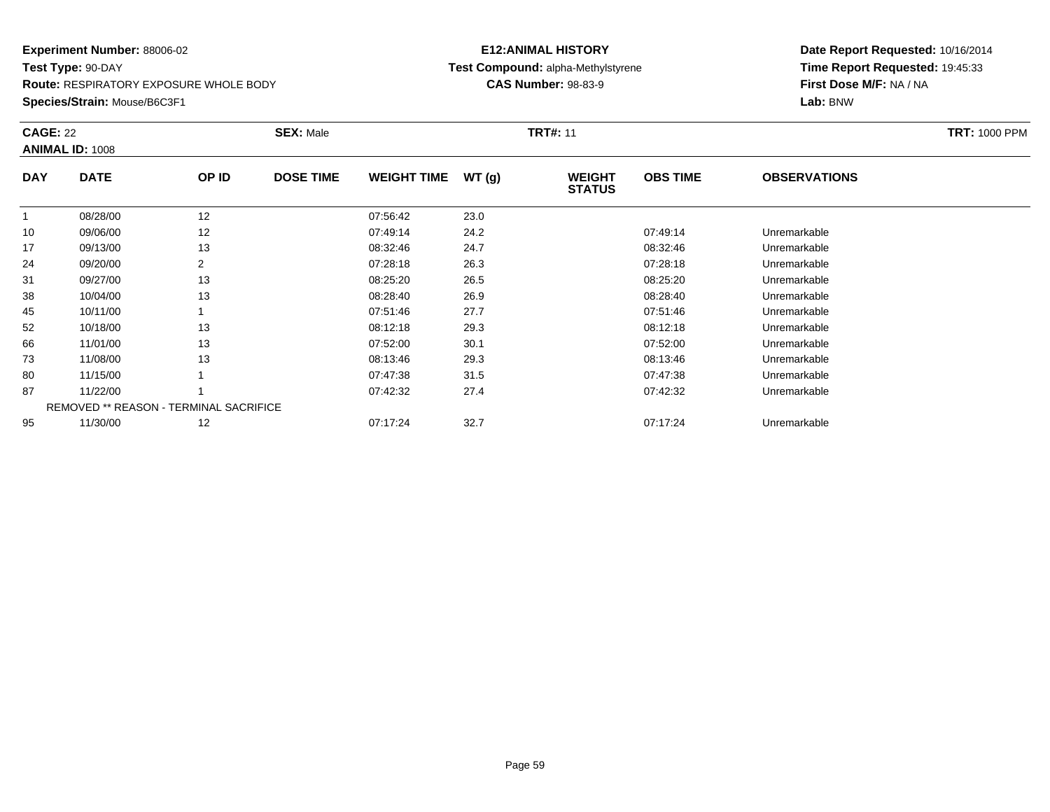**Experiment Number:** 88006-02
**Test Type:** 90-DAY
**Route:** RESPIRATORY EXPOSURE WHOLE BODY
**Species/Strain:** Mouse/B6C3F1

**E12:ANIMAL HISTORY**
**Test Compound:** alpha-Methylstyrene
**CAS Number:** 98-83-9

**Date Report Requested:** 10/16/2014
**Time Report Requested:** 19:45:33
**First Dose M/F:** NA / NA
**Lab:** BNW

**CAGE:** 22 **SEX:** Male **TRT#:** 11 **TRT:** 1000 PPM
**ANIMAL ID:** 1008

| DAY | DATE | OP ID | DOSE TIME | WEIGHT TIME | WT (g) | WEIGHT STATUS | OBS TIME | OBSERVATIONS |
|---|---|---|---|---|---|---|---|---|
| 1 | 08/28/00 | 12 | | 07:56:42 | 23.0 | | | |
| 10 | 09/06/00 | 12 | | 07:49:14 | 24.2 | | 07:49:14 | Unremarkable |
| 17 | 09/13/00 | 13 | | 08:32:46 | 24.7 | | 08:32:46 | Unremarkable |
| 24 | 09/20/00 | 2 | | 07:28:18 | 26.3 | | 07:28:18 | Unremarkable |
| 31 | 09/27/00 | 13 | | 08:25:20 | 26.5 | | 08:25:20 | Unremarkable |
| 38 | 10/04/00 | 13 | | 08:28:40 | 26.9 | | 08:28:40 | Unremarkable |
| 45 | 10/11/00 | 1 | | 07:51:46 | 27.7 | | 07:51:46 | Unremarkable |
| 52 | 10/18/00 | 13 | | 08:12:18 | 29.3 | | 08:12:18 | Unremarkable |
| 66 | 11/01/00 | 13 | | 07:52:00 | 30.1 | | 07:52:00 | Unremarkable |
| 73 | 11/08/00 | 13 | | 08:13:46 | 29.3 | | 08:13:46 | Unremarkable |
| 80 | 11/15/00 | 1 | | 07:47:38 | 31.5 | | 07:47:38 | Unremarkable |
| 87 | 11/22/00 | 1 | | 07:42:32 | 27.4 | | 07:42:32 | Unremarkable |
| | REMOVED ** REASON - TERMINAL SACRIFICE | | | | | | | |
| 95 | 11/30/00 | 12 | | 07:17:24 | 32.7 | | 07:17:24 | Unremarkable |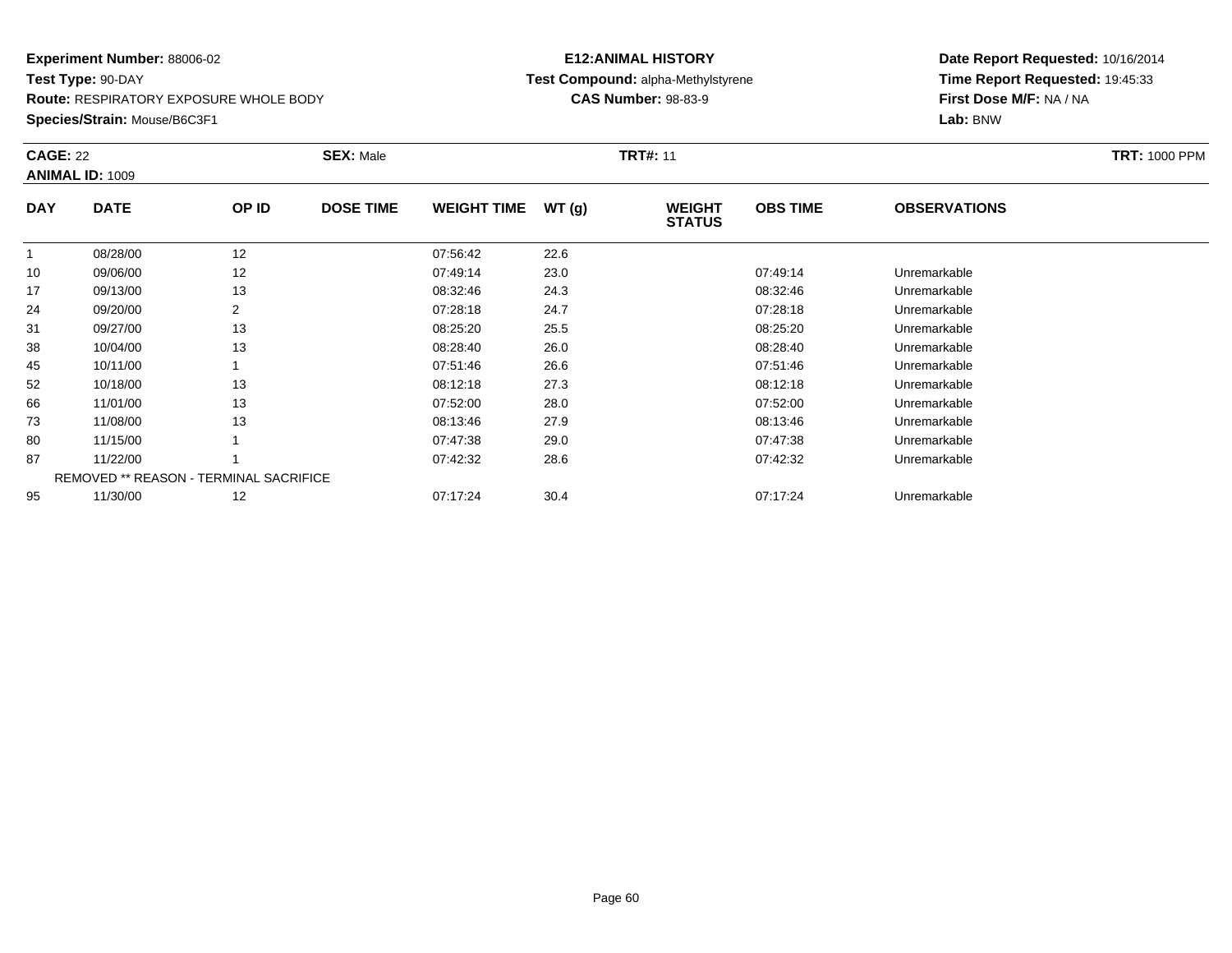**Experiment Number:** 88006-02
**Test Type:** 90-DAY
**Route:** RESPIRATORY EXPOSURE WHOLE BODY
**Species/Strain:** Mouse/B6C3F1

**E12:ANIMAL HISTORY**
**Test Compound:** alpha-Methylstyrene
**CAS Number:** 98-83-9

**Date Report Requested:** 10/16/2014
**Time Report Requested:** 19:45:33
**First Dose M/F:** NA / NA
**Lab:** BNW

**CAGE:** 22 **SEX:** Male **TRT#:** 11 **TRT:** 1000 PPM
**ANIMAL ID:** 1009

| DAY | DATE | OP ID | DOSE TIME | WEIGHT TIME | WT (g) | WEIGHT STATUS | OBS TIME | OBSERVATIONS |
|---|---|---|---|---|---|---|---|---|
| 1 | 08/28/00 | 12 | | 07:56:42 | 22.6 | | | |
| 10 | 09/06/00 | 12 | | 07:49:14 | 23.0 | | 07:49:14 | Unremarkable |
| 17 | 09/13/00 | 13 | | 08:32:46 | 24.3 | | 08:32:46 | Unremarkable |
| 24 | 09/20/00 | 2 | | 07:28:18 | 24.7 | | 07:28:18 | Unremarkable |
| 31 | 09/27/00 | 13 | | 08:25:20 | 25.5 | | 08:25:20 | Unremarkable |
| 38 | 10/04/00 | 13 | | 08:28:40 | 26.0 | | 08:28:40 | Unremarkable |
| 45 | 10/11/00 | 1 | | 07:51:46 | 26.6 | | 07:51:46 | Unremarkable |
| 52 | 10/18/00 | 13 | | 08:12:18 | 27.3 | | 08:12:18 | Unremarkable |
| 66 | 11/01/00 | 13 | | 07:52:00 | 28.0 | | 07:52:00 | Unremarkable |
| 73 | 11/08/00 | 13 | | 08:13:46 | 27.9 | | 08:13:46 | Unremarkable |
| 80 | 11/15/00 | 1 | | 07:47:38 | 29.0 | | 07:47:38 | Unremarkable |
| 87 | 11/22/00 | 1 | | 07:42:32 | 28.6 | | 07:42:32 | Unremarkable |
| | REMOVED ** REASON - TERMINAL SACRIFICE | | | | | | | |
| 95 | 11/30/00 | 12 | | 07:17:24 | 30.4 | | 07:17:24 | Unremarkable |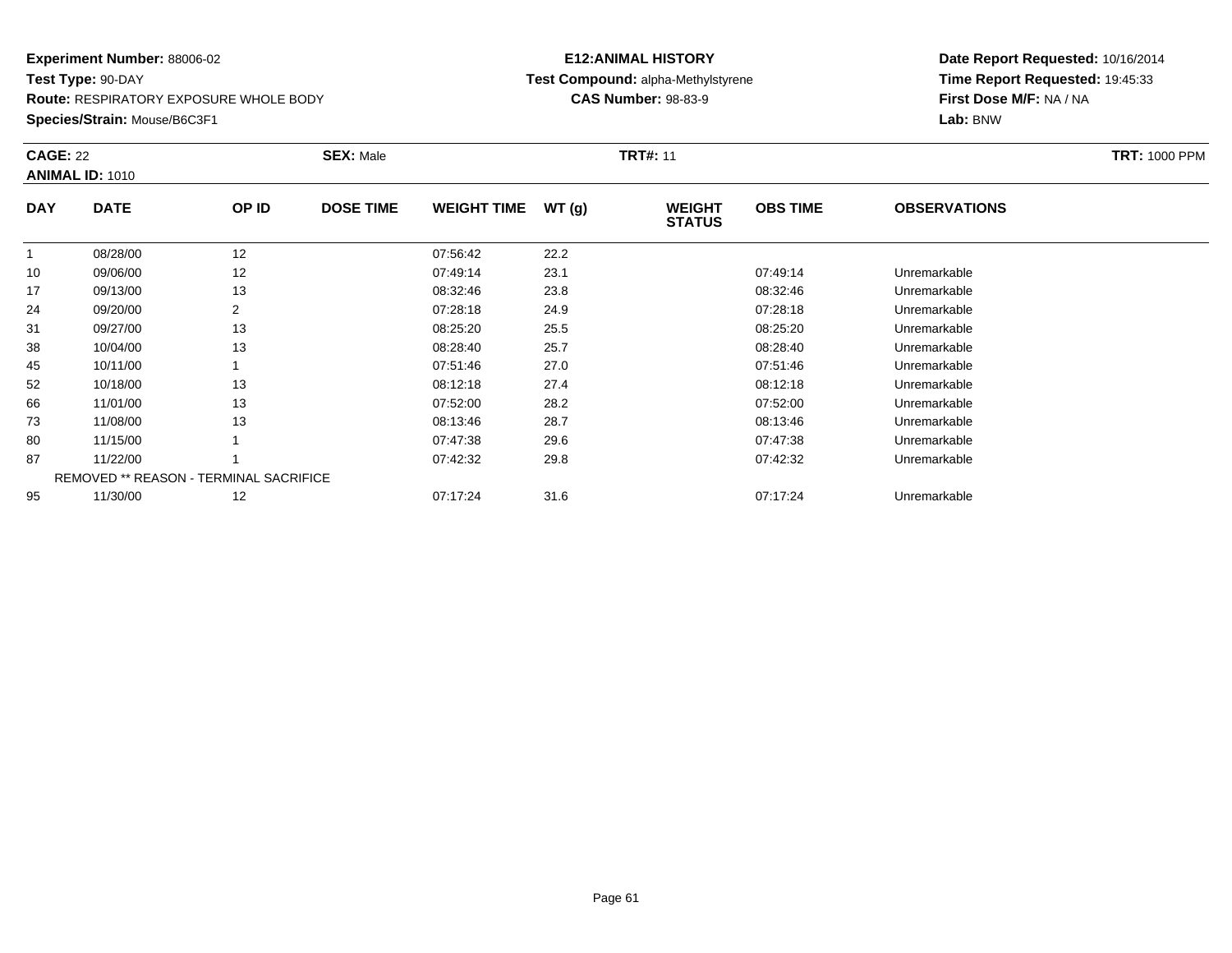**Experiment Number:** 88006-02
**Test Type:** 90-DAY
**Route:** RESPIRATORY EXPOSURE WHOLE BODY
**Species/Strain:** Mouse/B6C3F1

**E12:ANIMAL HISTORY**
**Test Compound:** alpha-Methylstyrene
**CAS Number:** 98-83-9

**Date Report Requested:** 10/16/2014
**Time Report Requested:** 19:45:33
**First Dose M/F:** NA / NA
**Lab:** BNW

**CAGE:** 22 **SEX:** Male **TRT#:** 11 **TRT:** 1000 PPM
**ANIMAL ID:** 1010

| DAY | DATE | OP ID | DOSE TIME | WEIGHT TIME | WT (g) | WEIGHT STATUS | OBS TIME | OBSERVATIONS |
|---|---|---|---|---|---|---|---|---|
| 1 | 08/28/00 | 12 | | 07:56:42 | 22.2 | | | |
| 10 | 09/06/00 | 12 | | 07:49:14 | 23.1 | | 07:49:14 | Unremarkable |
| 17 | 09/13/00 | 13 | | 08:32:46 | 23.8 | | 08:32:46 | Unremarkable |
| 24 | 09/20/00 | 2 | | 07:28:18 | 24.9 | | 07:28:18 | Unremarkable |
| 31 | 09/27/00 | 13 | | 08:25:20 | 25.5 | | 08:25:20 | Unremarkable |
| 38 | 10/04/00 | 13 | | 08:28:40 | 25.7 | | 08:28:40 | Unremarkable |
| 45 | 10/11/00 | 1 | | 07:51:46 | 27.0 | | 07:51:46 | Unremarkable |
| 52 | 10/18/00 | 13 | | 08:12:18 | 27.4 | | 08:12:18 | Unremarkable |
| 66 | 11/01/00 | 13 | | 07:52:00 | 28.2 | | 07:52:00 | Unremarkable |
| 73 | 11/08/00 | 13 | | 08:13:46 | 28.7 | | 08:13:46 | Unremarkable |
| 80 | 11/15/00 | 1 | | 07:47:38 | 29.6 | | 07:47:38 | Unremarkable |
| 87 | 11/22/00 | 1 | | 07:42:32 | 29.8 | | 07:42:32 | Unremarkable |
| | REMOVED ** REASON - TERMINAL SACRIFICE | | | | | | | |
| 95 | 11/30/00 | 12 | | 07:17:24 | 31.6 | | 07:17:24 | Unremarkable |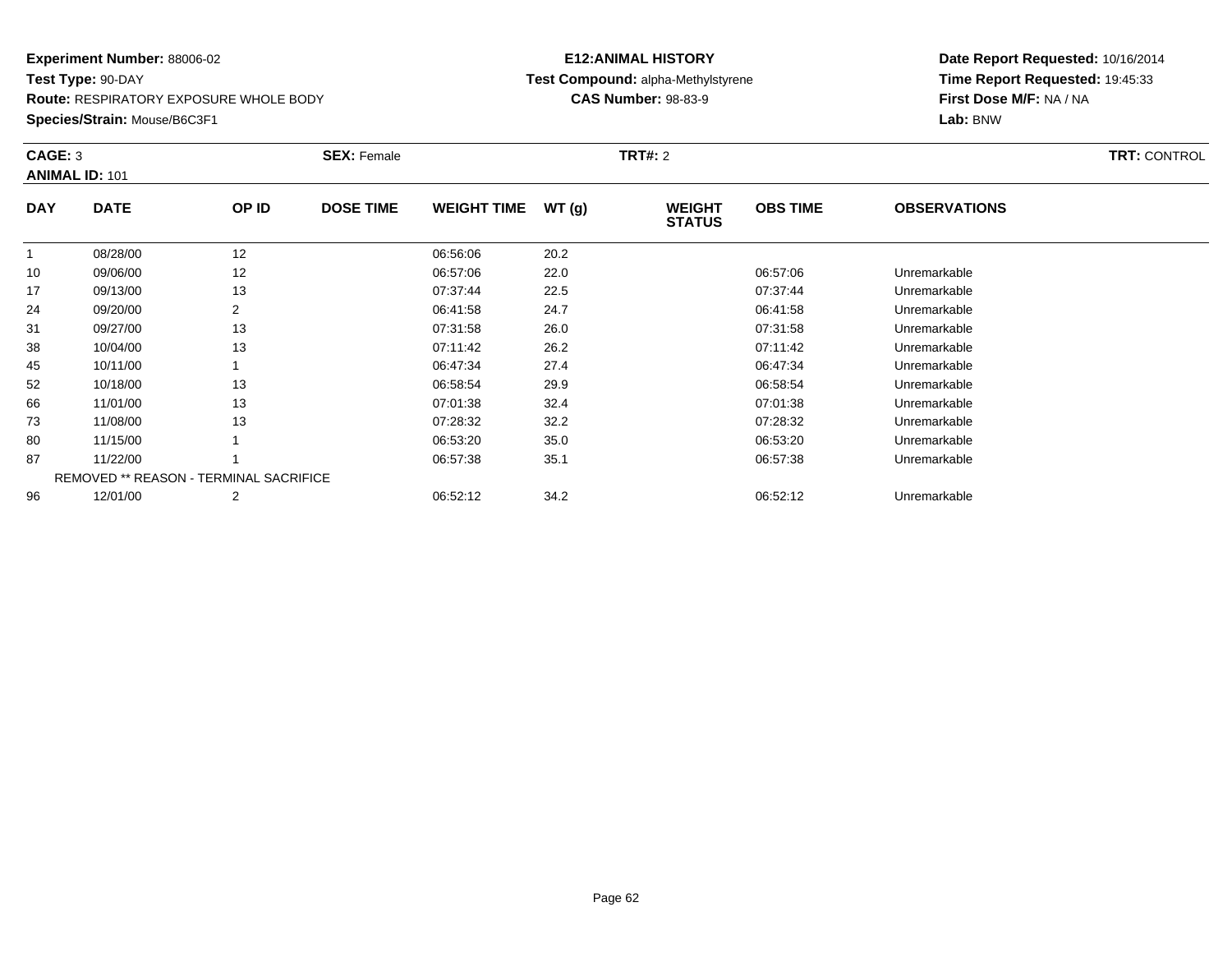**Experiment Number:** 88006-02
**Test Type:** 90-DAY
**Route:** RESPIRATORY EXPOSURE WHOLE BODY
**Species/Strain:** Mouse/B6C3F1

**E12:ANIMAL HISTORY**
**Test Compound:** alpha-Methylstyrene
**CAS Number:** 98-83-9

**Date Report Requested:** 10/16/2014
**Time Report Requested:** 19:45:33
**First Dose M/F:** NA / NA
**Lab:** BNW

**CAGE:** 3 **SEX:** Female **TRT#:** 2 **TRT:** CONTROL
**ANIMAL ID:** 101

| DAY | DATE | OP ID | DOSE TIME | WEIGHT TIME | WT (g) | WEIGHT STATUS | OBS TIME | OBSERVATIONS |
|---|---|---|---|---|---|---|---|---|
| 1 | 08/28/00 | 12 | | 06:56:06 | 20.2 | | | |
| 10 | 09/06/00 | 12 | | 06:57:06 | 22.0 | | 06:57:06 | Unremarkable |
| 17 | 09/13/00 | 13 | | 07:37:44 | 22.5 | | 07:37:44 | Unremarkable |
| 24 | 09/20/00 | 2 | | 06:41:58 | 24.7 | | 06:41:58 | Unremarkable |
| 31 | 09/27/00 | 13 | | 07:31:58 | 26.0 | | 07:31:58 | Unremarkable |
| 38 | 10/04/00 | 13 | | 07:11:42 | 26.2 | | 07:11:42 | Unremarkable |
| 45 | 10/11/00 | 1 | | 06:47:34 | 27.4 | | 06:47:34 | Unremarkable |
| 52 | 10/18/00 | 13 | | 06:58:54 | 29.9 | | 06:58:54 | Unremarkable |
| 66 | 11/01/00 | 13 | | 07:01:38 | 32.4 | | 07:01:38 | Unremarkable |
| 73 | 11/08/00 | 13 | | 07:28:32 | 32.2 | | 07:28:32 | Unremarkable |
| 80 | 11/15/00 | 1 | | 06:53:20 | 35.0 | | 06:53:20 | Unremarkable |
| 87 | 11/22/00 | 1 | | 06:57:38 | 35.1 | | 06:57:38 | Unremarkable |
| | REMOVED ** REASON - TERMINAL SACRIFICE | | | | | | | |
| 96 | 12/01/00 | 2 | | 06:52:12 | 34.2 | | 06:52:12 | Unremarkable |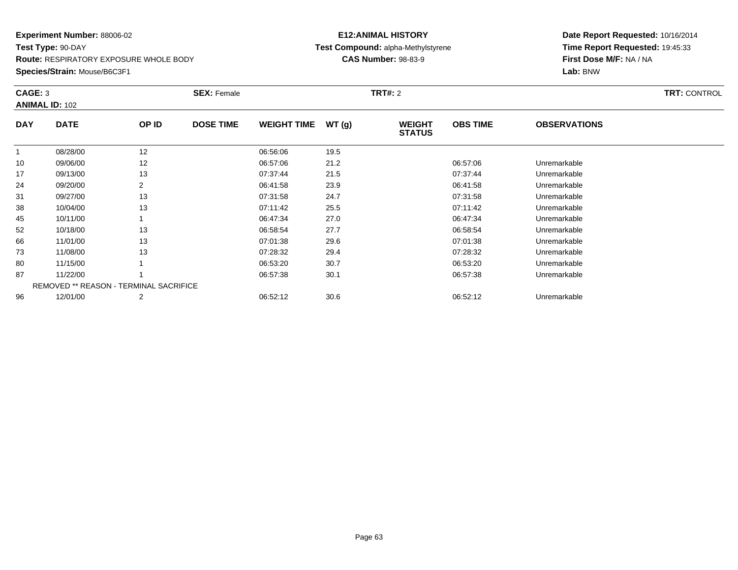**Experiment Number:** 88006-02
**Test Type:** 90-DAY
**Route:** RESPIRATORY EXPOSURE WHOLE BODY
**Species/Strain:** Mouse/B6C3F1

**E12:ANIMAL HISTORY**
**Test Compound:** alpha-Methylstyrene
**CAS Number:** 98-83-9

**Date Report Requested:** 10/16/2014
**Time Report Requested:** 19:45:33
**First Dose M/F:** NA / NA
**Lab:** BNW

**CAGE:** 3 **SEX:** Female **TRT#:** 2 **TRT:** CONTROL
**ANIMAL ID:** 102

| DAY | DATE | OP ID | DOSE TIME | WEIGHT TIME | WT (g) | WEIGHT STATUS | OBS TIME | OBSERVATIONS |
|---|---|---|---|---|---|---|---|---|
| 1 | 08/28/00 | 12 | | 06:56:06 | 19.5 | | | |
| 10 | 09/06/00 | 12 | | 06:57:06 | 21.2 | | 06:57:06 | Unremarkable |
| 17 | 09/13/00 | 13 | | 07:37:44 | 21.5 | | 07:37:44 | Unremarkable |
| 24 | 09/20/00 | 2 | | 06:41:58 | 23.9 | | 06:41:58 | Unremarkable |
| 31 | 09/27/00 | 13 | | 07:31:58 | 24.7 | | 07:31:58 | Unremarkable |
| 38 | 10/04/00 | 13 | | 07:11:42 | 25.5 | | 07:11:42 | Unremarkable |
| 45 | 10/11/00 | 1 | | 06:47:34 | 27.0 | | 06:47:34 | Unremarkable |
| 52 | 10/18/00 | 13 | | 06:58:54 | 27.7 | | 06:58:54 | Unremarkable |
| 66 | 11/01/00 | 13 | | 07:01:38 | 29.6 | | 07:01:38 | Unremarkable |
| 73 | 11/08/00 | 13 | | 07:28:32 | 29.4 | | 07:28:32 | Unremarkable |
| 80 | 11/15/00 | 1 | | 06:53:20 | 30.7 | | 06:53:20 | Unremarkable |
| 87 | 11/22/00 | 1 | | 06:57:38 | 30.1 | | 06:57:38 | Unremarkable |
| | REMOVED ** REASON - TERMINAL SACRIFICE | | | | | | | |
| 96 | 12/01/00 | 2 | | 06:52:12 | 30.6 | | 06:52:12 | Unremarkable |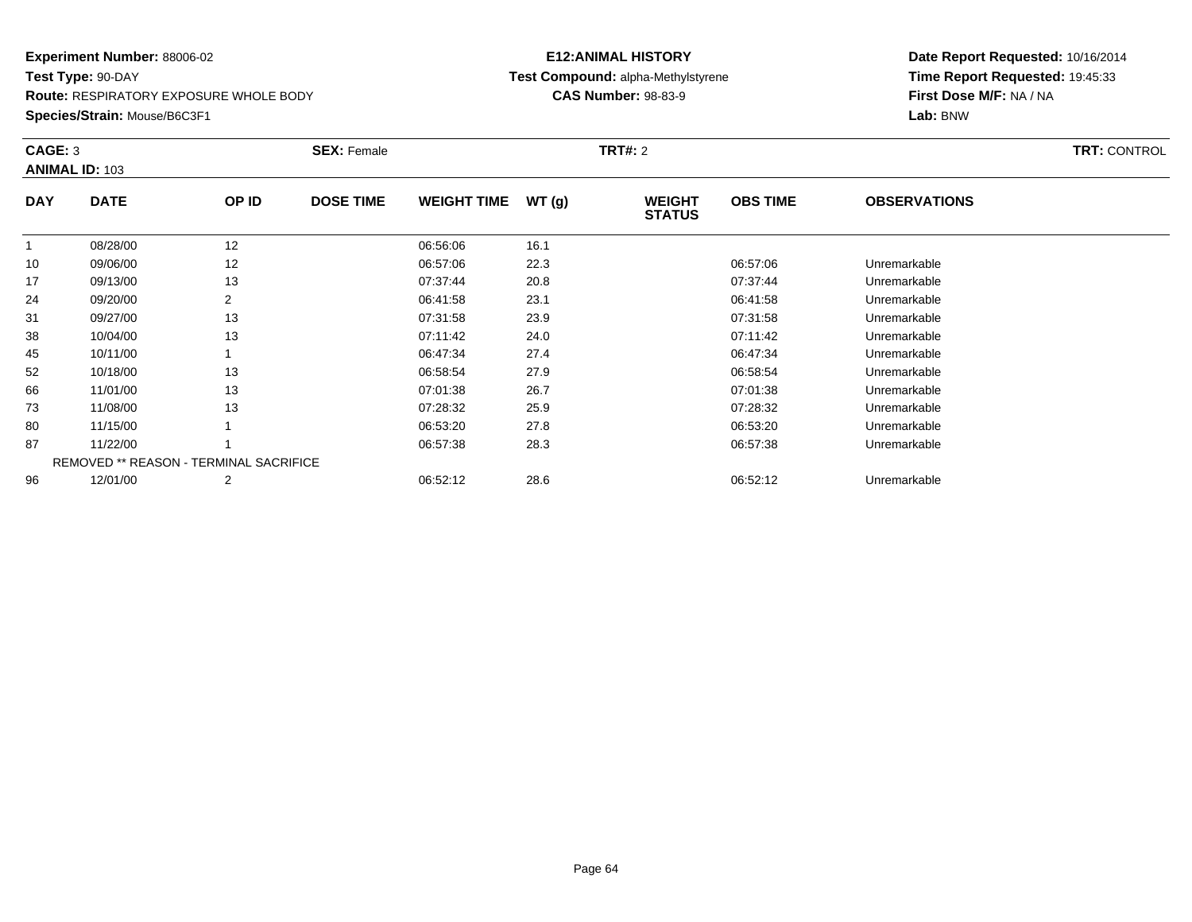**Experiment Number:** 88006-02
**Test Type:** 90-DAY
**Route:** RESPIRATORY EXPOSURE WHOLE BODY
**Species/Strain:** Mouse/B6C3F1

**E12:ANIMAL HISTORY**
**Test Compound:** alpha-Methylstyrene
**CAS Number:** 98-83-9

**Date Report Requested:** 10/16/2014
**Time Report Requested:** 19:45:33
**First Dose M/F:** NA / NA
**Lab:** BNW

**CAGE:** 3 **SEX:** Female **TRT#:** 2 **TRT:** CONTROL
**ANIMAL ID:** 103

| DAY | DATE | OP ID | DOSE TIME | WEIGHT TIME | WT (g) | WEIGHT STATUS | OBS TIME | OBSERVATIONS |
|---|---|---|---|---|---|---|---|---|
| 1 | 08/28/00 | 12 | | 06:56:06 | 16.1 | | | |
| 10 | 09/06/00 | 12 | | 06:57:06 | 22.3 | | 06:57:06 | Unremarkable |
| 17 | 09/13/00 | 13 | | 07:37:44 | 20.8 | | 07:37:44 | Unremarkable |
| 24 | 09/20/00 | 2 | | 06:41:58 | 23.1 | | 06:41:58 | Unremarkable |
| 31 | 09/27/00 | 13 | | 07:31:58 | 23.9 | | 07:31:58 | Unremarkable |
| 38 | 10/04/00 | 13 | | 07:11:42 | 24.0 | | 07:11:42 | Unremarkable |
| 45 | 10/11/00 | 1 | | 06:47:34 | 27.4 | | 06:47:34 | Unremarkable |
| 52 | 10/18/00 | 13 | | 06:58:54 | 27.9 | | 06:58:54 | Unremarkable |
| 66 | 11/01/00 | 13 | | 07:01:38 | 26.7 | | 07:01:38 | Unremarkable |
| 73 | 11/08/00 | 13 | | 07:28:32 | 25.9 | | 07:28:32 | Unremarkable |
| 80 | 11/15/00 | 1 | | 06:53:20 | 27.8 | | 06:53:20 | Unremarkable |
| 87 | 11/22/00 | 1 | | 06:57:38 | 28.3 | | 06:57:38 | Unremarkable |
| | REMOVED ** REASON - TERMINAL SACRIFICE | | | | | | | |
| 96 | 12/01/00 | 2 | | 06:52:12 | 28.6 | | 06:52:12 | Unremarkable |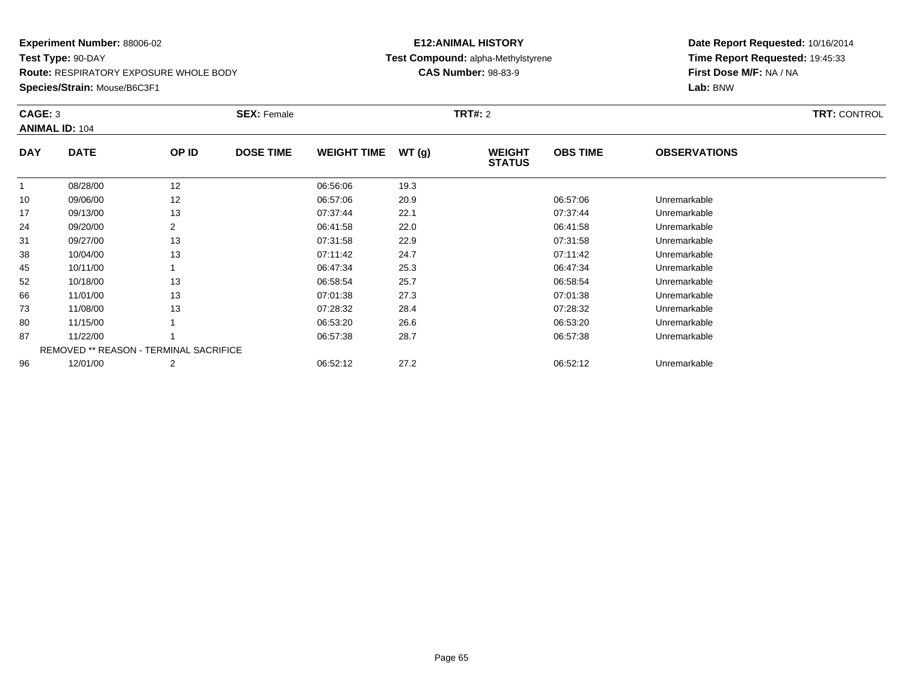**Experiment Number:** 88006-02
**Test Type:** 90-DAY
**Route:** RESPIRATORY EXPOSURE WHOLE BODY
**Species/Strain:** Mouse/B6C3F1

**E12:ANIMAL HISTORY**
**Test Compound:** alpha-Methylstyrene
**CAS Number:** 98-83-9

**Date Report Requested:** 10/16/2014
**Time Report Requested:** 19:45:33
**First Dose M/F:** NA / NA
**Lab:** BNW

**CAGE:** 3 **SEX:** Female **TRT#:** 2 **TRT:** CONTROL
**ANIMAL ID:** 104

| DAY | DATE | OP ID | DOSE TIME | WEIGHT TIME | WT (g) | WEIGHT STATUS | OBS TIME | OBSERVATIONS |
|---|---|---|---|---|---|---|---|---|
| 1 | 08/28/00 | 12 | | 06:56:06 | 19.3 | | | |
| 10 | 09/06/00 | 12 | | 06:57:06 | 20.9 | | 06:57:06 | Unremarkable |
| 17 | 09/13/00 | 13 | | 07:37:44 | 22.1 | | 07:37:44 | Unremarkable |
| 24 | 09/20/00 | 2 | | 06:41:58 | 22.0 | | 06:41:58 | Unremarkable |
| 31 | 09/27/00 | 13 | | 07:31:58 | 22.9 | | 07:31:58 | Unremarkable |
| 38 | 10/04/00 | 13 | | 07:11:42 | 24.7 | | 07:11:42 | Unremarkable |
| 45 | 10/11/00 | 1 | | 06:47:34 | 25.3 | | 06:47:34 | Unremarkable |
| 52 | 10/18/00 | 13 | | 06:58:54 | 25.7 | | 06:58:54 | Unremarkable |
| 66 | 11/01/00 | 13 | | 07:01:38 | 27.3 | | 07:01:38 | Unremarkable |
| 73 | 11/08/00 | 13 | | 07:28:32 | 28.4 | | 07:28:32 | Unremarkable |
| 80 | 11/15/00 | 1 | | 06:53:20 | 26.6 | | 06:53:20 | Unremarkable |
| 87 | 11/22/00 | 1 | | 06:57:38 | 28.7 | | 06:57:38 | Unremarkable |
| | REMOVED ** REASON - TERMINAL SACRIFICE | | | | | | | |
| 96 | 12/01/00 | 2 | | 06:52:12 | 27.2 | | 06:52:12 | Unremarkable |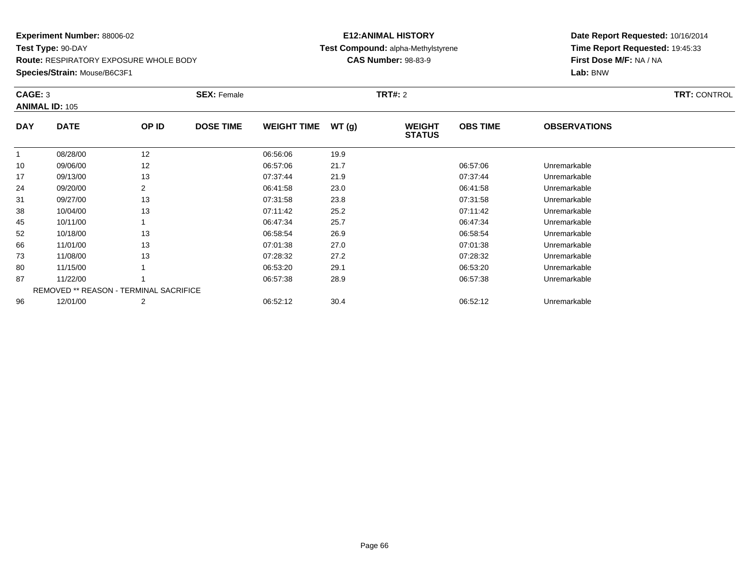**Experiment Number:** 88006-02
**Test Type:** 90-DAY
**Route:** RESPIRATORY EXPOSURE WHOLE BODY
**Species/Strain:** Mouse/B6C3F1

**E12:ANIMAL HISTORY**
**Test Compound:** alpha-Methylstyrene
**CAS Number:** 98-83-9

**Date Report Requested:** 10/16/2014
**Time Report Requested:** 19:45:33
**First Dose M/F:** NA / NA
**Lab:** BNW

**CAGE:** 3 **SEX:** Female **TRT#:** 2 **TRT:** CONTROL
**ANIMAL ID:** 105

| DAY | DATE | OP ID | DOSE TIME | WEIGHT TIME | WT (g) | WEIGHT STATUS | OBS TIME | OBSERVATIONS |
|---|---|---|---|---|---|---|---|---|
| 1 | 08/28/00 | 12 | | 06:56:06 | 19.9 | | | |
| 10 | 09/06/00 | 12 | | 06:57:06 | 21.7 | | 06:57:06 | Unremarkable |
| 17 | 09/13/00 | 13 | | 07:37:44 | 21.9 | | 07:37:44 | Unremarkable |
| 24 | 09/20/00 | 2 | | 06:41:58 | 23.0 | | 06:41:58 | Unremarkable |
| 31 | 09/27/00 | 13 | | 07:31:58 | 23.8 | | 07:31:58 | Unremarkable |
| 38 | 10/04/00 | 13 | | 07:11:42 | 25.2 | | 07:11:42 | Unremarkable |
| 45 | 10/11/00 | 1 | | 06:47:34 | 25.7 | | 06:47:34 | Unremarkable |
| 52 | 10/18/00 | 13 | | 06:58:54 | 26.9 | | 06:58:54 | Unremarkable |
| 66 | 11/01/00 | 13 | | 07:01:38 | 27.0 | | 07:01:38 | Unremarkable |
| 73 | 11/08/00 | 13 | | 07:28:32 | 27.2 | | 07:28:32 | Unremarkable |
| 80 | 11/15/00 | 1 | | 06:53:20 | 29.1 | | 06:53:20 | Unremarkable |
| 87 | 11/22/00 | 1 | | 06:57:38 | 28.9 | | 06:57:38 | Unremarkable |
| | REMOVED ** REASON - TERMINAL SACRIFICE | | | | | | | |
| 96 | 12/01/00 | 2 | | 06:52:12 | 30.4 | | 06:52:12 | Unremarkable |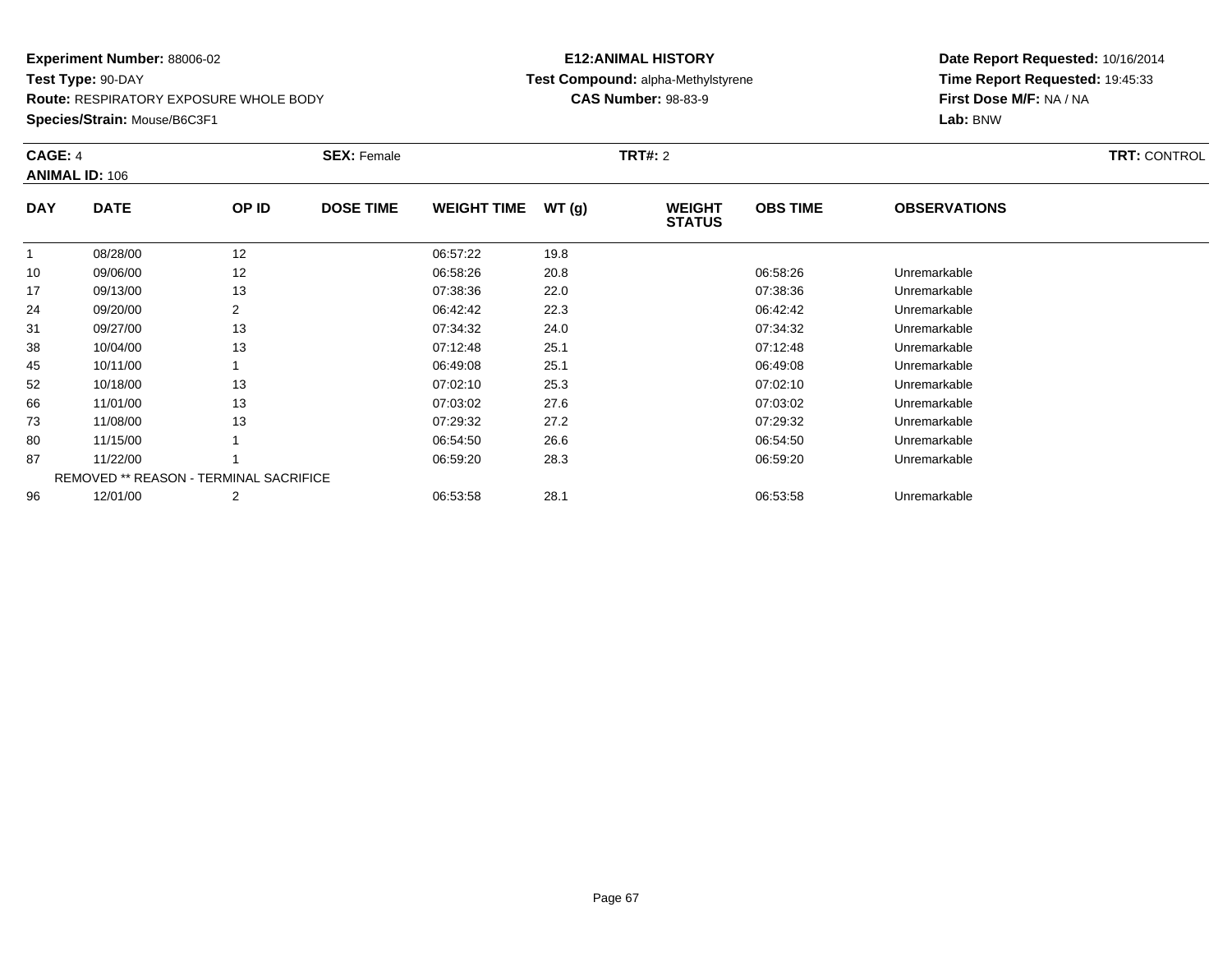**Experiment Number:** 88006-02
**Test Type:** 90-DAY
**Route:** RESPIRATORY EXPOSURE WHOLE BODY
**Species/Strain:** Mouse/B6C3F1

**E12:ANIMAL HISTORY**
**Test Compound:** alpha-Methylstyrene
**CAS Number:** 98-83-9

**Date Report Requested:** 10/16/2014
**Time Report Requested:** 19:45:33
**First Dose M/F:** NA / NA
**Lab:** BNW

**CAGE:** 4 **SEX:** Female **TRT#:** 2 **TRT:** CONTROL
**ANIMAL ID:** 106

| DAY | DATE | OP ID | DOSE TIME | WEIGHT TIME | WT (g) | WEIGHT STATUS | OBS TIME | OBSERVATIONS |
|---|---|---|---|---|---|---|---|---|
| 1 | 08/28/00 | 12 | | 06:57:22 | 19.8 | | | |
| 10 | 09/06/00 | 12 | | 06:58:26 | 20.8 | | 06:58:26 | Unremarkable |
| 17 | 09/13/00 | 13 | | 07:38:36 | 22.0 | | 07:38:36 | Unremarkable |
| 24 | 09/20/00 | 2 | | 06:42:42 | 22.3 | | 06:42:42 | Unremarkable |
| 31 | 09/27/00 | 13 | | 07:34:32 | 24.0 | | 07:34:32 | Unremarkable |
| 38 | 10/04/00 | 13 | | 07:12:48 | 25.1 | | 07:12:48 | Unremarkable |
| 45 | 10/11/00 | 1 | | 06:49:08 | 25.1 | | 06:49:08 | Unremarkable |
| 52 | 10/18/00 | 13 | | 07:02:10 | 25.3 | | 07:02:10 | Unremarkable |
| 66 | 11/01/00 | 13 | | 07:03:02 | 27.6 | | 07:03:02 | Unremarkable |
| 73 | 11/08/00 | 13 | | 07:29:32 | 27.2 | | 07:29:32 | Unremarkable |
| 80 | 11/15/00 | 1 | | 06:54:50 | 26.6 | | 06:54:50 | Unremarkable |
| 87 | 11/22/00 | 1 | | 06:59:20 | 28.3 | | 06:59:20 | Unremarkable |
| | REMOVED ** REASON - TERMINAL SACRIFICE | | | | | | | |
| 96 | 12/01/00 | 2 | | 06:53:58 | 28.1 | | 06:53:58 | Unremarkable |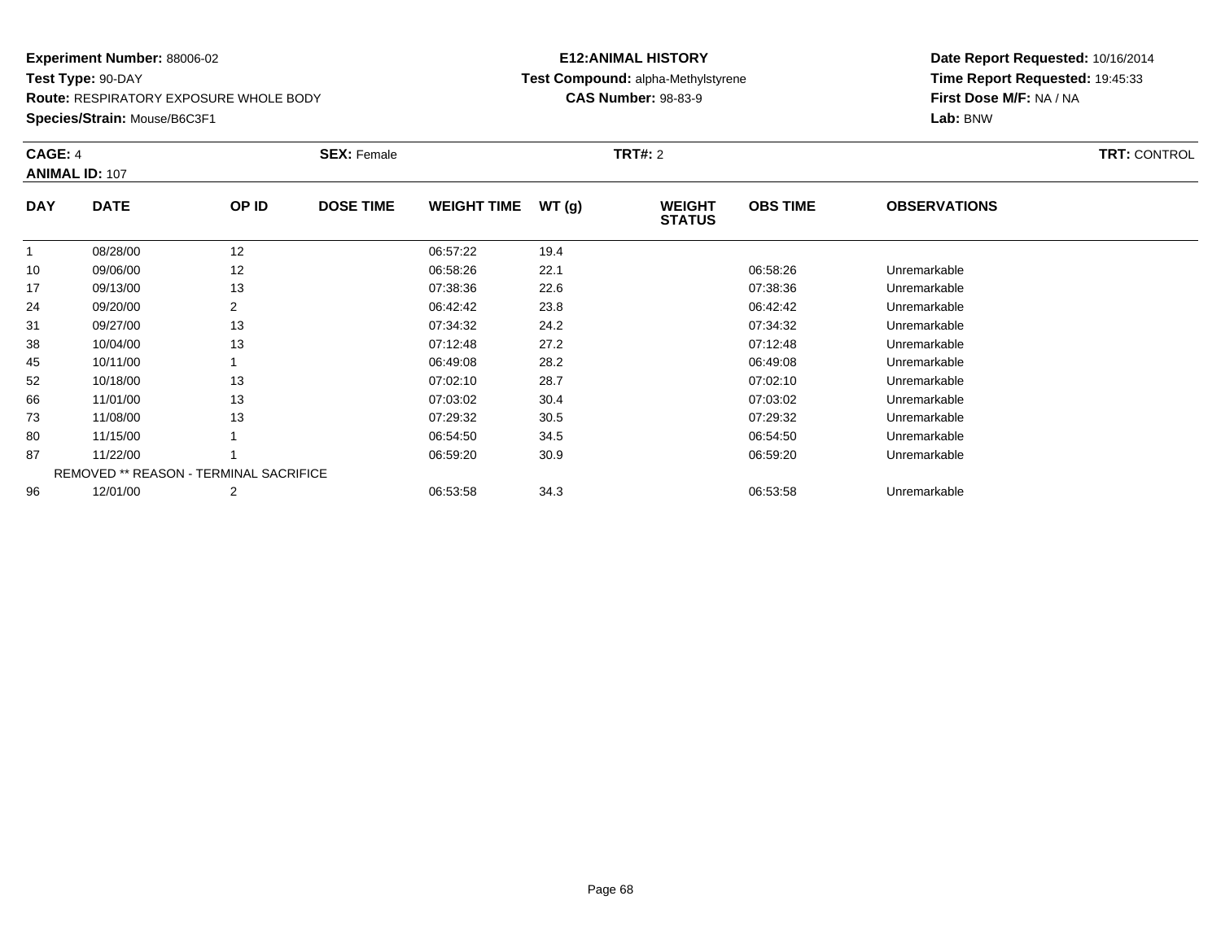**Experiment Number:** 88006-02
**Test Type:** 90-DAY
**Route:** RESPIRATORY EXPOSURE WHOLE BODY
**Species/Strain:** Mouse/B6C3F1

**E12:ANIMAL HISTORY**
**Test Compound:** alpha-Methylstyrene
**CAS Number:** 98-83-9

**Date Report Requested:** 10/16/2014
**Time Report Requested:** 19:45:33
**First Dose M/F:** NA / NA
**Lab:** BNW

**CAGE:** 4 **SEX:** Female **TRT#:** 2 **TRT:** CONTROL
**ANIMAL ID:** 107

| DAY | DATE | OP ID | DOSE TIME | WEIGHT TIME | WT (g) | WEIGHT STATUS | OBS TIME | OBSERVATIONS |
|---|---|---|---|---|---|---|---|---|
| 1 | 08/28/00 | 12 | | 06:57:22 | 19.4 | | | |
| 10 | 09/06/00 | 12 | | 06:58:26 | 22.1 | | 06:58:26 | Unremarkable |
| 17 | 09/13/00 | 13 | | 07:38:36 | 22.6 | | 07:38:36 | Unremarkable |
| 24 | 09/20/00 | 2 | | 06:42:42 | 23.8 | | 06:42:42 | Unremarkable |
| 31 | 09/27/00 | 13 | | 07:34:32 | 24.2 | | 07:34:32 | Unremarkable |
| 38 | 10/04/00 | 13 | | 07:12:48 | 27.2 | | 07:12:48 | Unremarkable |
| 45 | 10/11/00 | 1 | | 06:49:08 | 28.2 | | 06:49:08 | Unremarkable |
| 52 | 10/18/00 | 13 | | 07:02:10 | 28.7 | | 07:02:10 | Unremarkable |
| 66 | 11/01/00 | 13 | | 07:03:02 | 30.4 | | 07:03:02 | Unremarkable |
| 73 | 11/08/00 | 13 | | 07:29:32 | 30.5 | | 07:29:32 | Unremarkable |
| 80 | 11/15/00 | 1 | | 06:54:50 | 34.5 | | 06:54:50 | Unremarkable |
| 87 | 11/22/00 | 1 | | 06:59:20 | 30.9 | | 06:59:20 | Unremarkable |
| | REMOVED ** REASON - TERMINAL SACRIFICE | | | | | | | |
| 96 | 12/01/00 | 2 | | 06:53:58 | 34.3 | | 06:53:58 | Unremarkable |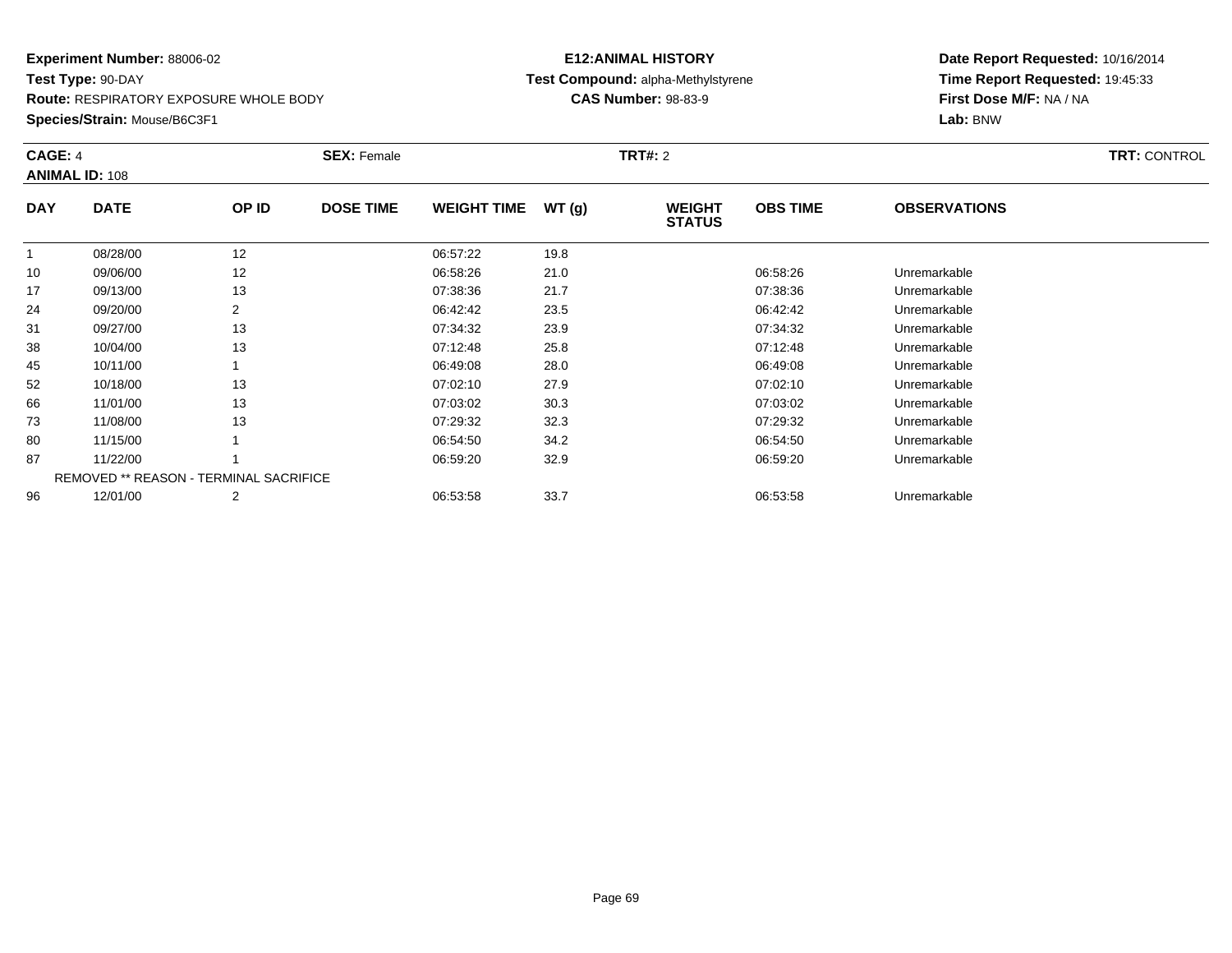**Experiment Number:** 88006-02
**Test Type:** 90-DAY
**Route:** RESPIRATORY EXPOSURE WHOLE BODY
**Species/Strain:** Mouse/B6C3F1

**E12:ANIMAL HISTORY**
**Test Compound:** alpha-Methylstyrene
**CAS Number:** 98-83-9

**Date Report Requested:** 10/16/2014
**Time Report Requested:** 19:45:33
**First Dose M/F:** NA / NA
**Lab:** BNW

**CAGE:** 4 **SEX:** Female **TRT#:** 2 **TRT:** CONTROL
**ANIMAL ID:** 108

| DAY | DATE | OP ID | DOSE TIME | WEIGHT TIME | WT (g) | WEIGHT STATUS | OBS TIME | OBSERVATIONS |
|---|---|---|---|---|---|---|---|---|
| 1 | 08/28/00 | 12 | | 06:57:22 | 19.8 | | | |
| 10 | 09/06/00 | 12 | | 06:58:26 | 21.0 | | 06:58:26 | Unremarkable |
| 17 | 09/13/00 | 13 | | 07:38:36 | 21.7 | | 07:38:36 | Unremarkable |
| 24 | 09/20/00 | 2 | | 06:42:42 | 23.5 | | 06:42:42 | Unremarkable |
| 31 | 09/27/00 | 13 | | 07:34:32 | 23.9 | | 07:34:32 | Unremarkable |
| 38 | 10/04/00 | 13 | | 07:12:48 | 25.8 | | 07:12:48 | Unremarkable |
| 45 | 10/11/00 | 1 | | 06:49:08 | 28.0 | | 06:49:08 | Unremarkable |
| 52 | 10/18/00 | 13 | | 07:02:10 | 27.9 | | 07:02:10 | Unremarkable |
| 66 | 11/01/00 | 13 | | 07:03:02 | 30.3 | | 07:03:02 | Unremarkable |
| 73 | 11/08/00 | 13 | | 07:29:32 | 32.3 | | 07:29:32 | Unremarkable |
| 80 | 11/15/00 | 1 | | 06:54:50 | 34.2 | | 06:54:50 | Unremarkable |
| 87 | 11/22/00 | 1 | | 06:59:20 | 32.9 | | 06:59:20 | Unremarkable |
| | REMOVED ** REASON - TERMINAL SACRIFICE | | | | | | | |
| 96 | 12/01/00 | 2 | | 06:53:58 | 33.7 | | 06:53:58 | Unremarkable |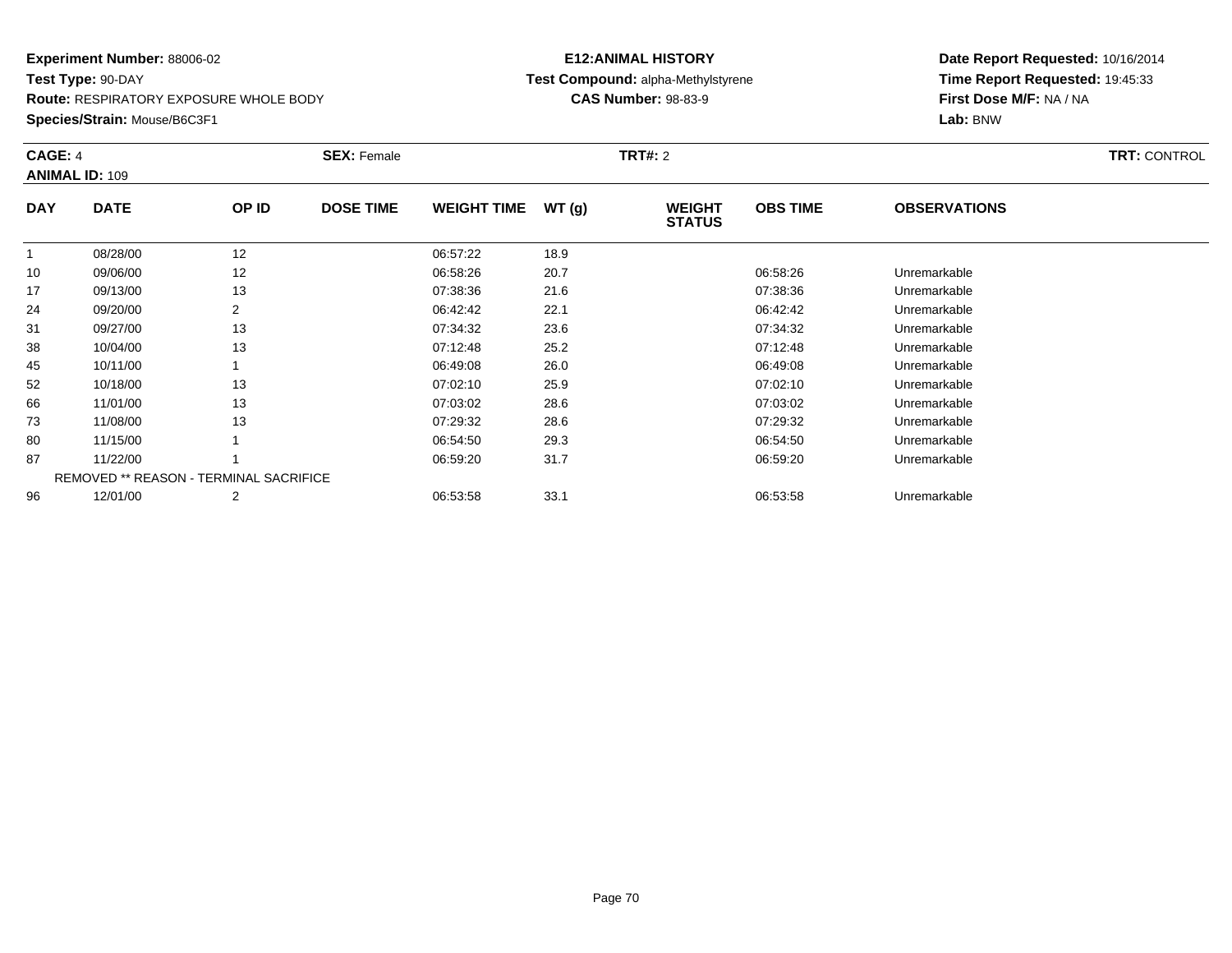**Experiment Number:** 88006-02
**Test Type:** 90-DAY
**Route:** RESPIRATORY EXPOSURE WHOLE BODY
**Species/Strain:** Mouse/B6C3F1

**E12:ANIMAL HISTORY**
**Test Compound:** alpha-Methylstyrene
**CAS Number:** 98-83-9

**Date Report Requested:** 10/16/2014
**Time Report Requested:** 19:45:33
**First Dose M/F:** NA / NA
**Lab:** BNW

**CAGE:** 4 **SEX:** Female **TRT#:** 2 **TRT:** CONTROL
**ANIMAL ID:** 109

| DAY | DATE | OP ID | DOSE TIME | WEIGHT TIME | WT (g) | WEIGHT STATUS | OBS TIME | OBSERVATIONS |
|---|---|---|---|---|---|---|---|---|
| 1 | 08/28/00 | 12 | | 06:57:22 | 18.9 | | | |
| 10 | 09/06/00 | 12 | | 06:58:26 | 20.7 | | 06:58:26 | Unremarkable |
| 17 | 09/13/00 | 13 | | 07:38:36 | 21.6 | | 07:38:36 | Unremarkable |
| 24 | 09/20/00 | 2 | | 06:42:42 | 22.1 | | 06:42:42 | Unremarkable |
| 31 | 09/27/00 | 13 | | 07:34:32 | 23.6 | | 07:34:32 | Unremarkable |
| 38 | 10/04/00 | 13 | | 07:12:48 | 25.2 | | 07:12:48 | Unremarkable |
| 45 | 10/11/00 | 1 | | 06:49:08 | 26.0 | | 06:49:08 | Unremarkable |
| 52 | 10/18/00 | 13 | | 07:02:10 | 25.9 | | 07:02:10 | Unremarkable |
| 66 | 11/01/00 | 13 | | 07:03:02 | 28.6 | | 07:03:02 | Unremarkable |
| 73 | 11/08/00 | 13 | | 07:29:32 | 28.6 | | 07:29:32 | Unremarkable |
| 80 | 11/15/00 | 1 | | 06:54:50 | 29.3 | | 06:54:50 | Unremarkable |
| 87 | 11/22/00 | 1 | | 06:59:20 | 31.7 | | 06:59:20 | Unremarkable |
| | REMOVED ** REASON - TERMINAL SACRIFICE | | | | | | | |
| 96 | 12/01/00 | 2 | | 06:53:58 | 33.1 | | 06:53:58 | Unremarkable |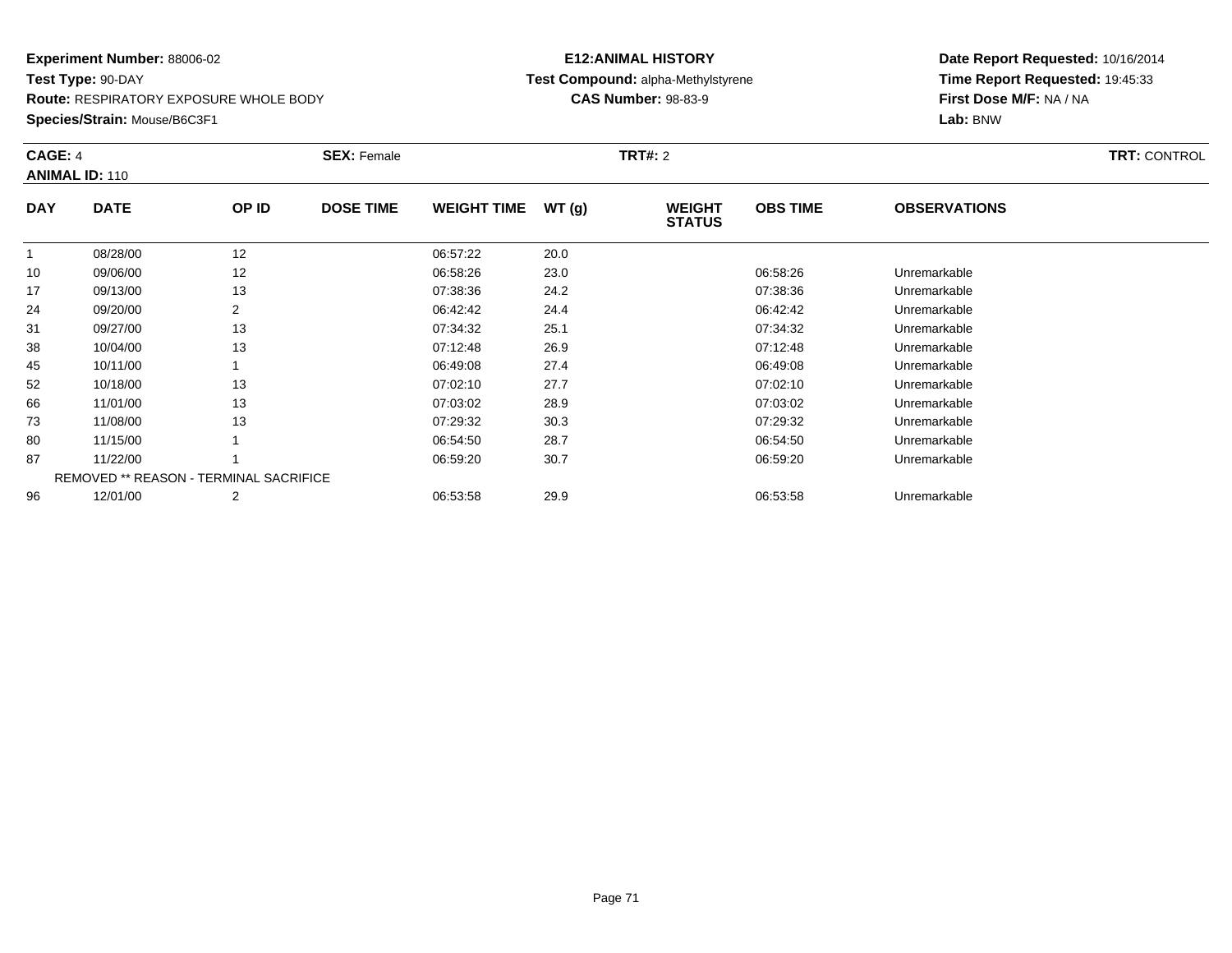**Experiment Number:** 88006-02
**Test Type:** 90-DAY
**Route:** RESPIRATORY EXPOSURE WHOLE BODY
**Species/Strain:** Mouse/B6C3F1

**E12:ANIMAL HISTORY**
**Test Compound:** alpha-Methylstyrene
**CAS Number:** 98-83-9

**Date Report Requested:** 10/16/2014
**Time Report Requested:** 19:45:33
**First Dose M/F:** NA / NA
**Lab:** BNW

**CAGE:** 4 **SEX:** Female **TRT#:** 2 **TRT:** CONTROL
**ANIMAL ID:** 110

| DAY | DATE | OP ID | DOSE TIME | WEIGHT TIME | WT (g) | WEIGHT STATUS | OBS TIME | OBSERVATIONS |
|---|---|---|---|---|---|---|---|---|
| 1 | 08/28/00 | 12 | | 06:57:22 | 20.0 | | | |
| 10 | 09/06/00 | 12 | | 06:58:26 | 23.0 | | 06:58:26 | Unremarkable |
| 17 | 09/13/00 | 13 | | 07:38:36 | 24.2 | | 07:38:36 | Unremarkable |
| 24 | 09/20/00 | 2 | | 06:42:42 | 24.4 | | 06:42:42 | Unremarkable |
| 31 | 09/27/00 | 13 | | 07:34:32 | 25.1 | | 07:34:32 | Unremarkable |
| 38 | 10/04/00 | 13 | | 07:12:48 | 26.9 | | 07:12:48 | Unremarkable |
| 45 | 10/11/00 | 1 | | 06:49:08 | 27.4 | | 06:49:08 | Unremarkable |
| 52 | 10/18/00 | 13 | | 07:02:10 | 27.7 | | 07:02:10 | Unremarkable |
| 66 | 11/01/00 | 13 | | 07:03:02 | 28.9 | | 07:03:02 | Unremarkable |
| 73 | 11/08/00 | 13 | | 07:29:32 | 30.3 | | 07:29:32 | Unremarkable |
| 80 | 11/15/00 | 1 | | 06:54:50 | 28.7 | | 06:54:50 | Unremarkable |
| 87 | 11/22/00 | 1 | | 06:59:20 | 30.7 | | 06:59:20 | Unremarkable |
| | REMOVED ** REASON - TERMINAL SACRIFICE | | | | | | | |
| 96 | 12/01/00 | 2 | | 06:53:58 | 29.9 | | 06:53:58 | Unremarkable |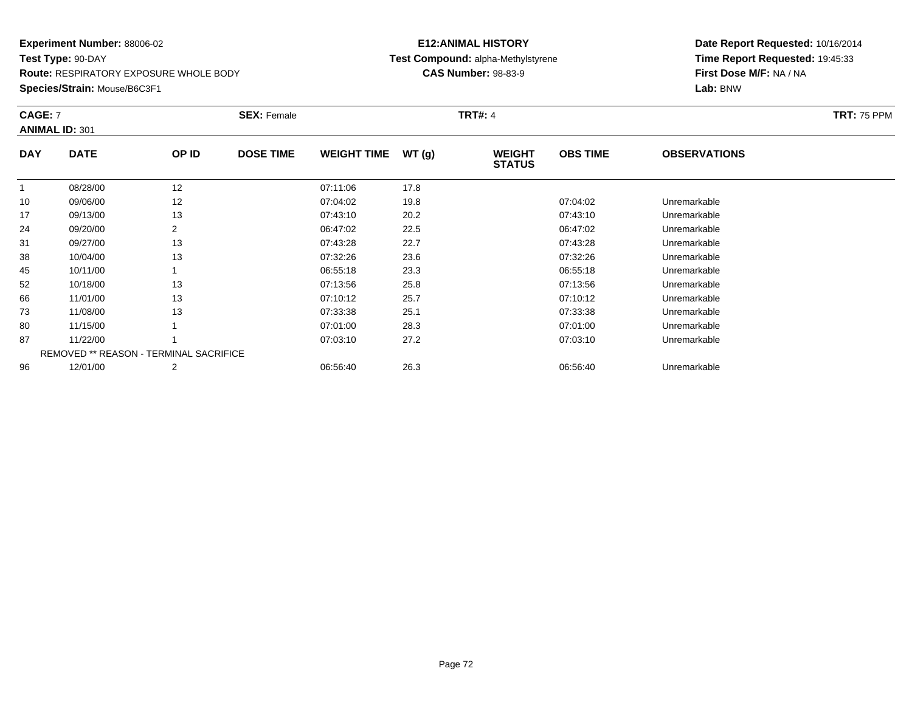**Experiment Number:** 88006-02
**Test Type:** 90-DAY
**Route:** RESPIRATORY EXPOSURE WHOLE BODY
**Species/Strain:** Mouse/B6C3F1

**E12:ANIMAL HISTORY**
**Test Compound:** alpha-Methylstyrene
**CAS Number:** 98-83-9

**Date Report Requested:** 10/16/2014
**Time Report Requested:** 19:45:33
**First Dose M/F:** NA / NA
**Lab:** BNW

**CAGE:** 7
**ANIMAL ID:** 301
**SEX:** Female
**TRT#:** 4
**TRT:** 75 PPM

| DAY | DATE | OP ID | DOSE TIME | WEIGHT TIME | WT (g) | WEIGHT STATUS | OBS TIME | OBSERVATIONS |
|---|---|---|---|---|---|---|---|---|
| 1 | 08/28/00 | 12 | | 07:11:06 | 17.8 | | | |
| 10 | 09/06/00 | 12 | | 07:04:02 | 19.8 | | 07:04:02 | Unremarkable |
| 17 | 09/13/00 | 13 | | 07:43:10 | 20.2 | | 07:43:10 | Unremarkable |
| 24 | 09/20/00 | 2 | | 06:47:02 | 22.5 | | 06:47:02 | Unremarkable |
| 31 | 09/27/00 | 13 | | 07:43:28 | 22.7 | | 07:43:28 | Unremarkable |
| 38 | 10/04/00 | 13 | | 07:32:26 | 23.6 | | 07:32:26 | Unremarkable |
| 45 | 10/11/00 | 1 | | 06:55:18 | 23.3 | | 06:55:18 | Unremarkable |
| 52 | 10/18/00 | 13 | | 07:13:56 | 25.8 | | 07:13:56 | Unremarkable |
| 66 | 11/01/00 | 13 | | 07:10:12 | 25.7 | | 07:10:12 | Unremarkable |
| 73 | 11/08/00 | 13 | | 07:33:38 | 25.1 | | 07:33:38 | Unremarkable |
| 80 | 11/15/00 | 1 | | 07:01:00 | 28.3 | | 07:01:00 | Unremarkable |
| 87 | 11/22/00 | 1 | | 07:03:10 | 27.2 | | 07:03:10 | Unremarkable |
| | REMOVED ** REASON - TERMINAL SACRIFICE | | | | | | | |
| 96 | 12/01/00 | 2 | | 06:56:40 | 26.3 | | 06:56:40 | Unremarkable |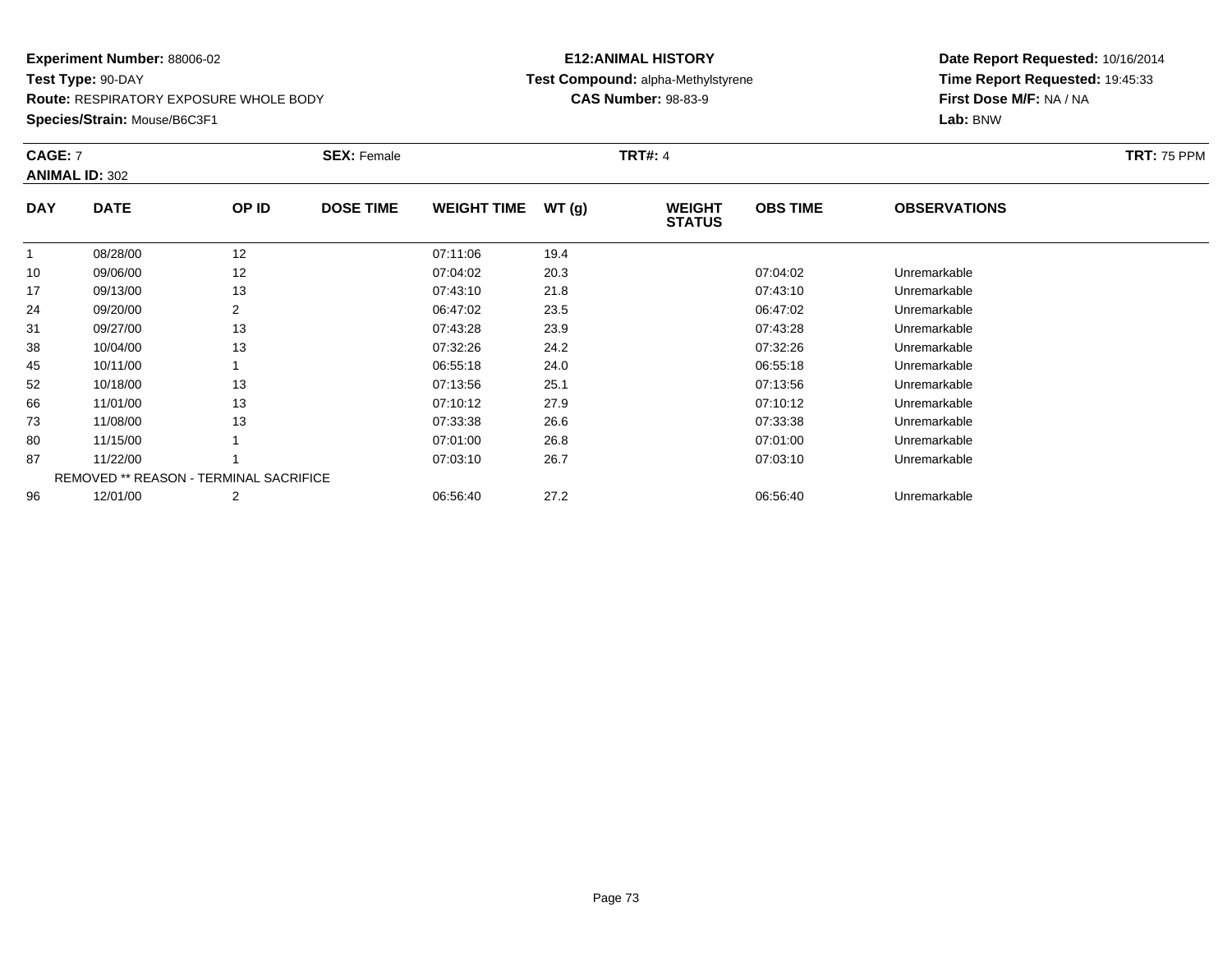**Experiment Number:** 88006-02
**Test Type:** 90-DAY
**Route:** RESPIRATORY EXPOSURE WHOLE BODY
**Species/Strain:** Mouse/B6C3F1

**E12:ANIMAL HISTORY**
**Test Compound:** alpha-Methylstyrene
**CAS Number:** 98-83-9

**Date Report Requested:** 10/16/2014
**Time Report Requested:** 19:45:33
**First Dose M/F:** NA / NA
**Lab:** BNW

**CAGE:** 7 **SEX:** Female **TRT#:** 4 **TRT:** 75 PPM
**ANIMAL ID:** 302

| DAY | DATE | OP ID | DOSE TIME | WEIGHT TIME | WT (g) | WEIGHT STATUS | OBS TIME | OBSERVATIONS |
|---|---|---|---|---|---|---|---|---|
| 1 | 08/28/00 | 12 | | 07:11:06 | 19.4 | | | |
| 10 | 09/06/00 | 12 | | 07:04:02 | 20.3 | | 07:04:02 | Unremarkable |
| 17 | 09/13/00 | 13 | | 07:43:10 | 21.8 | | 07:43:10 | Unremarkable |
| 24 | 09/20/00 | 2 | | 06:47:02 | 23.5 | | 06:47:02 | Unremarkable |
| 31 | 09/27/00 | 13 | | 07:43:28 | 23.9 | | 07:43:28 | Unremarkable |
| 38 | 10/04/00 | 13 | | 07:32:26 | 24.2 | | 07:32:26 | Unremarkable |
| 45 | 10/11/00 | 1 | | 06:55:18 | 24.0 | | 06:55:18 | Unremarkable |
| 52 | 10/18/00 | 13 | | 07:13:56 | 25.1 | | 07:13:56 | Unremarkable |
| 66 | 11/01/00 | 13 | | 07:10:12 | 27.9 | | 07:10:12 | Unremarkable |
| 73 | 11/08/00 | 13 | | 07:33:38 | 26.6 | | 07:33:38 | Unremarkable |
| 80 | 11/15/00 | 1 | | 07:01:00 | 26.8 | | 07:01:00 | Unremarkable |
| 87 | 11/22/00 | 1 | | 07:03:10 | 26.7 | | 07:03:10 | Unremarkable |
| | REMOVED ** REASON - TERMINAL SACRIFICE | | | | | | | |
| 96 | 12/01/00 | 2 | | 06:56:40 | 27.2 | | 06:56:40 | Unremarkable |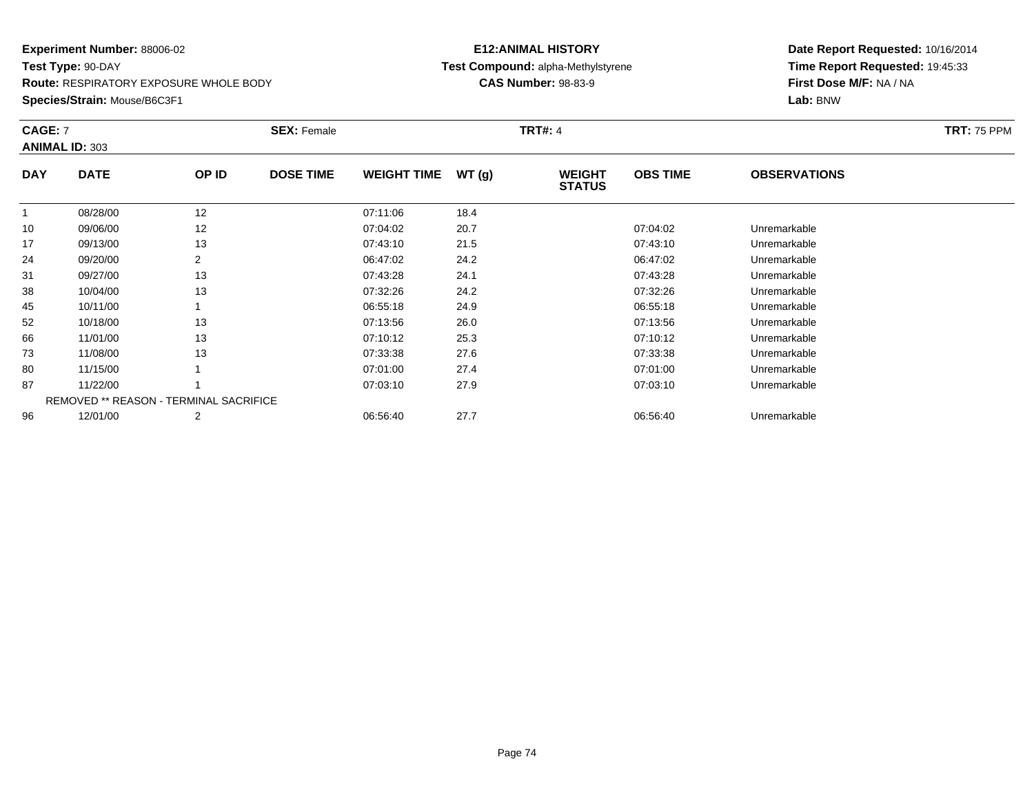**Experiment Number:** 88006-02
**Test Type:** 90-DAY
**Route:** RESPIRATORY EXPOSURE WHOLE BODY
**Species/Strain:** Mouse/B6C3F1

**E12:ANIMAL HISTORY**
**Test Compound:** alpha-Methylstyrene
**CAS Number:** 98-83-9

**Date Report Requested:** 10/16/2014
**Time Report Requested:** 19:45:33
**First Dose M/F:** NA / NA
**Lab:** BNW

**CAGE:** 7 **SEX:** Female **TRT#:** 4 **TRT:** 75 PPM
**ANIMAL ID:** 303

| DAY | DATE | OP ID | DOSE TIME | WEIGHT TIME | WT (g) | WEIGHT STATUS | OBS TIME | OBSERVATIONS |
|---|---|---|---|---|---|---|---|---|
| 1 | 08/28/00 | 12 | | 07:11:06 | 18.4 | | | |
| 10 | 09/06/00 | 12 | | 07:04:02 | 20.7 | | 07:04:02 | Unremarkable |
| 17 | 09/13/00 | 13 | | 07:43:10 | 21.5 | | 07:43:10 | Unremarkable |
| 24 | 09/20/00 | 2 | | 06:47:02 | 24.2 | | 06:47:02 | Unremarkable |
| 31 | 09/27/00 | 13 | | 07:43:28 | 24.1 | | 07:43:28 | Unremarkable |
| 38 | 10/04/00 | 13 | | 07:32:26 | 24.2 | | 07:32:26 | Unremarkable |
| 45 | 10/11/00 | 1 | | 06:55:18 | 24.9 | | 06:55:18 | Unremarkable |
| 52 | 10/18/00 | 13 | | 07:13:56 | 26.0 | | 07:13:56 | Unremarkable |
| 66 | 11/01/00 | 13 | | 07:10:12 | 25.3 | | 07:10:12 | Unremarkable |
| 73 | 11/08/00 | 13 | | 07:33:38 | 27.6 | | 07:33:38 | Unremarkable |
| 80 | 11/15/00 | 1 | | 07:01:00 | 27.4 | | 07:01:00 | Unremarkable |
| 87 | 11/22/00 | 1 | | 07:03:10 | 27.9 | | 07:03:10 | Unremarkable |
| | REMOVED ** REASON - TERMINAL SACRIFICE | | | | | | | |
| 96 | 12/01/00 | 2 | | 06:56:40 | 27.7 | | 06:56:40 | Unremarkable |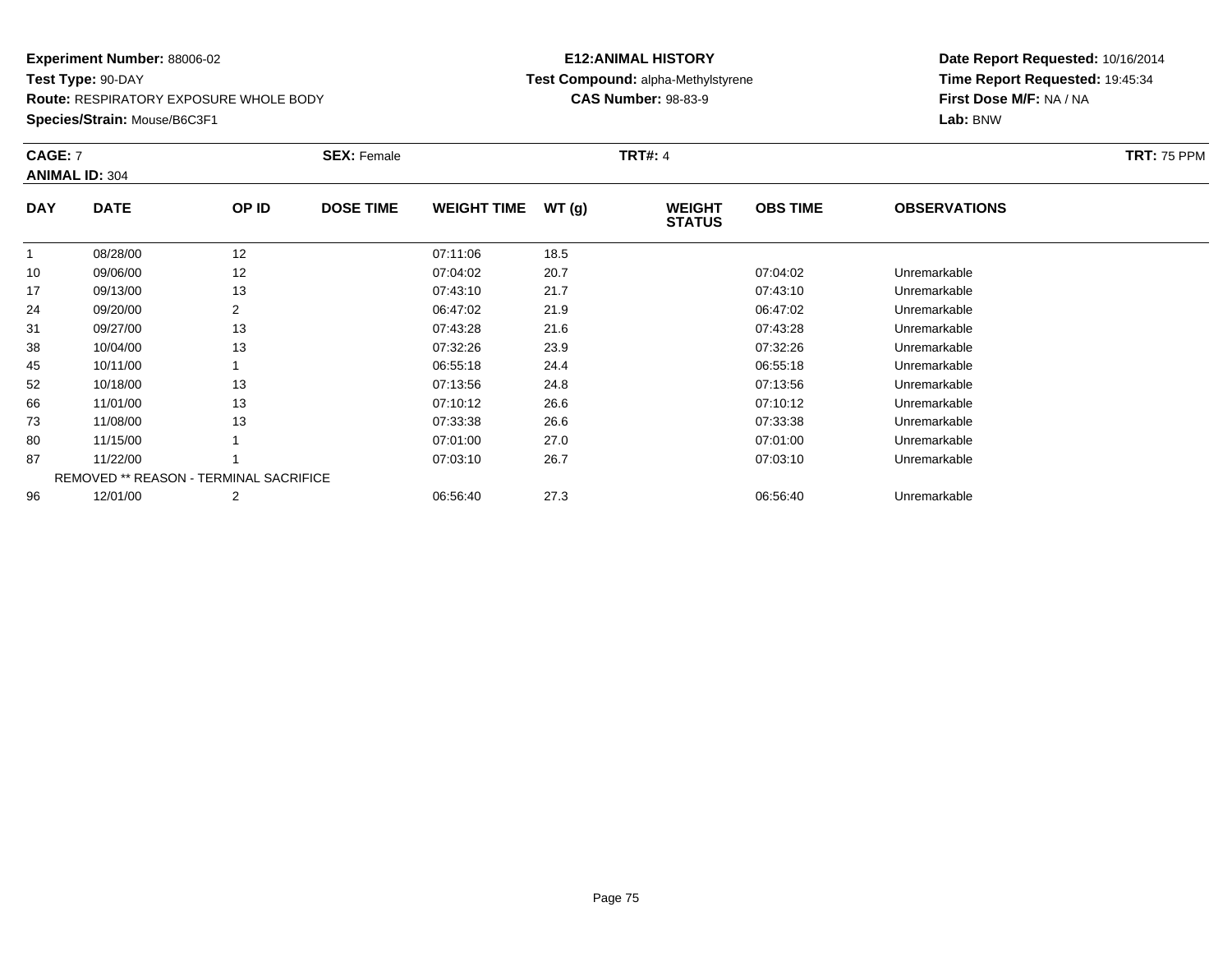**Experiment Number:** 88006-02
**Test Type:** 90-DAY
**Route:** RESPIRATORY EXPOSURE WHOLE BODY
**Species/Strain:** Mouse/B6C3F1

**E12:ANIMAL HISTORY**
**Test Compound:** alpha-Methylstyrene
**CAS Number:** 98-83-9

**Date Report Requested:** 10/16/2014
**Time Report Requested:** 19:45:34
**First Dose M/F:** NA / NA
**Lab:** BNW

**CAGE:** 7 **SEX:** Female **TRT#:** 4 **TRT:** 75 PPM
**ANIMAL ID:** 304

| DAY | DATE | OP ID | DOSE TIME | WEIGHT TIME | WT (g) | WEIGHT STATUS | OBS TIME | OBSERVATIONS |
|---|---|---|---|---|---|---|---|---|
| 1 | 08/28/00 | 12 | | 07:11:06 | 18.5 | | | |
| 10 | 09/06/00 | 12 | | 07:04:02 | 20.7 | | 07:04:02 | Unremarkable |
| 17 | 09/13/00 | 13 | | 07:43:10 | 21.7 | | 07:43:10 | Unremarkable |
| 24 | 09/20/00 | 2 | | 06:47:02 | 21.9 | | 06:47:02 | Unremarkable |
| 31 | 09/27/00 | 13 | | 07:43:28 | 21.6 | | 07:43:28 | Unremarkable |
| 38 | 10/04/00 | 13 | | 07:32:26 | 23.9 | | 07:32:26 | Unremarkable |
| 45 | 10/11/00 | 1 | | 06:55:18 | 24.4 | | 06:55:18 | Unremarkable |
| 52 | 10/18/00 | 13 | | 07:13:56 | 24.8 | | 07:13:56 | Unremarkable |
| 66 | 11/01/00 | 13 | | 07:10:12 | 26.6 | | 07:10:12 | Unremarkable |
| 73 | 11/08/00 | 13 | | 07:33:38 | 26.6 | | 07:33:38 | Unremarkable |
| 80 | 11/15/00 | 1 | | 07:01:00 | 27.0 | | 07:01:00 | Unremarkable |
| 87 | 11/22/00 | 1 | | 07:03:10 | 26.7 | | 07:03:10 | Unremarkable |
| | REMOVED ** REASON - TERMINAL SACRIFICE | | | | | | | |
| 96 | 12/01/00 | 2 | | 06:56:40 | 27.3 | | 06:56:40 | Unremarkable |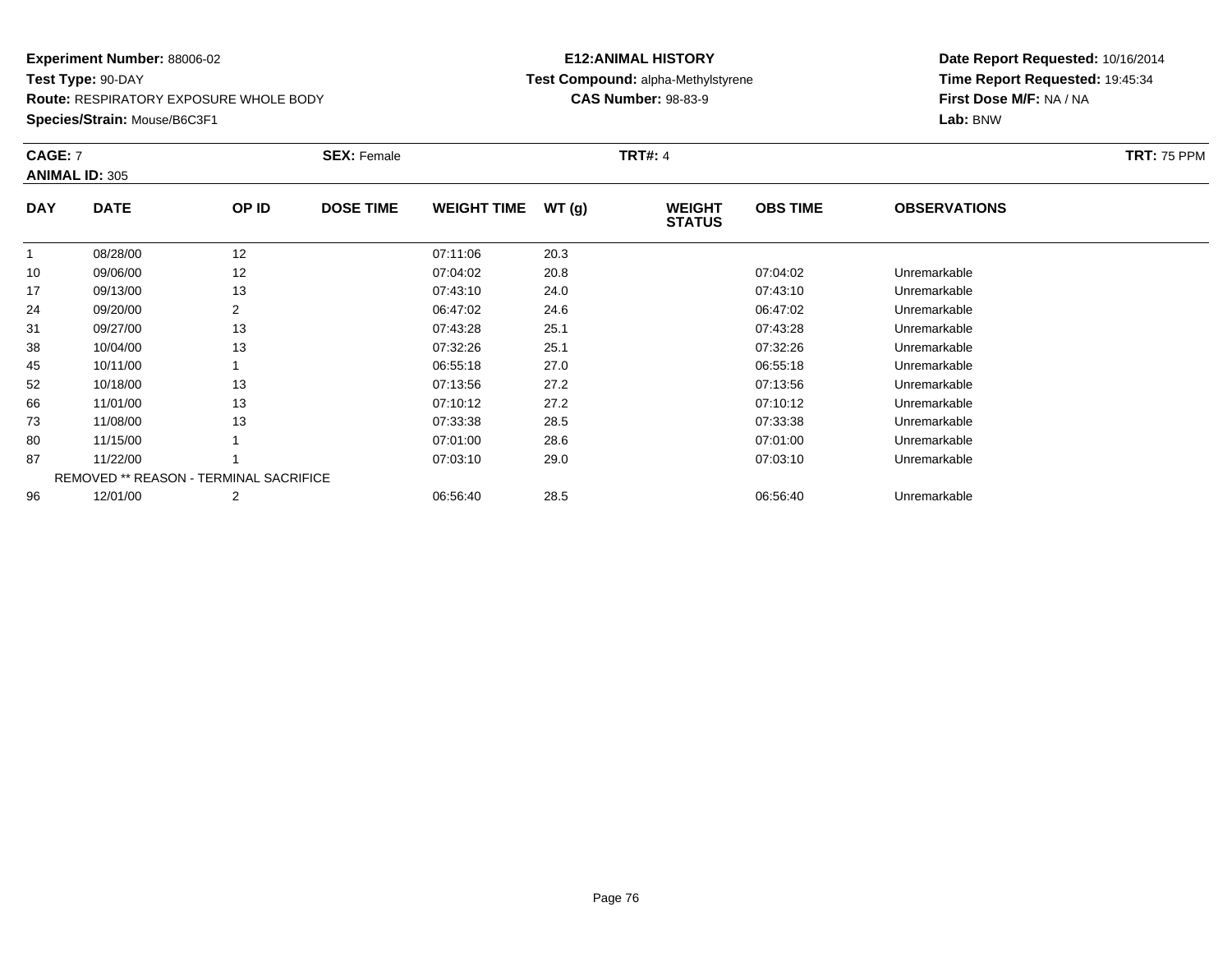**Experiment Number:** 88006-02
**Test Type:** 90-DAY
**Route:** RESPIRATORY EXPOSURE WHOLE BODY
**Species/Strain:** Mouse/B6C3F1

**E12:ANIMAL HISTORY**
**Test Compound:** alpha-Methylstyrene
**CAS Number:** 98-83-9

**Date Report Requested:** 10/16/2014
**Time Report Requested:** 19:45:34
**First Dose M/F:** NA / NA
**Lab:** BNW

**CAGE:** 7 **SEX:** Female **TRT#:** 4 **TRT:** 75 PPM
**ANIMAL ID:** 305

| DAY | DATE | OP ID | DOSE TIME | WEIGHT TIME | WT (g) | WEIGHT STATUS | OBS TIME | OBSERVATIONS |
|---|---|---|---|---|---|---|---|---|
| 1 | 08/28/00 | 12 | | 07:11:06 | 20.3 | | | |
| 10 | 09/06/00 | 12 | | 07:04:02 | 20.8 | | 07:04:02 | Unremarkable |
| 17 | 09/13/00 | 13 | | 07:43:10 | 24.0 | | 07:43:10 | Unremarkable |
| 24 | 09/20/00 | 2 | | 06:47:02 | 24.6 | | 06:47:02 | Unremarkable |
| 31 | 09/27/00 | 13 | | 07:43:28 | 25.1 | | 07:43:28 | Unremarkable |
| 38 | 10/04/00 | 13 | | 07:32:26 | 25.1 | | 07:32:26 | Unremarkable |
| 45 | 10/11/00 | 1 | | 06:55:18 | 27.0 | | 06:55:18 | Unremarkable |
| 52 | 10/18/00 | 13 | | 07:13:56 | 27.2 | | 07:13:56 | Unremarkable |
| 66 | 11/01/00 | 13 | | 07:10:12 | 27.2 | | 07:10:12 | Unremarkable |
| 73 | 11/08/00 | 13 | | 07:33:38 | 28.5 | | 07:33:38 | Unremarkable |
| 80 | 11/15/00 | 1 | | 07:01:00 | 28.6 | | 07:01:00 | Unremarkable |
| 87 | 11/22/00 | 1 | | 07:03:10 | 29.0 | | 07:03:10 | Unremarkable |
| | REMOVED ** REASON - TERMINAL SACRIFICE | | | | | | | |
| 96 | 12/01/00 | 2 | | 06:56:40 | 28.5 | | 06:56:40 | Unremarkable |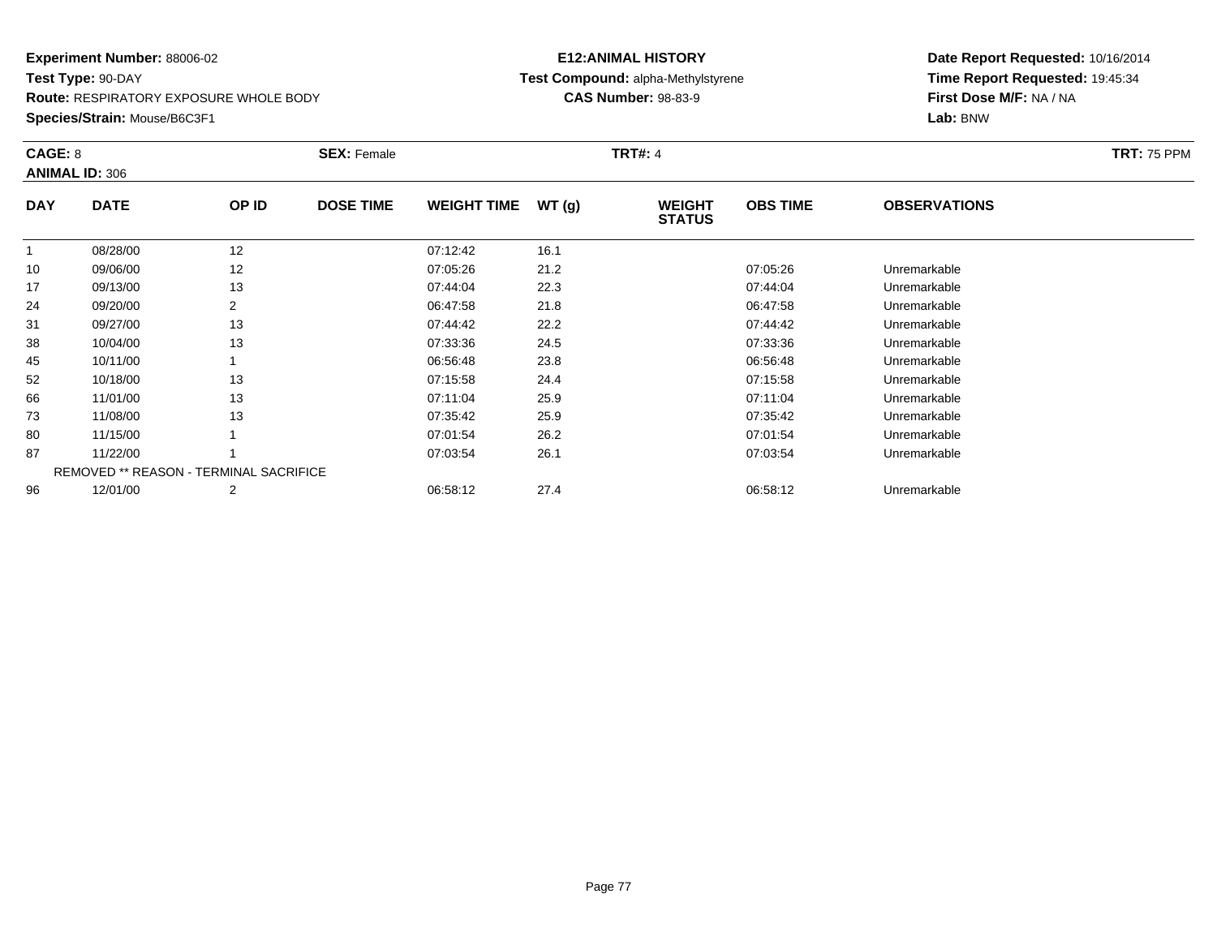**Experiment Number:** 88006-02
**Test Type:** 90-DAY
**Route:** RESPIRATORY EXPOSURE WHOLE BODY
**Species/Strain:** Mouse/B6C3F1

**E12:ANIMAL HISTORY**
**Test Compound:** alpha-Methylstyrene
**CAS Number:** 98-83-9

**Date Report Requested:** 10/16/2014
**Time Report Requested:** 19:45:34
**First Dose M/F:** NA / NA
**Lab:** BNW

**CAGE:** 8 **SEX:** Female **TRT#:** 4 **TRT:** 75 PPM
**ANIMAL ID:** 306

| DAY | DATE | OP ID | DOSE TIME | WEIGHT TIME | WT (g) | WEIGHT STATUS | OBS TIME | OBSERVATIONS |
|---|---|---|---|---|---|---|---|---|
| 1 | 08/28/00 | 12 | | 07:12:42 | 16.1 | | | |
| 10 | 09/06/00 | 12 | | 07:05:26 | 21.2 | | 07:05:26 | Unremarkable |
| 17 | 09/13/00 | 13 | | 07:44:04 | 22.3 | | 07:44:04 | Unremarkable |
| 24 | 09/20/00 | 2 | | 06:47:58 | 21.8 | | 06:47:58 | Unremarkable |
| 31 | 09/27/00 | 13 | | 07:44:42 | 22.2 | | 07:44:42 | Unremarkable |
| 38 | 10/04/00 | 13 | | 07:33:36 | 24.5 | | 07:33:36 | Unremarkable |
| 45 | 10/11/00 | 1 | | 06:56:48 | 23.8 | | 06:56:48 | Unremarkable |
| 52 | 10/18/00 | 13 | | 07:15:58 | 24.4 | | 07:15:58 | Unremarkable |
| 66 | 11/01/00 | 13 | | 07:11:04 | 25.9 | | 07:11:04 | Unremarkable |
| 73 | 11/08/00 | 13 | | 07:35:42 | 25.9 | | 07:35:42 | Unremarkable |
| 80 | 11/15/00 | 1 | | 07:01:54 | 26.2 | | 07:01:54 | Unremarkable |
| 87 | 11/22/00 | 1 | | 07:03:54 | 26.1 | | 07:03:54 | Unremarkable |
| | REMOVED ** REASON - TERMINAL SACRIFICE | | | | | | | |
| 96 | 12/01/00 | 2 | | 06:58:12 | 27.4 | | 06:58:12 | Unremarkable |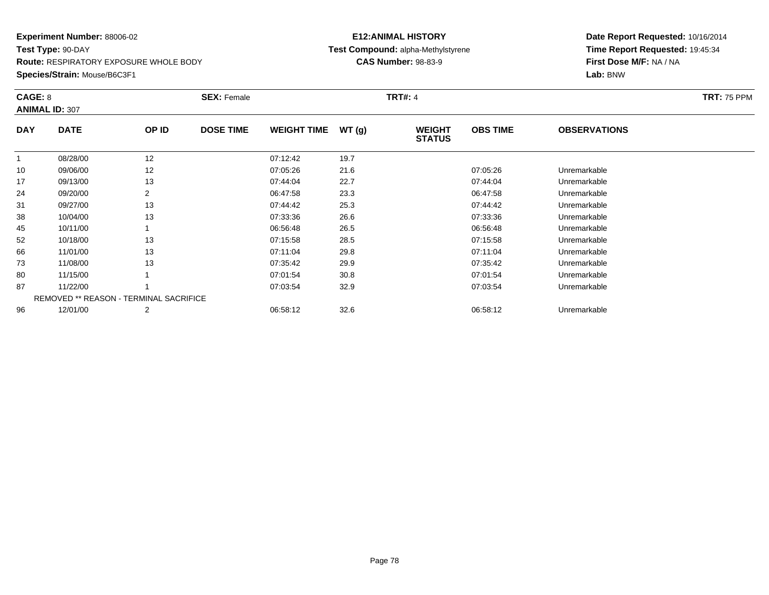**Experiment Number:** 88006-02
**Test Type:** 90-DAY
**Route:** RESPIRATORY EXPOSURE WHOLE BODY
**Species/Strain:** Mouse/B6C3F1

**E12:ANIMAL HISTORY**
**Test Compound:** alpha-Methylstyrene
**CAS Number:** 98-83-9

**Date Report Requested:** 10/16/2014
**Time Report Requested:** 19:45:34
**First Dose M/F:** NA / NA
**Lab:** BNW

**CAGE:** 8 **SEX:** Female **TRT#:** 4 **TRT:** 75 PPM
**ANIMAL ID:** 307

| DAY | DATE | OP ID | DOSE TIME | WEIGHT TIME | WT (g) | WEIGHT STATUS | OBS TIME | OBSERVATIONS |
|---|---|---|---|---|---|---|---|---|
| 1 | 08/28/00 | 12 | | 07:12:42 | 19.7 | | | |
| 10 | 09/06/00 | 12 | | 07:05:26 | 21.6 | | 07:05:26 | Unremarkable |
| 17 | 09/13/00 | 13 | | 07:44:04 | 22.7 | | 07:44:04 | Unremarkable |
| 24 | 09/20/00 | 2 | | 06:47:58 | 23.3 | | 06:47:58 | Unremarkable |
| 31 | 09/27/00 | 13 | | 07:44:42 | 25.3 | | 07:44:42 | Unremarkable |
| 38 | 10/04/00 | 13 | | 07:33:36 | 26.6 | | 07:33:36 | Unremarkable |
| 45 | 10/11/00 | 1 | | 06:56:48 | 26.5 | | 06:56:48 | Unremarkable |
| 52 | 10/18/00 | 13 | | 07:15:58 | 28.5 | | 07:15:58 | Unremarkable |
| 66 | 11/01/00 | 13 | | 07:11:04 | 29.8 | | 07:11:04 | Unremarkable |
| 73 | 11/08/00 | 13 | | 07:35:42 | 29.9 | | 07:35:42 | Unremarkable |
| 80 | 11/15/00 | 1 | | 07:01:54 | 30.8 | | 07:01:54 | Unremarkable |
| 87 | 11/22/00 | 1 | | 07:03:54 | 32.9 | | 07:03:54 | Unremarkable |
| | REMOVED ** REASON - TERMINAL SACRIFICE | | | | | | | |
| 96 | 12/01/00 | 2 | | 06:58:12 | 32.6 | | 06:58:12 | Unremarkable |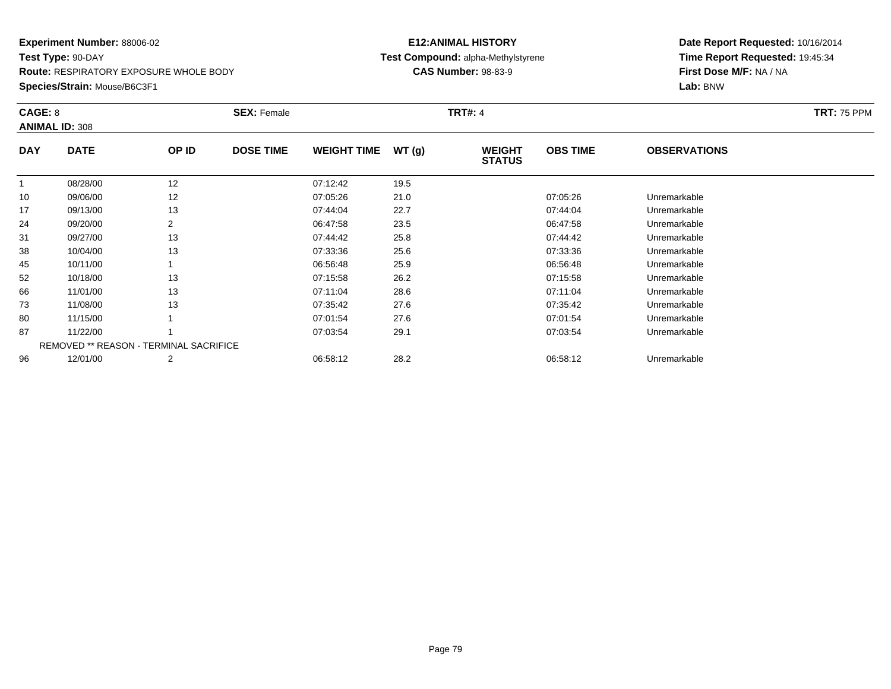**Experiment Number:** 88006-02
**Test Type:** 90-DAY
**Route:** RESPIRATORY EXPOSURE WHOLE BODY
**Species/Strain:** Mouse/B6C3F1

**E12:ANIMAL HISTORY**
**Test Compound:** alpha-Methylstyrene
**CAS Number:** 98-83-9

**Date Report Requested:** 10/16/2014
**Time Report Requested:** 19:45:34
**First Dose M/F:** NA / NA
**Lab:** BNW

**CAGE:** 8 **SEX:** Female **TRT#:** 4 **TRT:** 75 PPM
**ANIMAL ID:** 308

| DAY | DATE | OP ID | DOSE TIME | WEIGHT TIME | WT (g) | WEIGHT STATUS | OBS TIME | OBSERVATIONS |
|---|---|---|---|---|---|---|---|---|
| 1 | 08/28/00 | 12 | | 07:12:42 | 19.5 | | | |
| 10 | 09/06/00 | 12 | | 07:05:26 | 21.0 | | 07:05:26 | Unremarkable |
| 17 | 09/13/00 | 13 | | 07:44:04 | 22.7 | | 07:44:04 | Unremarkable |
| 24 | 09/20/00 | 2 | | 06:47:58 | 23.5 | | 06:47:58 | Unremarkable |
| 31 | 09/27/00 | 13 | | 07:44:42 | 25.8 | | 07:44:42 | Unremarkable |
| 38 | 10/04/00 | 13 | | 07:33:36 | 25.6 | | 07:33:36 | Unremarkable |
| 45 | 10/11/00 | 1 | | 06:56:48 | 25.9 | | 06:56:48 | Unremarkable |
| 52 | 10/18/00 | 13 | | 07:15:58 | 26.2 | | 07:15:58 | Unremarkable |
| 66 | 11/01/00 | 13 | | 07:11:04 | 28.6 | | 07:11:04 | Unremarkable |
| 73 | 11/08/00 | 13 | | 07:35:42 | 27.6 | | 07:35:42 | Unremarkable |
| 80 | 11/15/00 | 1 | | 07:01:54 | 27.6 | | 07:01:54 | Unremarkable |
| 87 | 11/22/00 | 1 | | 07:03:54 | 29.1 | | 07:03:54 | Unremarkable |
| | REMOVED ** REASON - TERMINAL SACRIFICE | | | | | | | |
| 96 | 12/01/00 | 2 | | 06:58:12 | 28.2 | | 06:58:12 | Unremarkable |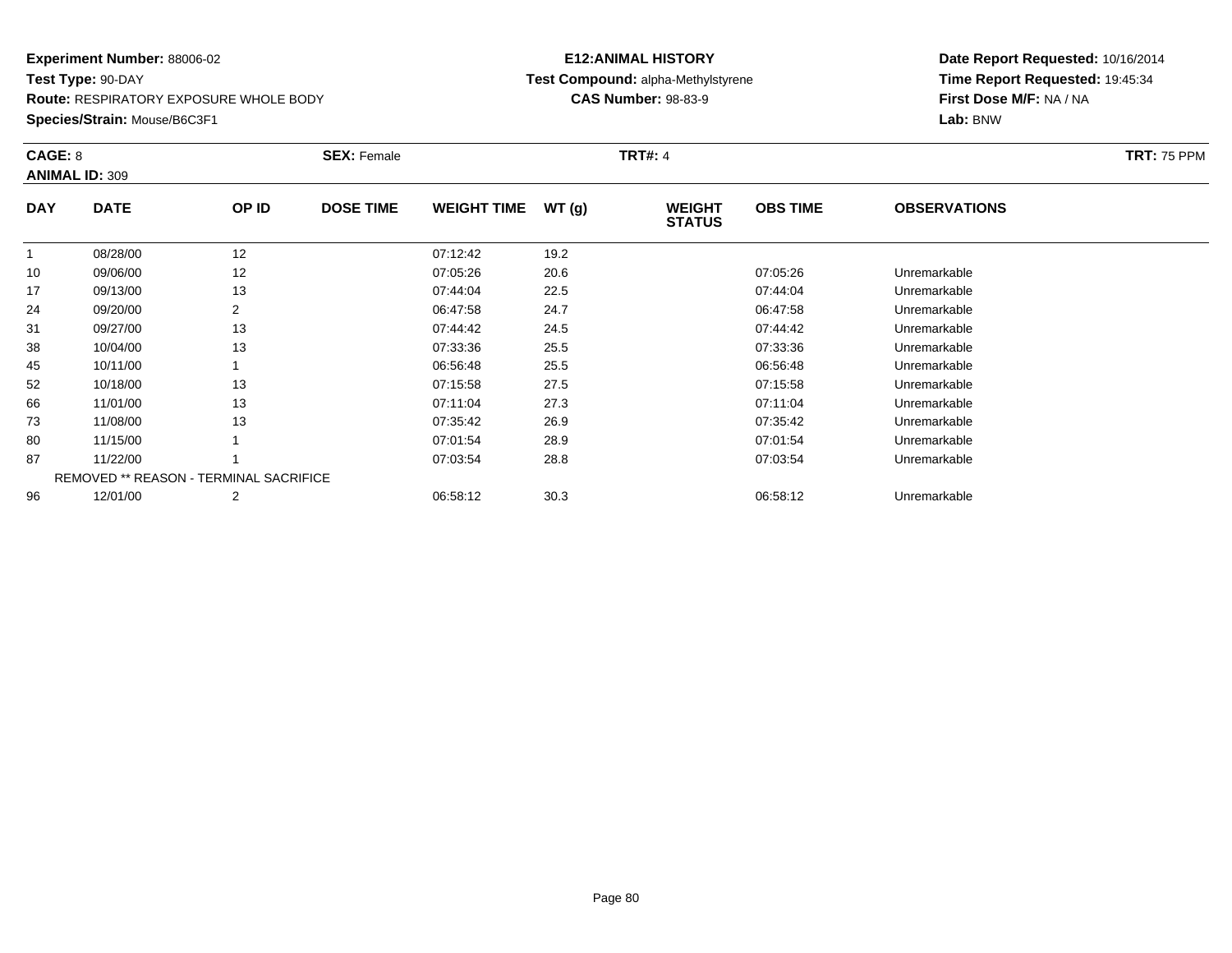**Experiment Number:** 88006-02
**Test Type:** 90-DAY
**Route:** RESPIRATORY EXPOSURE WHOLE BODY
**Species/Strain:** Mouse/B6C3F1

**E12:ANIMAL HISTORY**
**Test Compound:** alpha-Methylstyrene
**CAS Number:** 98-83-9

**Date Report Requested:** 10/16/2014
**Time Report Requested:** 19:45:34
**First Dose M/F:** NA / NA
**Lab:** BNW

**CAGE:** 8 **SEX:** Female **TRT#:** 4 **TRT:** 75 PPM
**ANIMAL ID:** 309

| DAY | DATE | OP ID | DOSE TIME | WEIGHT TIME | WT (g) | WEIGHT STATUS | OBS TIME | OBSERVATIONS |
|---|---|---|---|---|---|---|---|---|
| 1 | 08/28/00 | 12 | | 07:12:42 | 19.2 | | | |
| 10 | 09/06/00 | 12 | | 07:05:26 | 20.6 | | 07:05:26 | Unremarkable |
| 17 | 09/13/00 | 13 | | 07:44:04 | 22.5 | | 07:44:04 | Unremarkable |
| 24 | 09/20/00 | 2 | | 06:47:58 | 24.7 | | 06:47:58 | Unremarkable |
| 31 | 09/27/00 | 13 | | 07:44:42 | 24.5 | | 07:44:42 | Unremarkable |
| 38 | 10/04/00 | 13 | | 07:33:36 | 25.5 | | 07:33:36 | Unremarkable |
| 45 | 10/11/00 | 1 | | 06:56:48 | 25.5 | | 06:56:48 | Unremarkable |
| 52 | 10/18/00 | 13 | | 07:15:58 | 27.5 | | 07:15:58 | Unremarkable |
| 66 | 11/01/00 | 13 | | 07:11:04 | 27.3 | | 07:11:04 | Unremarkable |
| 73 | 11/08/00 | 13 | | 07:35:42 | 26.9 | | 07:35:42 | Unremarkable |
| 80 | 11/15/00 | 1 | | 07:01:54 | 28.9 | | 07:01:54 | Unremarkable |
| 87 | 11/22/00 | 1 | | 07:03:54 | 28.8 | | 07:03:54 | Unremarkable |
| | REMOVED ** REASON - TERMINAL SACRIFICE | | | | | | | |
| 96 | 12/01/00 | 2 | | 06:58:12 | 30.3 | | 06:58:12 | Unremarkable |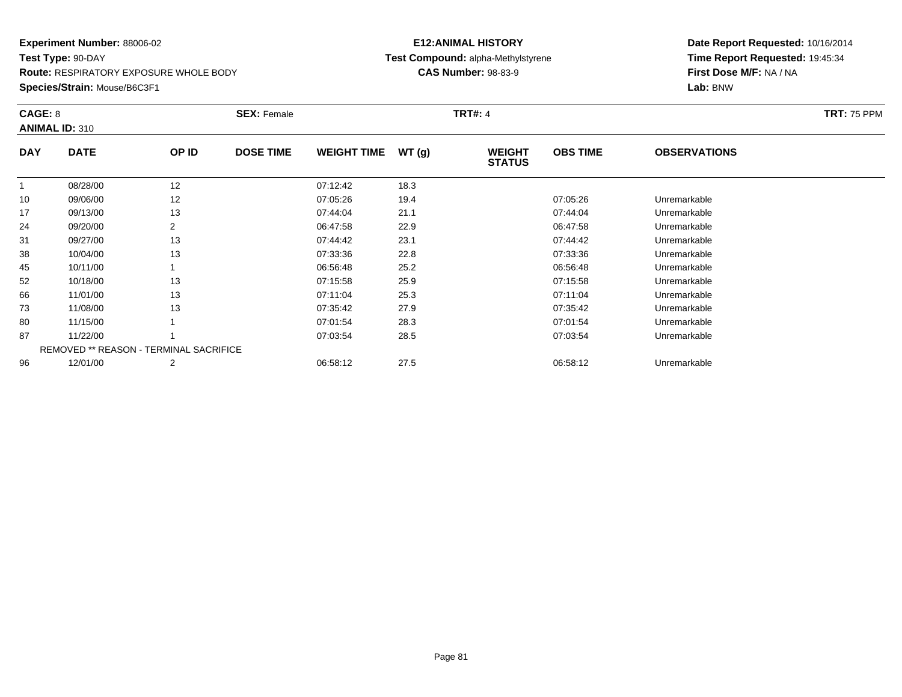**Experiment Number:** 88006-02
**Test Type:** 90-DAY
**Route:** RESPIRATORY EXPOSURE WHOLE BODY
**Species/Strain:** Mouse/B6C3F1

**E12:ANIMAL HISTORY**
**Test Compound:** alpha-Methylstyrene
**CAS Number:** 98-83-9

**Date Report Requested:** 10/16/2014
**Time Report Requested:** 19:45:34
**First Dose M/F:** NA / NA
**Lab:** BNW

**CAGE:** 8
**ANIMAL ID:** 310
**SEX:** Female
**TRT#:** 4
**TRT:** 75 PPM

| DAY | DATE | OP ID | DOSE TIME | WEIGHT TIME | WT (g) | WEIGHT STATUS | OBS TIME | OBSERVATIONS |
|---|---|---|---|---|---|---|---|---|
| 1 | 08/28/00 | 12 | | 07:12:42 | 18.3 | | | |
| 10 | 09/06/00 | 12 | | 07:05:26 | 19.4 | | 07:05:26 | Unremarkable |
| 17 | 09/13/00 | 13 | | 07:44:04 | 21.1 | | 07:44:04 | Unremarkable |
| 24 | 09/20/00 | 2 | | 06:47:58 | 22.9 | | 06:47:58 | Unremarkable |
| 31 | 09/27/00 | 13 | | 07:44:42 | 23.1 | | 07:44:42 | Unremarkable |
| 38 | 10/04/00 | 13 | | 07:33:36 | 22.8 | | 07:33:36 | Unremarkable |
| 45 | 10/11/00 | 1 | | 06:56:48 | 25.2 | | 06:56:48 | Unremarkable |
| 52 | 10/18/00 | 13 | | 07:15:58 | 25.9 | | 07:15:58 | Unremarkable |
| 66 | 11/01/00 | 13 | | 07:11:04 | 25.3 | | 07:11:04 | Unremarkable |
| 73 | 11/08/00 | 13 | | 07:35:42 | 27.9 | | 07:35:42 | Unremarkable |
| 80 | 11/15/00 | 1 | | 07:01:54 | 28.3 | | 07:01:54 | Unremarkable |
| 87 | 11/22/00 | 1 | | 07:03:54 | 28.5 | | 07:03:54 | Unremarkable |
| | REMOVED ** REASON - TERMINAL SACRIFICE | | | | | | | |
| 96 | 12/01/00 | 2 | | 06:58:12 | 27.5 | | 06:58:12 | Unremarkable |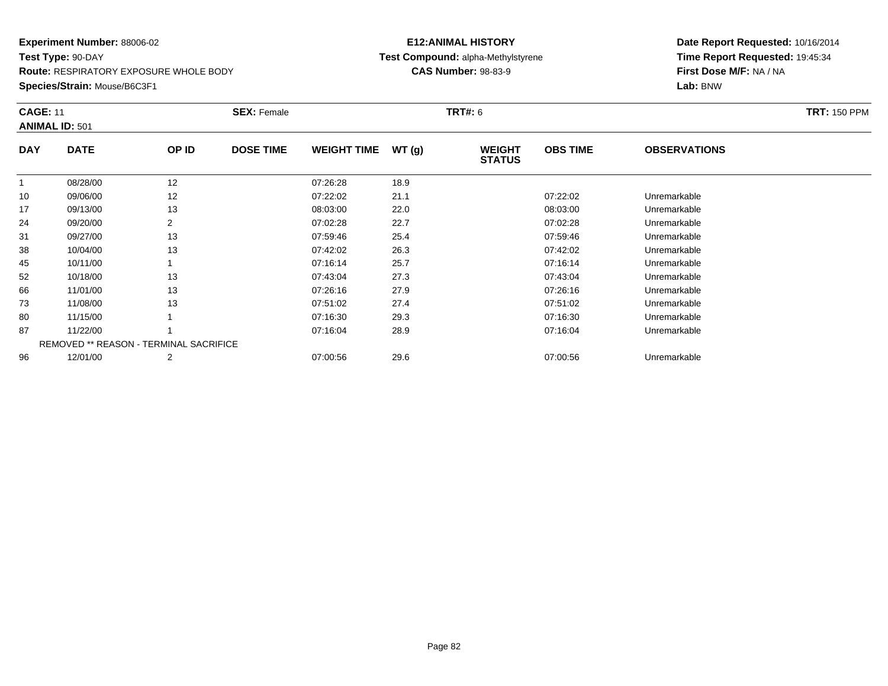**Experiment Number:** 88006-02
**Test Type:** 90-DAY
**Route:** RESPIRATORY EXPOSURE WHOLE BODY
**Species/Strain:** Mouse/B6C3F1

**E12:ANIMAL HISTORY**
**Test Compound:** alpha-Methylstyrene
**CAS Number:** 98-83-9

**Date Report Requested:** 10/16/2014
**Time Report Requested:** 19:45:34
**First Dose M/F:** NA / NA
**Lab:** BNW

**CAGE:** 11 **SEX:** Female **TRT#:** 6 **TRT:** 150 PPM
**ANIMAL ID:** 501

| DAY | DATE | OP ID | DOSE TIME | WEIGHT TIME | WT (g) | WEIGHT STATUS | OBS TIME | OBSERVATIONS |
|---|---|---|---|---|---|---|---|---|
| 1 | 08/28/00 | 12 | | 07:26:28 | 18.9 | | | |
| 10 | 09/06/00 | 12 | | 07:22:02 | 21.1 | | 07:22:02 | Unremarkable |
| 17 | 09/13/00 | 13 | | 08:03:00 | 22.0 | | 08:03:00 | Unremarkable |
| 24 | 09/20/00 | 2 | | 07:02:28 | 22.7 | | 07:02:28 | Unremarkable |
| 31 | 09/27/00 | 13 | | 07:59:46 | 25.4 | | 07:59:46 | Unremarkable |
| 38 | 10/04/00 | 13 | | 07:42:02 | 26.3 | | 07:42:02 | Unremarkable |
| 45 | 10/11/00 | 1 | | 07:16:14 | 25.7 | | 07:16:14 | Unremarkable |
| 52 | 10/18/00 | 13 | | 07:43:04 | 27.3 | | 07:43:04 | Unremarkable |
| 66 | 11/01/00 | 13 | | 07:26:16 | 27.9 | | 07:26:16 | Unremarkable |
| 73 | 11/08/00 | 13 | | 07:51:02 | 27.4 | | 07:51:02 | Unremarkable |
| 80 | 11/15/00 | 1 | | 07:16:30 | 29.3 | | 07:16:30 | Unremarkable |
| 87 | 11/22/00 | 1 | | 07:16:04 | 28.9 | | 07:16:04 | Unremarkable |
| | REMOVED ** REASON - TERMINAL SACRIFICE | | | | | | | |
| 96 | 12/01/00 | 2 | | 07:00:56 | 29.6 | | 07:00:56 | Unremarkable |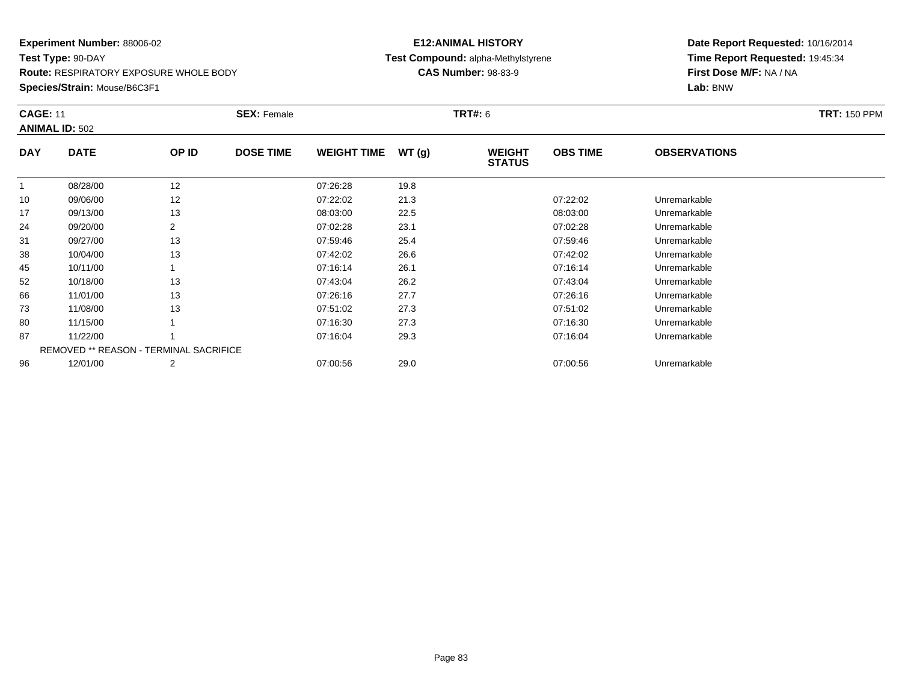**Experiment Number:** 88006-02
**Test Type:** 90-DAY
**Route:** RESPIRATORY EXPOSURE WHOLE BODY
**Species/Strain:** Mouse/B6C3F1

**E12:ANIMAL HISTORY**
**Test Compound:** alpha-Methylstyrene
**CAS Number:** 98-83-9

**Date Report Requested:** 10/16/2014
**Time Report Requested:** 19:45:34
**First Dose M/F:** NA / NA
**Lab:** BNW

**CAGE:** 11 **SEX:** Female **TRT#:** 6 **TRT:** 150 PPM
**ANIMAL ID:** 502

| DAY | DATE | OP ID | DOSE TIME | WEIGHT TIME | WT (g) | WEIGHT STATUS | OBS TIME | OBSERVATIONS |
|---|---|---|---|---|---|---|---|---|
| 1 | 08/28/00 | 12 | | 07:26:28 | 19.8 | | | |
| 10 | 09/06/00 | 12 | | 07:22:02 | 21.3 | | 07:22:02 | Unremarkable |
| 17 | 09/13/00 | 13 | | 08:03:00 | 22.5 | | 08:03:00 | Unremarkable |
| 24 | 09/20/00 | 2 | | 07:02:28 | 23.1 | | 07:02:28 | Unremarkable |
| 31 | 09/27/00 | 13 | | 07:59:46 | 25.4 | | 07:59:46 | Unremarkable |
| 38 | 10/04/00 | 13 | | 07:42:02 | 26.6 | | 07:42:02 | Unremarkable |
| 45 | 10/11/00 | 1 | | 07:16:14 | 26.1 | | 07:16:14 | Unremarkable |
| 52 | 10/18/00 | 13 | | 07:43:04 | 26.2 | | 07:43:04 | Unremarkable |
| 66 | 11/01/00 | 13 | | 07:26:16 | 27.7 | | 07:26:16 | Unremarkable |
| 73 | 11/08/00 | 13 | | 07:51:02 | 27.3 | | 07:51:02 | Unremarkable |
| 80 | 11/15/00 | 1 | | 07:16:30 | 27.3 | | 07:16:30 | Unremarkable |
| 87 | 11/22/00 | 1 | | 07:16:04 | 29.3 | | 07:16:04 | Unremarkable |
| | REMOVED ** REASON - TERMINAL SACRIFICE | | | | | | | |
| 96 | 12/01/00 | 2 | | 07:00:56 | 29.0 | | 07:00:56 | Unremarkable |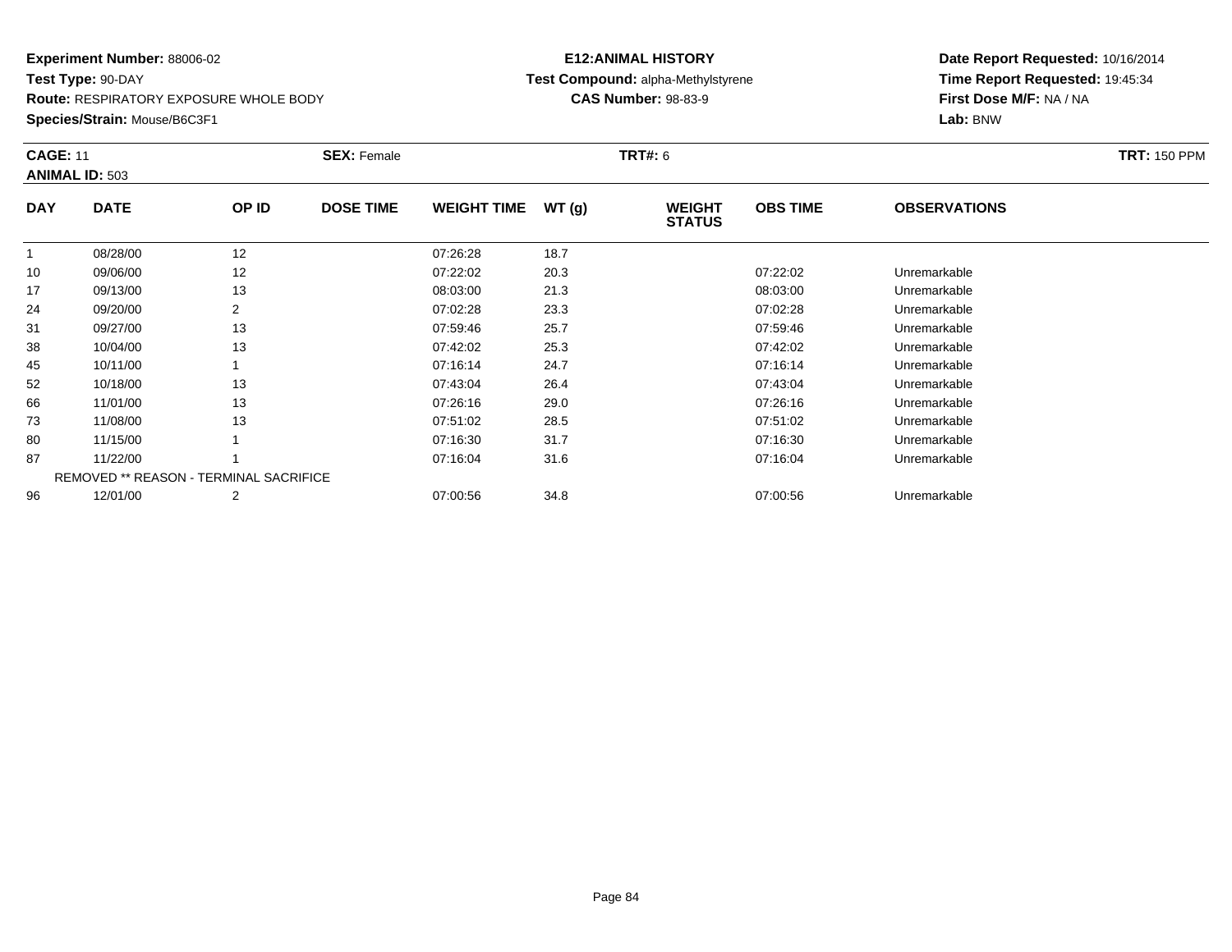**Experiment Number:** 88006-02
**Test Type:** 90-DAY
**Route:** RESPIRATORY EXPOSURE WHOLE BODY
**Species/Strain:** Mouse/B6C3F1

**E12:ANIMAL HISTORY**
**Test Compound:** alpha-Methylstyrene
**CAS Number:** 98-83-9

**Date Report Requested:** 10/16/2014
**Time Report Requested:** 19:45:34
**First Dose M/F:** NA / NA
**Lab:** BNW

**CAGE:** 11 **SEX:** Female **TRT#:** 6 **TRT:** 150 PPM
**ANIMAL ID:** 503

| DAY | DATE | OP ID | DOSE TIME | WEIGHT TIME | WT (g) | WEIGHT STATUS | OBS TIME | OBSERVATIONS |
|---|---|---|---|---|---|---|---|---|
| 1 | 08/28/00 | 12 | | 07:26:28 | 18.7 | | | |
| 10 | 09/06/00 | 12 | | 07:22:02 | 20.3 | | 07:22:02 | Unremarkable |
| 17 | 09/13/00 | 13 | | 08:03:00 | 21.3 | | 08:03:00 | Unremarkable |
| 24 | 09/20/00 | 2 | | 07:02:28 | 23.3 | | 07:02:28 | Unremarkable |
| 31 | 09/27/00 | 13 | | 07:59:46 | 25.7 | | 07:59:46 | Unremarkable |
| 38 | 10/04/00 | 13 | | 07:42:02 | 25.3 | | 07:42:02 | Unremarkable |
| 45 | 10/11/00 | 1 | | 07:16:14 | 24.7 | | 07:16:14 | Unremarkable |
| 52 | 10/18/00 | 13 | | 07:43:04 | 26.4 | | 07:43:04 | Unremarkable |
| 66 | 11/01/00 | 13 | | 07:26:16 | 29.0 | | 07:26:16 | Unremarkable |
| 73 | 11/08/00 | 13 | | 07:51:02 | 28.5 | | 07:51:02 | Unremarkable |
| 80 | 11/15/00 | 1 | | 07:16:30 | 31.7 | | 07:16:30 | Unremarkable |
| 87 | 11/22/00 | 1 | | 07:16:04 | 31.6 | | 07:16:04 | Unremarkable |
| | REMOVED ** REASON - TERMINAL SACRIFICE | | | | | | | |
| 96 | 12/01/00 | 2 | | 07:00:56 | 34.8 | | 07:00:56 | Unremarkable |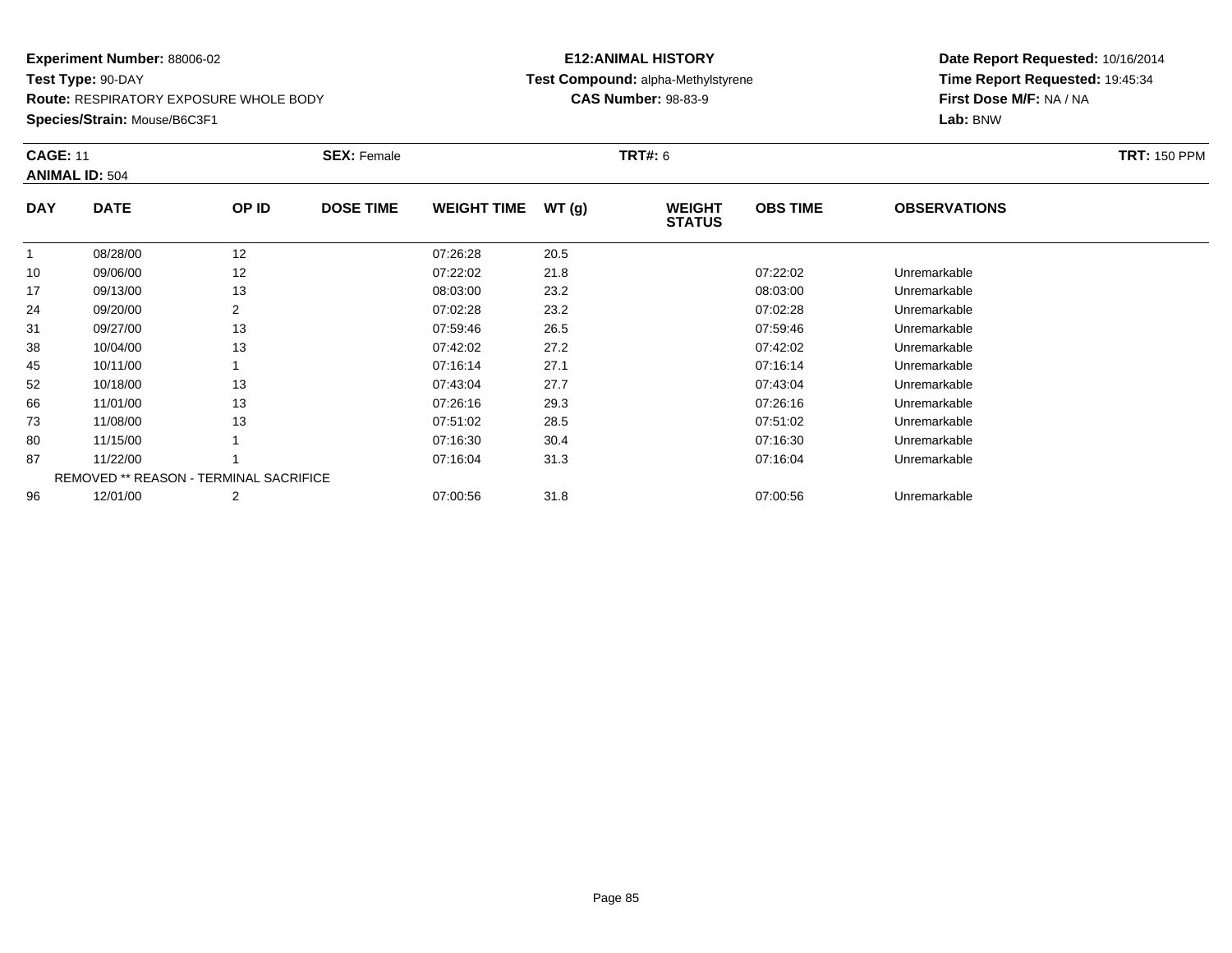**Experiment Number:** 88006-02
**Test Type:** 90-DAY
**Route:** RESPIRATORY EXPOSURE WHOLE BODY
**Species/Strain:** Mouse/B6C3F1

**E12:ANIMAL HISTORY**
**Test Compound:** alpha-Methylstyrene
**CAS Number:** 98-83-9

**Date Report Requested:** 10/16/2014
**Time Report Requested:** 19:45:34
**First Dose M/F:** NA / NA
**Lab:** BNW

**CAGE:** 11 **SEX:** Female **TRT#:** 6 **TRT:** 150 PPM
**ANIMAL ID:** 504

| DAY | DATE | OP ID | DOSE TIME | WEIGHT TIME | WT (g) | WEIGHT STATUS | OBS TIME | OBSERVATIONS |
|---|---|---|---|---|---|---|---|---|
| 1 | 08/28/00 | 12 | | 07:26:28 | 20.5 | | | |
| 10 | 09/06/00 | 12 | | 07:22:02 | 21.8 | | 07:22:02 | Unremarkable |
| 17 | 09/13/00 | 13 | | 08:03:00 | 23.2 | | 08:03:00 | Unremarkable |
| 24 | 09/20/00 | 2 | | 07:02:28 | 23.2 | | 07:02:28 | Unremarkable |
| 31 | 09/27/00 | 13 | | 07:59:46 | 26.5 | | 07:59:46 | Unremarkable |
| 38 | 10/04/00 | 13 | | 07:42:02 | 27.2 | | 07:42:02 | Unremarkable |
| 45 | 10/11/00 | 1 | | 07:16:14 | 27.1 | | 07:16:14 | Unremarkable |
| 52 | 10/18/00 | 13 | | 07:43:04 | 27.7 | | 07:43:04 | Unremarkable |
| 66 | 11/01/00 | 13 | | 07:26:16 | 29.3 | | 07:26:16 | Unremarkable |
| 73 | 11/08/00 | 13 | | 07:51:02 | 28.5 | | 07:51:02 | Unremarkable |
| 80 | 11/15/00 | 1 | | 07:16:30 | 30.4 | | 07:16:30 | Unremarkable |
| 87 | 11/22/00 | 1 | | 07:16:04 | 31.3 | | 07:16:04 | Unremarkable |
| | REMOVED ** REASON - TERMINAL SACRIFICE | | | | | | | |
| 96 | 12/01/00 | 2 | | 07:00:56 | 31.8 | | 07:00:56 | Unremarkable |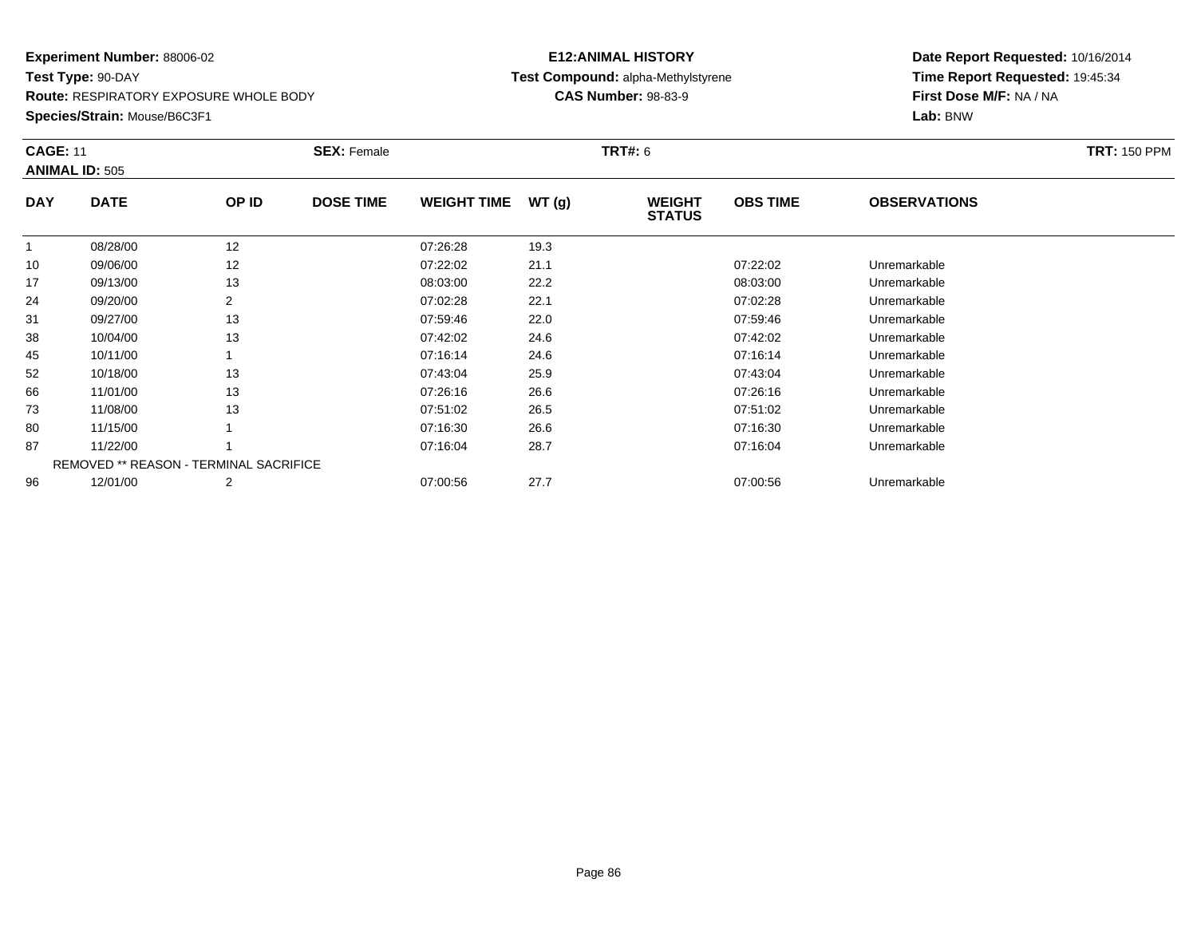**Experiment Number:** 88006-02
**Test Type:** 90-DAY
**Route:** RESPIRATORY EXPOSURE WHOLE BODY
**Species/Strain:** Mouse/B6C3F1

**E12:ANIMAL HISTORY**
**Test Compound:** alpha-Methylstyrene
**CAS Number:** 98-83-9

**Date Report Requested:** 10/16/2014
**Time Report Requested:** 19:45:34
**First Dose M/F:** NA / NA
**Lab:** BNW

**CAGE:** 11 **SEX:** Female **TRT#:** 6 **TRT:** 150 PPM
**ANIMAL ID:** 505

| DAY | DATE | OP ID | DOSE TIME | WEIGHT TIME | WT (g) | WEIGHT STATUS | OBS TIME | OBSERVATIONS |
|---|---|---|---|---|---|---|---|---|
| 1 | 08/28/00 | 12 | | 07:26:28 | 19.3 | | | |
| 10 | 09/06/00 | 12 | | 07:22:02 | 21.1 | | 07:22:02 | Unremarkable |
| 17 | 09/13/00 | 13 | | 08:03:00 | 22.2 | | 08:03:00 | Unremarkable |
| 24 | 09/20/00 | 2 | | 07:02:28 | 22.1 | | 07:02:28 | Unremarkable |
| 31 | 09/27/00 | 13 | | 07:59:46 | 22.0 | | 07:59:46 | Unremarkable |
| 38 | 10/04/00 | 13 | | 07:42:02 | 24.6 | | 07:42:02 | Unremarkable |
| 45 | 10/11/00 | 1 | | 07:16:14 | 24.6 | | 07:16:14 | Unremarkable |
| 52 | 10/18/00 | 13 | | 07:43:04 | 25.9 | | 07:43:04 | Unremarkable |
| 66 | 11/01/00 | 13 | | 07:26:16 | 26.6 | | 07:26:16 | Unremarkable |
| 73 | 11/08/00 | 13 | | 07:51:02 | 26.5 | | 07:51:02 | Unremarkable |
| 80 | 11/15/00 | 1 | | 07:16:30 | 26.6 | | 07:16:30 | Unremarkable |
| 87 | 11/22/00 | 1 | | 07:16:04 | 28.7 | | 07:16:04 | Unremarkable |
| | REMOVED ** REASON - TERMINAL SACRIFICE | | | | | | | |
| 96 | 12/01/00 | 2 | | 07:00:56 | 27.7 | | 07:00:56 | Unremarkable |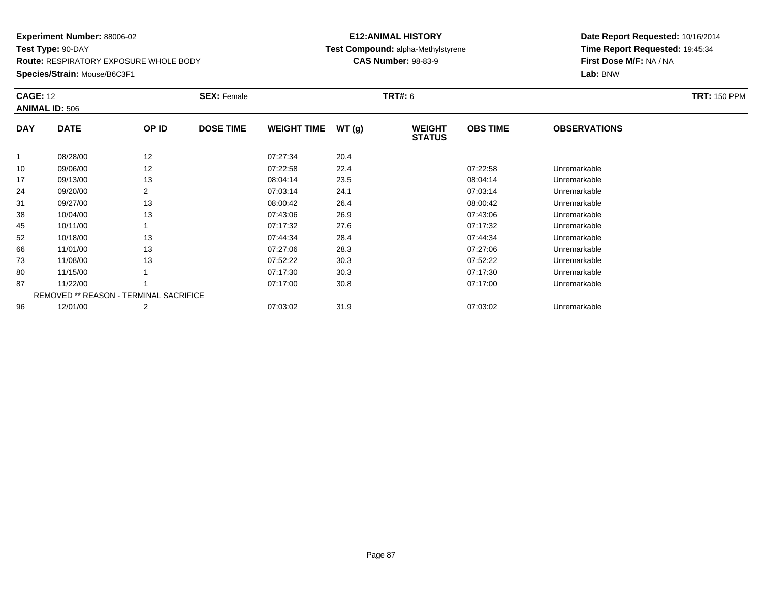**Experiment Number:** 88006-02
**Test Type:** 90-DAY
**Route:** RESPIRATORY EXPOSURE WHOLE BODY
**Species/Strain:** Mouse/B6C3F1

**E12:ANIMAL HISTORY**
**Test Compound:** alpha-Methylstyrene
**CAS Number:** 98-83-9

**Date Report Requested:** 10/16/2014
**Time Report Requested:** 19:45:34
**First Dose M/F:** NA / NA
**Lab:** BNW

**CAGE:** 12 **SEX:** Female **TRT#:** 6 **TRT:** 150 PPM
**ANIMAL ID:** 506

| DAY | DATE | OP ID | DOSE TIME | WEIGHT TIME | WT (g) | WEIGHT STATUS | OBS TIME | OBSERVATIONS |
|---|---|---|---|---|---|---|---|---|
| 1 | 08/28/00 | 12 | | 07:27:34 | 20.4 | | | |
| 10 | 09/06/00 | 12 | | 07:22:58 | 22.4 | | 07:22:58 | Unremarkable |
| 17 | 09/13/00 | 13 | | 08:04:14 | 23.5 | | 08:04:14 | Unremarkable |
| 24 | 09/20/00 | 2 | | 07:03:14 | 24.1 | | 07:03:14 | Unremarkable |
| 31 | 09/27/00 | 13 | | 08:00:42 | 26.4 | | 08:00:42 | Unremarkable |
| 38 | 10/04/00 | 13 | | 07:43:06 | 26.9 | | 07:43:06 | Unremarkable |
| 45 | 10/11/00 | 1 | | 07:17:32 | 27.6 | | 07:17:32 | Unremarkable |
| 52 | 10/18/00 | 13 | | 07:44:34 | 28.4 | | 07:44:34 | Unremarkable |
| 66 | 11/01/00 | 13 | | 07:27:06 | 28.3 | | 07:27:06 | Unremarkable |
| 73 | 11/08/00 | 13 | | 07:52:22 | 30.3 | | 07:52:22 | Unremarkable |
| 80 | 11/15/00 | 1 | | 07:17:30 | 30.3 | | 07:17:30 | Unremarkable |
| 87 | 11/22/00 | 1 | | 07:17:00 | 30.8 | | 07:17:00 | Unremarkable |
| | REMOVED ** REASON - TERMINAL SACRIFICE | | | | | | | |
| 96 | 12/01/00 | 2 | | 07:03:02 | 31.9 | | 07:03:02 | Unremarkable |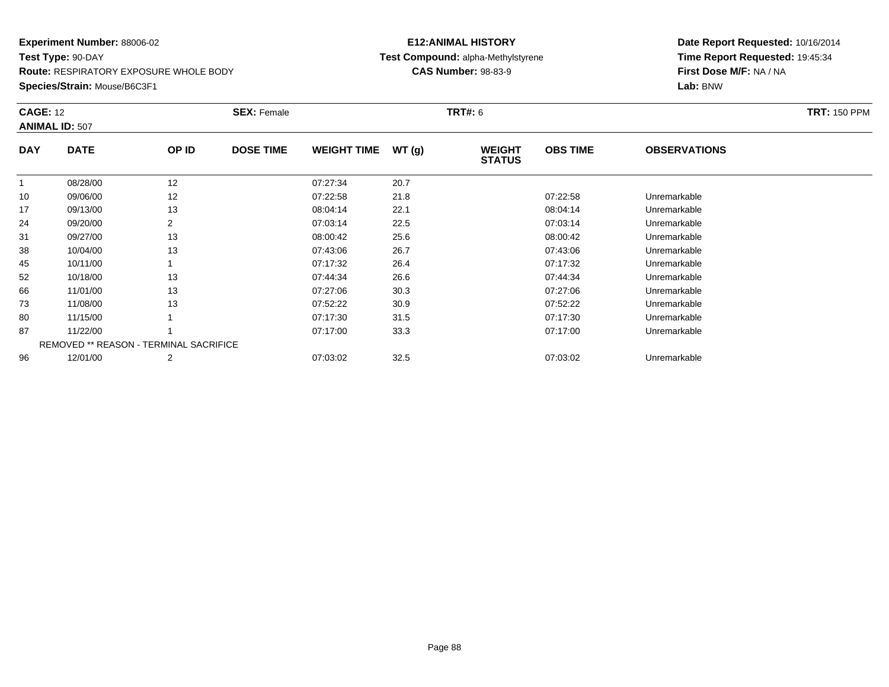**Experiment Number:** 88006-02
**Test Type:** 90-DAY
**Route:** RESPIRATORY EXPOSURE WHOLE BODY
**Species/Strain:** Mouse/B6C3F1

**E12:ANIMAL HISTORY**
**Test Compound:** alpha-Methylstyrene
**CAS Number:** 98-83-9

**Date Report Requested:** 10/16/2014
**Time Report Requested:** 19:45:34
**First Dose M/F:** NA / NA
**Lab:** BNW

**CAGE:** 12 **SEX:** Female **TRT#:** 6 **TRT:** 150 PPM
**ANIMAL ID:** 507

| DAY | DATE | OP ID | DOSE TIME | WEIGHT TIME | WT (g) | WEIGHT STATUS | OBS TIME | OBSERVATIONS |
|---|---|---|---|---|---|---|---|---|
| 1 | 08/28/00 | 12 | | 07:27:34 | 20.7 | | | |
| 10 | 09/06/00 | 12 | | 07:22:58 | 21.8 | | 07:22:58 | Unremarkable |
| 17 | 09/13/00 | 13 | | 08:04:14 | 22.1 | | 08:04:14 | Unremarkable |
| 24 | 09/20/00 | 2 | | 07:03:14 | 22.5 | | 07:03:14 | Unremarkable |
| 31 | 09/27/00 | 13 | | 08:00:42 | 25.6 | | 08:00:42 | Unremarkable |
| 38 | 10/04/00 | 13 | | 07:43:06 | 26.7 | | 07:43:06 | Unremarkable |
| 45 | 10/11/00 | 1 | | 07:17:32 | 26.4 | | 07:17:32 | Unremarkable |
| 52 | 10/18/00 | 13 | | 07:44:34 | 26.6 | | 07:44:34 | Unremarkable |
| 66 | 11/01/00 | 13 | | 07:27:06 | 30.3 | | 07:27:06 | Unremarkable |
| 73 | 11/08/00 | 13 | | 07:52:22 | 30.9 | | 07:52:22 | Unremarkable |
| 80 | 11/15/00 | 1 | | 07:17:30 | 31.5 | | 07:17:30 | Unremarkable |
| 87 | 11/22/00 | 1 | | 07:17:00 | 33.3 | | 07:17:00 | Unremarkable |
| | REMOVED ** REASON - TERMINAL SACRIFICE | | | | | | | |
| 96 | 12/01/00 | 2 | | 07:03:02 | 32.5 | | 07:03:02 | Unremarkable |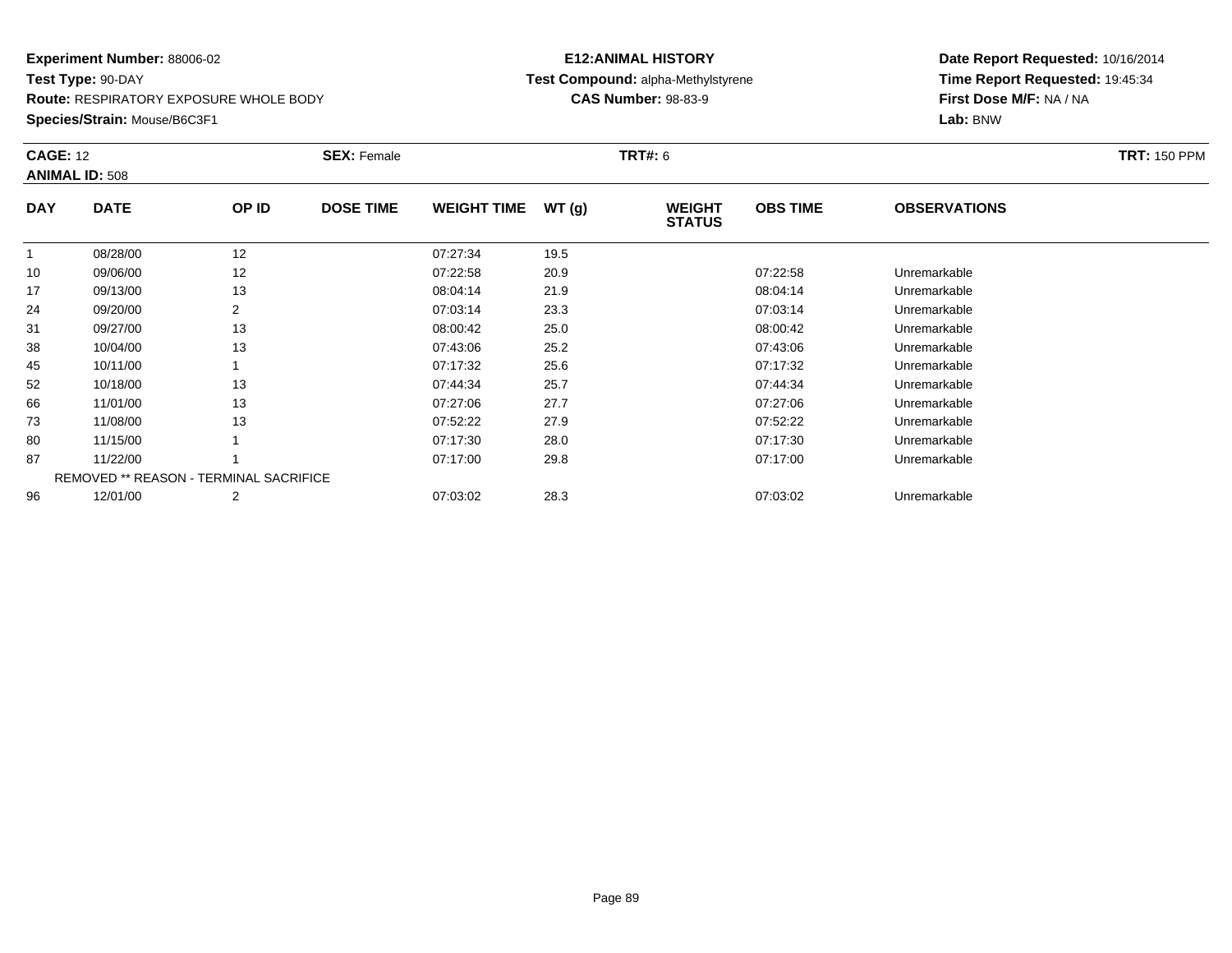**Experiment Number:** 88006-02
**Test Type:** 90-DAY
**Route:** RESPIRATORY EXPOSURE WHOLE BODY
**Species/Strain:** Mouse/B6C3F1

**E12:ANIMAL HISTORY**
**Test Compound:** alpha-Methylstyrene
**CAS Number:** 98-83-9

**Date Report Requested:** 10/16/2014
**Time Report Requested:** 19:45:34
**First Dose M/F:** NA / NA
**Lab:** BNW

**CAGE:** 12 **SEX:** Female **TRT#:** 6 **TRT:** 150 PPM
**ANIMAL ID:** 508

| DAY | DATE | OP ID | DOSE TIME | WEIGHT TIME | WT (g) | WEIGHT STATUS | OBS TIME | OBSERVATIONS |
|---|---|---|---|---|---|---|---|---|
| 1 | 08/28/00 | 12 | | 07:27:34 | 19.5 | | | |
| 10 | 09/06/00 | 12 | | 07:22:58 | 20.9 | | 07:22:58 | Unremarkable |
| 17 | 09/13/00 | 13 | | 08:04:14 | 21.9 | | 08:04:14 | Unremarkable |
| 24 | 09/20/00 | 2 | | 07:03:14 | 23.3 | | 07:03:14 | Unremarkable |
| 31 | 09/27/00 | 13 | | 08:00:42 | 25.0 | | 08:00:42 | Unremarkable |
| 38 | 10/04/00 | 13 | | 07:43:06 | 25.2 | | 07:43:06 | Unremarkable |
| 45 | 10/11/00 | 1 | | 07:17:32 | 25.6 | | 07:17:32 | Unremarkable |
| 52 | 10/18/00 | 13 | | 07:44:34 | 25.7 | | 07:44:34 | Unremarkable |
| 66 | 11/01/00 | 13 | | 07:27:06 | 27.7 | | 07:27:06 | Unremarkable |
| 73 | 11/08/00 | 13 | | 07:52:22 | 27.9 | | 07:52:22 | Unremarkable |
| 80 | 11/15/00 | 1 | | 07:17:30 | 28.0 | | 07:17:30 | Unremarkable |
| 87 | 11/22/00 | 1 | | 07:17:00 | 29.8 | | 07:17:00 | Unremarkable |
| | REMOVED ** REASON - TERMINAL SACRIFICE | | | | | | | |
| 96 | 12/01/00 | 2 | | 07:03:02 | 28.3 | | 07:03:02 | Unremarkable |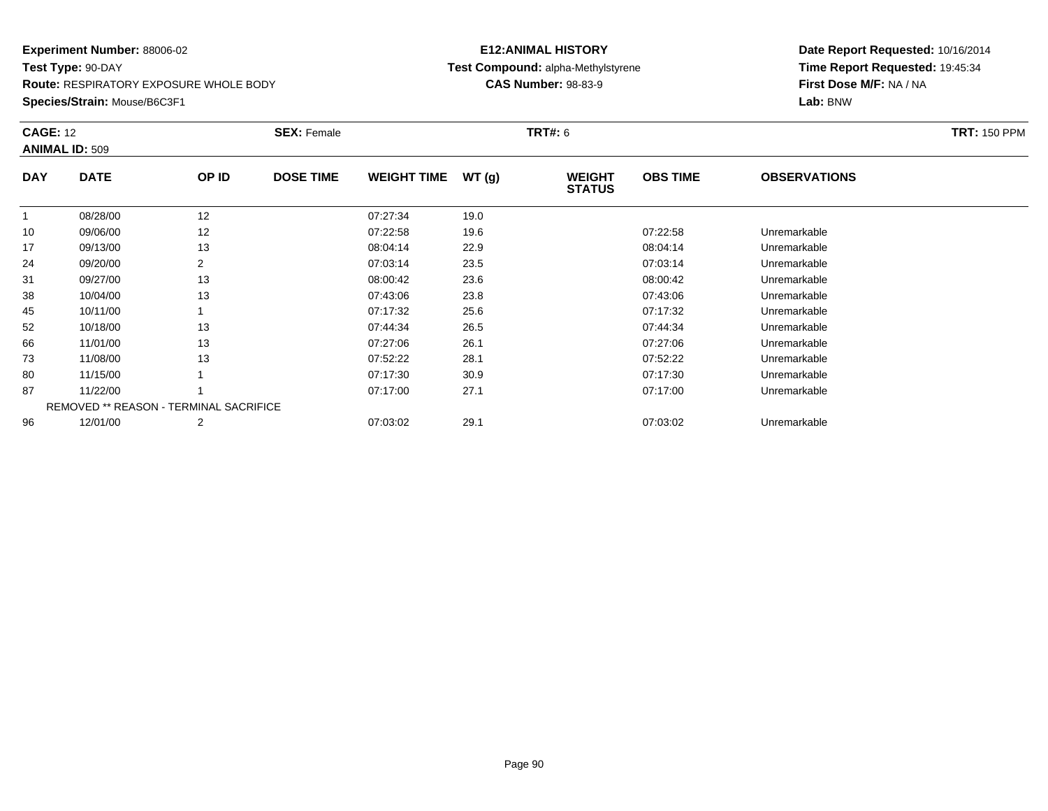**Experiment Number:** 88006-02
**Test Type:** 90-DAY
**Route:** RESPIRATORY EXPOSURE WHOLE BODY
**Species/Strain:** Mouse/B6C3F1

**E12:ANIMAL HISTORY**
**Test Compound:** alpha-Methylstyrene
**CAS Number:** 98-83-9

**Date Report Requested:** 10/16/2014
**Time Report Requested:** 19:45:34
**First Dose M/F:** NA / NA
**Lab:** BNW

**CAGE:** 12 **SEX:** Female **TRT#:** 6 **TRT:** 150 PPM
**ANIMAL ID:** 509

| DAY | DATE | OP ID | DOSE TIME | WEIGHT TIME | WT (g) | WEIGHT STATUS | OBS TIME | OBSERVATIONS |
|---|---|---|---|---|---|---|---|---|
| 1 | 08/28/00 | 12 | | 07:27:34 | 19.0 | | | |
| 10 | 09/06/00 | 12 | | 07:22:58 | 19.6 | | 07:22:58 | Unremarkable |
| 17 | 09/13/00 | 13 | | 08:04:14 | 22.9 | | 08:04:14 | Unremarkable |
| 24 | 09/20/00 | 2 | | 07:03:14 | 23.5 | | 07:03:14 | Unremarkable |
| 31 | 09/27/00 | 13 | | 08:00:42 | 23.6 | | 08:00:42 | Unremarkable |
| 38 | 10/04/00 | 13 | | 07:43:06 | 23.8 | | 07:43:06 | Unremarkable |
| 45 | 10/11/00 | 1 | | 07:17:32 | 25.6 | | 07:17:32 | Unremarkable |
| 52 | 10/18/00 | 13 | | 07:44:34 | 26.5 | | 07:44:34 | Unremarkable |
| 66 | 11/01/00 | 13 | | 07:27:06 | 26.1 | | 07:27:06 | Unremarkable |
| 73 | 11/08/00 | 13 | | 07:52:22 | 28.1 | | 07:52:22 | Unremarkable |
| 80 | 11/15/00 | 1 | | 07:17:30 | 30.9 | | 07:17:30 | Unremarkable |
| 87 | 11/22/00 | 1 | | 07:17:00 | 27.1 | | 07:17:00 | Unremarkable |
| | REMOVED ** REASON - TERMINAL SACRIFICE | | | | | | | |
| 96 | 12/01/00 | 2 | | 07:03:02 | 29.1 | | 07:03:02 | Unremarkable |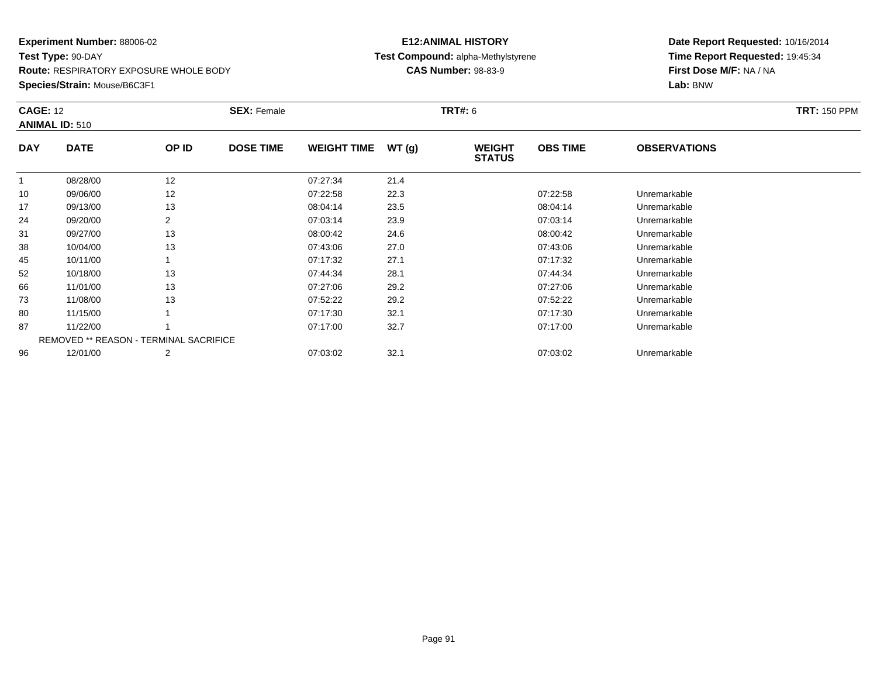**Experiment Number:** 88006-02
**Test Type:** 90-DAY
**Route:** RESPIRATORY EXPOSURE WHOLE BODY
**Species/Strain:** Mouse/B6C3F1

**E12:ANIMAL HISTORY**
**Test Compound:** alpha-Methylstyrene
**CAS Number:** 98-83-9

**Date Report Requested:** 10/16/2014
**Time Report Requested:** 19:45:34
**First Dose M/F:** NA / NA
**Lab:** BNW

**CAGE:** 12 **SEX:** Female **TRT#:** 6 **TRT:** 150 PPM
**ANIMAL ID:** 510

| DAY | DATE | OP ID | DOSE TIME | WEIGHT TIME | WT (g) | WEIGHT STATUS | OBS TIME | OBSERVATIONS |
|---|---|---|---|---|---|---|---|---|
| 1 | 08/28/00 | 12 | | 07:27:34 | 21.4 | | | |
| 10 | 09/06/00 | 12 | | 07:22:58 | 22.3 | | 07:22:58 | Unremarkable |
| 17 | 09/13/00 | 13 | | 08:04:14 | 23.5 | | 08:04:14 | Unremarkable |
| 24 | 09/20/00 | 2 | | 07:03:14 | 23.9 | | 07:03:14 | Unremarkable |
| 31 | 09/27/00 | 13 | | 08:00:42 | 24.6 | | 08:00:42 | Unremarkable |
| 38 | 10/04/00 | 13 | | 07:43:06 | 27.0 | | 07:43:06 | Unremarkable |
| 45 | 10/11/00 | 1 | | 07:17:32 | 27.1 | | 07:17:32 | Unremarkable |
| 52 | 10/18/00 | 13 | | 07:44:34 | 28.1 | | 07:44:34 | Unremarkable |
| 66 | 11/01/00 | 13 | | 07:27:06 | 29.2 | | 07:27:06 | Unremarkable |
| 73 | 11/08/00 | 13 | | 07:52:22 | 29.2 | | 07:52:22 | Unremarkable |
| 80 | 11/15/00 | 1 | | 07:17:30 | 32.1 | | 07:17:30 | Unremarkable |
| 87 | 11/22/00 | 1 | | 07:17:00 | 32.7 | | 07:17:00 | Unremarkable |
| | REMOVED ** REASON - TERMINAL SACRIFICE | | | | | | | |
| 96 | 12/01/00 | 2 | | 07:03:02 | 32.1 | | 07:03:02 | Unremarkable |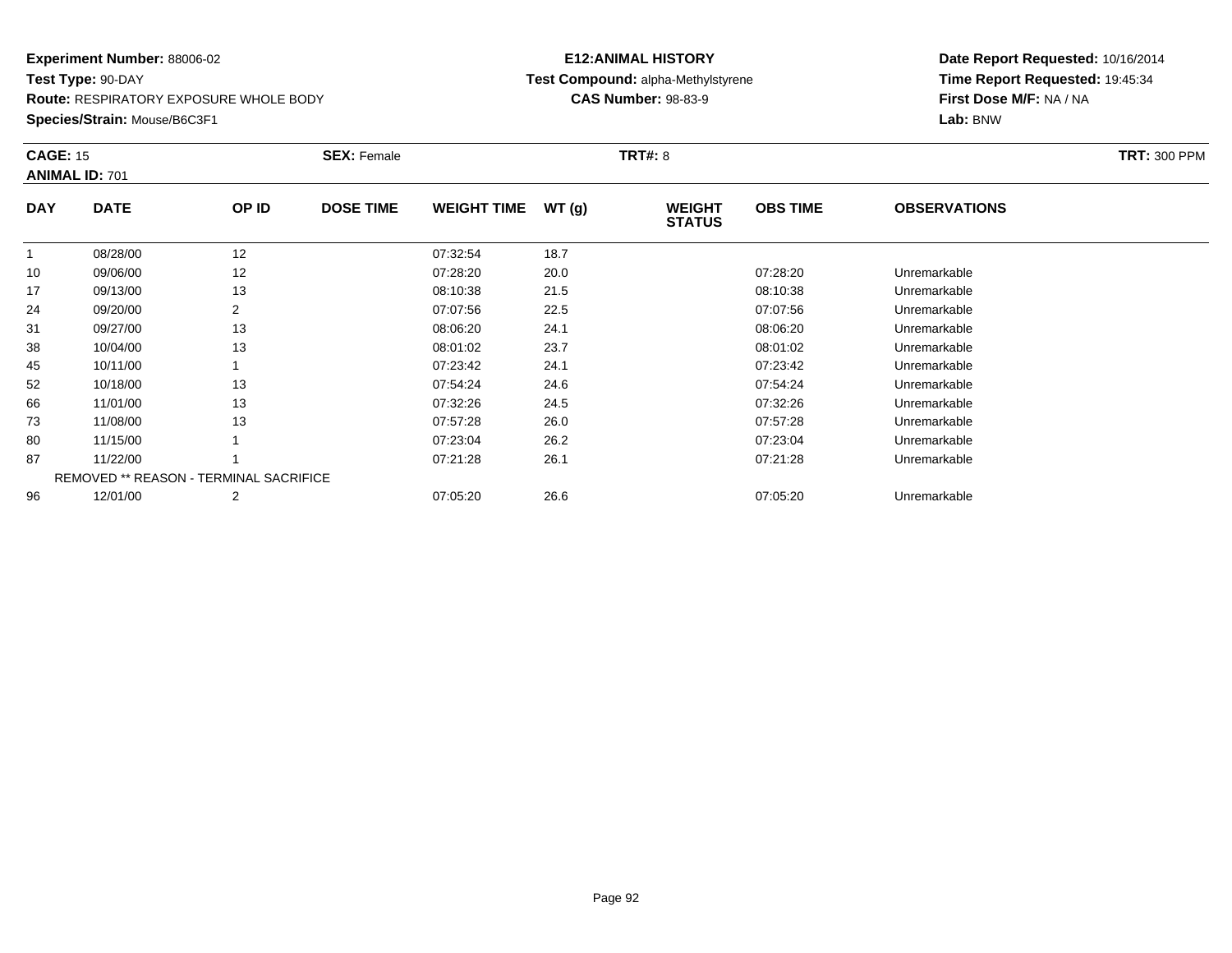**Experiment Number:** 88006-02
**Test Type:** 90-DAY
**Route:** RESPIRATORY EXPOSURE WHOLE BODY
**Species/Strain:** Mouse/B6C3F1

**E12:ANIMAL HISTORY**
**Test Compound:** alpha-Methylstyrene
**CAS Number:** 98-83-9

**Date Report Requested:** 10/16/2014
**Time Report Requested:** 19:45:34
**First Dose M/F:** NA / NA
**Lab:** BNW

**CAGE:** 15 **SEX:** Female **TRT#:** 8 **TRT:** 300 PPM
**ANIMAL ID:** 701

| DAY | DATE | OP ID | DOSE TIME | WEIGHT TIME | WT (g) | WEIGHT STATUS | OBS TIME | OBSERVATIONS |
|---|---|---|---|---|---|---|---|---|
| 1 | 08/28/00 | 12 | | 07:32:54 | 18.7 | | | |
| 10 | 09/06/00 | 12 | | 07:28:20 | 20.0 | | 07:28:20 | Unremarkable |
| 17 | 09/13/00 | 13 | | 08:10:38 | 21.5 | | 08:10:38 | Unremarkable |
| 24 | 09/20/00 | 2 | | 07:07:56 | 22.5 | | 07:07:56 | Unremarkable |
| 31 | 09/27/00 | 13 | | 08:06:20 | 24.1 | | 08:06:20 | Unremarkable |
| 38 | 10/04/00 | 13 | | 08:01:02 | 23.7 | | 08:01:02 | Unremarkable |
| 45 | 10/11/00 | 1 | | 07:23:42 | 24.1 | | 07:23:42 | Unremarkable |
| 52 | 10/18/00 | 13 | | 07:54:24 | 24.6 | | 07:54:24 | Unremarkable |
| 66 | 11/01/00 | 13 | | 07:32:26 | 24.5 | | 07:32:26 | Unremarkable |
| 73 | 11/08/00 | 13 | | 07:57:28 | 26.0 | | 07:57:28 | Unremarkable |
| 80 | 11/15/00 | 1 | | 07:23:04 | 26.2 | | 07:23:04 | Unremarkable |
| 87 | 11/22/00 | 1 | | 07:21:28 | 26.1 | | 07:21:28 | Unremarkable |
| | REMOVED ** REASON - TERMINAL SACRIFICE | | | | | | | |
| 96 | 12/01/00 | 2 | | 07:05:20 | 26.6 | | 07:05:20 | Unremarkable |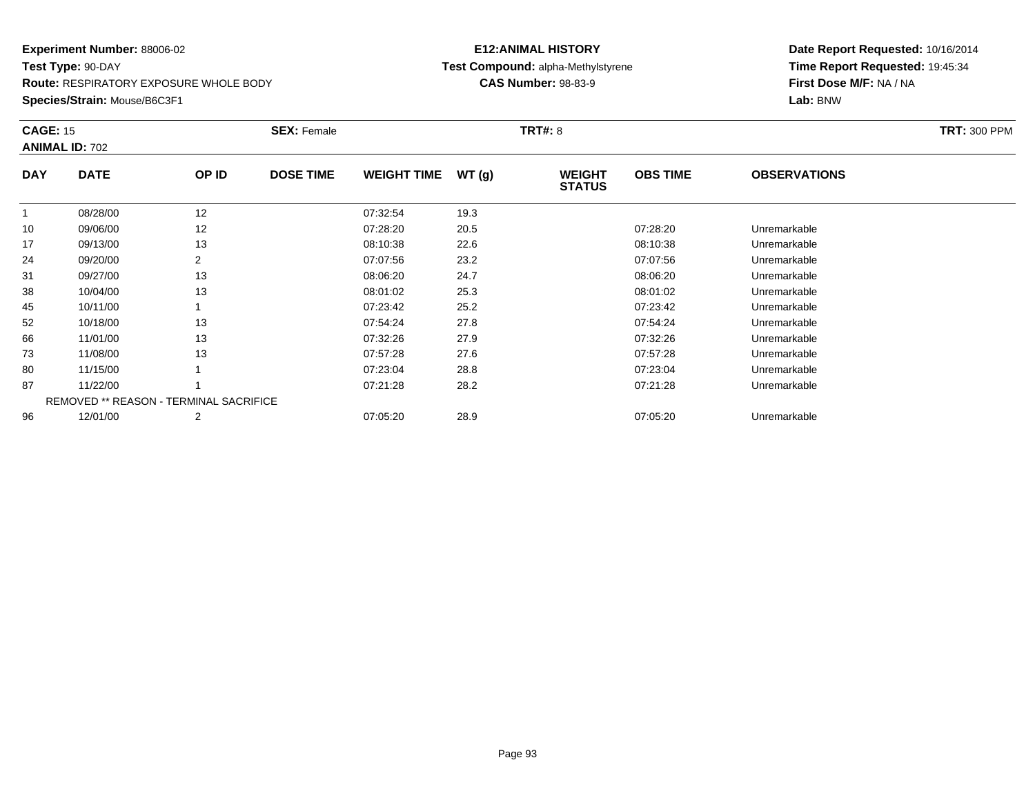**Experiment Number:** 88006-02
**Test Type:** 90-DAY
**Route:** RESPIRATORY EXPOSURE WHOLE BODY
**Species/Strain:** Mouse/B6C3F1

**E12:ANIMAL HISTORY**
**Test Compound:** alpha-Methylstyrene
**CAS Number:** 98-83-9

**Date Report Requested:** 10/16/2014
**Time Report Requested:** 19:45:34
**First Dose M/F:** NA / NA
**Lab:** BNW

**CAGE:** 15 **SEX:** Female **TRT#:** 8 **TRT:** 300 PPM
**ANIMAL ID:** 702

| DAY | DATE | OP ID | DOSE TIME | WEIGHT TIME | WT (g) | WEIGHT STATUS | OBS TIME | OBSERVATIONS |
|---|---|---|---|---|---|---|---|---|
| 1 | 08/28/00 | 12 | | 07:32:54 | 19.3 | | | |
| 10 | 09/06/00 | 12 | | 07:28:20 | 20.5 | | 07:28:20 | Unremarkable |
| 17 | 09/13/00 | 13 | | 08:10:38 | 22.6 | | 08:10:38 | Unremarkable |
| 24 | 09/20/00 | 2 | | 07:07:56 | 23.2 | | 07:07:56 | Unremarkable |
| 31 | 09/27/00 | 13 | | 08:06:20 | 24.7 | | 08:06:20 | Unremarkable |
| 38 | 10/04/00 | 13 | | 08:01:02 | 25.3 | | 08:01:02 | Unremarkable |
| 45 | 10/11/00 | 1 | | 07:23:42 | 25.2 | | 07:23:42 | Unremarkable |
| 52 | 10/18/00 | 13 | | 07:54:24 | 27.8 | | 07:54:24 | Unremarkable |
| 66 | 11/01/00 | 13 | | 07:32:26 | 27.9 | | 07:32:26 | Unremarkable |
| 73 | 11/08/00 | 13 | | 07:57:28 | 27.6 | | 07:57:28 | Unremarkable |
| 80 | 11/15/00 | 1 | | 07:23:04 | 28.8 | | 07:23:04 | Unremarkable |
| 87 | 11/22/00 | 1 | | 07:21:28 | 28.2 | | 07:21:28 | Unremarkable |
| | REMOVED ** REASON - TERMINAL SACRIFICE | | | | | | | |
| 96 | 12/01/00 | 2 | | 07:05:20 | 28.9 | | 07:05:20 | Unremarkable |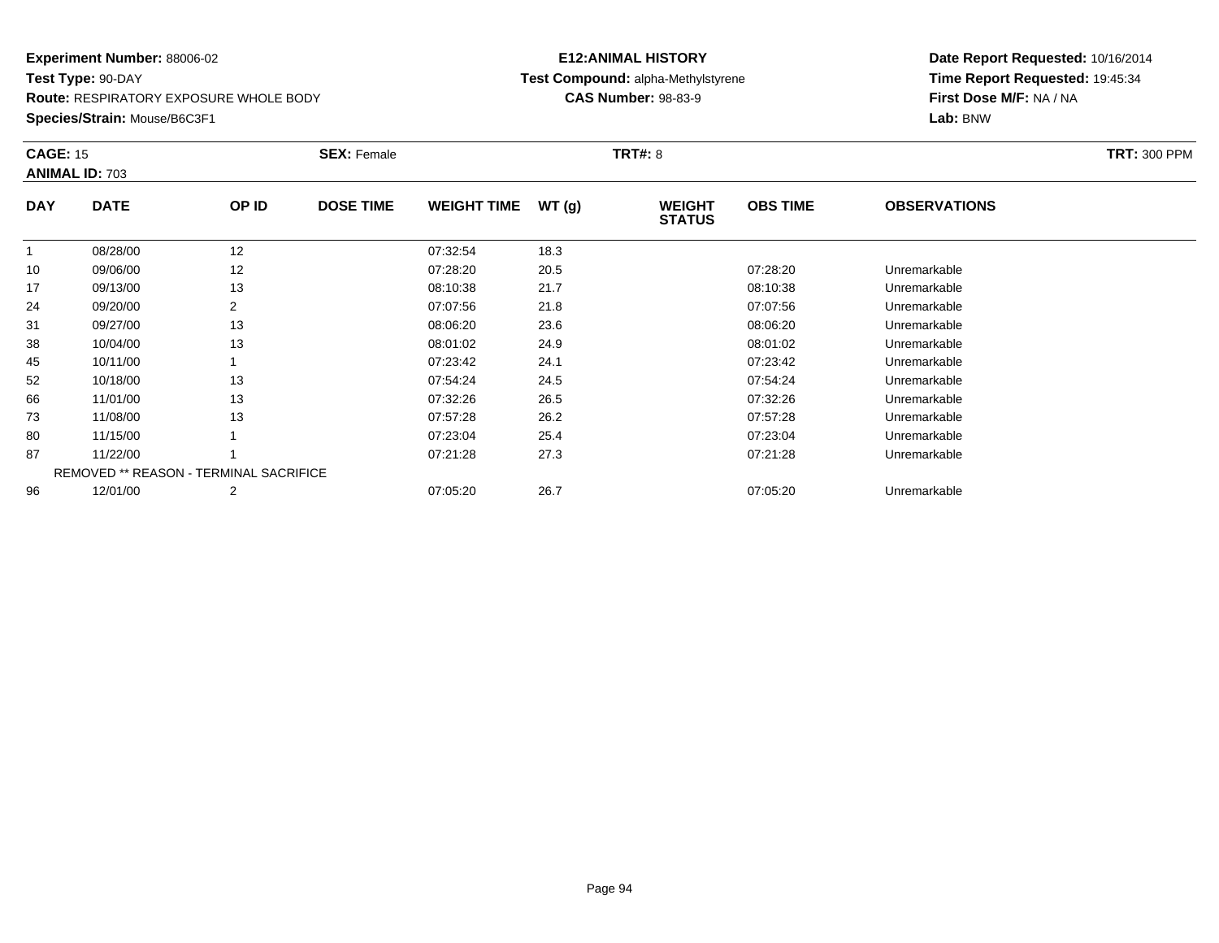**Experiment Number:** 88006-02
**Test Type:** 90-DAY
**Route:** RESPIRATORY EXPOSURE WHOLE BODY
**Species/Strain:** Mouse/B6C3F1

**E12:ANIMAL HISTORY**
**Test Compound:** alpha-Methylstyrene
**CAS Number:** 98-83-9

**Date Report Requested:** 10/16/2014
**Time Report Requested:** 19:45:34
**First Dose M/F:** NA / NA
**Lab:** BNW

**CAGE:** 15 **SEX:** Female **TRT#:** 8 **TRT:** 300 PPM
**ANIMAL ID:** 703

| DAY | DATE | OP ID | DOSE TIME | WEIGHT TIME | WT (g) | WEIGHT STATUS | OBS TIME | OBSERVATIONS |
|---|---|---|---|---|---|---|---|---|
| 1 | 08/28/00 | 12 | | 07:32:54 | 18.3 | | | |
| 10 | 09/06/00 | 12 | | 07:28:20 | 20.5 | | 07:28:20 | Unremarkable |
| 17 | 09/13/00 | 13 | | 08:10:38 | 21.7 | | 08:10:38 | Unremarkable |
| 24 | 09/20/00 | 2 | | 07:07:56 | 21.8 | | 07:07:56 | Unremarkable |
| 31 | 09/27/00 | 13 | | 08:06:20 | 23.6 | | 08:06:20 | Unremarkable |
| 38 | 10/04/00 | 13 | | 08:01:02 | 24.9 | | 08:01:02 | Unremarkable |
| 45 | 10/11/00 | 1 | | 07:23:42 | 24.1 | | 07:23:42 | Unremarkable |
| 52 | 10/18/00 | 13 | | 07:54:24 | 24.5 | | 07:54:24 | Unremarkable |
| 66 | 11/01/00 | 13 | | 07:32:26 | 26.5 | | 07:32:26 | Unremarkable |
| 73 | 11/08/00 | 13 | | 07:57:28 | 26.2 | | 07:57:28 | Unremarkable |
| 80 | 11/15/00 | 1 | | 07:23:04 | 25.4 | | 07:23:04 | Unremarkable |
| 87 | 11/22/00 | 1 | | 07:21:28 | 27.3 | | 07:21:28 | Unremarkable |
| | REMOVED ** REASON - TERMINAL SACRIFICE | | | | | | | |
| 96 | 12/01/00 | 2 | | 07:05:20 | 26.7 | | 07:05:20 | Unremarkable |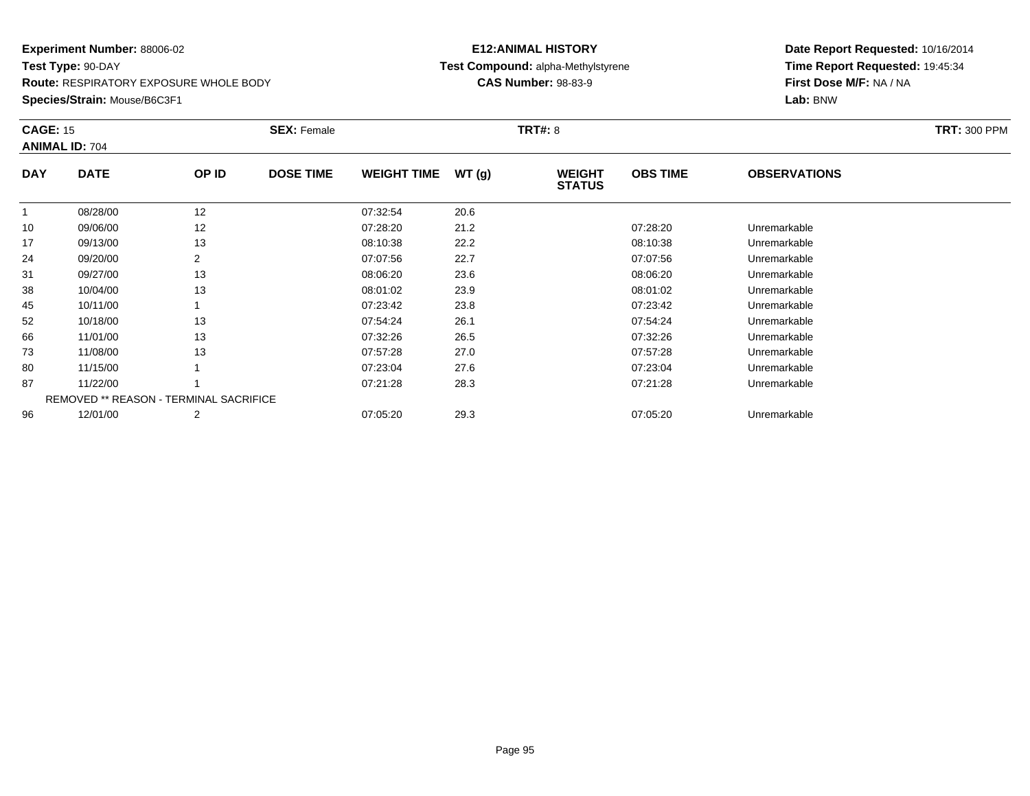**Experiment Number:** 88006-02
**Test Type:** 90-DAY
**Route:** RESPIRATORY EXPOSURE WHOLE BODY
**Species/Strain:** Mouse/B6C3F1

**E12:ANIMAL HISTORY**
**Test Compound:** alpha-Methylstyrene
**CAS Number:** 98-83-9

**Date Report Requested:** 10/16/2014
**Time Report Requested:** 19:45:34
**First Dose M/F:** NA / NA
**Lab:** BNW

**CAGE:** 15 **SEX:** Female **TRT#:** 8 **TRT:** 300 PPM
**ANIMAL ID:** 704

| DAY | DATE | OP ID | DOSE TIME | WEIGHT TIME | WT (g) | WEIGHT STATUS | OBS TIME | OBSERVATIONS |
|---|---|---|---|---|---|---|---|---|
| 1 | 08/28/00 | 12 | | 07:32:54 | 20.6 | | | |
| 10 | 09/06/00 | 12 | | 07:28:20 | 21.2 | | 07:28:20 | Unremarkable |
| 17 | 09/13/00 | 13 | | 08:10:38 | 22.2 | | 08:10:38 | Unremarkable |
| 24 | 09/20/00 | 2 | | 07:07:56 | 22.7 | | 07:07:56 | Unremarkable |
| 31 | 09/27/00 | 13 | | 08:06:20 | 23.6 | | 08:06:20 | Unremarkable |
| 38 | 10/04/00 | 13 | | 08:01:02 | 23.9 | | 08:01:02 | Unremarkable |
| 45 | 10/11/00 | 1 | | 07:23:42 | 23.8 | | 07:23:42 | Unremarkable |
| 52 | 10/18/00 | 13 | | 07:54:24 | 26.1 | | 07:54:24 | Unremarkable |
| 66 | 11/01/00 | 13 | | 07:32:26 | 26.5 | | 07:32:26 | Unremarkable |
| 73 | 11/08/00 | 13 | | 07:57:28 | 27.0 | | 07:57:28 | Unremarkable |
| 80 | 11/15/00 | 1 | | 07:23:04 | 27.6 | | 07:23:04 | Unremarkable |
| 87 | 11/22/00 | 1 | | 07:21:28 | 28.3 | | 07:21:28 | Unremarkable |
| | REMOVED ** REASON - TERMINAL SACRIFICE | | | | | | | |
| 96 | 12/01/00 | 2 | | 07:05:20 | 29.3 | | 07:05:20 | Unremarkable |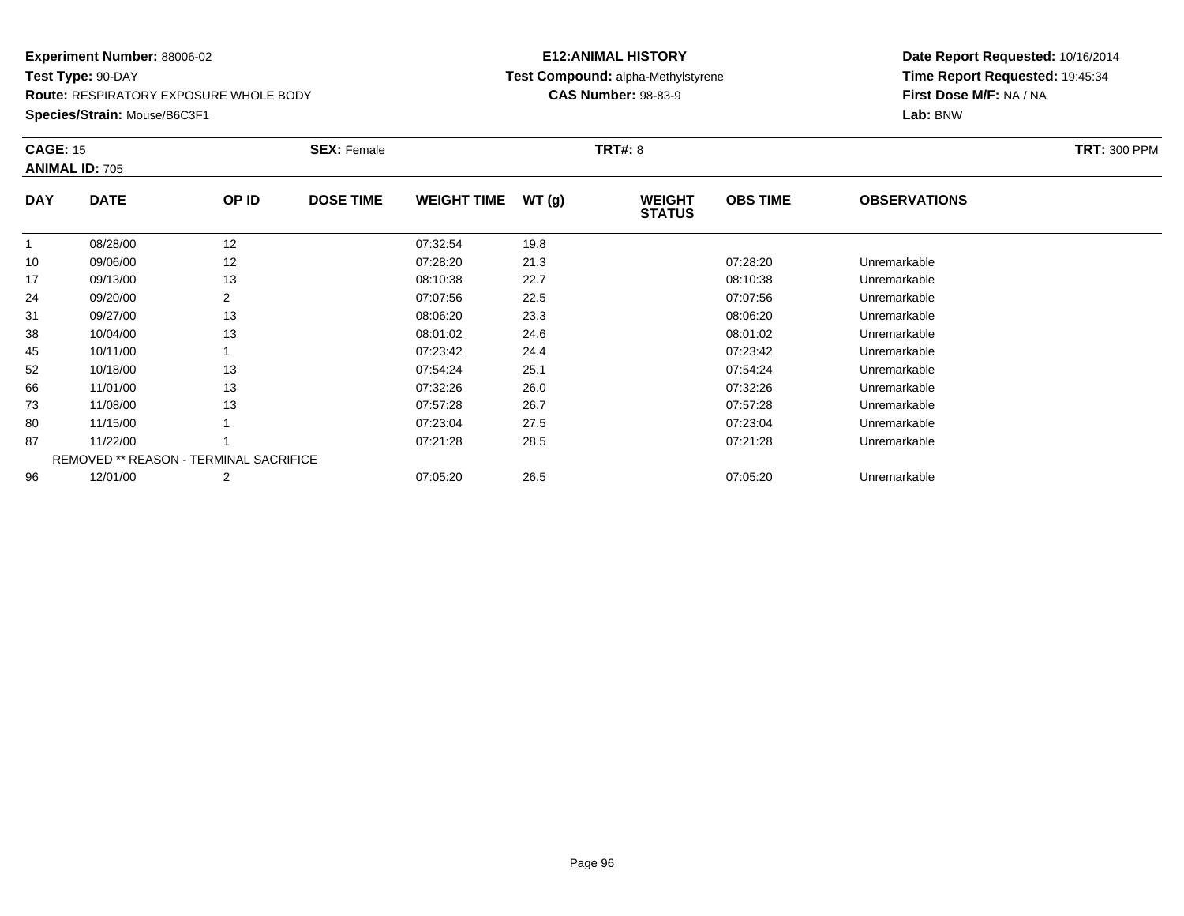**Experiment Number:** 88006-02
**Test Type:** 90-DAY
**Route:** RESPIRATORY EXPOSURE WHOLE BODY
**Species/Strain:** Mouse/B6C3F1

**E12:ANIMAL HISTORY**
**Test Compound:** alpha-Methylstyrene
**CAS Number:** 98-83-9

**Date Report Requested:** 10/16/2014
**Time Report Requested:** 19:45:34
**First Dose M/F:** NA / NA
**Lab:** BNW

**CAGE:** 15 **SEX:** Female **TRT#:** 8 **TRT:** 300 PPM
**ANIMAL ID:** 705

| DAY | DATE | OP ID | DOSE TIME | WEIGHT TIME | WT (g) | WEIGHT STATUS | OBS TIME | OBSERVATIONS |
|---|---|---|---|---|---|---|---|---|
| 1 | 08/28/00 | 12 | | 07:32:54 | 19.8 | | | |
| 10 | 09/06/00 | 12 | | 07:28:20 | 21.3 | | 07:28:20 | Unremarkable |
| 17 | 09/13/00 | 13 | | 08:10:38 | 22.7 | | 08:10:38 | Unremarkable |
| 24 | 09/20/00 | 2 | | 07:07:56 | 22.5 | | 07:07:56 | Unremarkable |
| 31 | 09/27/00 | 13 | | 08:06:20 | 23.3 | | 08:06:20 | Unremarkable |
| 38 | 10/04/00 | 13 | | 08:01:02 | 24.6 | | 08:01:02 | Unremarkable |
| 45 | 10/11/00 | 1 | | 07:23:42 | 24.4 | | 07:23:42 | Unremarkable |
| 52 | 10/18/00 | 13 | | 07:54:24 | 25.1 | | 07:54:24 | Unremarkable |
| 66 | 11/01/00 | 13 | | 07:32:26 | 26.0 | | 07:32:26 | Unremarkable |
| 73 | 11/08/00 | 13 | | 07:57:28 | 26.7 | | 07:57:28 | Unremarkable |
| 80 | 11/15/00 | 1 | | 07:23:04 | 27.5 | | 07:23:04 | Unremarkable |
| 87 | 11/22/00 | 1 | | 07:21:28 | 28.5 | | 07:21:28 | Unremarkable |
| | REMOVED ** REASON - TERMINAL SACRIFICE | | | | | | | |
| 96 | 12/01/00 | 2 | | 07:05:20 | 26.5 | | 07:05:20 | Unremarkable |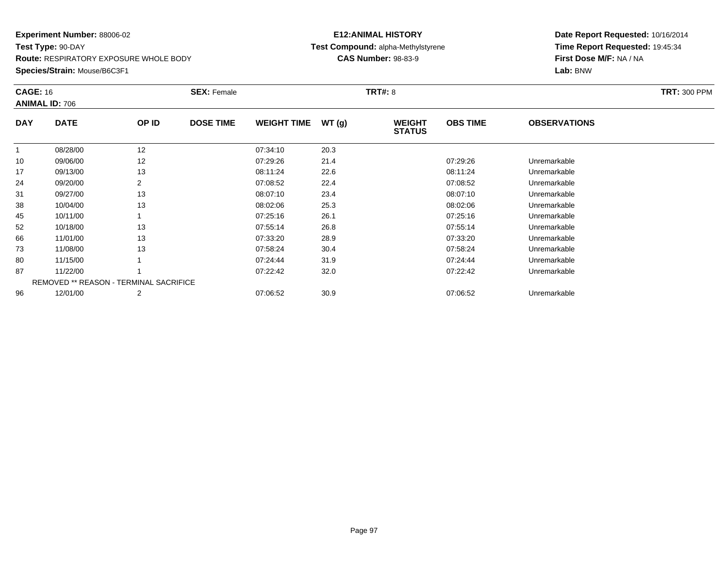**Experiment Number:** 88006-02
**Test Type:** 90-DAY
**Route:** RESPIRATORY EXPOSURE WHOLE BODY
**Species/Strain:** Mouse/B6C3F1

**E12:ANIMAL HISTORY**
**Test Compound:** alpha-Methylstyrene
**CAS Number:** 98-83-9

**Date Report Requested:** 10/16/2014
**Time Report Requested:** 19:45:34
**First Dose M/F:** NA / NA
**Lab:** BNW

**CAGE:** 16 **SEX:** Female **TRT#:** 8 **TRT:** 300 PPM
**ANIMAL ID:** 706

| DAY | DATE | OP ID | DOSE TIME | WEIGHT TIME | WT (g) | WEIGHT STATUS | OBS TIME | OBSERVATIONS |
|---|---|---|---|---|---|---|---|---|
| 1 | 08/28/00 | 12 | | 07:34:10 | 20.3 | | | |
| 10 | 09/06/00 | 12 | | 07:29:26 | 21.4 | | 07:29:26 | Unremarkable |
| 17 | 09/13/00 | 13 | | 08:11:24 | 22.6 | | 08:11:24 | Unremarkable |
| 24 | 09/20/00 | 2 | | 07:08:52 | 22.4 | | 07:08:52 | Unremarkable |
| 31 | 09/27/00 | 13 | | 08:07:10 | 23.4 | | 08:07:10 | Unremarkable |
| 38 | 10/04/00 | 13 | | 08:02:06 | 25.3 | | 08:02:06 | Unremarkable |
| 45 | 10/11/00 | 1 | | 07:25:16 | 26.1 | | 07:25:16 | Unremarkable |
| 52 | 10/18/00 | 13 | | 07:55:14 | 26.8 | | 07:55:14 | Unremarkable |
| 66 | 11/01/00 | 13 | | 07:33:20 | 28.9 | | 07:33:20 | Unremarkable |
| 73 | 11/08/00 | 13 | | 07:58:24 | 30.4 | | 07:58:24 | Unremarkable |
| 80 | 11/15/00 | 1 | | 07:24:44 | 31.9 | | 07:24:44 | Unremarkable |
| 87 | 11/22/00 | 1 | | 07:22:42 | 32.0 | | 07:22:42 | Unremarkable |
| | REMOVED ** REASON - TERMINAL SACRIFICE | | | | | | | |
| 96 | 12/01/00 | 2 | | 07:06:52 | 30.9 | | 07:06:52 | Unremarkable |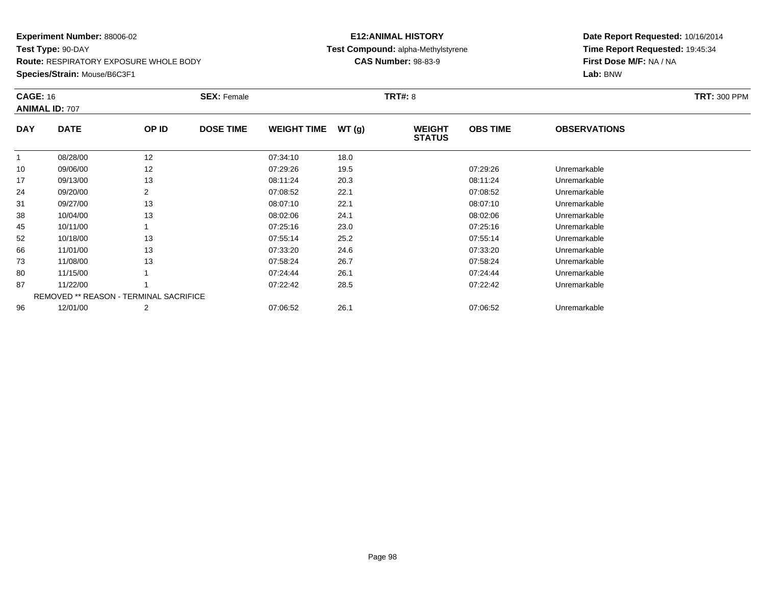**Experiment Number:** 88006-02
**Test Type:** 90-DAY
**Route:** RESPIRATORY EXPOSURE WHOLE BODY
**Species/Strain:** Mouse/B6C3F1

**E12:ANIMAL HISTORY**
**Test Compound:** alpha-Methylstyrene
**CAS Number:** 98-83-9

**Date Report Requested:** 10/16/2014
**Time Report Requested:** 19:45:34
**First Dose M/F:** NA / NA
**Lab:** BNW

**CAGE:** 16
**ANIMAL ID:** 707
**SEX:** Female
**TRT#:** 8
**TRT:** 300 PPM

| DAY | DATE | OP ID | DOSE TIME | WEIGHT TIME | WT (g) | WEIGHT STATUS | OBS TIME | OBSERVATIONS |
|---|---|---|---|---|---|---|---|---|
| 1 | 08/28/00 | 12 | | 07:34:10 | 18.0 | | | |
| 10 | 09/06/00 | 12 | | 07:29:26 | 19.5 | | 07:29:26 | Unremarkable |
| 17 | 09/13/00 | 13 | | 08:11:24 | 20.3 | | 08:11:24 | Unremarkable |
| 24 | 09/20/00 | 2 | | 07:08:52 | 22.1 | | 07:08:52 | Unremarkable |
| 31 | 09/27/00 | 13 | | 08:07:10 | 22.1 | | 08:07:10 | Unremarkable |
| 38 | 10/04/00 | 13 | | 08:02:06 | 24.1 | | 08:02:06 | Unremarkable |
| 45 | 10/11/00 | 1 | | 07:25:16 | 23.0 | | 07:25:16 | Unremarkable |
| 52 | 10/18/00 | 13 | | 07:55:14 | 25.2 | | 07:55:14 | Unremarkable |
| 66 | 11/01/00 | 13 | | 07:33:20 | 24.6 | | 07:33:20 | Unremarkable |
| 73 | 11/08/00 | 13 | | 07:58:24 | 26.7 | | 07:58:24 | Unremarkable |
| 80 | 11/15/00 | 1 | | 07:24:44 | 26.1 | | 07:24:44 | Unremarkable |
| 87 | 11/22/00 | 1 | | 07:22:42 | 28.5 | | 07:22:42 | Unremarkable |
| | REMOVED ** REASON - TERMINAL SACRIFICE | | | | | | | |
| 96 | 12/01/00 | 2 | | 07:06:52 | 26.1 | | 07:06:52 | Unremarkable |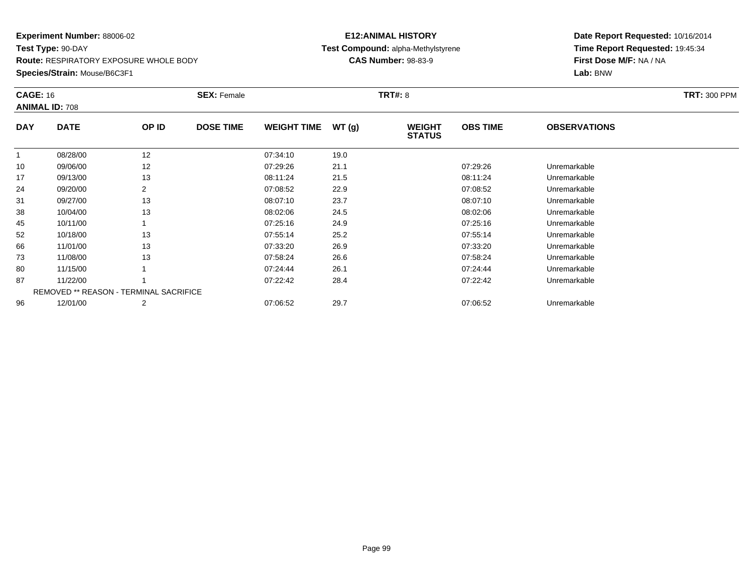**Experiment Number:** 88006-02
**Test Type:** 90-DAY
**Route:** RESPIRATORY EXPOSURE WHOLE BODY
**Species/Strain:** Mouse/B6C3F1

**E12:ANIMAL HISTORY**
**Test Compound:** alpha-Methylstyrene
**CAS Number:** 98-83-9

**Date Report Requested:** 10/16/2014
**Time Report Requested:** 19:45:34
**First Dose M/F:** NA / NA
**Lab:** BNW

**CAGE:** 16 **SEX:** Female **TRT#:** 8 **TRT:** 300 PPM
**ANIMAL ID:** 708

| DAY | DATE | OP ID | DOSE TIME | WEIGHT TIME | WT (g) | WEIGHT STATUS | OBS TIME | OBSERVATIONS |
|---|---|---|---|---|---|---|---|---|
| 1 | 08/28/00 | 12 | | 07:34:10 | 19.0 | | | |
| 10 | 09/06/00 | 12 | | 07:29:26 | 21.1 | | 07:29:26 | Unremarkable |
| 17 | 09/13/00 | 13 | | 08:11:24 | 21.5 | | 08:11:24 | Unremarkable |
| 24 | 09/20/00 | 2 | | 07:08:52 | 22.9 | | 07:08:52 | Unremarkable |
| 31 | 09/27/00 | 13 | | 08:07:10 | 23.7 | | 08:07:10 | Unremarkable |
| 38 | 10/04/00 | 13 | | 08:02:06 | 24.5 | | 08:02:06 | Unremarkable |
| 45 | 10/11/00 | 1 | | 07:25:16 | 24.9 | | 07:25:16 | Unremarkable |
| 52 | 10/18/00 | 13 | | 07:55:14 | 25.2 | | 07:55:14 | Unremarkable |
| 66 | 11/01/00 | 13 | | 07:33:20 | 26.9 | | 07:33:20 | Unremarkable |
| 73 | 11/08/00 | 13 | | 07:58:24 | 26.6 | | 07:58:24 | Unremarkable |
| 80 | 11/15/00 | 1 | | 07:24:44 | 26.1 | | 07:24:44 | Unremarkable |
| 87 | 11/22/00 | 1 | | 07:22:42 | 28.4 | | 07:22:42 | Unremarkable |
| | REMOVED ** REASON - TERMINAL SACRIFICE | | | | | | | |
| 96 | 12/01/00 | 2 | | 07:06:52 | 29.7 | | 07:06:52 | Unremarkable |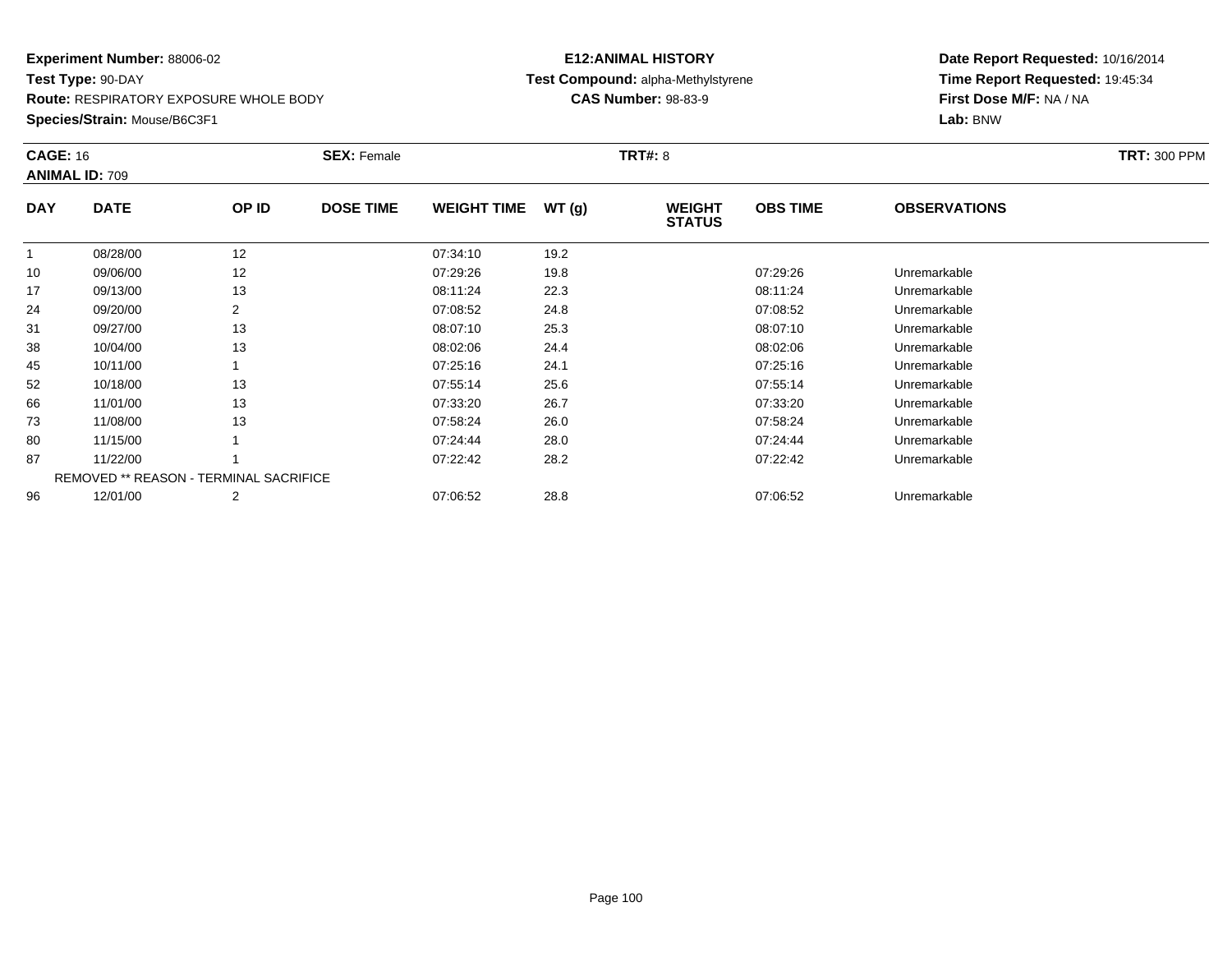**Experiment Number:** 88006-02
**Test Type:** 90-DAY
**Route:** RESPIRATORY EXPOSURE WHOLE BODY
**Species/Strain:** Mouse/B6C3F1

**E12:ANIMAL HISTORY**
**Test Compound:** alpha-Methylstyrene
**CAS Number:** 98-83-9

**Date Report Requested:** 10/16/2014
**Time Report Requested:** 19:45:34
**First Dose M/F:** NA / NA
**Lab:** BNW

**CAGE:** 16 **SEX:** Female **TRT#:** 8 **TRT:** 300 PPM
**ANIMAL ID:** 709

| DAY | DATE | OP ID | DOSE TIME | WEIGHT TIME | WT (g) | WEIGHT STATUS | OBS TIME | OBSERVATIONS |
|---|---|---|---|---|---|---|---|---|
| 1 | 08/28/00 | 12 | | 07:34:10 | 19.2 | | | |
| 10 | 09/06/00 | 12 | | 07:29:26 | 19.8 | | 07:29:26 | Unremarkable |
| 17 | 09/13/00 | 13 | | 08:11:24 | 22.3 | | 08:11:24 | Unremarkable |
| 24 | 09/20/00 | 2 | | 07:08:52 | 24.8 | | 07:08:52 | Unremarkable |
| 31 | 09/27/00 | 13 | | 08:07:10 | 25.3 | | 08:07:10 | Unremarkable |
| 38 | 10/04/00 | 13 | | 08:02:06 | 24.4 | | 08:02:06 | Unremarkable |
| 45 | 10/11/00 | 1 | | 07:25:16 | 24.1 | | 07:25:16 | Unremarkable |
| 52 | 10/18/00 | 13 | | 07:55:14 | 25.6 | | 07:55:14 | Unremarkable |
| 66 | 11/01/00 | 13 | | 07:33:20 | 26.7 | | 07:33:20 | Unremarkable |
| 73 | 11/08/00 | 13 | | 07:58:24 | 26.0 | | 07:58:24 | Unremarkable |
| 80 | 11/15/00 | 1 | | 07:24:44 | 28.0 | | 07:24:44 | Unremarkable |
| 87 | 11/22/00 | 1 | | 07:22:42 | 28.2 | | 07:22:42 | Unremarkable |
| | REMOVED ** REASON - TERMINAL SACRIFICE | | | | | | | |
| 96 | 12/01/00 | 2 | | 07:06:52 | 28.8 | | 07:06:52 | Unremarkable |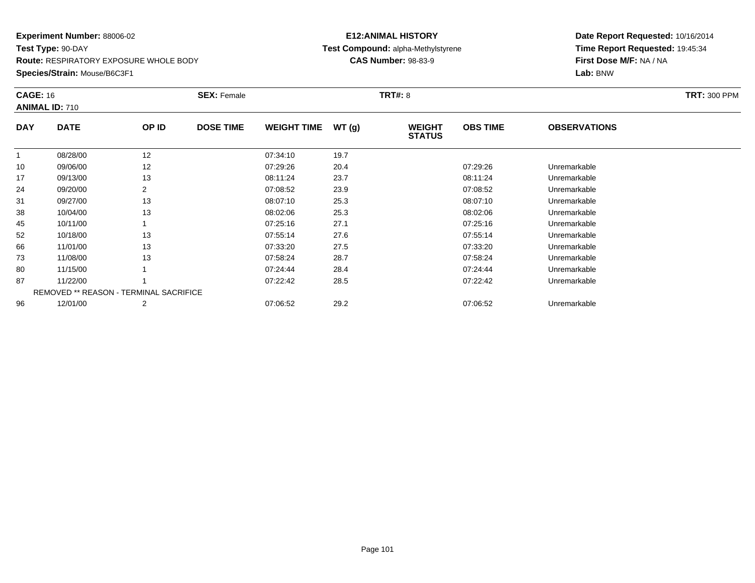**Experiment Number:** 88006-02
**Test Type:** 90-DAY
**Route:** RESPIRATORY EXPOSURE WHOLE BODY
**Species/Strain:** Mouse/B6C3F1

**E12:ANIMAL HISTORY**
**Test Compound:** alpha-Methylstyrene
**CAS Number:** 98-83-9

**Date Report Requested:** 10/16/2014
**Time Report Requested:** 19:45:34
**First Dose M/F:** NA / NA
**Lab:** BNW

**CAGE:** 16 **SEX:** Female **TRT#:** 8 **TRT:** 300 PPM
**ANIMAL ID:** 710

| DAY | DATE | OP ID | DOSE TIME | WEIGHT TIME | WT (g) | WEIGHT STATUS | OBS TIME | OBSERVATIONS |
|---|---|---|---|---|---|---|---|---|
| 1 | 08/28/00 | 12 | | 07:34:10 | 19.7 | | | |
| 10 | 09/06/00 | 12 | | 07:29:26 | 20.4 | | 07:29:26 | Unremarkable |
| 17 | 09/13/00 | 13 | | 08:11:24 | 23.7 | | 08:11:24 | Unremarkable |
| 24 | 09/20/00 | 2 | | 07:08:52 | 23.9 | | 07:08:52 | Unremarkable |
| 31 | 09/27/00 | 13 | | 08:07:10 | 25.3 | | 08:07:10 | Unremarkable |
| 38 | 10/04/00 | 13 | | 08:02:06 | 25.3 | | 08:02:06 | Unremarkable |
| 45 | 10/11/00 | 1 | | 07:25:16 | 27.1 | | 07:25:16 | Unremarkable |
| 52 | 10/18/00 | 13 | | 07:55:14 | 27.6 | | 07:55:14 | Unremarkable |
| 66 | 11/01/00 | 13 | | 07:33:20 | 27.5 | | 07:33:20 | Unremarkable |
| 73 | 11/08/00 | 13 | | 07:58:24 | 28.7 | | 07:58:24 | Unremarkable |
| 80 | 11/15/00 | 1 | | 07:24:44 | 28.4 | | 07:24:44 | Unremarkable |
| 87 | 11/22/00 | 1 | | 07:22:42 | 28.5 | | 07:22:42 | Unremarkable |
| | REMOVED ** REASON - TERMINAL SACRIFICE | | | | | | | |
| 96 | 12/01/00 | 2 | | 07:06:52 | 29.2 | | 07:06:52 | Unremarkable |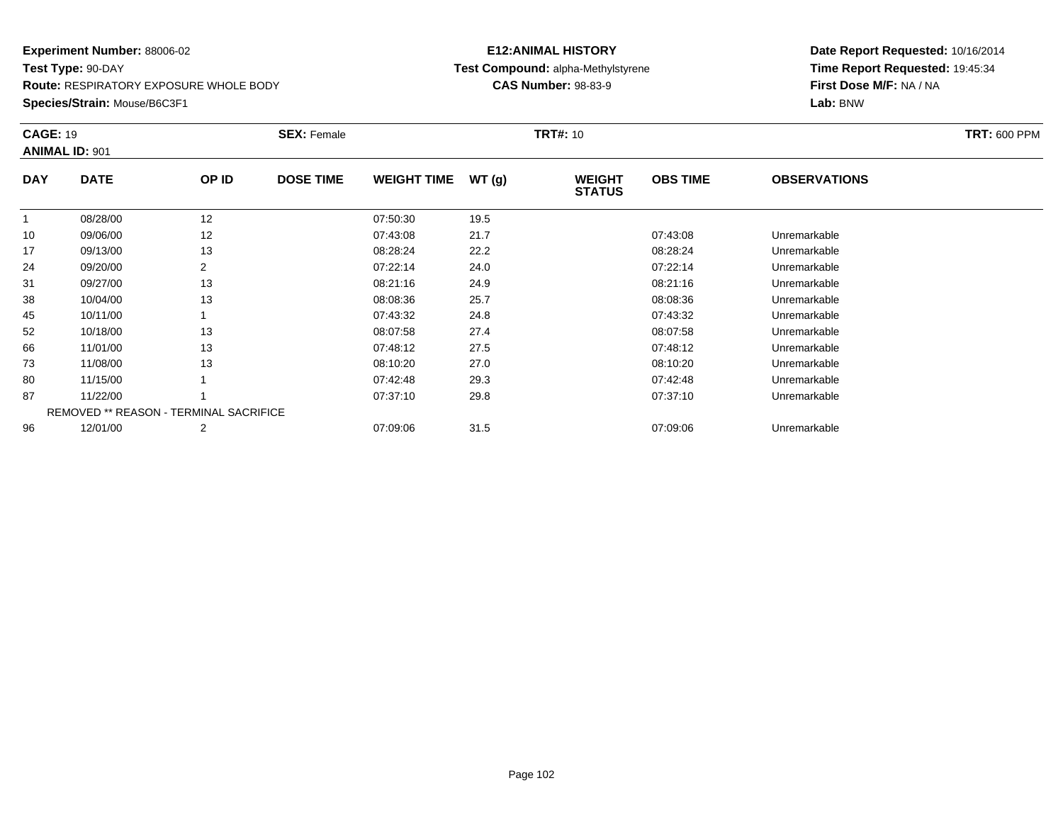**Experiment Number:** 88006-02
**Test Type:** 90-DAY
**Route:** RESPIRATORY EXPOSURE WHOLE BODY
**Species/Strain:** Mouse/B6C3F1

**E12:ANIMAL HISTORY**
**Test Compound:** alpha-Methylstyrene
**CAS Number:** 98-83-9

**Date Report Requested:** 10/16/2014
**Time Report Requested:** 19:45:34
**First Dose M/F:** NA / NA
**Lab:** BNW

**CAGE:** 19 **SEX:** Female **TRT#:** 10 **TRT:** 600 PPM
**ANIMAL ID:** 901

| DAY | DATE | OP ID | DOSE TIME | WEIGHT TIME | WT (g) | WEIGHT STATUS | OBS TIME | OBSERVATIONS |
|---|---|---|---|---|---|---|---|---|
| 1 | 08/28/00 | 12 | | 07:50:30 | 19.5 | | | |
| 10 | 09/06/00 | 12 | | 07:43:08 | 21.7 | | 07:43:08 | Unremarkable |
| 17 | 09/13/00 | 13 | | 08:28:24 | 22.2 | | 08:28:24 | Unremarkable |
| 24 | 09/20/00 | 2 | | 07:22:14 | 24.0 | | 07:22:14 | Unremarkable |
| 31 | 09/27/00 | 13 | | 08:21:16 | 24.9 | | 08:21:16 | Unremarkable |
| 38 | 10/04/00 | 13 | | 08:08:36 | 25.7 | | 08:08:36 | Unremarkable |
| 45 | 10/11/00 | 1 | | 07:43:32 | 24.8 | | 07:43:32 | Unremarkable |
| 52 | 10/18/00 | 13 | | 08:07:58 | 27.4 | | 08:07:58 | Unremarkable |
| 66 | 11/01/00 | 13 | | 07:48:12 | 27.5 | | 07:48:12 | Unremarkable |
| 73 | 11/08/00 | 13 | | 08:10:20 | 27.0 | | 08:10:20 | Unremarkable |
| 80 | 11/15/00 | 1 | | 07:42:48 | 29.3 | | 07:42:48 | Unremarkable |
| 87 | 11/22/00 | 1 | | 07:37:10 | 29.8 | | 07:37:10 | Unremarkable |
| | REMOVED ** REASON - TERMINAL SACRIFICE | | | | | | | |
| 96 | 12/01/00 | 2 | | 07:09:06 | 31.5 | | 07:09:06 | Unremarkable |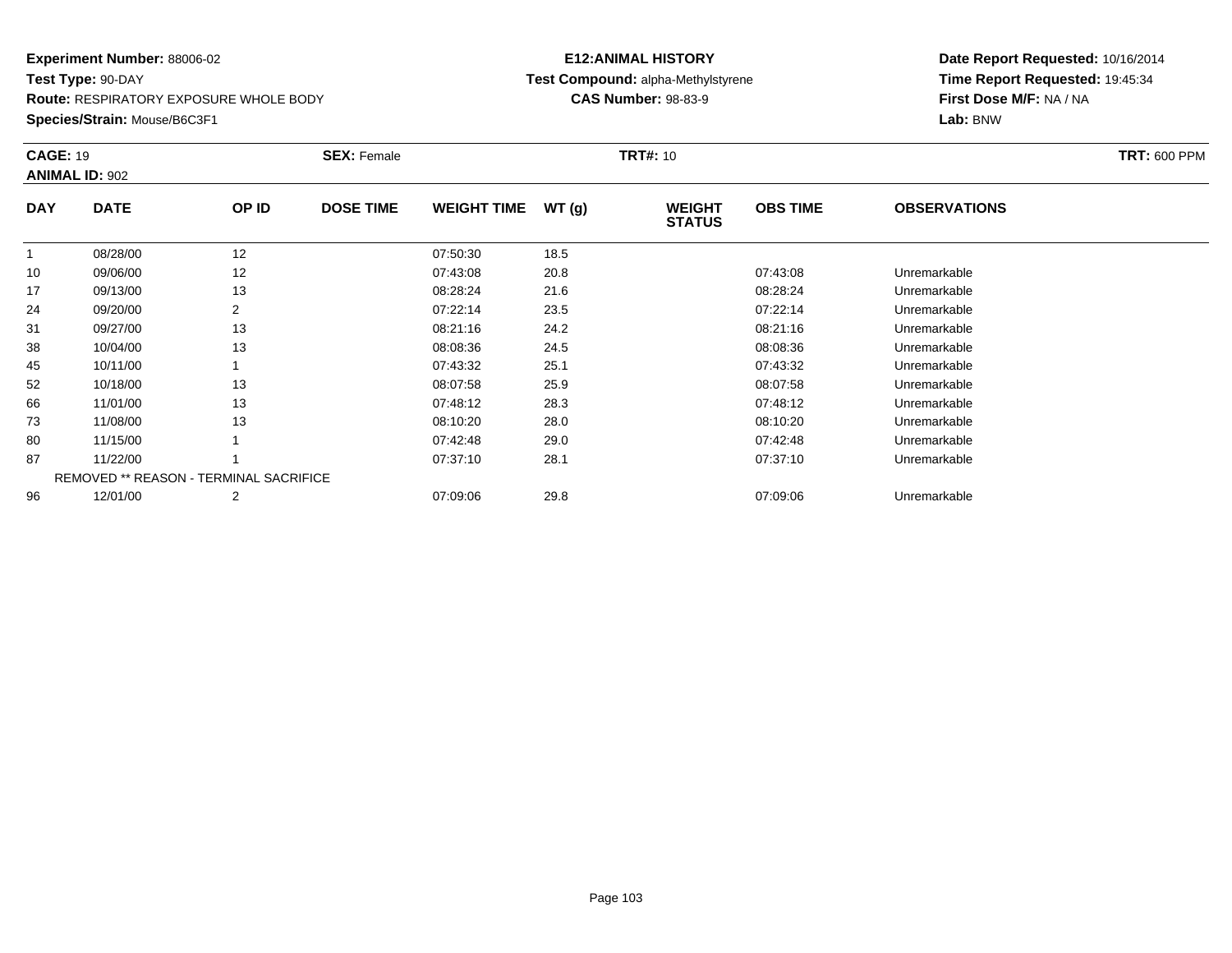**Experiment Number:** 88006-02
**Test Type:** 90-DAY
**Route:** RESPIRATORY EXPOSURE WHOLE BODY
**Species/Strain:** Mouse/B6C3F1

**E12:ANIMAL HISTORY**
**Test Compound:** alpha-Methylstyrene
**CAS Number:** 98-83-9

**Date Report Requested:** 10/16/2014
**Time Report Requested:** 19:45:34
**First Dose M/F:** NA / NA
**Lab:** BNW

**CAGE:** 19 **SEX:** Female **TRT#:** 10 **TRT:** 600 PPM
**ANIMAL ID:** 902

| DAY | DATE | OP ID | DOSE TIME | WEIGHT TIME | WT (g) | WEIGHT STATUS | OBS TIME | OBSERVATIONS |
|---|---|---|---|---|---|---|---|---|
| 1 | 08/28/00 | 12 | | 07:50:30 | 18.5 | | | |
| 10 | 09/06/00 | 12 | | 07:43:08 | 20.8 | | 07:43:08 | Unremarkable |
| 17 | 09/13/00 | 13 | | 08:28:24 | 21.6 | | 08:28:24 | Unremarkable |
| 24 | 09/20/00 | 2 | | 07:22:14 | 23.5 | | 07:22:14 | Unremarkable |
| 31 | 09/27/00 | 13 | | 08:21:16 | 24.2 | | 08:21:16 | Unremarkable |
| 38 | 10/04/00 | 13 | | 08:08:36 | 24.5 | | 08:08:36 | Unremarkable |
| 45 | 10/11/00 | 1 | | 07:43:32 | 25.1 | | 07:43:32 | Unremarkable |
| 52 | 10/18/00 | 13 | | 08:07:58 | 25.9 | | 08:07:58 | Unremarkable |
| 66 | 11/01/00 | 13 | | 07:48:12 | 28.3 | | 07:48:12 | Unremarkable |
| 73 | 11/08/00 | 13 | | 08:10:20 | 28.0 | | 08:10:20 | Unremarkable |
| 80 | 11/15/00 | 1 | | 07:42:48 | 29.0 | | 07:42:48 | Unremarkable |
| 87 | 11/22/00 | 1 | | 07:37:10 | 28.1 | | 07:37:10 | Unremarkable |
| | REMOVED ** REASON - TERMINAL SACRIFICE | | | | | | | |
| 96 | 12/01/00 | 2 | | 07:09:06 | 29.8 | | 07:09:06 | Unremarkable |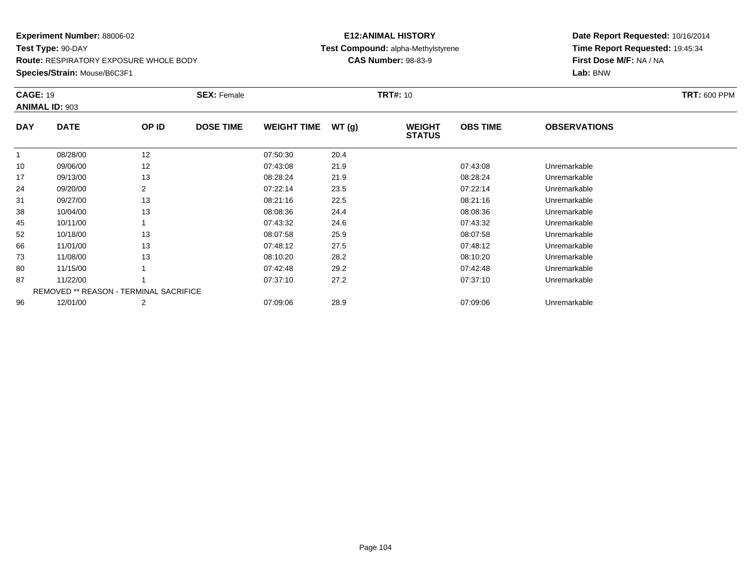**Experiment Number:** 88006-02
**Test Type:** 90-DAY
**Route:** RESPIRATORY EXPOSURE WHOLE BODY
**Species/Strain:** Mouse/B6C3F1

**E12:ANIMAL HISTORY**
**Test Compound:** alpha-Methylstyrene
**CAS Number:** 98-83-9

**Date Report Requested:** 10/16/2014
**Time Report Requested:** 19:45:34
**First Dose M/F:** NA / NA
**Lab:** BNW

**CAGE:** 19 **SEX:** Female **TRT#:** 10 **TRT:** 600 PPM
**ANIMAL ID:** 903

| DAY | DATE | OP ID | DOSE TIME | WEIGHT TIME | WT (g) | WEIGHT STATUS | OBS TIME | OBSERVATIONS |
|---|---|---|---|---|---|---|---|---|
| 1 | 08/28/00 | 12 | | 07:50:30 | 20.4 | | | |
| 10 | 09/06/00 | 12 | | 07:43:08 | 21.9 | | 07:43:08 | Unremarkable |
| 17 | 09/13/00 | 13 | | 08:28:24 | 21.9 | | 08:28:24 | Unremarkable |
| 24 | 09/20/00 | 2 | | 07:22:14 | 23.5 | | 07:22:14 | Unremarkable |
| 31 | 09/27/00 | 13 | | 08:21:16 | 22.5 | | 08:21:16 | Unremarkable |
| 38 | 10/04/00 | 13 | | 08:08:36 | 24.4 | | 08:08:36 | Unremarkable |
| 45 | 10/11/00 | 1 | | 07:43:32 | 24.6 | | 07:43:32 | Unremarkable |
| 52 | 10/18/00 | 13 | | 08:07:58 | 25.9 | | 08:07:58 | Unremarkable |
| 66 | 11/01/00 | 13 | | 07:48:12 | 27.5 | | 07:48:12 | Unremarkable |
| 73 | 11/08/00 | 13 | | 08:10:20 | 28.2 | | 08:10:20 | Unremarkable |
| 80 | 11/15/00 | 1 | | 07:42:48 | 29.2 | | 07:42:48 | Unremarkable |
| 87 | 11/22/00 | 1 | | 07:37:10 | 27.2 | | 07:37:10 | Unremarkable |
| | REMOVED ** REASON - TERMINAL SACRIFICE | | | | | | | |
| 96 | 12/01/00 | 2 | | 07:09:06 | 28.9 | | 07:09:06 | Unremarkable |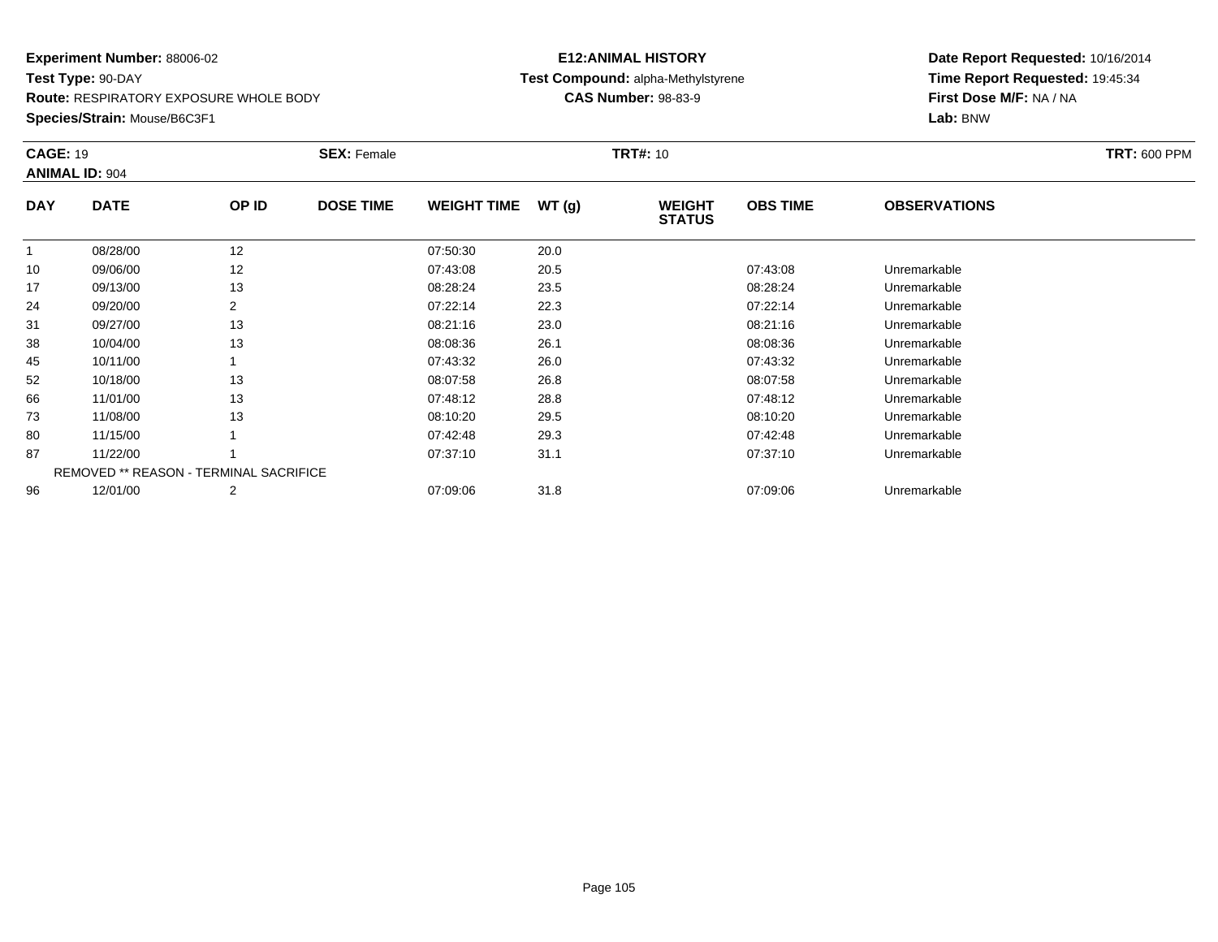**Experiment Number:** 88006-02
**Test Type:** 90-DAY
**Route:** RESPIRATORY EXPOSURE WHOLE BODY
**Species/Strain:** Mouse/B6C3F1

**E12:ANIMAL HISTORY**
**Test Compound:** alpha-Methylstyrene
**CAS Number:** 98-83-9

**Date Report Requested:** 10/16/2014
**Time Report Requested:** 19:45:34
**First Dose M/F:** NA / NA
**Lab:** BNW

**CAGE:** 19 **SEX:** Female **TRT#:** 10 **TRT:** 600 PPM
**ANIMAL ID:** 904

| DAY | DATE | OP ID | DOSE TIME | WEIGHT TIME | WT (g) | WEIGHT STATUS | OBS TIME | OBSERVATIONS |
|---|---|---|---|---|---|---|---|---|
| 1 | 08/28/00 | 12 | | 07:50:30 | 20.0 | | | |
| 10 | 09/06/00 | 12 | | 07:43:08 | 20.5 | | 07:43:08 | Unremarkable |
| 17 | 09/13/00 | 13 | | 08:28:24 | 23.5 | | 08:28:24 | Unremarkable |
| 24 | 09/20/00 | 2 | | 07:22:14 | 22.3 | | 07:22:14 | Unremarkable |
| 31 | 09/27/00 | 13 | | 08:21:16 | 23.0 | | 08:21:16 | Unremarkable |
| 38 | 10/04/00 | 13 | | 08:08:36 | 26.1 | | 08:08:36 | Unremarkable |
| 45 | 10/11/00 | 1 | | 07:43:32 | 26.0 | | 07:43:32 | Unremarkable |
| 52 | 10/18/00 | 13 | | 08:07:58 | 26.8 | | 08:07:58 | Unremarkable |
| 66 | 11/01/00 | 13 | | 07:48:12 | 28.8 | | 07:48:12 | Unremarkable |
| 73 | 11/08/00 | 13 | | 08:10:20 | 29.5 | | 08:10:20 | Unremarkable |
| 80 | 11/15/00 | 1 | | 07:42:48 | 29.3 | | 07:42:48 | Unremarkable |
| 87 | 11/22/00 | 1 | | 07:37:10 | 31.1 | | 07:37:10 | Unremarkable |
| | REMOVED ** REASON - TERMINAL SACRIFICE | | | | | | | |
| 96 | 12/01/00 | 2 | | 07:09:06 | 31.8 | | 07:09:06 | Unremarkable |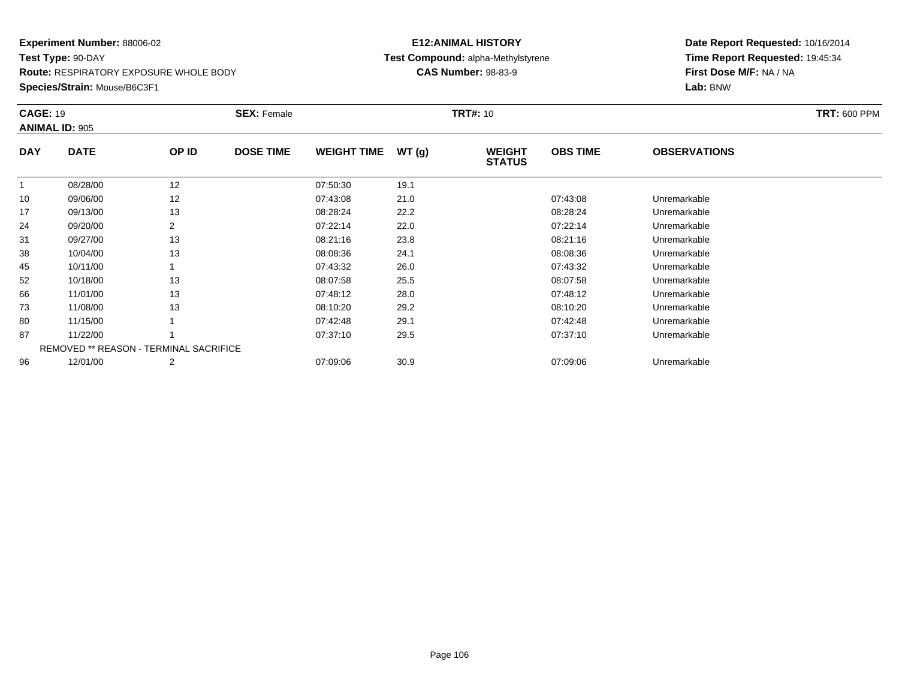**Experiment Number:** 88006-02
**Test Type:** 90-DAY
**Route:** RESPIRATORY EXPOSURE WHOLE BODY
**Species/Strain:** Mouse/B6C3F1

**E12:ANIMAL HISTORY**
**Test Compound:** alpha-Methylstyrene
**CAS Number:** 98-83-9

**Date Report Requested:** 10/16/2014
**Time Report Requested:** 19:45:34
**First Dose M/F:** NA / NA
**Lab:** BNW

**CAGE:** 19 **SEX:** Female **TRT#:** 10 **TRT:** 600 PPM
**ANIMAL ID:** 905

| DAY | DATE | OP ID | DOSE TIME | WEIGHT TIME | WT (g) | WEIGHT STATUS | OBS TIME | OBSERVATIONS |
|---|---|---|---|---|---|---|---|---|
| 1 | 08/28/00 | 12 | | 07:50:30 | 19.1 | | | |
| 10 | 09/06/00 | 12 | | 07:43:08 | 21.0 | | 07:43:08 | Unremarkable |
| 17 | 09/13/00 | 13 | | 08:28:24 | 22.2 | | 08:28:24 | Unremarkable |
| 24 | 09/20/00 | 2 | | 07:22:14 | 22.0 | | 07:22:14 | Unremarkable |
| 31 | 09/27/00 | 13 | | 08:21:16 | 23.8 | | 08:21:16 | Unremarkable |
| 38 | 10/04/00 | 13 | | 08:08:36 | 24.1 | | 08:08:36 | Unremarkable |
| 45 | 10/11/00 | 1 | | 07:43:32 | 26.0 | | 07:43:32 | Unremarkable |
| 52 | 10/18/00 | 13 | | 08:07:58 | 25.5 | | 08:07:58 | Unremarkable |
| 66 | 11/01/00 | 13 | | 07:48:12 | 28.0 | | 07:48:12 | Unremarkable |
| 73 | 11/08/00 | 13 | | 08:10:20 | 29.2 | | 08:10:20 | Unremarkable |
| 80 | 11/15/00 | 1 | | 07:42:48 | 29.1 | | 07:42:48 | Unremarkable |
| 87 | 11/22/00 | 1 | | 07:37:10 | 29.5 | | 07:37:10 | Unremarkable |
| | REMOVED ** REASON - TERMINAL SACRIFICE | | | | | | | |
| 96 | 12/01/00 | 2 | | 07:09:06 | 30.9 | | 07:09:06 | Unremarkable |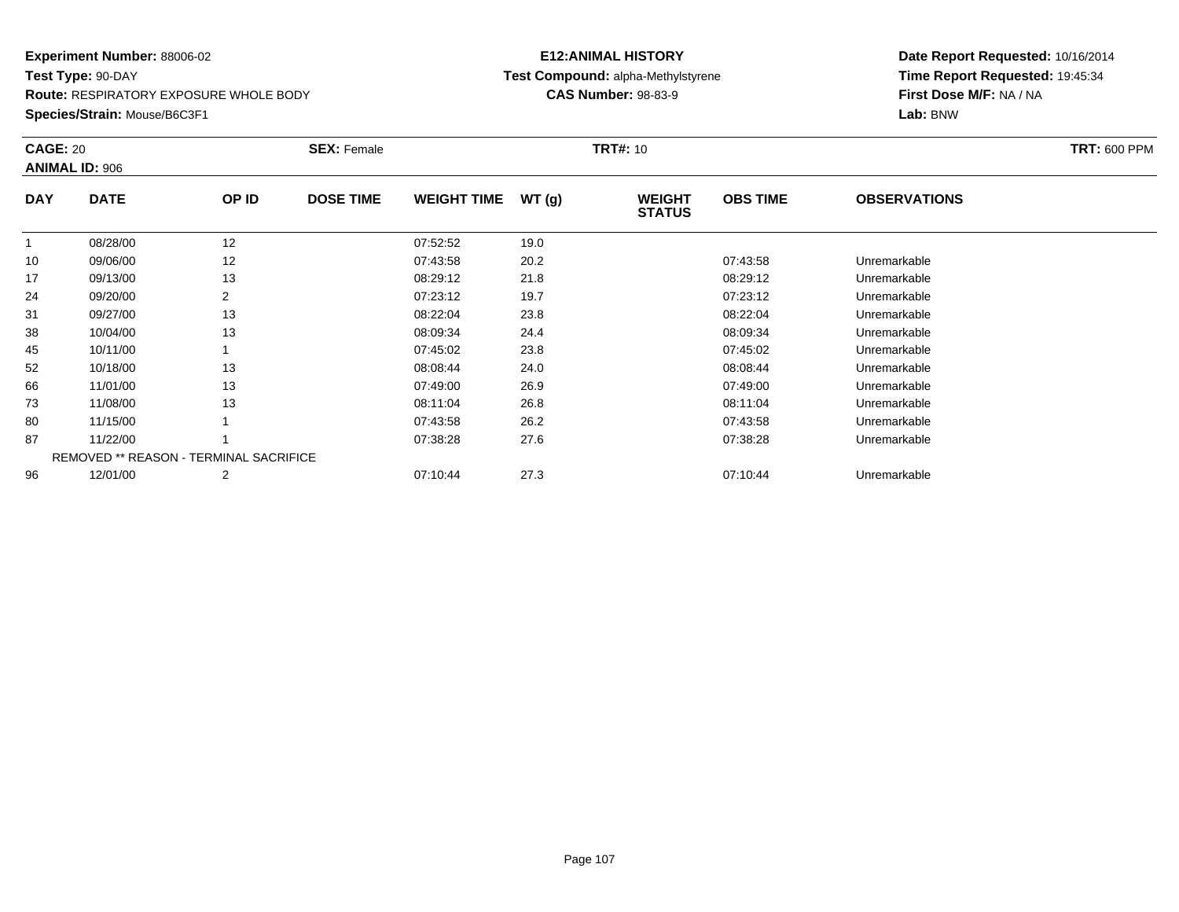**Experiment Number:** 88006-02
**Test Type:** 90-DAY
**Route:** RESPIRATORY EXPOSURE WHOLE BODY
**Species/Strain:** Mouse/B6C3F1

**E12:ANIMAL HISTORY**
**Test Compound:** alpha-Methylstyrene
**CAS Number:** 98-83-9

**Date Report Requested:** 10/16/2014
**Time Report Requested:** 19:45:34
**First Dose M/F:** NA / NA
**Lab:** BNW

**CAGE:** 20 **SEX:** Female **TRT#:** 10 **TRT:** 600 PPM
**ANIMAL ID:** 906

| DAY | DATE | OP ID | DOSE TIME | WEIGHT TIME | WT (g) | WEIGHT STATUS | OBS TIME | OBSERVATIONS |
|---|---|---|---|---|---|---|---|---|
| 1 | 08/28/00 | 12 | | 07:52:52 | 19.0 | | | |
| 10 | 09/06/00 | 12 | | 07:43:58 | 20.2 | | 07:43:58 | Unremarkable |
| 17 | 09/13/00 | 13 | | 08:29:12 | 21.8 | | 08:29:12 | Unremarkable |
| 24 | 09/20/00 | 2 | | 07:23:12 | 19.7 | | 07:23:12 | Unremarkable |
| 31 | 09/27/00 | 13 | | 08:22:04 | 23.8 | | 08:22:04 | Unremarkable |
| 38 | 10/04/00 | 13 | | 08:09:34 | 24.4 | | 08:09:34 | Unremarkable |
| 45 | 10/11/00 | 1 | | 07:45:02 | 23.8 | | 07:45:02 | Unremarkable |
| 52 | 10/18/00 | 13 | | 08:08:44 | 24.0 | | 08:08:44 | Unremarkable |
| 66 | 11/01/00 | 13 | | 07:49:00 | 26.9 | | 07:49:00 | Unremarkable |
| 73 | 11/08/00 | 13 | | 08:11:04 | 26.8 | | 08:11:04 | Unremarkable |
| 80 | 11/15/00 | 1 | | 07:43:58 | 26.2 | | 07:43:58 | Unremarkable |
| 87 | 11/22/00 | 1 | | 07:38:28 | 27.6 | | 07:38:28 | Unremarkable |
| | REMOVED ** REASON - TERMINAL SACRIFICE | | | | | | | |
| 96 | 12/01/00 | 2 | | 07:10:44 | 27.3 | | 07:10:44 | Unremarkable |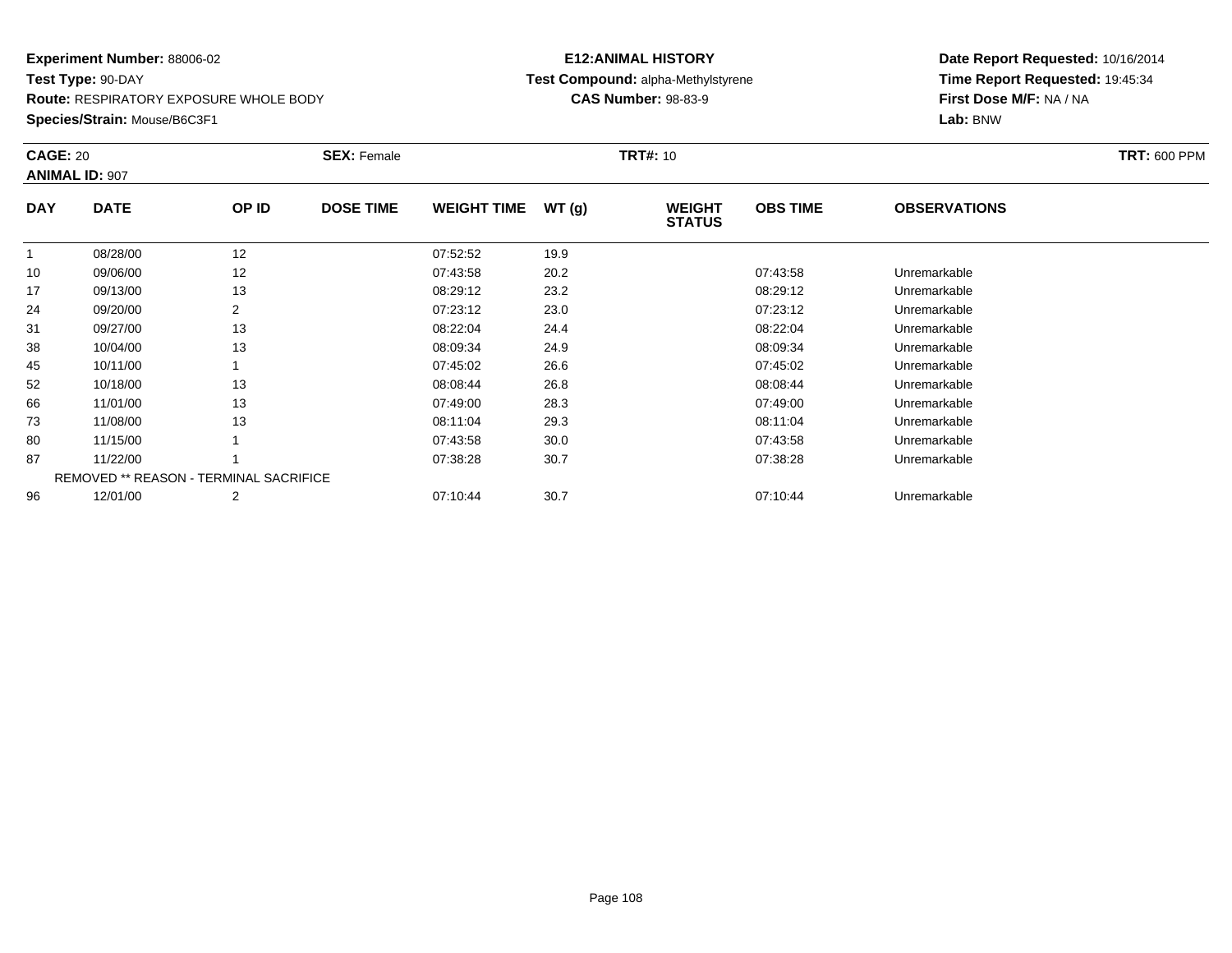**Experiment Number:** 88006-02
**Test Type:** 90-DAY
**Route:** RESPIRATORY EXPOSURE WHOLE BODY
**Species/Strain:** Mouse/B6C3F1

**E12:ANIMAL HISTORY**
**Test Compound:** alpha-Methylstyrene
**CAS Number:** 98-83-9

**Date Report Requested:** 10/16/2014
**Time Report Requested:** 19:45:34
**First Dose M/F:** NA / NA
**Lab:** BNW

**CAGE:** 20 **SEX:** Female **TRT#:** 10 **TRT:** 600 PPM
**ANIMAL ID:** 907

| DAY | DATE | OP ID | DOSE TIME | WEIGHT TIME | WT (g) | WEIGHT STATUS | OBS TIME | OBSERVATIONS |
|---|---|---|---|---|---|---|---|---|
| 1 | 08/28/00 | 12 | | 07:52:52 | 19.9 | | | |
| 10 | 09/06/00 | 12 | | 07:43:58 | 20.2 | | 07:43:58 | Unremarkable |
| 17 | 09/13/00 | 13 | | 08:29:12 | 23.2 | | 08:29:12 | Unremarkable |
| 24 | 09/20/00 | 2 | | 07:23:12 | 23.0 | | 07:23:12 | Unremarkable |
| 31 | 09/27/00 | 13 | | 08:22:04 | 24.4 | | 08:22:04 | Unremarkable |
| 38 | 10/04/00 | 13 | | 08:09:34 | 24.9 | | 08:09:34 | Unremarkable |
| 45 | 10/11/00 | 1 | | 07:45:02 | 26.6 | | 07:45:02 | Unremarkable |
| 52 | 10/18/00 | 13 | | 08:08:44 | 26.8 | | 08:08:44 | Unremarkable |
| 66 | 11/01/00 | 13 | | 07:49:00 | 28.3 | | 07:49:00 | Unremarkable |
| 73 | 11/08/00 | 13 | | 08:11:04 | 29.3 | | 08:11:04 | Unremarkable |
| 80 | 11/15/00 | 1 | | 07:43:58 | 30.0 | | 07:43:58 | Unremarkable |
| 87 | 11/22/00 | 1 | | 07:38:28 | 30.7 | | 07:38:28 | Unremarkable |
| | REMOVED ** REASON - TERMINAL SACRIFICE | | | | | | | |
| 96 | 12/01/00 | 2 | | 07:10:44 | 30.7 | | 07:10:44 | Unremarkable |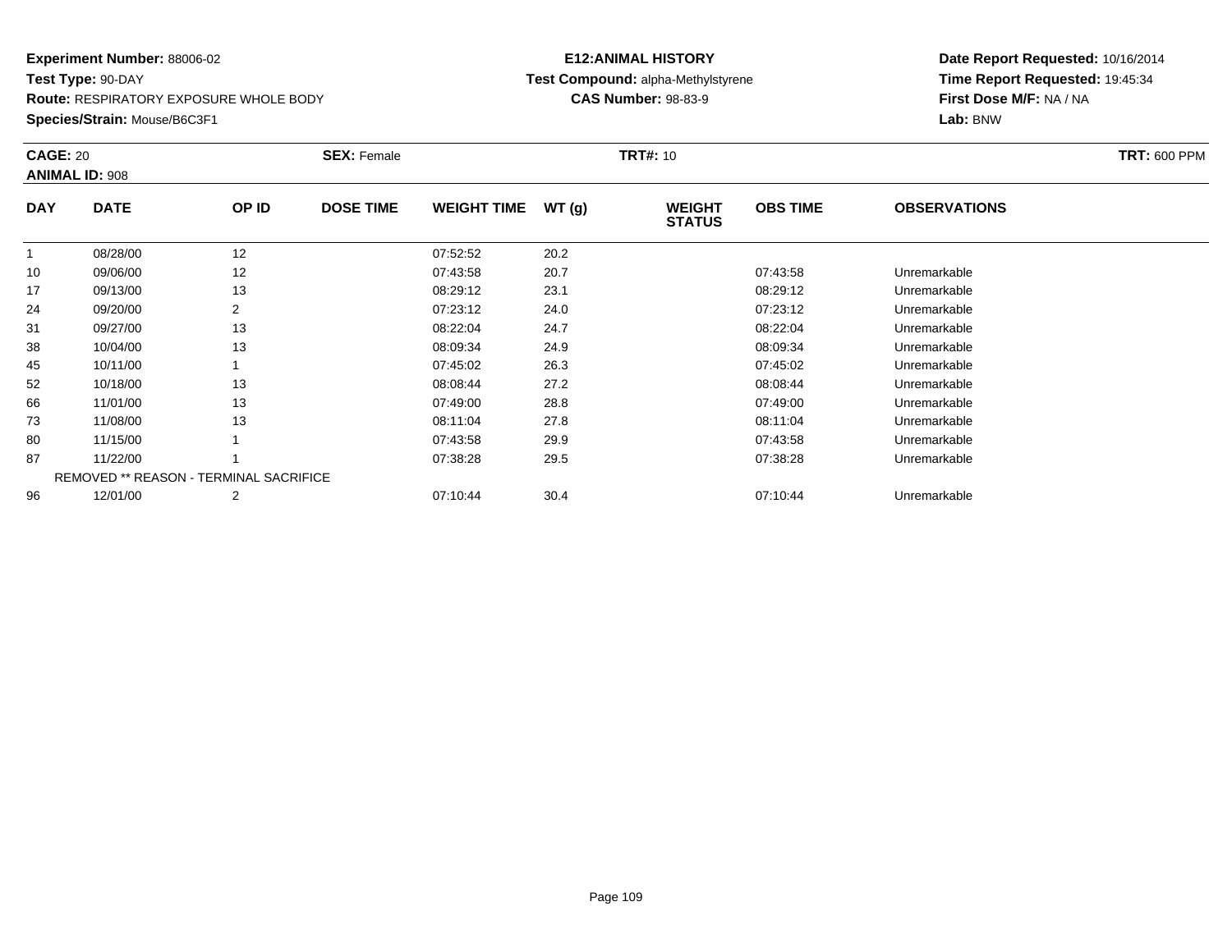**Experiment Number:** 88006-02
**Test Type:** 90-DAY
**Route:** RESPIRATORY EXPOSURE WHOLE BODY
**Species/Strain:** Mouse/B6C3F1

**E12:ANIMAL HISTORY**
**Test Compound:** alpha-Methylstyrene
**CAS Number:** 98-83-9

**Date Report Requested:** 10/16/2014
**Time Report Requested:** 19:45:34
**First Dose M/F:** NA / NA
**Lab:** BNW

**CAGE:** 20 **SEX:** Female **TRT#:** 10 **TRT:** 600 PPM
**ANIMAL ID:** 908

| DAY | DATE | OP ID | DOSE TIME | WEIGHT TIME | WT (g) | WEIGHT STATUS | OBS TIME | OBSERVATIONS |
|---|---|---|---|---|---|---|---|---|
| 1 | 08/28/00 | 12 | | 07:52:52 | 20.2 | | | |
| 10 | 09/06/00 | 12 | | 07:43:58 | 20.7 | | 07:43:58 | Unremarkable |
| 17 | 09/13/00 | 13 | | 08:29:12 | 23.1 | | 08:29:12 | Unremarkable |
| 24 | 09/20/00 | 2 | | 07:23:12 | 24.0 | | 07:23:12 | Unremarkable |
| 31 | 09/27/00 | 13 | | 08:22:04 | 24.7 | | 08:22:04 | Unremarkable |
| 38 | 10/04/00 | 13 | | 08:09:34 | 24.9 | | 08:09:34 | Unremarkable |
| 45 | 10/11/00 | 1 | | 07:45:02 | 26.3 | | 07:45:02 | Unremarkable |
| 52 | 10/18/00 | 13 | | 08:08:44 | 27.2 | | 08:08:44 | Unremarkable |
| 66 | 11/01/00 | 13 | | 07:49:00 | 28.8 | | 07:49:00 | Unremarkable |
| 73 | 11/08/00 | 13 | | 08:11:04 | 27.8 | | 08:11:04 | Unremarkable |
| 80 | 11/15/00 | 1 | | 07:43:58 | 29.9 | | 07:43:58 | Unremarkable |
| 87 | 11/22/00 | 1 | | 07:38:28 | 29.5 | | 07:38:28 | Unremarkable |
| | REMOVED ** REASON - TERMINAL SACRIFICE | | | | | | | |
| 96 | 12/01/00 | 2 | | 07:10:44 | 30.4 | | 07:10:44 | Unremarkable |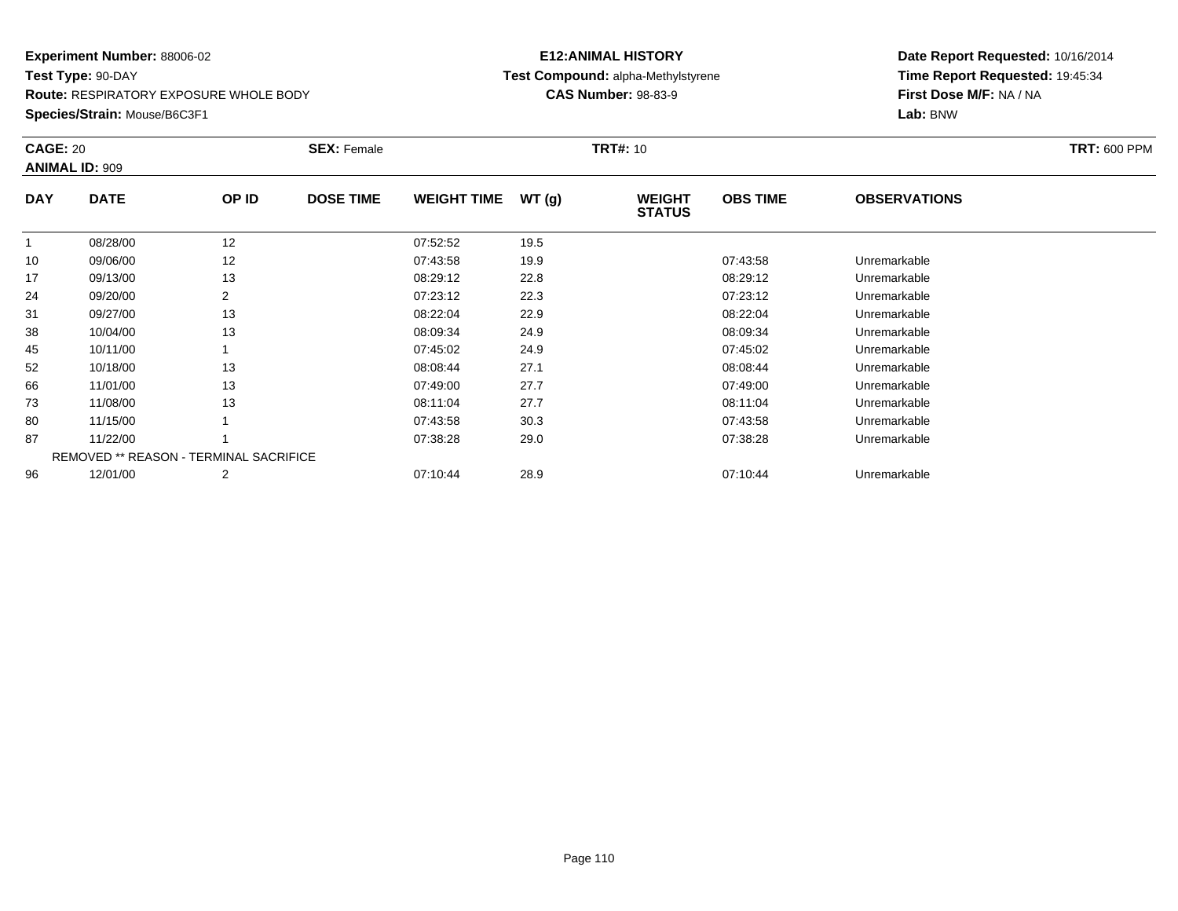**Experiment Number:** 88006-02
**Test Type:** 90-DAY
**Route:** RESPIRATORY EXPOSURE WHOLE BODY
**Species/Strain:** Mouse/B6C3F1

**E12:ANIMAL HISTORY**
**Test Compound:** alpha-Methylstyrene
**CAS Number:** 98-83-9

**Date Report Requested:** 10/16/2014
**Time Report Requested:** 19:45:34
**First Dose M/F:** NA / NA
**Lab:** BNW

**CAGE:** 20 **SEX:** Female **TRT#:** 10 **TRT:** 600 PPM
**ANIMAL ID:** 909

| DAY | DATE | OP ID | DOSE TIME | WEIGHT TIME | WT (g) | WEIGHT STATUS | OBS TIME | OBSERVATIONS |
|---|---|---|---|---|---|---|---|---|
| 1 | 08/28/00 | 12 | | 07:52:52 | 19.5 | | | |
| 10 | 09/06/00 | 12 | | 07:43:58 | 19.9 | | 07:43:58 | Unremarkable |
| 17 | 09/13/00 | 13 | | 08:29:12 | 22.8 | | 08:29:12 | Unremarkable |
| 24 | 09/20/00 | 2 | | 07:23:12 | 22.3 | | 07:23:12 | Unremarkable |
| 31 | 09/27/00 | 13 | | 08:22:04 | 22.9 | | 08:22:04 | Unremarkable |
| 38 | 10/04/00 | 13 | | 08:09:34 | 24.9 | | 08:09:34 | Unremarkable |
| 45 | 10/11/00 | 1 | | 07:45:02 | 24.9 | | 07:45:02 | Unremarkable |
| 52 | 10/18/00 | 13 | | 08:08:44 | 27.1 | | 08:08:44 | Unremarkable |
| 66 | 11/01/00 | 13 | | 07:49:00 | 27.7 | | 07:49:00 | Unremarkable |
| 73 | 11/08/00 | 13 | | 08:11:04 | 27.7 | | 08:11:04 | Unremarkable |
| 80 | 11/15/00 | 1 | | 07:43:58 | 30.3 | | 07:43:58 | Unremarkable |
| 87 | 11/22/00 | 1 | | 07:38:28 | 29.0 | | 07:38:28 | Unremarkable |
| | REMOVED ** REASON - TERMINAL SACRIFICE | | | | | | | |
| 96 | 12/01/00 | 2 | | 07:10:44 | 28.9 | | 07:10:44 | Unremarkable |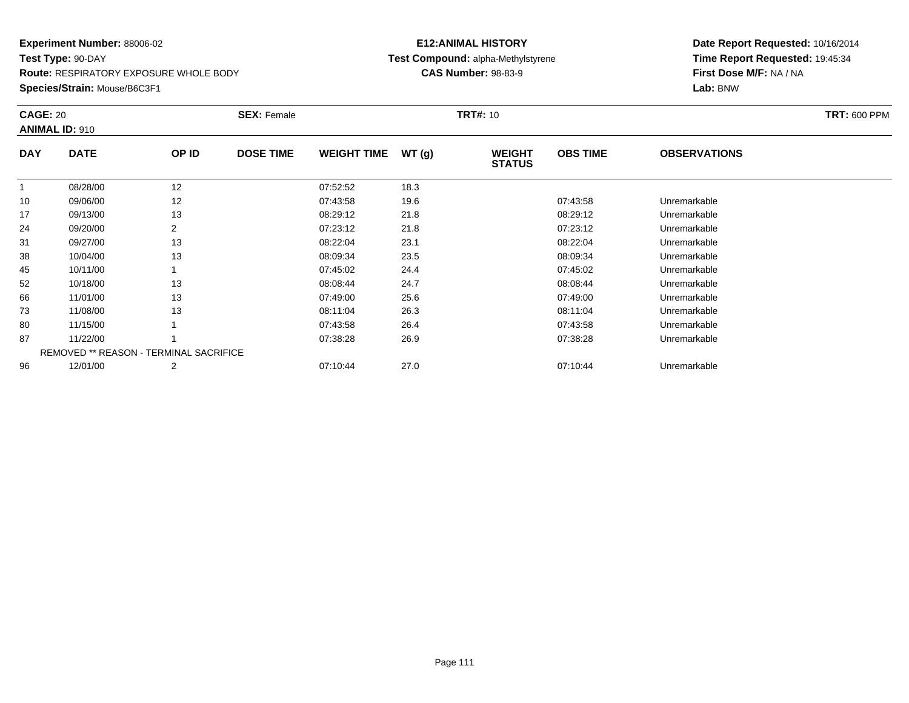**Experiment Number:** 88006-02
**Test Type:** 90-DAY
**Route:** RESPIRATORY EXPOSURE WHOLE BODY
**Species/Strain:** Mouse/B6C3F1

**E12:ANIMAL HISTORY**
**Test Compound:** alpha-Methylstyrene
**CAS Number:** 98-83-9

**Date Report Requested:** 10/16/2014
**Time Report Requested:** 19:45:34
**First Dose M/F:** NA / NA
**Lab:** BNW

**CAGE:** 20 | **SEX:** Female | **TRT#:** 10 | **TRT:** 600 PPM
**ANIMAL ID:** 910

| DAY | DATE | OP ID | DOSE TIME | WEIGHT TIME | WT (g) | WEIGHT STATUS | OBS TIME | OBSERVATIONS |
|---|---|---|---|---|---|---|---|---|
| 1 | 08/28/00 | 12 | | 07:52:52 | 18.3 | | | |
| 10 | 09/06/00 | 12 | | 07:43:58 | 19.6 | | 07:43:58 | Unremarkable |
| 17 | 09/13/00 | 13 | | 08:29:12 | 21.8 | | 08:29:12 | Unremarkable |
| 24 | 09/20/00 | 2 | | 07:23:12 | 21.8 | | 07:23:12 | Unremarkable |
| 31 | 09/27/00 | 13 | | 08:22:04 | 23.1 | | 08:22:04 | Unremarkable |
| 38 | 10/04/00 | 13 | | 08:09:34 | 23.5 | | 08:09:34 | Unremarkable |
| 45 | 10/11/00 | 1 | | 07:45:02 | 24.4 | | 07:45:02 | Unremarkable |
| 52 | 10/18/00 | 13 | | 08:08:44 | 24.7 | | 08:08:44 | Unremarkable |
| 66 | 11/01/00 | 13 | | 07:49:00 | 25.6 | | 07:49:00 | Unremarkable |
| 73 | 11/08/00 | 13 | | 08:11:04 | 26.3 | | 08:11:04 | Unremarkable |
| 80 | 11/15/00 | 1 | | 07:43:58 | 26.4 | | 07:43:58 | Unremarkable |
| 87 | 11/22/00 | 1 | | 07:38:28 | 26.9 | | 07:38:28 | Unremarkable |
| | REMOVED ** REASON - TERMINAL SACRIFICE | | | | | | | |
| 96 | 12/01/00 | 2 | | 07:10:44 | 27.0 | | 07:10:44 | Unremarkable |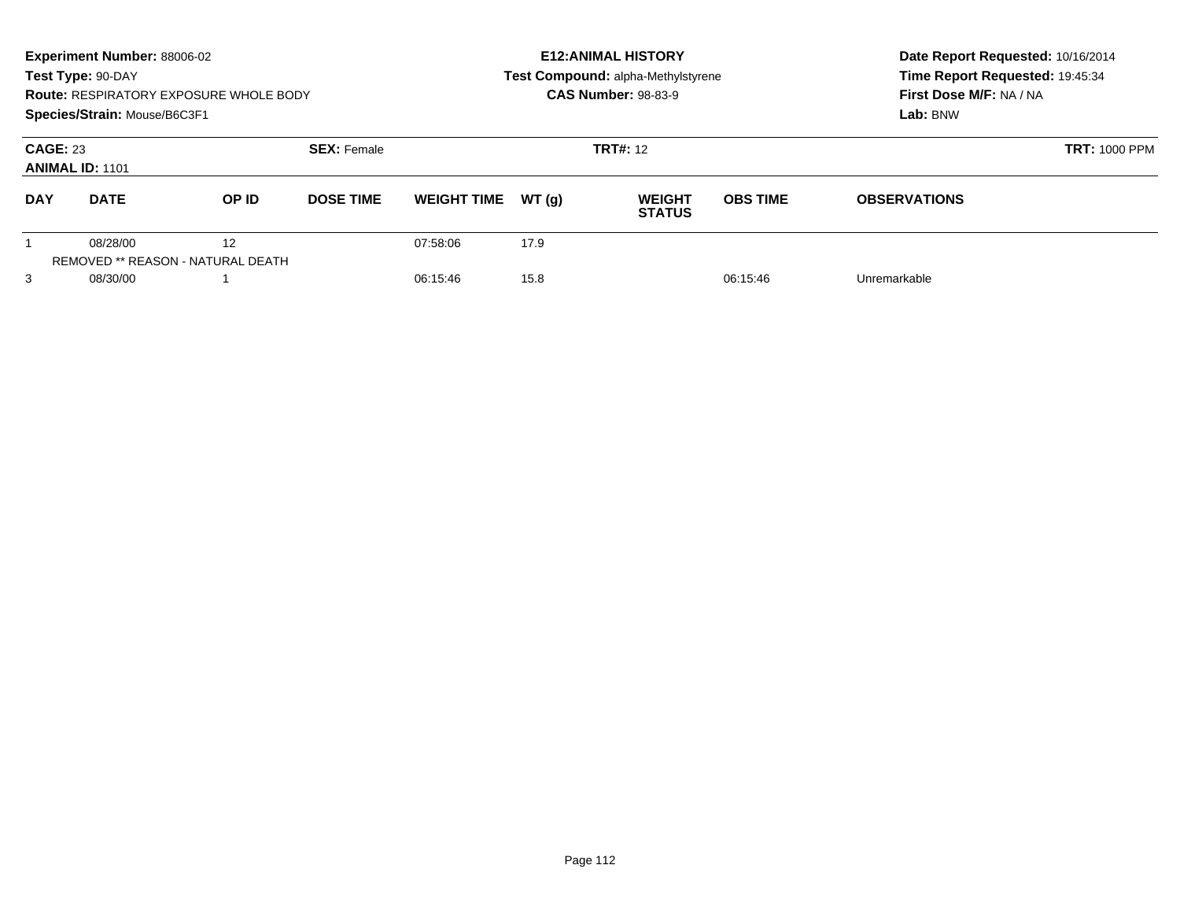**Experiment Number:** 88006-02
**Test Type:** 90-DAY
**Route:** RESPIRATORY EXPOSURE WHOLE BODY
**Species/Strain:** Mouse/B6C3F1

**E12:ANIMAL HISTORY**
**Test Compound:** alpha-Methylstyrene
**CAS Number:** 98-83-9

**Date Report Requested:** 10/16/2014
**Time Report Requested:** 19:45:34
**First Dose M/F:** NA / NA
**Lab:** BNW

**CAGE:** 23 **SEX:** Female **TRT#:** 12 **TRT:** 1000 PPM
**ANIMAL ID:** 1101

| DAY | DATE | OP ID | DOSE TIME | WEIGHT TIME | WT (g) | WEIGHT STATUS | OBS TIME | OBSERVATIONS |
|---|---|---|---|---|---|---|---|---|
| 1 | 08/28/00 | 12 | | 07:58:06 | 17.9 | | | |
| | REMOVED ** REASON - NATURAL DEATH | | | | | | | |
| 3 | 08/30/00 | 1 | | 06:15:46 | 15.8 | | 06:15:46 | Unremarkable |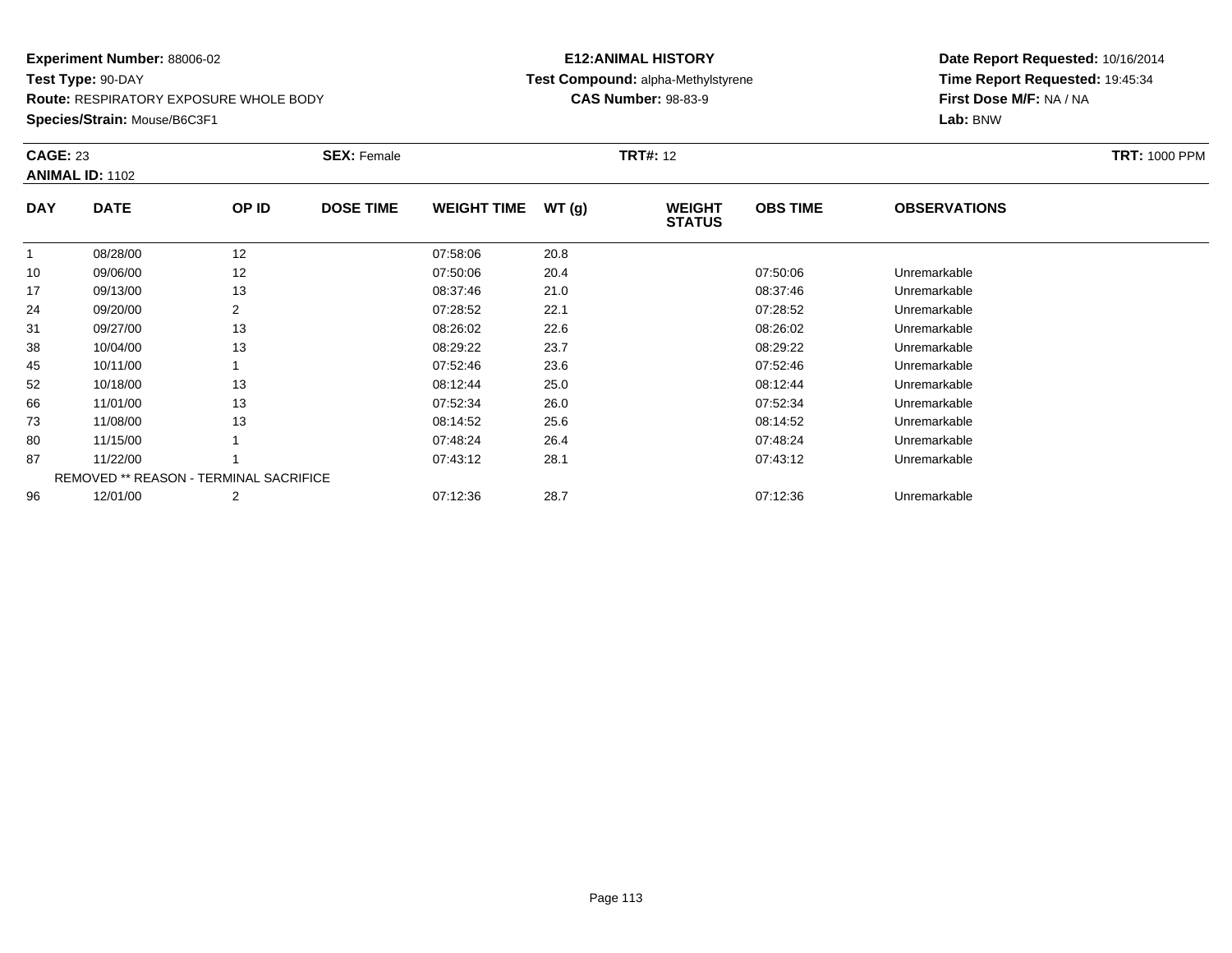**Experiment Number:** 88006-02
**Test Type:** 90-DAY
**Route:** RESPIRATORY EXPOSURE WHOLE BODY
**Species/Strain:** Mouse/B6C3F1

**E12:ANIMAL HISTORY**
**Test Compound:** alpha-Methylstyrene
**CAS Number:** 98-83-9

**Date Report Requested:** 10/16/2014
**Time Report Requested:** 19:45:34
**First Dose M/F:** NA / NA
**Lab:** BNW

**CAGE:** 23 **SEX:** Female **TRT#:** 12 **TRT:** 1000 PPM
**ANIMAL ID:** 1102

| DAY | DATE | OP ID | DOSE TIME | WEIGHT TIME | WT (g) | WEIGHT STATUS | OBS TIME | OBSERVATIONS |
|---|---|---|---|---|---|---|---|---|
| 1 | 08/28/00 | 12 | | 07:58:06 | 20.8 | | | |
| 10 | 09/06/00 | 12 | | 07:50:06 | 20.4 | | 07:50:06 | Unremarkable |
| 17 | 09/13/00 | 13 | | 08:37:46 | 21.0 | | 08:37:46 | Unremarkable |
| 24 | 09/20/00 | 2 | | 07:28:52 | 22.1 | | 07:28:52 | Unremarkable |
| 31 | 09/27/00 | 13 | | 08:26:02 | 22.6 | | 08:26:02 | Unremarkable |
| 38 | 10/04/00 | 13 | | 08:29:22 | 23.7 | | 08:29:22 | Unremarkable |
| 45 | 10/11/00 | 1 | | 07:52:46 | 23.6 | | 07:52:46 | Unremarkable |
| 52 | 10/18/00 | 13 | | 08:12:44 | 25.0 | | 08:12:44 | Unremarkable |
| 66 | 11/01/00 | 13 | | 07:52:34 | 26.0 | | 07:52:34 | Unremarkable |
| 73 | 11/08/00 | 13 | | 08:14:52 | 25.6 | | 08:14:52 | Unremarkable |
| 80 | 11/15/00 | 1 | | 07:48:24 | 26.4 | | 07:48:24 | Unremarkable |
| 87 | 11/22/00 | 1 | | 07:43:12 | 28.1 | | 07:43:12 | Unremarkable |
| | REMOVED ** REASON - TERMINAL SACRIFICE | | | | | | | |
| 96 | 12/01/00 | 2 | | 07:12:36 | 28.7 | | 07:12:36 | Unremarkable |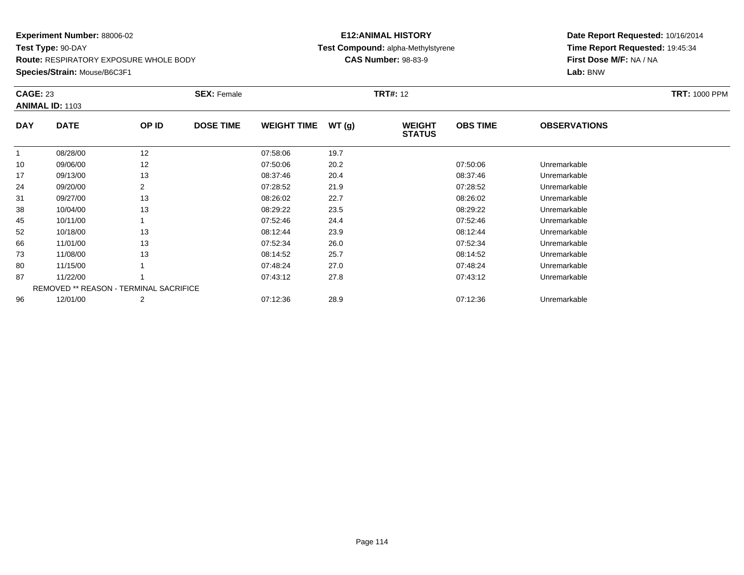**Experiment Number:** 88006-02
**Test Type:** 90-DAY
**Route:** RESPIRATORY EXPOSURE WHOLE BODY
**Species/Strain:** Mouse/B6C3F1

**E12:ANIMAL HISTORY**
**Test Compound:** alpha-Methylstyrene
**CAS Number:** 98-83-9

**Date Report Requested:** 10/16/2014
**Time Report Requested:** 19:45:34
**First Dose M/F:** NA / NA
**Lab:** BNW

**CAGE:** 23 **SEX:** Female **TRT#:** 12 **TRT:** 1000 PPM
**ANIMAL ID:** 1103

| DAY | DATE | OP ID | DOSE TIME | WEIGHT TIME | WT (g) | WEIGHT STATUS | OBS TIME | OBSERVATIONS |
|---|---|---|---|---|---|---|---|---|
| 1 | 08/28/00 | 12 | | 07:58:06 | 19.7 | | | |
| 10 | 09/06/00 | 12 | | 07:50:06 | 20.2 | | 07:50:06 | Unremarkable |
| 17 | 09/13/00 | 13 | | 08:37:46 | 20.4 | | 08:37:46 | Unremarkable |
| 24 | 09/20/00 | 2 | | 07:28:52 | 21.9 | | 07:28:52 | Unremarkable |
| 31 | 09/27/00 | 13 | | 08:26:02 | 22.7 | | 08:26:02 | Unremarkable |
| 38 | 10/04/00 | 13 | | 08:29:22 | 23.5 | | 08:29:22 | Unremarkable |
| 45 | 10/11/00 | 1 | | 07:52:46 | 24.4 | | 07:52:46 | Unremarkable |
| 52 | 10/18/00 | 13 | | 08:12:44 | 23.9 | | 08:12:44 | Unremarkable |
| 66 | 11/01/00 | 13 | | 07:52:34 | 26.0 | | 07:52:34 | Unremarkable |
| 73 | 11/08/00 | 13 | | 08:14:52 | 25.7 | | 08:14:52 | Unremarkable |
| 80 | 11/15/00 | 1 | | 07:48:24 | 27.0 | | 07:48:24 | Unremarkable |
| 87 | 11/22/00 | 1 | | 07:43:12 | 27.8 | | 07:43:12 | Unremarkable |
| | REMOVED ** REASON - TERMINAL SACRIFICE | | | | | | | |
| 96 | 12/01/00 | 2 | | 07:12:36 | 28.9 | | 07:12:36 | Unremarkable |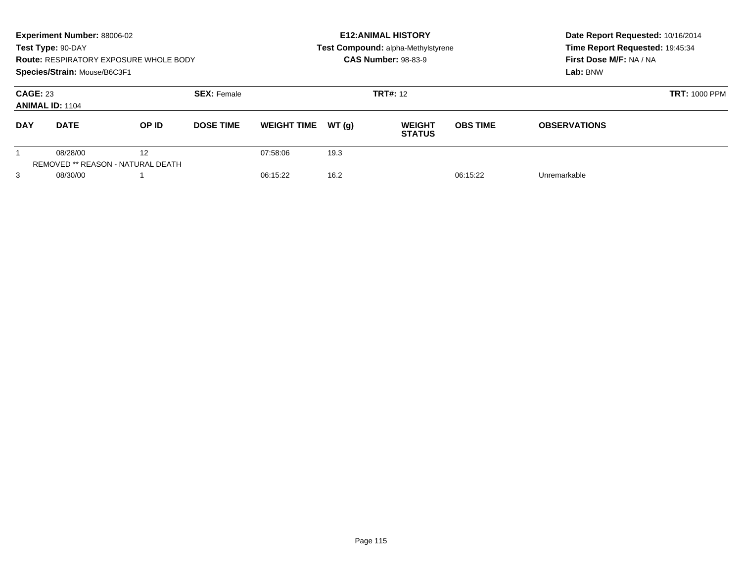**Experiment Number:** 88006-02
**Test Type:** 90-DAY
**Route:** RESPIRATORY EXPOSURE WHOLE BODY
**Species/Strain:** Mouse/B6C3F1

**E12:ANIMAL HISTORY**
**Test Compound:** alpha-Methylstyrene
**CAS Number:** 98-83-9

**Date Report Requested:** 10/16/2014
**Time Report Requested:** 19:45:34
**First Dose M/F:** NA / NA
**Lab:** BNW

**CAGE:** 23 **SEX:** Female **TRT#:** 12 **TRT:** 1000 PPM
**ANIMAL ID:** 1104

| DAY | DATE | OP ID | DOSE TIME | WEIGHT TIME | WT (g) | WEIGHT STATUS | OBS TIME | OBSERVATIONS |
|---|---|---|---|---|---|---|---|---|
| 1 | 08/28/00 | 12 | | 07:58:06 | 19.3 | | | |
| | REMOVED ** REASON - NATURAL DEATH | | | | | | | |
| 3 | 08/30/00 | 1 | | 06:15:22 | 16.2 | | 06:15:22 | Unremarkable |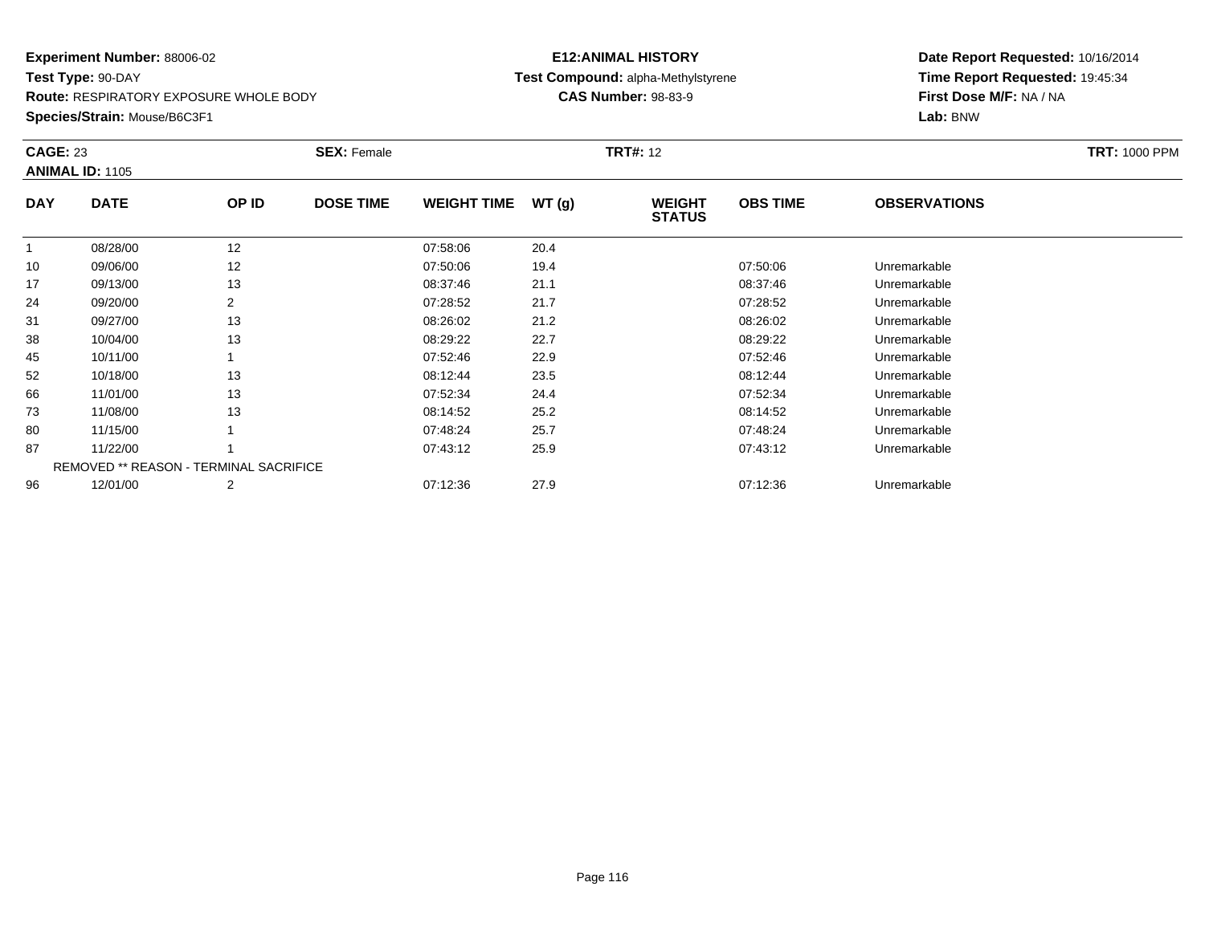**Experiment Number:** 88006-02
**Test Type:** 90-DAY
**Route:** RESPIRATORY EXPOSURE WHOLE BODY
**Species/Strain:** Mouse/B6C3F1

**E12:ANIMAL HISTORY**
**Test Compound:** alpha-Methylstyrene
**CAS Number:** 98-83-9

**Date Report Requested:** 10/16/2014
**Time Report Requested:** 19:45:34
**First Dose M/F:** NA / NA
**Lab:** BNW

**CAGE:** 23 **SEX:** Female **TRT#:** 12 **TRT:** 1000 PPM
**ANIMAL ID:** 1105

| DAY | DATE | OP ID | DOSE TIME | WEIGHT TIME | WT (g) | WEIGHT STATUS | OBS TIME | OBSERVATIONS |
|---|---|---|---|---|---|---|---|---|
| 1 | 08/28/00 | 12 | | 07:58:06 | 20.4 | | | |
| 10 | 09/06/00 | 12 | | 07:50:06 | 19.4 | | 07:50:06 | Unremarkable |
| 17 | 09/13/00 | 13 | | 08:37:46 | 21.1 | | 08:37:46 | Unremarkable |
| 24 | 09/20/00 | 2 | | 07:28:52 | 21.7 | | 07:28:52 | Unremarkable |
| 31 | 09/27/00 | 13 | | 08:26:02 | 21.2 | | 08:26:02 | Unremarkable |
| 38 | 10/04/00 | 13 | | 08:29:22 | 22.7 | | 08:29:22 | Unremarkable |
| 45 | 10/11/00 | 1 | | 07:52:46 | 22.9 | | 07:52:46 | Unremarkable |
| 52 | 10/18/00 | 13 | | 08:12:44 | 23.5 | | 08:12:44 | Unremarkable |
| 66 | 11/01/00 | 13 | | 07:52:34 | 24.4 | | 07:52:34 | Unremarkable |
| 73 | 11/08/00 | 13 | | 08:14:52 | 25.2 | | 08:14:52 | Unremarkable |
| 80 | 11/15/00 | 1 | | 07:48:24 | 25.7 | | 07:48:24 | Unremarkable |
| 87 | 11/22/00 | 1 | | 07:43:12 | 25.9 | | 07:43:12 | Unremarkable |
| | REMOVED ** REASON - TERMINAL SACRIFICE | | | | | | | |
| 96 | 12/01/00 | 2 | | 07:12:36 | 27.9 | | 07:12:36 | Unremarkable |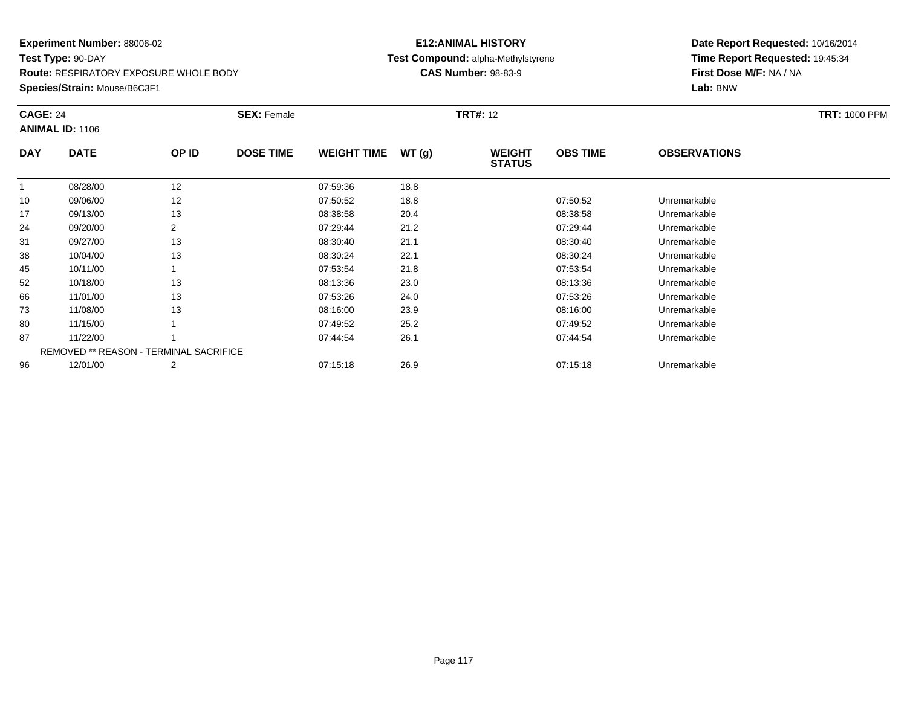**Experiment Number:** 88006-02
**Test Type:** 90-DAY
**Route:** RESPIRATORY EXPOSURE WHOLE BODY
**Species/Strain:** Mouse/B6C3F1

**E12:ANIMAL HISTORY**
**Test Compound:** alpha-Methylstyrene
**CAS Number:** 98-83-9

**Date Report Requested:** 10/16/2014
**Time Report Requested:** 19:45:34
**First Dose M/F:** NA / NA
**Lab:** BNW

**CAGE:** 24 **SEX:** Female **TRT#:** 12 **TRT:** 1000 PPM
**ANIMAL ID:** 1106

| DAY | DATE | OP ID | DOSE TIME | WEIGHT TIME | WT (g) | WEIGHT STATUS | OBS TIME | OBSERVATIONS |
|---|---|---|---|---|---|---|---|---|
| 1 | 08/28/00 | 12 | | 07:59:36 | 18.8 | | | |
| 10 | 09/06/00 | 12 | | 07:50:52 | 18.8 | | 07:50:52 | Unremarkable |
| 17 | 09/13/00 | 13 | | 08:38:58 | 20.4 | | 08:38:58 | Unremarkable |
| 24 | 09/20/00 | 2 | | 07:29:44 | 21.2 | | 07:29:44 | Unremarkable |
| 31 | 09/27/00 | 13 | | 08:30:40 | 21.1 | | 08:30:40 | Unremarkable |
| 38 | 10/04/00 | 13 | | 08:30:24 | 22.1 | | 08:30:24 | Unremarkable |
| 45 | 10/11/00 | 1 | | 07:53:54 | 21.8 | | 07:53:54 | Unremarkable |
| 52 | 10/18/00 | 13 | | 08:13:36 | 23.0 | | 08:13:36 | Unremarkable |
| 66 | 11/01/00 | 13 | | 07:53:26 | 24.0 | | 07:53:26 | Unremarkable |
| 73 | 11/08/00 | 13 | | 08:16:00 | 23.9 | | 08:16:00 | Unremarkable |
| 80 | 11/15/00 | 1 | | 07:49:52 | 25.2 | | 07:49:52 | Unremarkable |
| 87 | 11/22/00 | 1 | | 07:44:54 | 26.1 | | 07:44:54 | Unremarkable |
| | REMOVED ** REASON - TERMINAL SACRIFICE | | | | | | | |
| 96 | 12/01/00 | 2 | | 07:15:18 | 26.9 | | 07:15:18 | Unremarkable |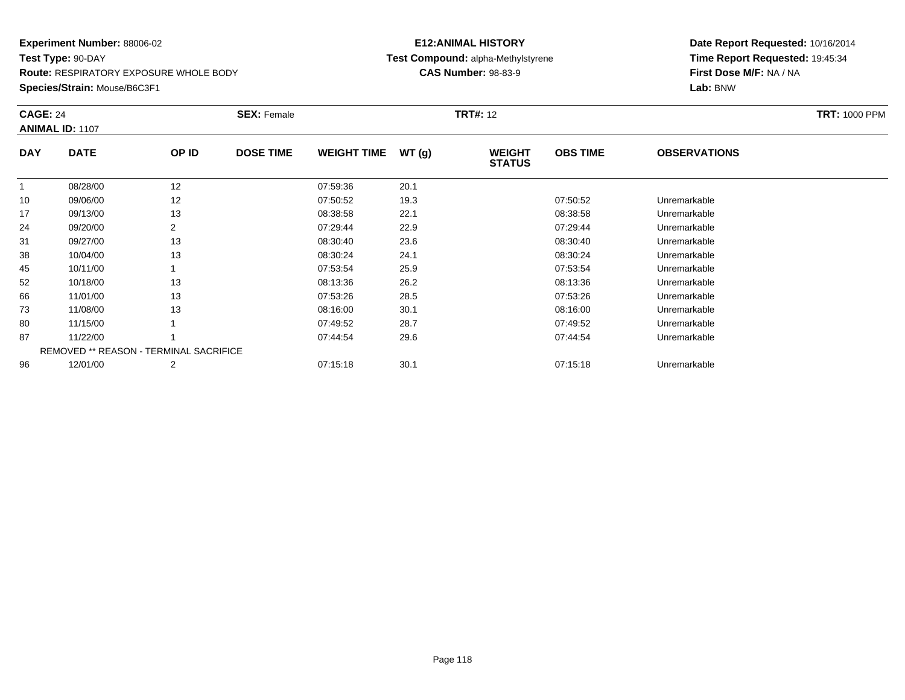**Experiment Number:** 88006-02
**Test Type:** 90-DAY
**Route:** RESPIRATORY EXPOSURE WHOLE BODY
**Species/Strain:** Mouse/B6C3F1

**E12:ANIMAL HISTORY**
**Test Compound:** alpha-Methylstyrene
**CAS Number:** 98-83-9

**Date Report Requested:** 10/16/2014
**Time Report Requested:** 19:45:34
**First Dose M/F:** NA / NA
**Lab:** BNW

**CAGE:** 24 **SEX:** Female **TRT#:** 12 **TRT:** 1000 PPM
**ANIMAL ID:** 1107

| DAY | DATE | OP ID | DOSE TIME | WEIGHT TIME | WT (g) | WEIGHT STATUS | OBS TIME | OBSERVATIONS |
|---|---|---|---|---|---|---|---|---|
| 1 | 08/28/00 | 12 | | 07:59:36 | 20.1 | | | |
| 10 | 09/06/00 | 12 | | 07:50:52 | 19.3 | | 07:50:52 | Unremarkable |
| 17 | 09/13/00 | 13 | | 08:38:58 | 22.1 | | 08:38:58 | Unremarkable |
| 24 | 09/20/00 | 2 | | 07:29:44 | 22.9 | | 07:29:44 | Unremarkable |
| 31 | 09/27/00 | 13 | | 08:30:40 | 23.6 | | 08:30:40 | Unremarkable |
| 38 | 10/04/00 | 13 | | 08:30:24 | 24.1 | | 08:30:24 | Unremarkable |
| 45 | 10/11/00 | 1 | | 07:53:54 | 25.9 | | 07:53:54 | Unremarkable |
| 52 | 10/18/00 | 13 | | 08:13:36 | 26.2 | | 08:13:36 | Unremarkable |
| 66 | 11/01/00 | 13 | | 07:53:26 | 28.5 | | 07:53:26 | Unremarkable |
| 73 | 11/08/00 | 13 | | 08:16:00 | 30.1 | | 08:16:00 | Unremarkable |
| 80 | 11/15/00 | 1 | | 07:49:52 | 28.7 | | 07:49:52 | Unremarkable |
| 87 | 11/22/00 | 1 | | 07:44:54 | 29.6 | | 07:44:54 | Unremarkable |
| | REMOVED ** REASON - TERMINAL SACRIFICE | | | | | | | |
| 96 | 12/01/00 | 2 | | 07:15:18 | 30.1 | | 07:15:18 | Unremarkable |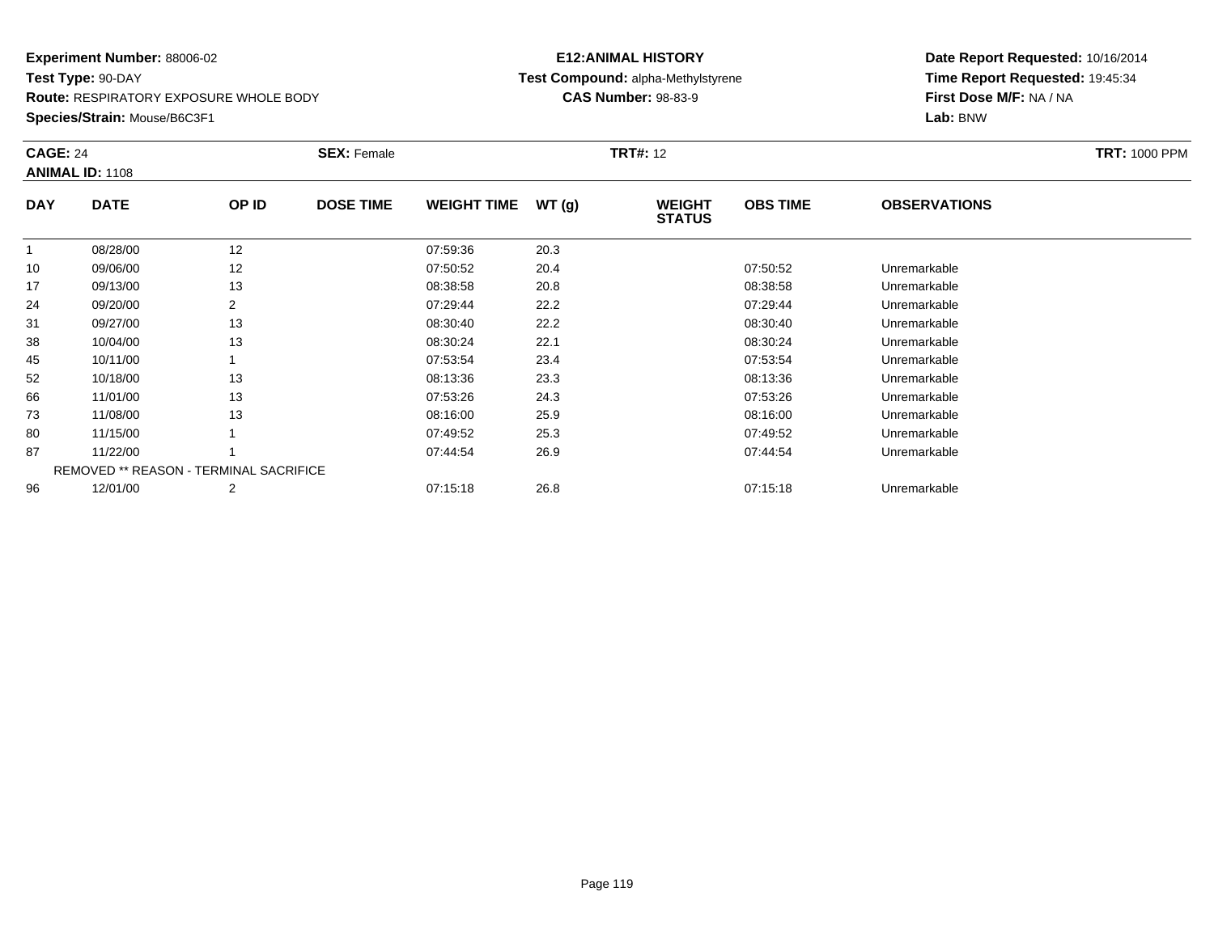**Experiment Number:** 88006-02
**Test Type:** 90-DAY
**Route:** RESPIRATORY EXPOSURE WHOLE BODY
**Species/Strain:** Mouse/B6C3F1

**E12:ANIMAL HISTORY**
**Test Compound:** alpha-Methylstyrene
**CAS Number:** 98-83-9

**Date Report Requested:** 10/16/2014
**Time Report Requested:** 19:45:34
**First Dose M/F:** NA / NA
**Lab:** BNW

**CAGE:** 24 **SEX:** Female **TRT#:** 12 **TRT:** 1000 PPM
**ANIMAL ID:** 1108

| DAY | DATE | OP ID | DOSE TIME | WEIGHT TIME | WT (g) | WEIGHT STATUS | OBS TIME | OBSERVATIONS |
|---|---|---|---|---|---|---|---|---|
| 1 | 08/28/00 | 12 | | 07:59:36 | 20.3 | | | |
| 10 | 09/06/00 | 12 | | 07:50:52 | 20.4 | | 07:50:52 | Unremarkable |
| 17 | 09/13/00 | 13 | | 08:38:58 | 20.8 | | 08:38:58 | Unremarkable |
| 24 | 09/20/00 | 2 | | 07:29:44 | 22.2 | | 07:29:44 | Unremarkable |
| 31 | 09/27/00 | 13 | | 08:30:40 | 22.2 | | 08:30:40 | Unremarkable |
| 38 | 10/04/00 | 13 | | 08:30:24 | 22.1 | | 08:30:24 | Unremarkable |
| 45 | 10/11/00 | 1 | | 07:53:54 | 23.4 | | 07:53:54 | Unremarkable |
| 52 | 10/18/00 | 13 | | 08:13:36 | 23.3 | | 08:13:36 | Unremarkable |
| 66 | 11/01/00 | 13 | | 07:53:26 | 24.3 | | 07:53:26 | Unremarkable |
| 73 | 11/08/00 | 13 | | 08:16:00 | 25.9 | | 08:16:00 | Unremarkable |
| 80 | 11/15/00 | 1 | | 07:49:52 | 25.3 | | 07:49:52 | Unremarkable |
| 87 | 11/22/00 | 1 | | 07:44:54 | 26.9 | | 07:44:54 | Unremarkable |
| | REMOVED ** REASON - TERMINAL SACRIFICE | | | | | | | |
| 96 | 12/01/00 | 2 | | 07:15:18 | 26.8 | | 07:15:18 | Unremarkable |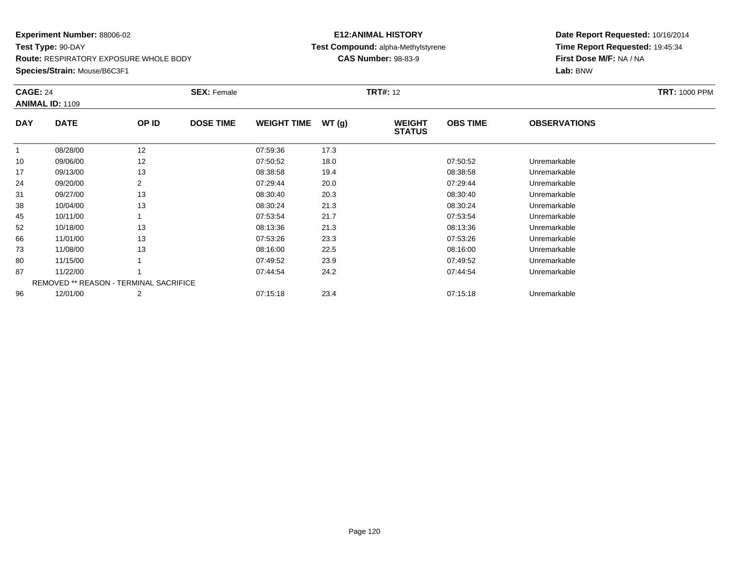**Experiment Number:** 88006-02
**Test Type:** 90-DAY
**Route:** RESPIRATORY EXPOSURE WHOLE BODY
**Species/Strain:** Mouse/B6C3F1

**E12:ANIMAL HISTORY**
**Test Compound:** alpha-Methylstyrene
**CAS Number:** 98-83-9

**Date Report Requested:** 10/16/2014
**Time Report Requested:** 19:45:34
**First Dose M/F:** NA / NA
**Lab:** BNW

**CAGE:** 24 **SEX:** Female **TRT#:** 12 **TRT:** 1000 PPM
**ANIMAL ID:** 1109

| DAY | DATE | OP ID | DOSE TIME | WEIGHT TIME | WT (g) | WEIGHT STATUS | OBS TIME | OBSERVATIONS |
|---|---|---|---|---|---|---|---|---|
| 1 | 08/28/00 | 12 | | 07:59:36 | 17.3 | | | |
| 10 | 09/06/00 | 12 | | 07:50:52 | 18.0 | | 07:50:52 | Unremarkable |
| 17 | 09/13/00 | 13 | | 08:38:58 | 19.4 | | 08:38:58 | Unremarkable |
| 24 | 09/20/00 | 2 | | 07:29:44 | 20.0 | | 07:29:44 | Unremarkable |
| 31 | 09/27/00 | 13 | | 08:30:40 | 20.3 | | 08:30:40 | Unremarkable |
| 38 | 10/04/00 | 13 | | 08:30:24 | 21.3 | | 08:30:24 | Unremarkable |
| 45 | 10/11/00 | 1 | | 07:53:54 | 21.7 | | 07:53:54 | Unremarkable |
| 52 | 10/18/00 | 13 | | 08:13:36 | 21.3 | | 08:13:36 | Unremarkable |
| 66 | 11/01/00 | 13 | | 07:53:26 | 23.3 | | 07:53:26 | Unremarkable |
| 73 | 11/08/00 | 13 | | 08:16:00 | 22.5 | | 08:16:00 | Unremarkable |
| 80 | 11/15/00 | 1 | | 07:49:52 | 23.9 | | 07:49:52 | Unremarkable |
| 87 | 11/22/00 | 1 | | 07:44:54 | 24.2 | | 07:44:54 | Unremarkable |
| | REMOVED ** REASON - TERMINAL SACRIFICE | | | | | | | |
| 96 | 12/01/00 | 2 | | 07:15:18 | 23.4 | | 07:15:18 | Unremarkable |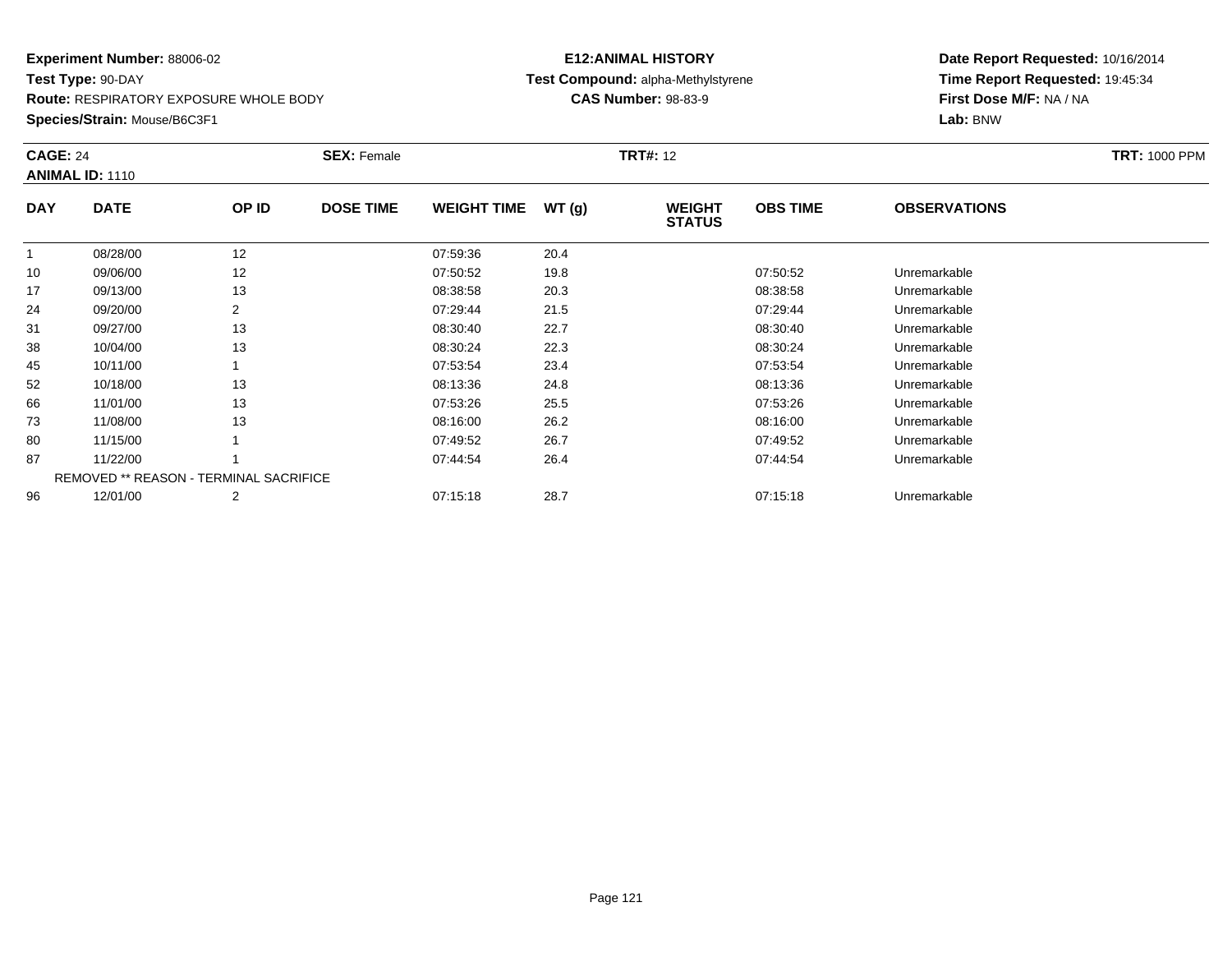**Experiment Number:** 88006-02
**Test Type:** 90-DAY
**Route:** RESPIRATORY EXPOSURE WHOLE BODY
**Species/Strain:** Mouse/B6C3F1

**E12:ANIMAL HISTORY**
**Test Compound:** alpha-Methylstyrene
**CAS Number:** 98-83-9

**Date Report Requested:** 10/16/2014
**Time Report Requested:** 19:45:34
**First Dose M/F:** NA / NA
**Lab:** BNW

**CAGE:** 24 **SEX:** Female **TRT#:** 12 **TRT:** 1000 PPM
**ANIMAL ID:** 1110

| DAY | DATE | OP ID | DOSE TIME | WEIGHT TIME | WT (g) | WEIGHT STATUS | OBS TIME | OBSERVATIONS |
|---|---|---|---|---|---|---|---|---|
| 1 | 08/28/00 | 12 | | 07:59:36 | 20.4 | | | |
| 10 | 09/06/00 | 12 | | 07:50:52 | 19.8 | | 07:50:52 | Unremarkable |
| 17 | 09/13/00 | 13 | | 08:38:58 | 20.3 | | 08:38:58 | Unremarkable |
| 24 | 09/20/00 | 2 | | 07:29:44 | 21.5 | | 07:29:44 | Unremarkable |
| 31 | 09/27/00 | 13 | | 08:30:40 | 22.7 | | 08:30:40 | Unremarkable |
| 38 | 10/04/00 | 13 | | 08:30:24 | 22.3 | | 08:30:24 | Unremarkable |
| 45 | 10/11/00 | 1 | | 07:53:54 | 23.4 | | 07:53:54 | Unremarkable |
| 52 | 10/18/00 | 13 | | 08:13:36 | 24.8 | | 08:13:36 | Unremarkable |
| 66 | 11/01/00 | 13 | | 07:53:26 | 25.5 | | 07:53:26 | Unremarkable |
| 73 | 11/08/00 | 13 | | 08:16:00 | 26.2 | | 08:16:00 | Unremarkable |
| 80 | 11/15/00 | 1 | | 07:49:52 | 26.7 | | 07:49:52 | Unremarkable |
| 87 | 11/22/00 | 1 | | 07:44:54 | 26.4 | | 07:44:54 | Unremarkable |
| | REMOVED ** REASON - TERMINAL SACRIFICE | | | | | | | |
| 96 | 12/01/00 | 2 | | 07:15:18 | 28.7 | | 07:15:18 | Unremarkable |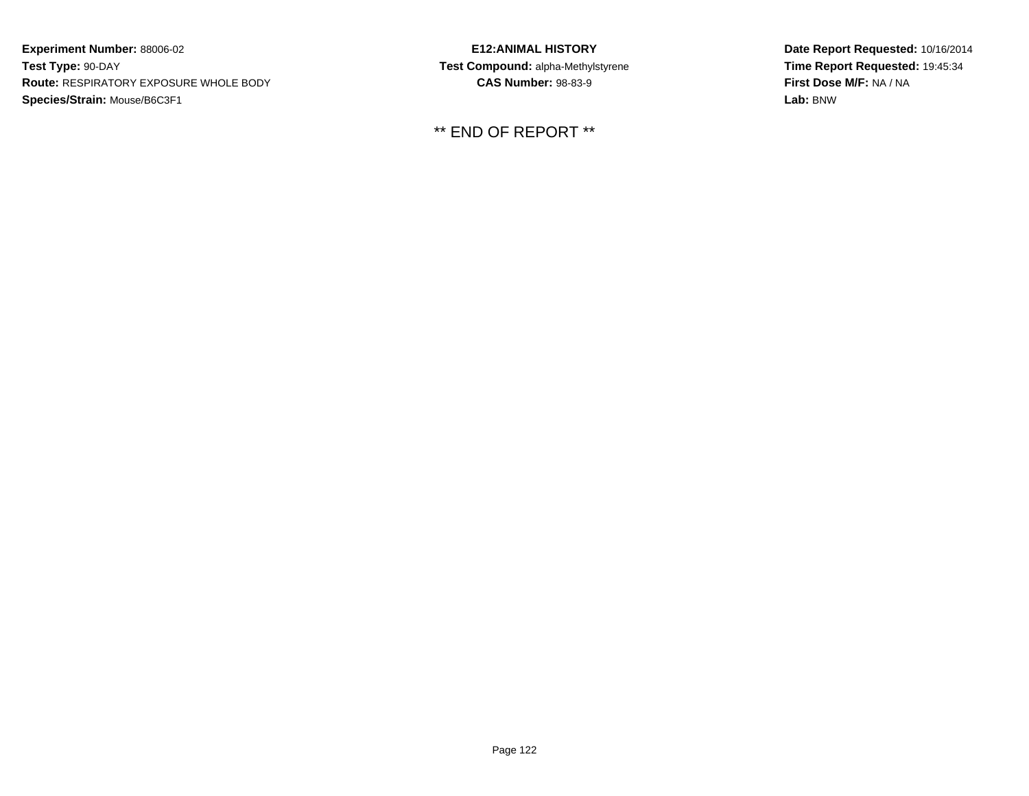**Experiment Number:** 88006-02
**Test Type:** 90-DAY
**Route:** RESPIRATORY EXPOSURE WHOLE BODY
**Species/Strain:** Mouse/B6C3F1

**E12:ANIMAL HISTORY**
**Test Compound:** alpha-Methylstyrene
**CAS Number:** 98-83-9

**Date Report Requested:** 10/16/2014
**Time Report Requested:** 19:45:34
**First Dose M/F:** NA / NA
**Lab:** BNW

** END OF REPORT **